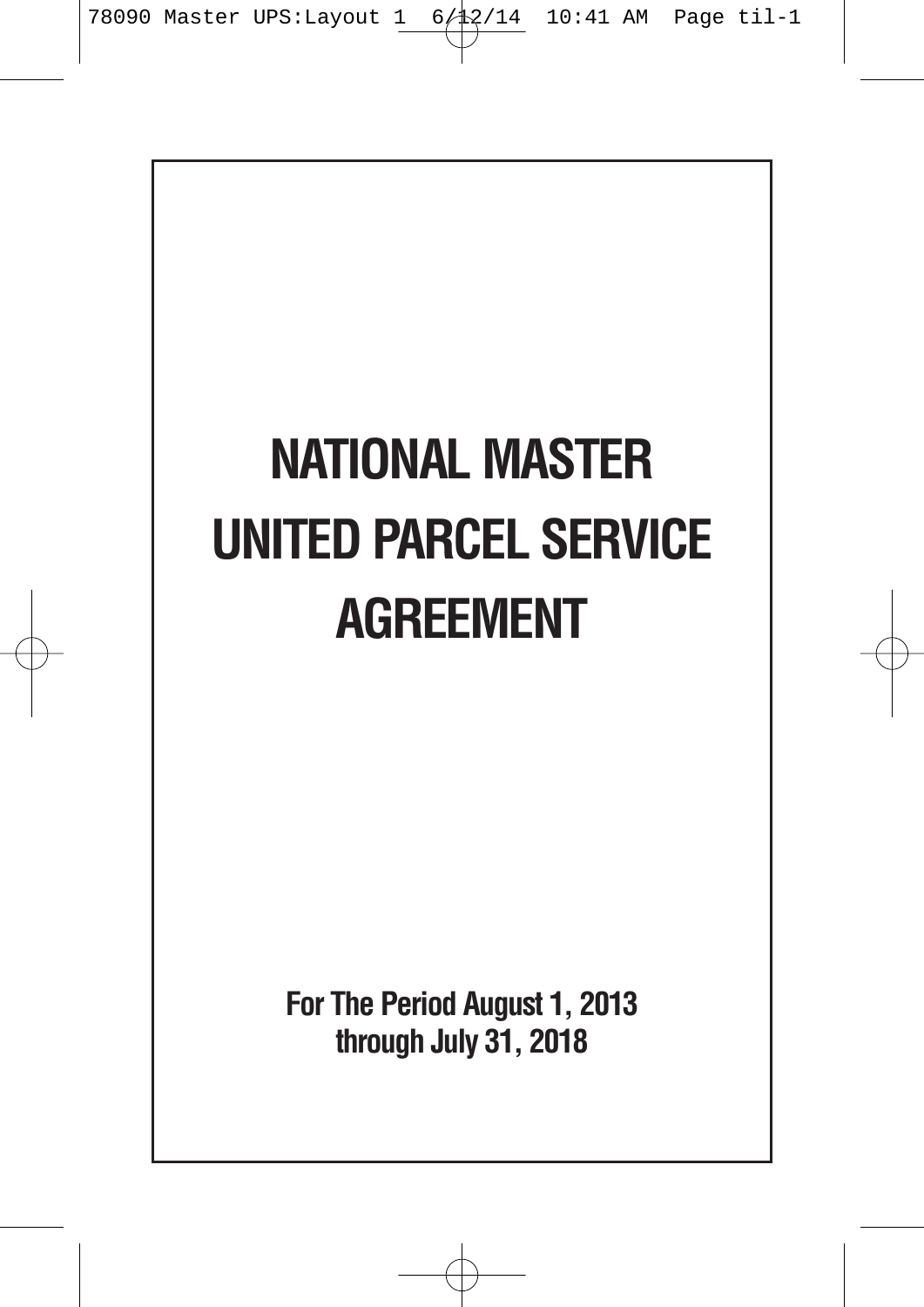# NATIONAL MASTER UNITED PARCEL SERVICE AGREEMENT

**For The Period August 1, 2013 through July 31, 2018**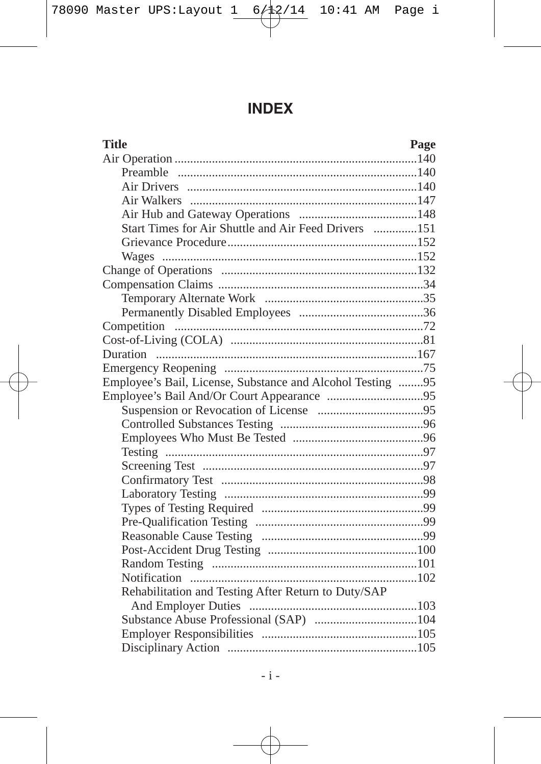# INDEX

| Title | Page |
|---|---|
| Air Operation | 140 |
| &nbsp;&nbsp;&nbsp;&nbsp;Preamble | 140 |
| &nbsp;&nbsp;&nbsp;&nbsp;Air Drivers | 140 |
| &nbsp;&nbsp;&nbsp;&nbsp;Air Walkers | 147 |
| &nbsp;&nbsp;&nbsp;&nbsp;Air Hub and Gateway Operations | 148 |
| &nbsp;&nbsp;&nbsp;&nbsp;Start Times for Air Shuttle and Air Feed Drivers | 151 |
| &nbsp;&nbsp;&nbsp;&nbsp;Grievance Procedure | 152 |
| &nbsp;&nbsp;&nbsp;&nbsp;Wages | 152 |
| Change of Operations | 132 |
| Compensation Claims | 34 |
| &nbsp;&nbsp;&nbsp;&nbsp;Temporary Alternate Work | 35 |
| &nbsp;&nbsp;&nbsp;&nbsp;Permanently Disabled Employees | 36 |
| Competition | 72 |
| Cost-of-Living (COLA) | 81 |
| Duration | 167 |
| Emergency Reopening | 75 |
| Employee's Bail, License, Substance and Alcohol Testing | 95 |
| Employee's Bail And/Or Court Appearance | 95 |
| &nbsp;&nbsp;&nbsp;&nbsp;Suspension or Revocation of License | 95 |
| &nbsp;&nbsp;&nbsp;&nbsp;Controlled Substances Testing | 96 |
| &nbsp;&nbsp;&nbsp;&nbsp;Employees Who Must Be Tested | 96 |
| &nbsp;&nbsp;&nbsp;&nbsp;Testing | 97 |
| &nbsp;&nbsp;&nbsp;&nbsp;Screening Test | 97 |
| &nbsp;&nbsp;&nbsp;&nbsp;Confirmatory Test | 98 |
| &nbsp;&nbsp;&nbsp;&nbsp;Laboratory Testing | 99 |
| &nbsp;&nbsp;&nbsp;&nbsp;Types of Testing Required | 99 |
| &nbsp;&nbsp;&nbsp;&nbsp;Pre-Qualification Testing | 99 |
| &nbsp;&nbsp;&nbsp;&nbsp;Reasonable Cause Testing | 99 |
| &nbsp;&nbsp;&nbsp;&nbsp;Post-Accident Drug Testing | 100 |
| &nbsp;&nbsp;&nbsp;&nbsp;Random Testing | 101 |
| &nbsp;&nbsp;&nbsp;&nbsp;Notification | 102 |
| &nbsp;&nbsp;&nbsp;&nbsp;Rehabilitation and Testing After Return to Duty/SAP And Employer Duties | 103 |
| &nbsp;&nbsp;&nbsp;&nbsp;Substance Abuse Professional (SAP) | 104 |
| &nbsp;&nbsp;&nbsp;&nbsp;Employer Responsibilities | 105 |
| &nbsp;&nbsp;&nbsp;&nbsp;Disciplinary Action | 105 |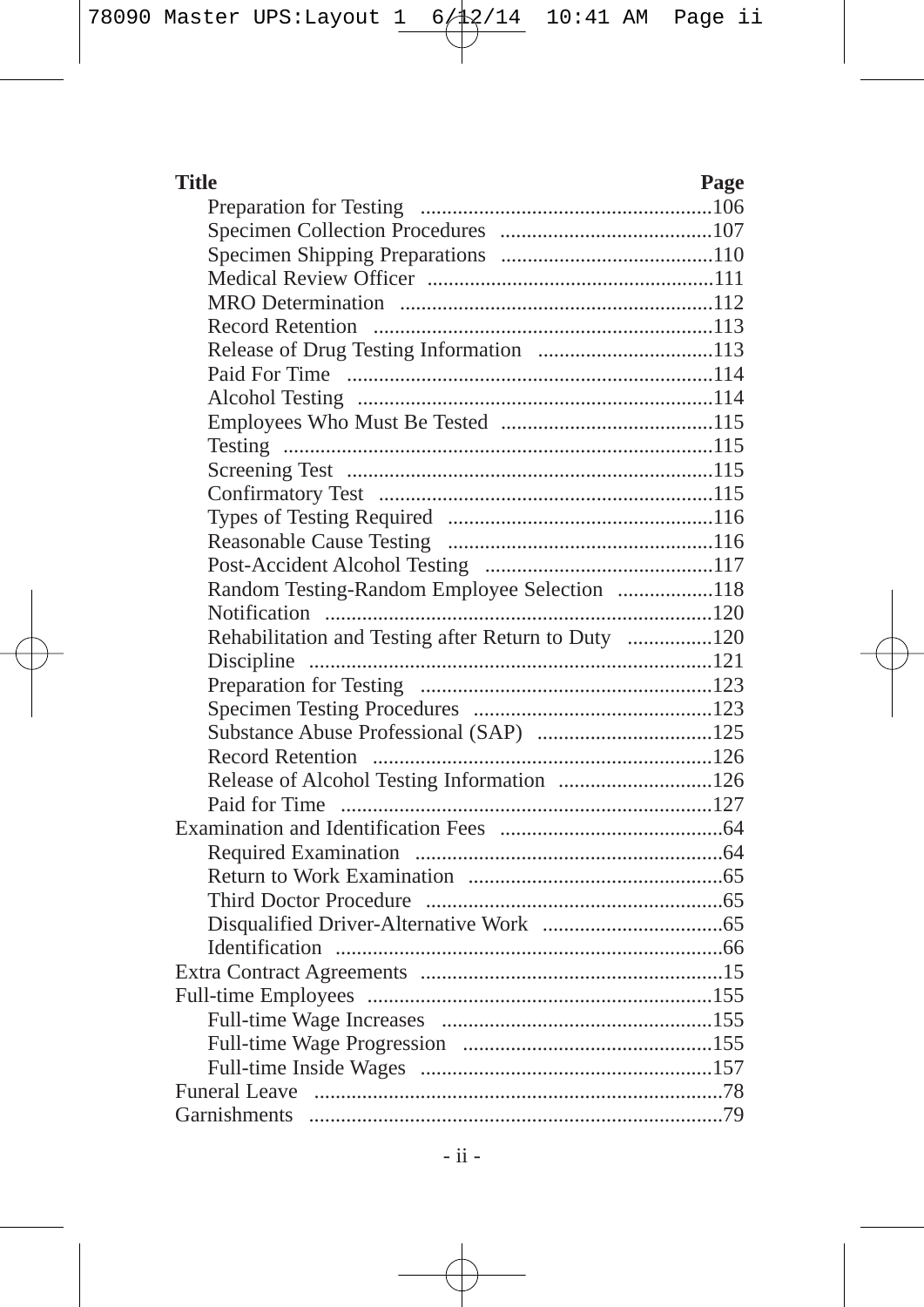| Title | Page |
|---|---|
| Preparation for Testing | 106 |
| Specimen Collection Procedures | 107 |
| Specimen Shipping Preparations | 110 |
| Medical Review Officer | 111 |
| MRO Determination | 112 |
| Record Retention | 113 |
| Release of Drug Testing Information | 113 |
| Paid For Time | 114 |
| Alcohol Testing | 114 |
| Employees Who Must Be Tested | 115 |
| Testing | 115 |
| Screening Test | 115 |
| Confirmatory Test | 115 |
| Types of Testing Required | 116 |
| Reasonable Cause Testing | 116 |
| Post-Accident Alcohol Testing | 117 |
| Random Testing-Random Employee Selection | 118 |
| Notification | 120 |
| Rehabilitation and Testing after Return to Duty | 120 |
| Discipline | 121 |
| Preparation for Testing | 123 |
| Specimen Testing Procedures | 123 |
| Substance Abuse Professional (SAP) | 125 |
| Record Retention | 126 |
| Release of Alcohol Testing Information | 126 |
| Paid for Time | 127 |
| Examination and Identification Fees | 64 |
| Required Examination | 64 |
| Return to Work Examination | 65 |
| Third Doctor Procedure | 65 |
| Disqualified Driver-Alternative Work | 65 |
| Identification | 66 |
| Extra Contract Agreements | 15 |
| Full-time Employees | 155 |
| Full-time Wage Increases | 155 |
| Full-time Wage Progression | 155 |
| Full-time Inside Wages | 157 |
| Funeral Leave | 78 |
| Garnishments | 79 |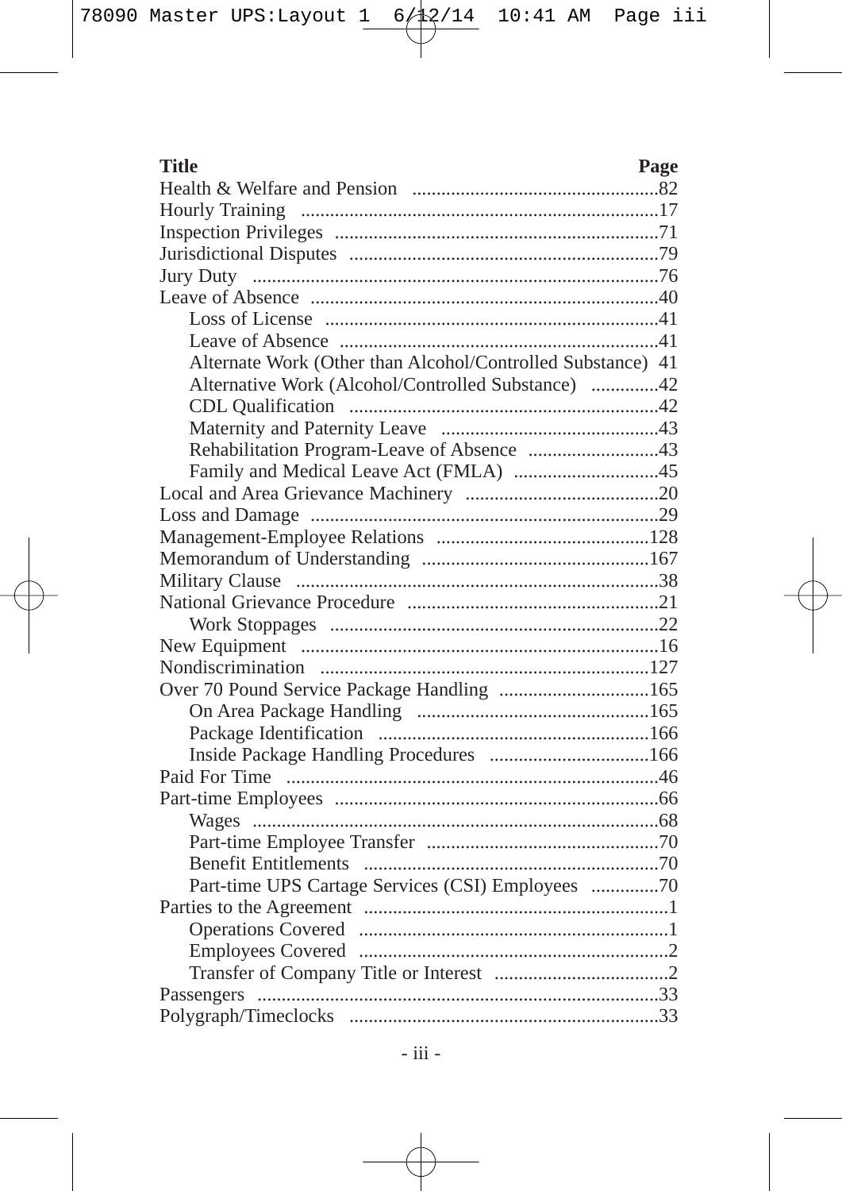| Title | Page |
|---|---|
| Health & Welfare and Pension | 82 |
| Hourly Training | 17 |
| Inspection Privileges | 71 |
| Jurisdictional Disputes | 79 |
| Jury Duty | 76 |
| Leave of Absence | 40 |
| Loss of License | 41 |
| Leave of Absence | 41 |
| Alternate Work (Other than Alcohol/Controlled Substance) | 41 |
| Alternative Work (Alcohol/Controlled Substance) | 42 |
| CDL Qualification | 42 |
| Maternity and Paternity Leave | 43 |
| Rehabilitation Program-Leave of Absence | 43 |
| Family and Medical Leave Act (FMLA) | 45 |
| Local and Area Grievance Machinery | 20 |
| Loss and Damage | 29 |
| Management-Employee Relations | 128 |
| Memorandum of Understanding | 167 |
| Military Clause | 38 |
| National Grievance Procedure | 21 |
| Work Stoppages | 22 |
| New Equipment | 16 |
| Nondiscrimination | 127 |
| Over 70 Pound Service Package Handling | 165 |
| On Area Package Handling | 165 |
| Package Identification | 166 |
| Inside Package Handling Procedures | 166 |
| Paid For Time | 46 |
| Part-time Employees | 66 |
| Wages | 68 |
| Part-time Employee Transfer | 70 |
| Benefit Entitlements | 70 |
| Part-time UPS Cartage Services (CSI) Employees | 70 |
| Parties to the Agreement | 1 |
| Operations Covered | 1 |
| Employees Covered | 2 |
| Transfer of Company Title or Interest | 2 |
| Passengers | 33 |
| Polygraph/Timeclocks | 33 |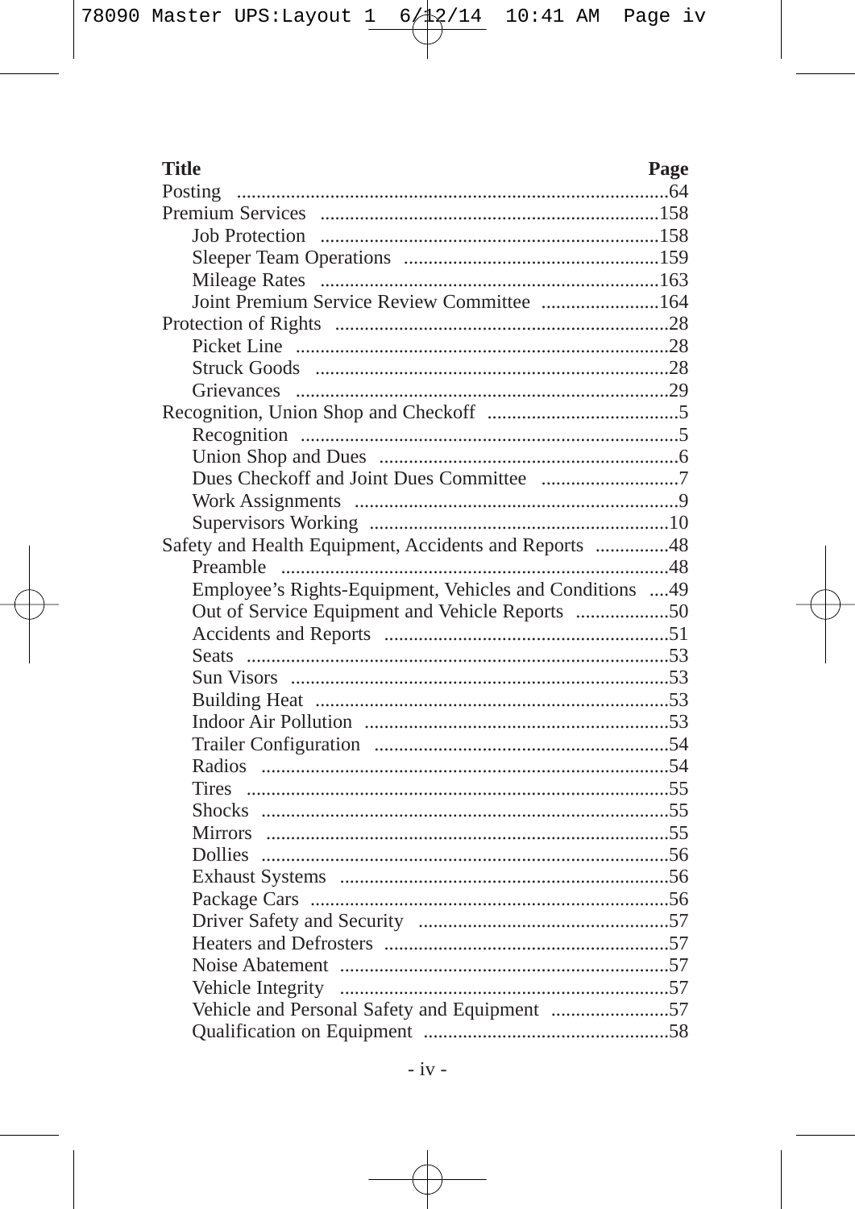| Title | Page |
|---|---|
| Posting | 64 |
| Premium Services | 158 |
| Job Protection | 158 |
| Sleeper Team Operations | 159 |
| Mileage Rates | 163 |
| Joint Premium Service Review Committee | 164 |
| Protection of Rights | 28 |
| Picket Line | 28 |
| Struck Goods | 28 |
| Grievances | 29 |
| Recognition, Union Shop and Checkoff | 5 |
| Recognition | 5 |
| Union Shop and Dues | 6 |
| Dues Checkoff and Joint Dues Committee | 7 |
| Work Assignments | 9 |
| Supervisors Working | 10 |
| Safety and Health Equipment, Accidents and Reports | 48 |
| Preamble | 48 |
| Employee’s Rights-Equipment, Vehicles and Conditions | 49 |
| Out of Service Equipment and Vehicle Reports | 50 |
| Accidents and Reports | 51 |
| Seats | 53 |
| Sun Visors | 53 |
| Building Heat | 53 |
| Indoor Air Pollution | 53 |
| Trailer Configuration | 54 |
| Radios | 54 |
| Tires | 55 |
| Shocks | 55 |
| Mirrors | 55 |
| Dollies | 56 |
| Exhaust Systems | 56 |
| Package Cars | 56 |
| Driver Safety and Security | 57 |
| Heaters and Defrosters | 57 |
| Noise Abatement | 57 |
| Vehicle Integrity | 57 |
| Vehicle and Personal Safety and Equipment | 57 |
| Qualification on Equipment | 58 |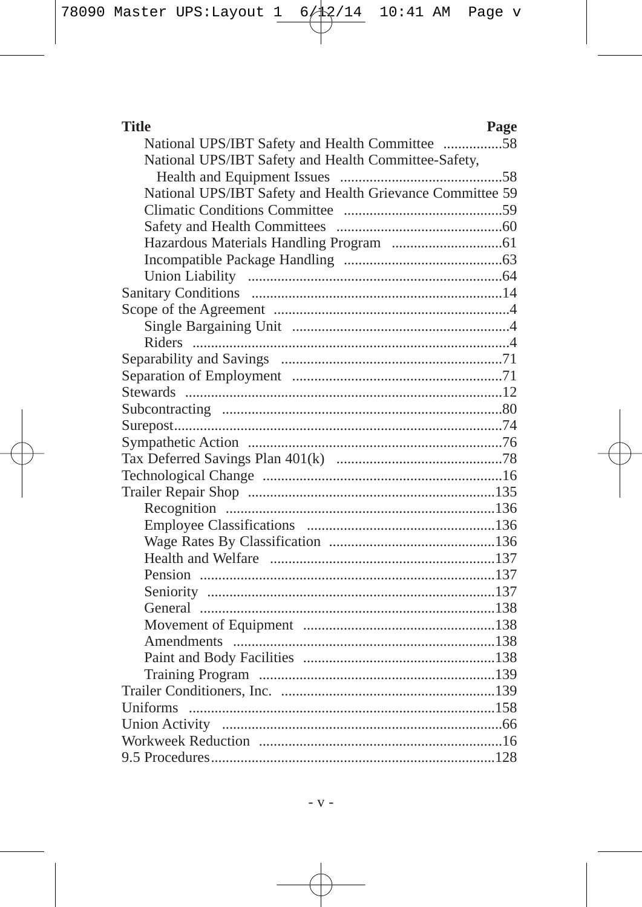| Title | Page |
|---|---|
| National UPS/IBT Safety and Health Committee | 58 |
| National UPS/IBT Safety and Health Committee-Safety, Health and Equipment Issues | 58 |
| National UPS/IBT Safety and Health Grievance Committee | 59 |
| Climatic Conditions Committee | 59 |
| Safety and Health Committees | 60 |
| Hazardous Materials Handling Program | 61 |
| Incompatible Package Handling | 63 |
| Union Liability | 64 |
| Sanitary Conditions | 14 |
| Scope of the Agreement | 4 |
| Single Bargaining Unit | 4 |
| Riders | 4 |
| Separability and Savings | 71 |
| Separation of Employment | 71 |
| Stewards | 12 |
| Subcontracting | 80 |
| Surepost | 74 |
| Sympathetic Action | 76 |
| Tax Deferred Savings Plan 401(k) | 78 |
| Technological Change | 16 |
| Trailer Repair Shop | 135 |
| Recognition | 136 |
| Employee Classifications | 136 |
| Wage Rates By Classification | 136 |
| Health and Welfare | 137 |
| Pension | 137 |
| Seniority | 137 |
| General | 138 |
| Movement of Equipment | 138 |
| Amendments | 138 |
| Paint and Body Facilities | 138 |
| Training Program | 139 |
| Trailer Conditioners, Inc. | 139 |
| Uniforms | 158 |
| Union Activity | 66 |
| Workweek Reduction | 16 |
| 9.5 Procedures | 128 |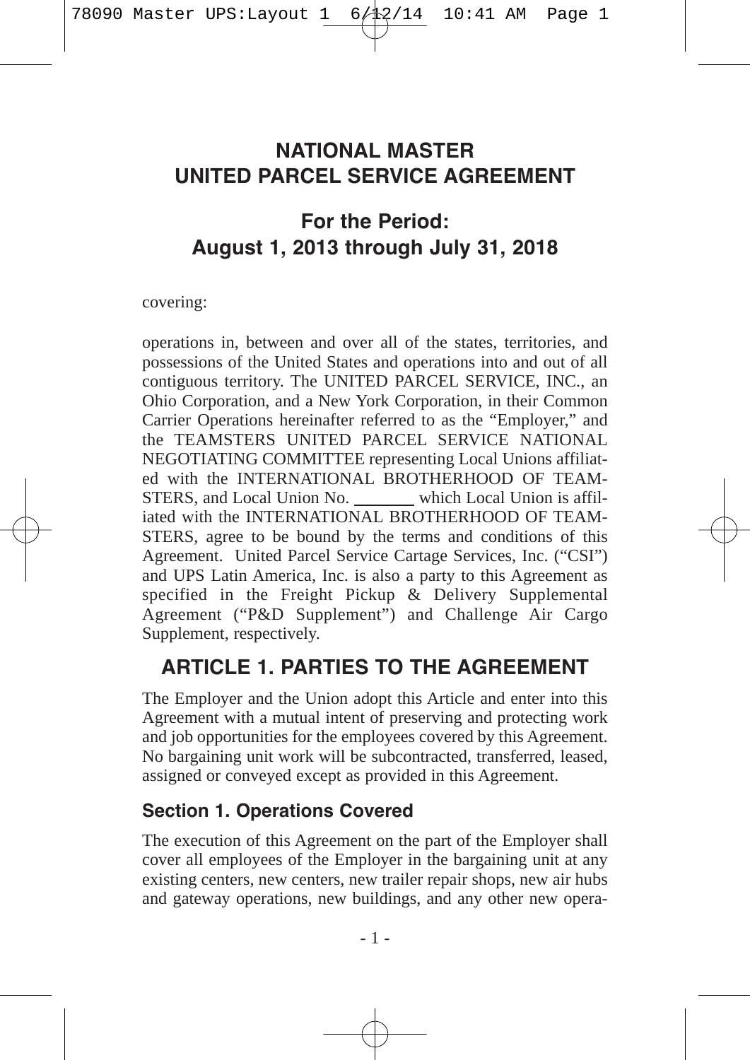# NATIONAL MASTER UNITED PARCEL SERVICE AGREEMENT

## For the Period: August 1, 2013 through July 31, 2018

covering:

operations in, between and over all of the states, territories, and possessions of the United States and operations into and out of all contiguous territory. The UNITED PARCEL SERVICE, INC., an Ohio Corporation, and a New York Corporation, in their Common Carrier Operations hereinafter referred to as the "Employer," and the TEAMSTERS UNITED PARCEL SERVICE NATIONAL NEGOTIATING COMMITTEE representing Local Unions affiliated with the INTERNATIONAL BROTHERHOOD OF TEAMSTERS, and Local Union No. _______ which Local Union is affiliated with the INTERNATIONAL BROTHERHOOD OF TEAMSTERS, agree to be bound by the terms and conditions of this Agreement. United Parcel Service Cartage Services, Inc. ("CSI") and UPS Latin America, Inc. is also a party to this Agreement as specified in the Freight Pickup & Delivery Supplemental Agreement ("P&D Supplement") and Challenge Air Cargo Supplement, respectively.

## ARTICLE 1. PARTIES TO THE AGREEMENT

The Employer and the Union adopt this Article and enter into this Agreement with a mutual intent of preserving and protecting work and job opportunities for the employees covered by this Agreement. No bargaining unit work will be subcontracted, transferred, leased, assigned or conveyed except as provided in this Agreement.

### Section 1. Operations Covered

The execution of this Agreement on the part of the Employer shall cover all employees of the Employer in the bargaining unit at any existing centers, new centers, new trailer repair shops, new air hubs and gateway operations, new buildings, and any other new opera-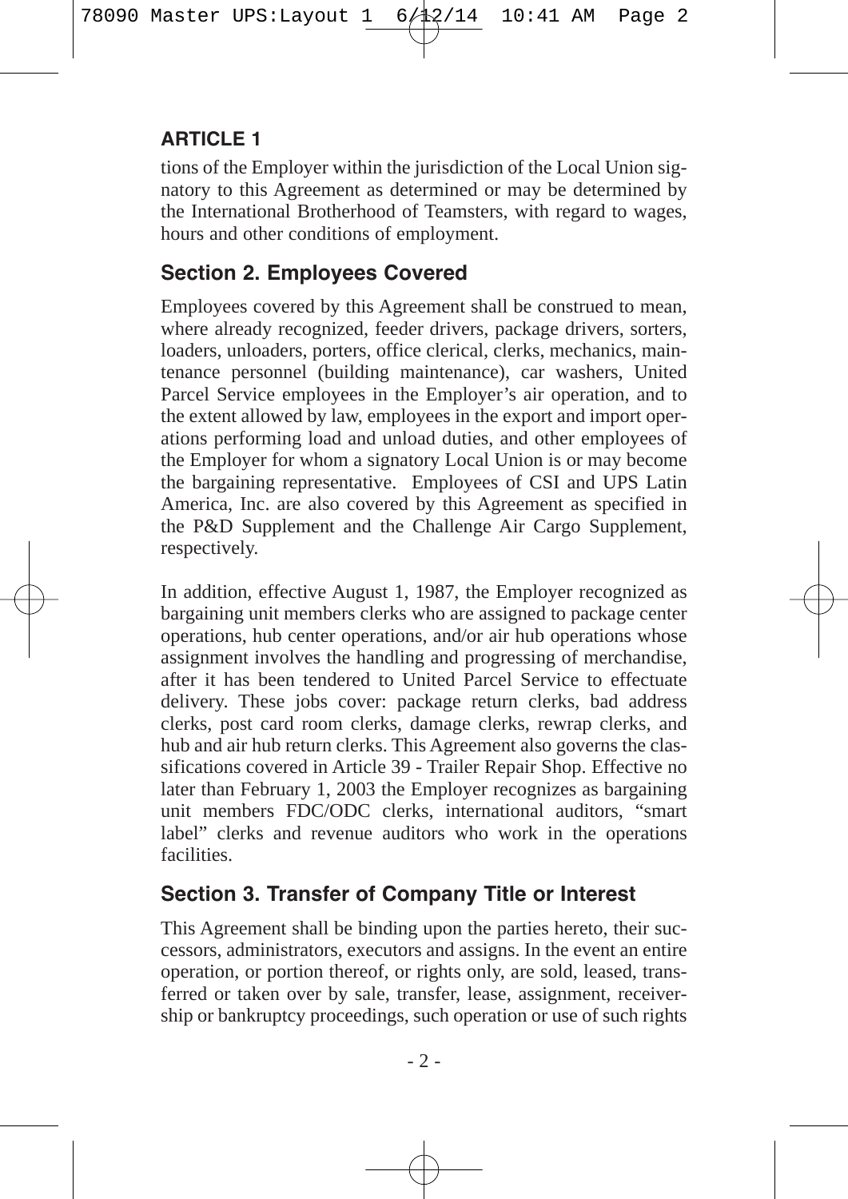## ARTICLE 1

tions of the Employer within the jurisdiction of the Local Union signatory to this Agreement as determined or may be determined by the International Brotherhood of Teamsters, with regard to wages, hours and other conditions of employment.

### Section 2. Employees Covered

Employees covered by this Agreement shall be construed to mean, where already recognized, feeder drivers, package drivers, sorters, loaders, unloaders, porters, office clerical, clerks, mechanics, maintenance personnel (building maintenance), car washers, United Parcel Service employees in the Employer's air operation, and to the extent allowed by law, employees in the export and import operations performing load and unload duties, and other employees of the Employer for whom a signatory Local Union is or may become the bargaining representative. Employees of CSI and UPS Latin America, Inc. are also covered by this Agreement as specified in the P&D Supplement and the Challenge Air Cargo Supplement, respectively.

In addition, effective August 1, 1987, the Employer recognized as bargaining unit members clerks who are assigned to package center operations, hub center operations, and/or air hub operations whose assignment involves the handling and progressing of merchandise, after it has been tendered to United Parcel Service to effectuate delivery. These jobs cover: package return clerks, bad address clerks, post card room clerks, damage clerks, rewrap clerks, and hub and air hub return clerks. This Agreement also governs the classifications covered in Article 39 - Trailer Repair Shop. Effective no later than February 1, 2003 the Employer recognizes as bargaining unit members FDC/ODC clerks, international auditors, "smart label" clerks and revenue auditors who work in the operations facilities.

### Section 3. Transfer of Company Title or Interest

This Agreement shall be binding upon the parties hereto, their successors, administrators, executors and assigns. In the event an entire operation, or portion thereof, or rights only, are sold, leased, transferred or taken over by sale, transfer, lease, assignment, receivership or bankruptcy proceedings, such operation or use of such rights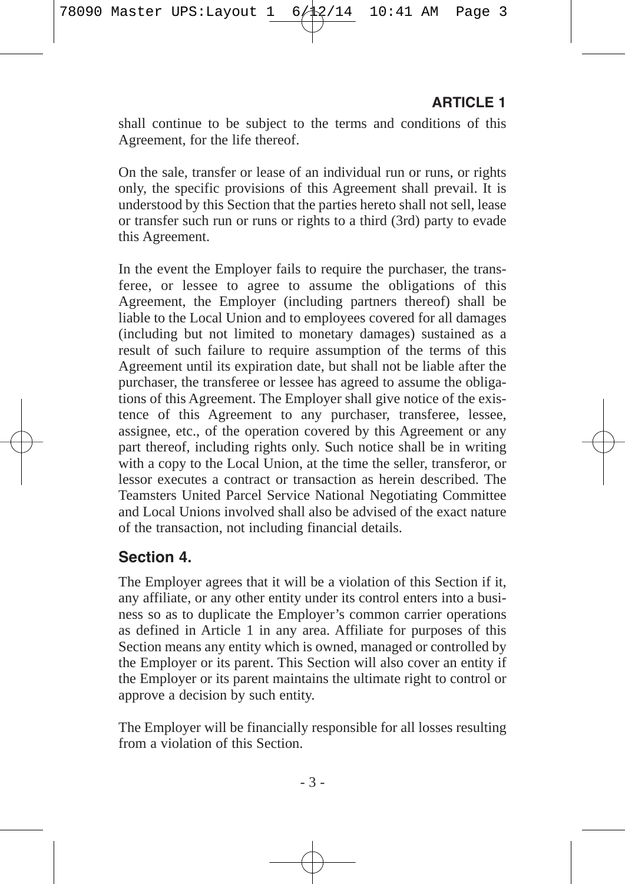shall continue to be subject to the terms and conditions of this Agreement, for the life thereof.

On the sale, transfer or lease of an individual run or runs, or rights only, the specific provisions of this Agreement shall prevail. It is understood by this Section that the parties hereto shall not sell, lease or transfer such run or runs or rights to a third (3rd) party to evade this Agreement.

In the event the Employer fails to require the purchaser, the transferee, or lessee to agree to assume the obligations of this Agreement, the Employer (including partners thereof) shall be liable to the Local Union and to employees covered for all damages (including but not limited to monetary damages) sustained as a result of such failure to require assumption of the terms of this Agreement until its expiration date, but shall not be liable after the purchaser, the transferee or lessee has agreed to assume the obligations of this Agreement. The Employer shall give notice of the existence of this Agreement to any purchaser, transferee, lessee, assignee, etc., of the operation covered by this Agreement or any part thereof, including rights only. Such notice shall be in writing with a copy to the Local Union, at the time the seller, transferor, or lessor executes a contract or transaction as herein described. The Teamsters United Parcel Service National Negotiating Committee and Local Unions involved shall also be advised of the exact nature of the transaction, not including financial details.

## Section 4.

The Employer agrees that it will be a violation of this Section if it, any affiliate, or any other entity under its control enters into a business so as to duplicate the Employer's common carrier operations as defined in Article 1 in any area. Affiliate for purposes of this Section means any entity which is owned, managed or controlled by the Employer or its parent. This Section will also cover an entity if the Employer or its parent maintains the ultimate right to control or approve a decision by such entity.

The Employer will be financially responsible for all losses resulting from a violation of this Section.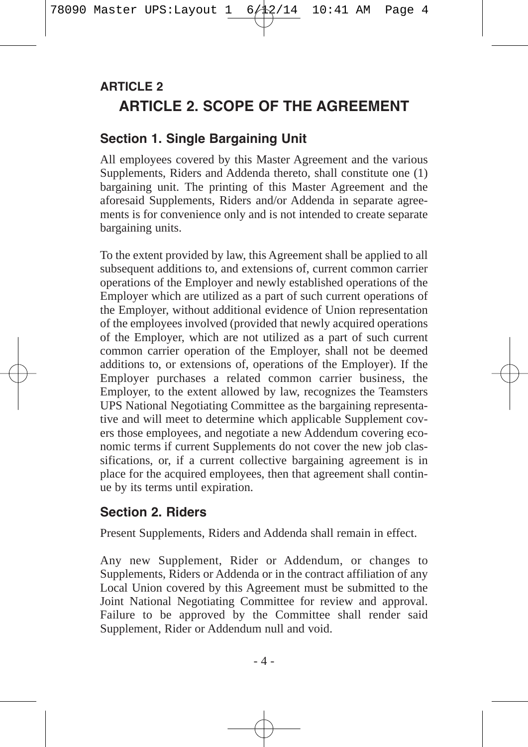## ARTICLE 2

# ARTICLE 2. SCOPE OF THE AGREEMENT

### Section 1. Single Bargaining Unit

All employees covered by this Master Agreement and the various Supplements, Riders and Addenda thereto, shall constitute one (1) bargaining unit. The printing of this Master Agreement and the aforesaid Supplements, Riders and/or Addenda in separate agreements is for convenience only and is not intended to create separate bargaining units.

To the extent provided by law, this Agreement shall be applied to all subsequent additions to, and extensions of, current common carrier operations of the Employer and newly established operations of the Employer which are utilized as a part of such current operations of the Employer, without additional evidence of Union representation of the employees involved (provided that newly acquired operations of the Employer, which are not utilized as a part of such current common carrier operation of the Employer, shall not be deemed additions to, or extensions of, operations of the Employer). If the Employer purchases a related common carrier business, the Employer, to the extent allowed by law, recognizes the Teamsters UPS National Negotiating Committee as the bargaining representative and will meet to determine which applicable Supplement covers those employees, and negotiate a new Addendum covering economic terms if current Supplements do not cover the new job classifications, or, if a current collective bargaining agreement is in place for the acquired employees, then that agreement shall continue by its terms until expiration.

### Section 2. Riders

Present Supplements, Riders and Addenda shall remain in effect.

Any new Supplement, Rider or Addendum, or changes to Supplements, Riders or Addenda or in the contract affiliation of any Local Union covered by this Agreement must be submitted to the Joint National Negotiating Committee for review and approval. Failure to be approved by the Committee shall render said Supplement, Rider or Addendum null and void.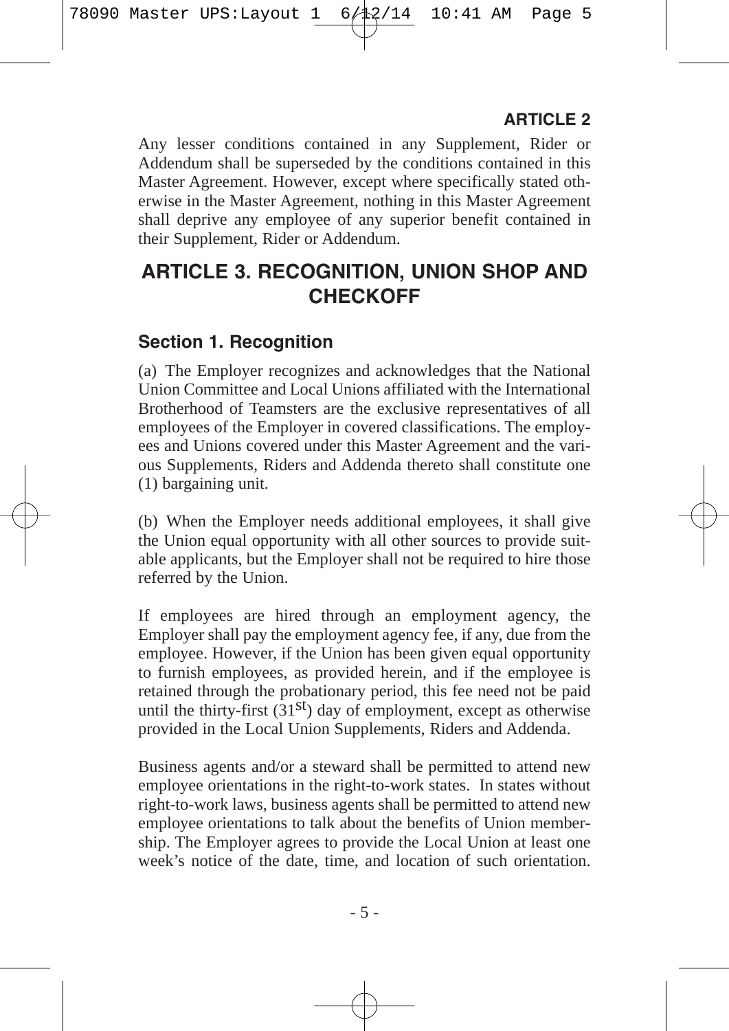Any lesser conditions contained in any Supplement, Rider or Addendum shall be superseded by the conditions contained in this Master Agreement. However, except where specifically stated otherwise in the Master Agreement, nothing in this Master Agreement shall deprive any employee of any superior benefit contained in their Supplement, Rider or Addendum.

# ARTICLE 3. RECOGNITION, UNION SHOP AND CHECKOFF

## Section 1. Recognition

(a) The Employer recognizes and acknowledges that the National Union Committee and Local Unions affiliated with the International Brotherhood of Teamsters are the exclusive representatives of all employees of the Employer in covered classifications. The employees and Unions covered under this Master Agreement and the various Supplements, Riders and Addenda thereto shall constitute one (1) bargaining unit.

(b) When the Employer needs additional employees, it shall give the Union equal opportunity with all other sources to provide suitable applicants, but the Employer shall not be required to hire those referred by the Union.

If employees are hired through an employment agency, the Employer shall pay the employment agency fee, if any, due from the employee. However, if the Union has been given equal opportunity to furnish employees, as provided herein, and if the employee is retained through the probationary period, this fee need not be paid until the thirty-first (31st) day of employment, except as otherwise provided in the Local Union Supplements, Riders and Addenda.

Business agents and/or a steward shall be permitted to attend new employee orientations in the right-to-work states. In states without right-to-work laws, business agents shall be permitted to attend new employee orientations to talk about the benefits of Union membership. The Employer agrees to provide the Local Union at least one week's notice of the date, time, and location of such orientation.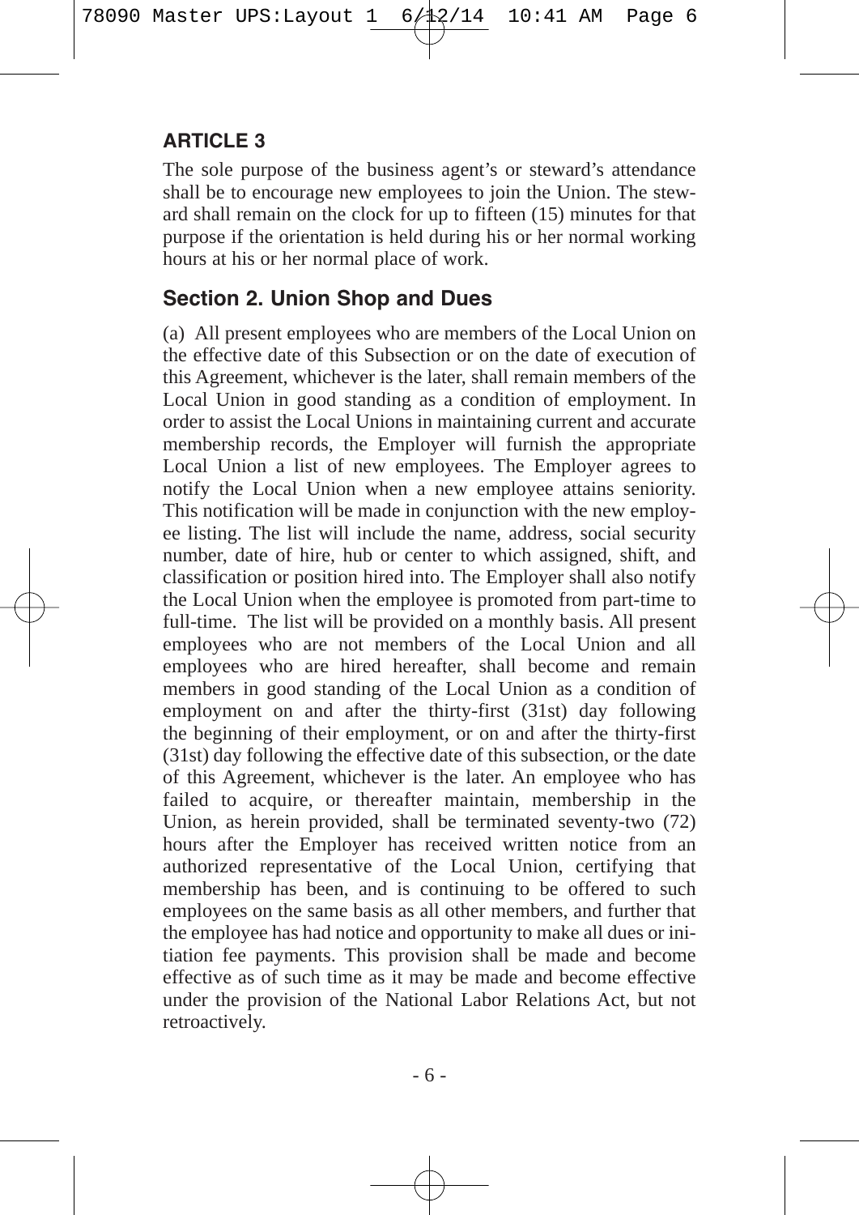## ARTICLE 3

The sole purpose of the business agent's or steward's attendance shall be to encourage new employees to join the Union. The steward shall remain on the clock for up to fifteen (15) minutes for that purpose if the orientation is held during his or her normal working hours at his or her normal place of work.

### Section 2. Union Shop and Dues

(a) All present employees who are members of the Local Union on the effective date of this Subsection or on the date of execution of this Agreement, whichever is the later, shall remain members of the Local Union in good standing as a condition of employment. In order to assist the Local Unions in maintaining current and accurate membership records, the Employer will furnish the appropriate Local Union a list of new employees. The Employer agrees to notify the Local Union when a new employee attains seniority. This notification will be made in conjunction with the new employee listing. The list will include the name, address, social security number, date of hire, hub or center to which assigned, shift, and classification or position hired into. The Employer shall also notify the Local Union when the employee is promoted from part-time to full-time. The list will be provided on a monthly basis. All present employees who are not members of the Local Union and all employees who are hired hereafter, shall become and remain members in good standing of the Local Union as a condition of employment on and after the thirty-first (31st) day following the beginning of their employment, or on and after the thirty-first (31st) day following the effective date of this subsection, or the date of this Agreement, whichever is the later. An employee who has failed to acquire, or thereafter maintain, membership in the Union, as herein provided, shall be terminated seventy-two (72) hours after the Employer has received written notice from an authorized representative of the Local Union, certifying that membership has been, and is continuing to be offered to such employees on the same basis as all other members, and further that the employee has had notice and opportunity to make all dues or initiation fee payments. This provision shall be made and become effective as of such time as it may be made and become effective under the provision of the National Labor Relations Act, but not retroactively.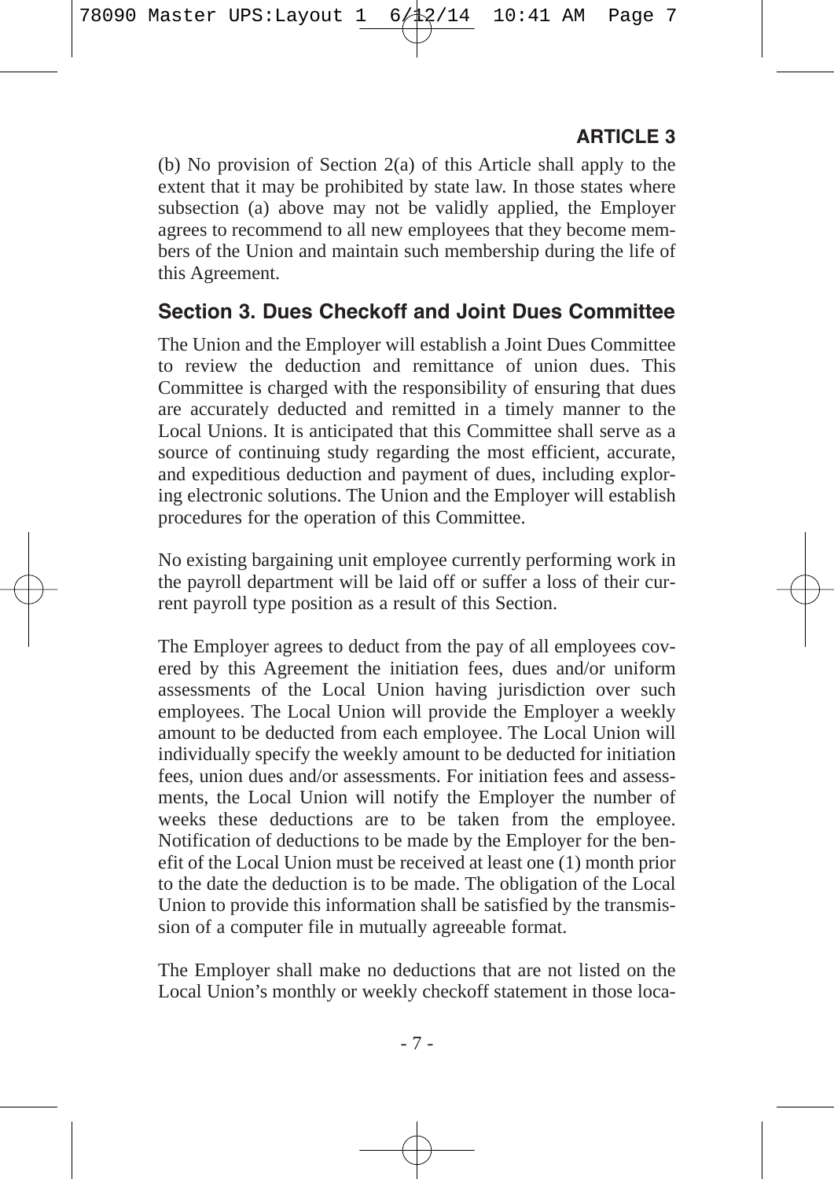(b) No provision of Section 2(a) of this Article shall apply to the extent that it may be prohibited by state law. In those states where subsection (a) above may not be validly applied, the Employer agrees to recommend to all new employees that they become members of the Union and maintain such membership during the life of this Agreement.

## Section 3. Dues Checkoff and Joint Dues Committee

The Union and the Employer will establish a Joint Dues Committee to review the deduction and remittance of union dues. This Committee is charged with the responsibility of ensuring that dues are accurately deducted and remitted in a timely manner to the Local Unions. It is anticipated that this Committee shall serve as a source of continuing study regarding the most efficient, accurate, and expeditious deduction and payment of dues, including exploring electronic solutions. The Union and the Employer will establish procedures for the operation of this Committee.

No existing bargaining unit employee currently performing work in the payroll department will be laid off or suffer a loss of their current payroll type position as a result of this Section.

The Employer agrees to deduct from the pay of all employees covered by this Agreement the initiation fees, dues and/or uniform assessments of the Local Union having jurisdiction over such employees. The Local Union will provide the Employer a weekly amount to be deducted from each employee. The Local Union will individually specify the weekly amount to be deducted for initiation fees, union dues and/or assessments. For initiation fees and assessments, the Local Union will notify the Employer the number of weeks these deductions are to be taken from the employee. Notification of deductions to be made by the Employer for the benefit of the Local Union must be received at least one (1) month prior to the date the deduction is to be made. The obligation of the Local Union to provide this information shall be satisfied by the transmission of a computer file in mutually agreeable format.

The Employer shall make no deductions that are not listed on the Local Union's monthly or weekly checkoff statement in those loca-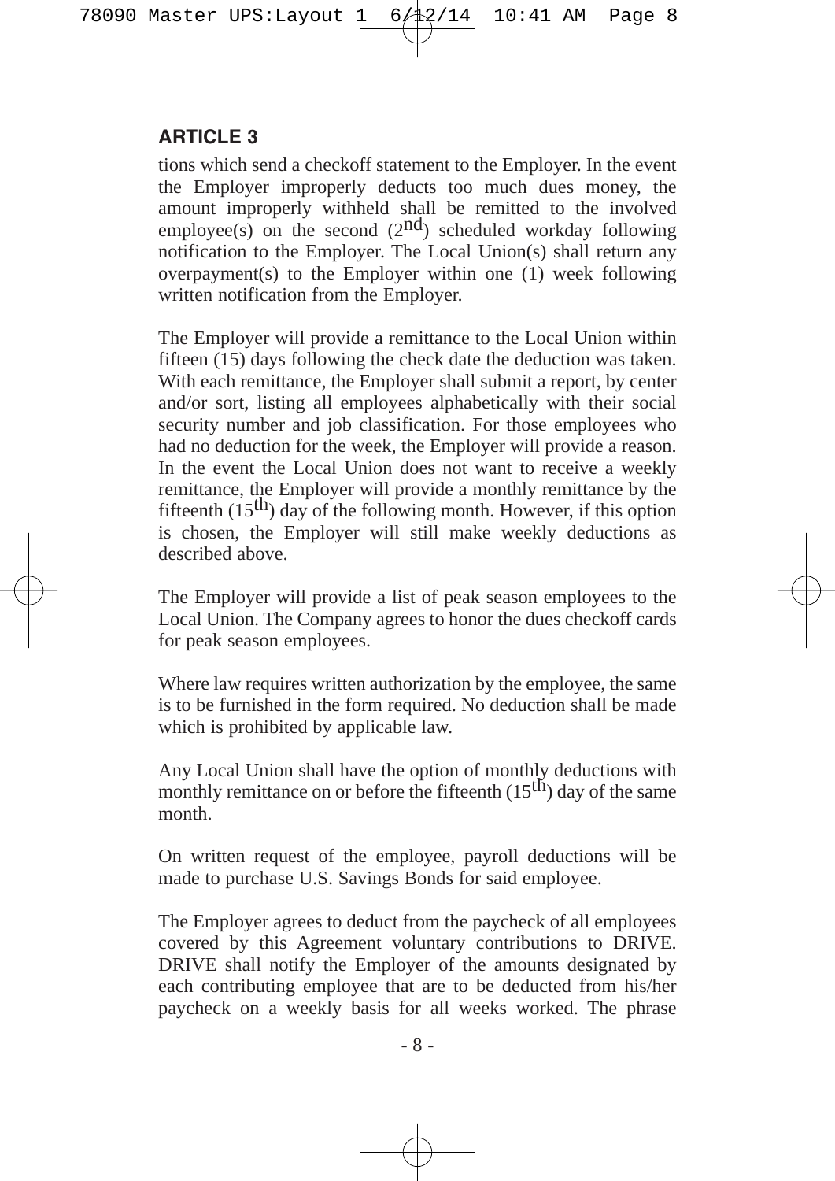## ARTICLE 3

tions which send a checkoff statement to the Employer. In the event the Employer improperly deducts too much dues money, the amount improperly withheld shall be remitted to the involved employee(s) on the second (2nd) scheduled workday following notification to the Employer. The Local Union(s) shall return any overpayment(s) to the Employer within one (1) week following written notification from the Employer.

The Employer will provide a remittance to the Local Union within fifteen (15) days following the check date the deduction was taken. With each remittance, the Employer shall submit a report, by center and/or sort, listing all employees alphabetically with their social security number and job classification. For those employees who had no deduction for the week, the Employer will provide a reason. In the event the Local Union does not want to receive a weekly remittance, the Employer will provide a monthly remittance by the fifteenth (15th) day of the following month. However, if this option is chosen, the Employer will still make weekly deductions as described above.

The Employer will provide a list of peak season employees to the Local Union. The Company agrees to honor the dues checkoff cards for peak season employees.

Where law requires written authorization by the employee, the same is to be furnished in the form required. No deduction shall be made which is prohibited by applicable law.

Any Local Union shall have the option of monthly deductions with monthly remittance on or before the fifteenth (15th) day of the same month.

On written request of the employee, payroll deductions will be made to purchase U.S. Savings Bonds for said employee.

The Employer agrees to deduct from the paycheck of all employees covered by this Agreement voluntary contributions to DRIVE. DRIVE shall notify the Employer of the amounts designated by each contributing employee that are to be deducted from his/her paycheck on a weekly basis for all weeks worked. The phrase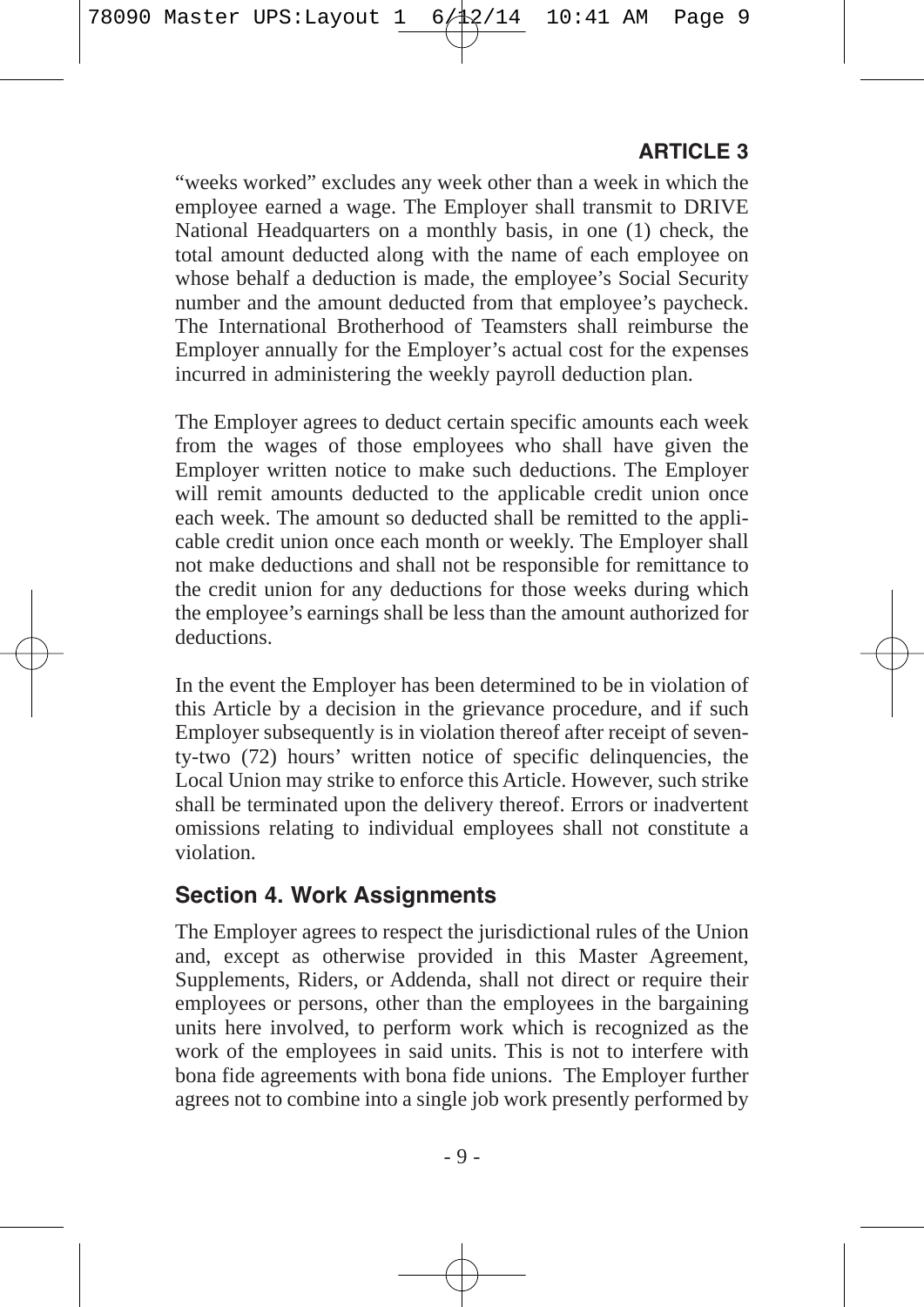"weeks worked" excludes any week other than a week in which the employee earned a wage. The Employer shall transmit to DRIVE National Headquarters on a monthly basis, in one (1) check, the total amount deducted along with the name of each employee on whose behalf a deduction is made, the employee's Social Security number and the amount deducted from that employee's paycheck. The International Brotherhood of Teamsters shall reimburse the Employer annually for the Employer's actual cost for the expenses incurred in administering the weekly payroll deduction plan.

The Employer agrees to deduct certain specific amounts each week from the wages of those employees who shall have given the Employer written notice to make such deductions. The Employer will remit amounts deducted to the applicable credit union once each week. The amount so deducted shall be remitted to the applicable credit union once each month or weekly. The Employer shall not make deductions and shall not be responsible for remittance to the credit union for any deductions for those weeks during which the employee's earnings shall be less than the amount authorized for deductions.

In the event the Employer has been determined to be in violation of this Article by a decision in the grievance procedure, and if such Employer subsequently is in violation thereof after receipt of seventy-two (72) hours' written notice of specific delinquencies, the Local Union may strike to enforce this Article. However, such strike shall be terminated upon the delivery thereof. Errors or inadvertent omissions relating to individual employees shall not constitute a violation.

## Section 4. Work Assignments

The Employer agrees to respect the jurisdictional rules of the Union and, except as otherwise provided in this Master Agreement, Supplements, Riders, or Addenda, shall not direct or require their employees or persons, other than the employees in the bargaining units here involved, to perform work which is recognized as the work of the employees in said units. This is not to interfere with bona fide agreements with bona fide unions. The Employer further agrees not to combine into a single job work presently performed by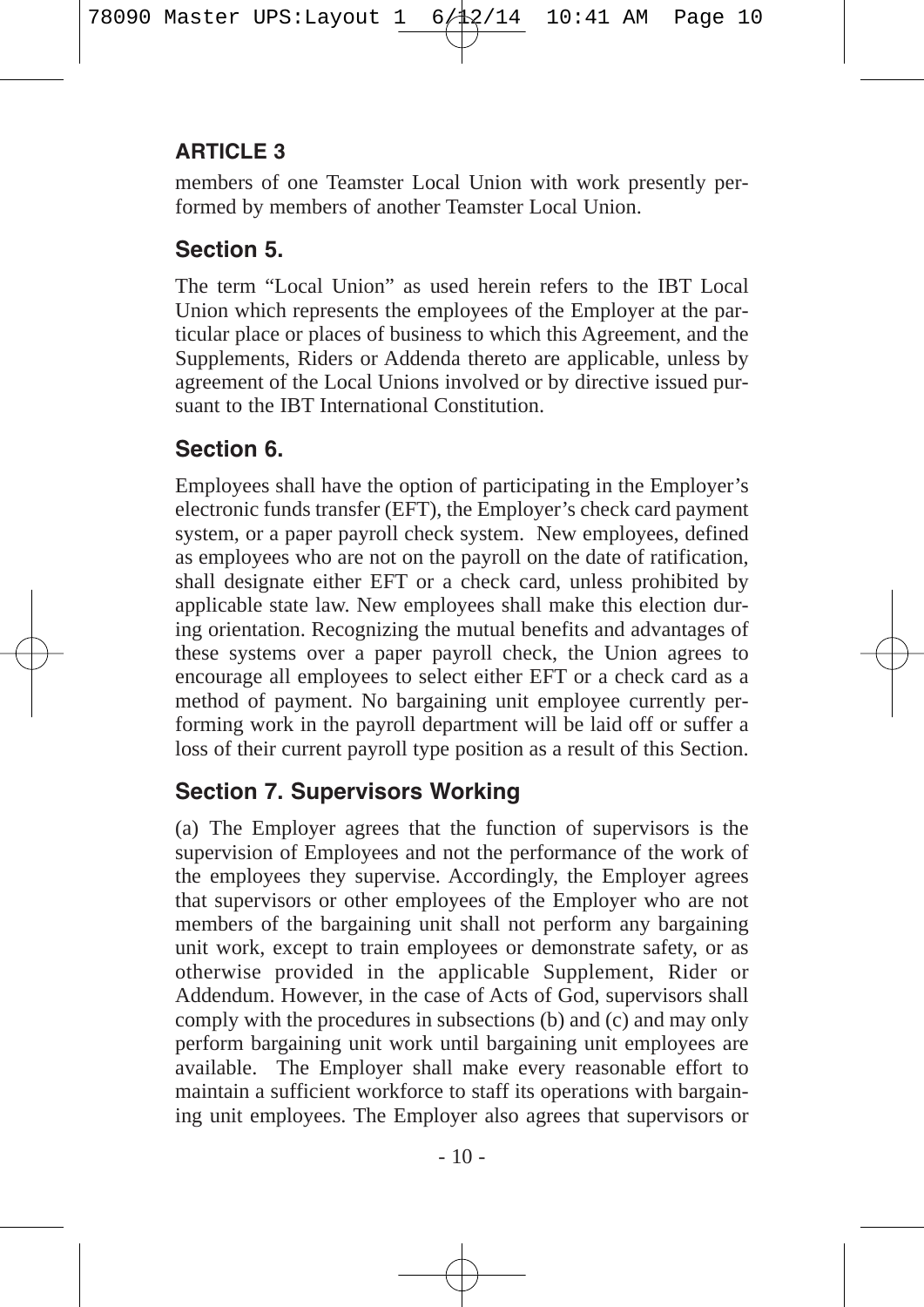## ARTICLE 3

members of one Teamster Local Union with work presently performed by members of another Teamster Local Union.

### Section 5.

The term "Local Union" as used herein refers to the IBT Local Union which represents the employees of the Employer at the particular place or places of business to which this Agreement, and the Supplements, Riders or Addenda thereto are applicable, unless by agreement of the Local Unions involved or by directive issued pursuant to the IBT International Constitution.

### Section 6.

Employees shall have the option of participating in the Employer's electronic funds transfer (EFT), the Employer's check card payment system, or a paper payroll check system. New employees, defined as employees who are not on the payroll on the date of ratification, shall designate either EFT or a check card, unless prohibited by applicable state law. New employees shall make this election during orientation. Recognizing the mutual benefits and advantages of these systems over a paper payroll check, the Union agrees to encourage all employees to select either EFT or a check card as a method of payment. No bargaining unit employee currently performing work in the payroll department will be laid off or suffer a loss of their current payroll type position as a result of this Section.

### Section 7. Supervisors Working

(a) The Employer agrees that the function of supervisors is the supervision of Employees and not the performance of the work of the employees they supervise. Accordingly, the Employer agrees that supervisors or other employees of the Employer who are not members of the bargaining unit shall not perform any bargaining unit work, except to train employees or demonstrate safety, or as otherwise provided in the applicable Supplement, Rider or Addendum. However, in the case of Acts of God, supervisors shall comply with the procedures in subsections (b) and (c) and may only perform bargaining unit work until bargaining unit employees are available. The Employer shall make every reasonable effort to maintain a sufficient workforce to staff its operations with bargaining unit employees. The Employer also agrees that supervisors or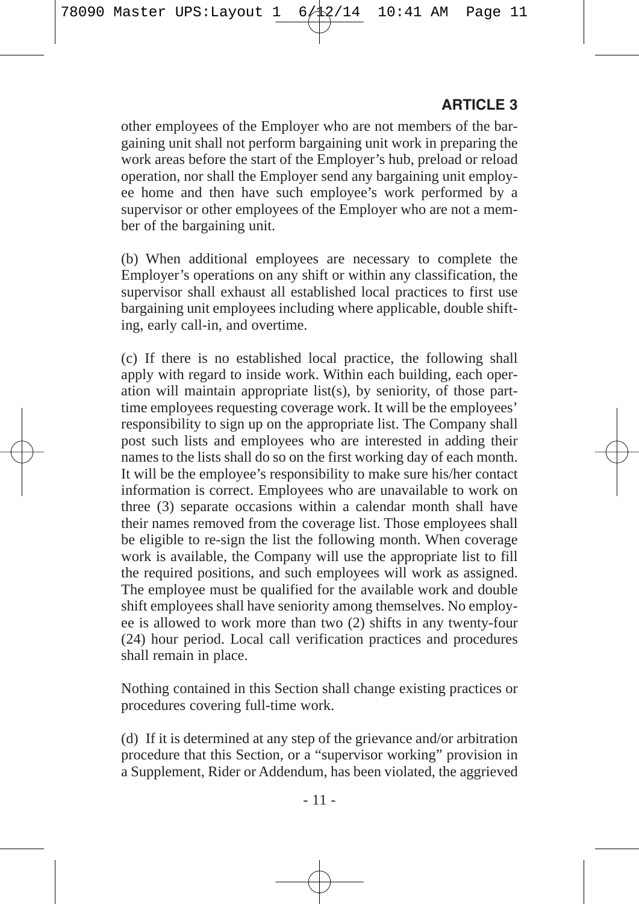other employees of the Employer who are not members of the bargaining unit shall not perform bargaining unit work in preparing the work areas before the start of the Employer's hub, preload or reload operation, nor shall the Employer send any bargaining unit employee home and then have such employee's work performed by a supervisor or other employees of the Employer who are not a member of the bargaining unit.

(b) When additional employees are necessary to complete the Employer's operations on any shift or within any classification, the supervisor shall exhaust all established local practices to first use bargaining unit employees including where applicable, double shifting, early call-in, and overtime.

(c) If there is no established local practice, the following shall apply with regard to inside work. Within each building, each operation will maintain appropriate list(s), by seniority, of those part-time employees requesting coverage work. It will be the employees' responsibility to sign up on the appropriate list. The Company shall post such lists and employees who are interested in adding their names to the lists shall do so on the first working day of each month. It will be the employee's responsibility to make sure his/her contact information is correct. Employees who are unavailable to work on three (3) separate occasions within a calendar month shall have their names removed from the coverage list. Those employees shall be eligible to re-sign the list the following month. When coverage work is available, the Company will use the appropriate list to fill the required positions, and such employees will work as assigned. The employee must be qualified for the available work and double shift employees shall have seniority among themselves. No employee is allowed to work more than two (2) shifts in any twenty-four (24) hour period. Local call verification practices and procedures shall remain in place.

Nothing contained in this Section shall change existing practices or procedures covering full-time work.

(d) If it is determined at any step of the grievance and/or arbitration procedure that this Section, or a "supervisor working" provision in a Supplement, Rider or Addendum, has been violated, the aggrieved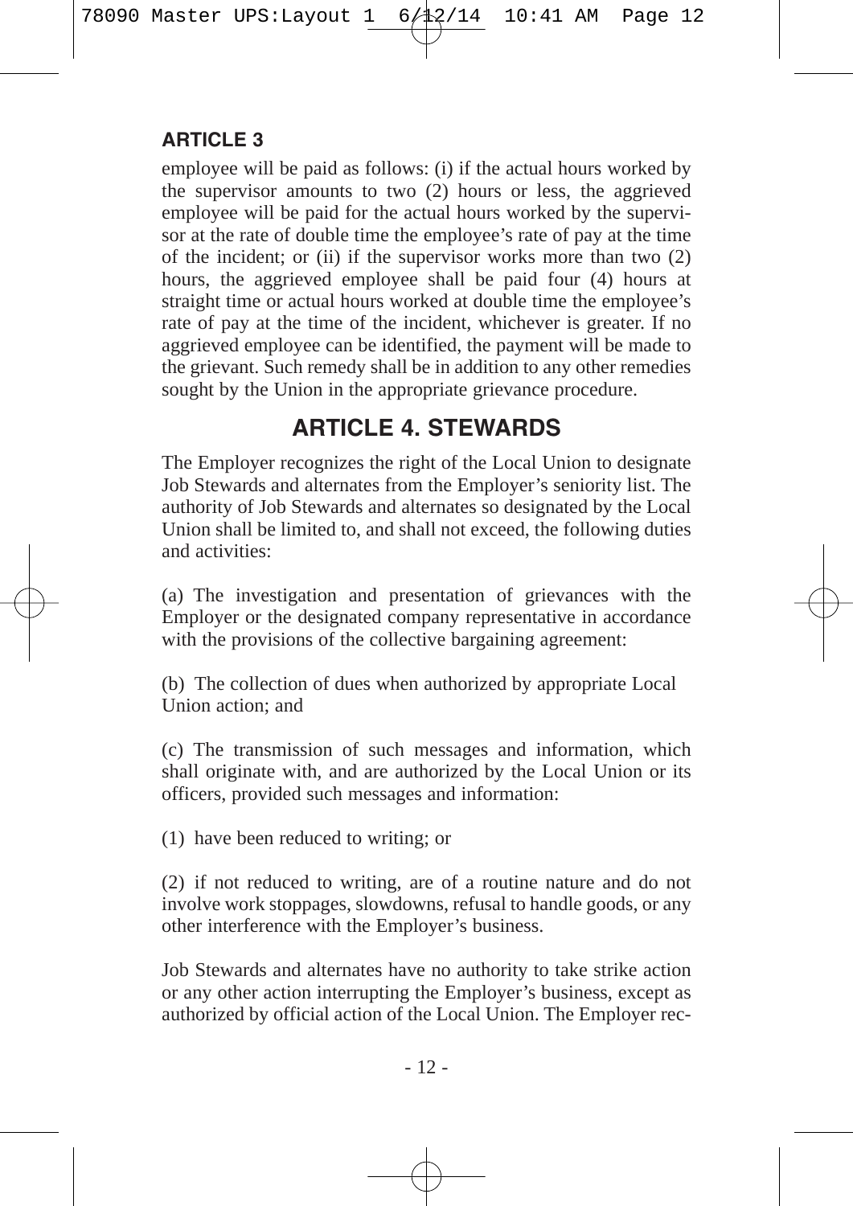**ARTICLE 3**

employee will be paid as follows: (i) if the actual hours worked by the supervisor amounts to two (2) hours or less, the aggrieved employee will be paid for the actual hours worked by the supervisor at the rate of double time the employee's rate of pay at the time of the incident; or (ii) if the supervisor works more than two (2) hours, the aggrieved employee shall be paid four (4) hours at straight time or actual hours worked at double time the employee's rate of pay at the time of the incident, whichever is greater. If no aggrieved employee can be identified, the payment will be made to the grievant. Such remedy shall be in addition to any other remedies sought by the Union in the appropriate grievance procedure.

## ARTICLE 4. STEWARDS

The Employer recognizes the right of the Local Union to designate Job Stewards and alternates from the Employer's seniority list. The authority of Job Stewards and alternates so designated by the Local Union shall be limited to, and shall not exceed, the following duties and activities:

(a) The investigation and presentation of grievances with the Employer or the designated company representative in accordance with the provisions of the collective bargaining agreement:

(b) The collection of dues when authorized by appropriate Local Union action; and

(c) The transmission of such messages and information, which shall originate with, and are authorized by the Local Union or its officers, provided such messages and information:

(1) have been reduced to writing; or

(2) if not reduced to writing, are of a routine nature and do not involve work stoppages, slowdowns, refusal to handle goods, or any other interference with the Employer's business.

Job Stewards and alternates have no authority to take strike action or any other action interrupting the Employer's business, except as authorized by official action of the Local Union. The Employer rec-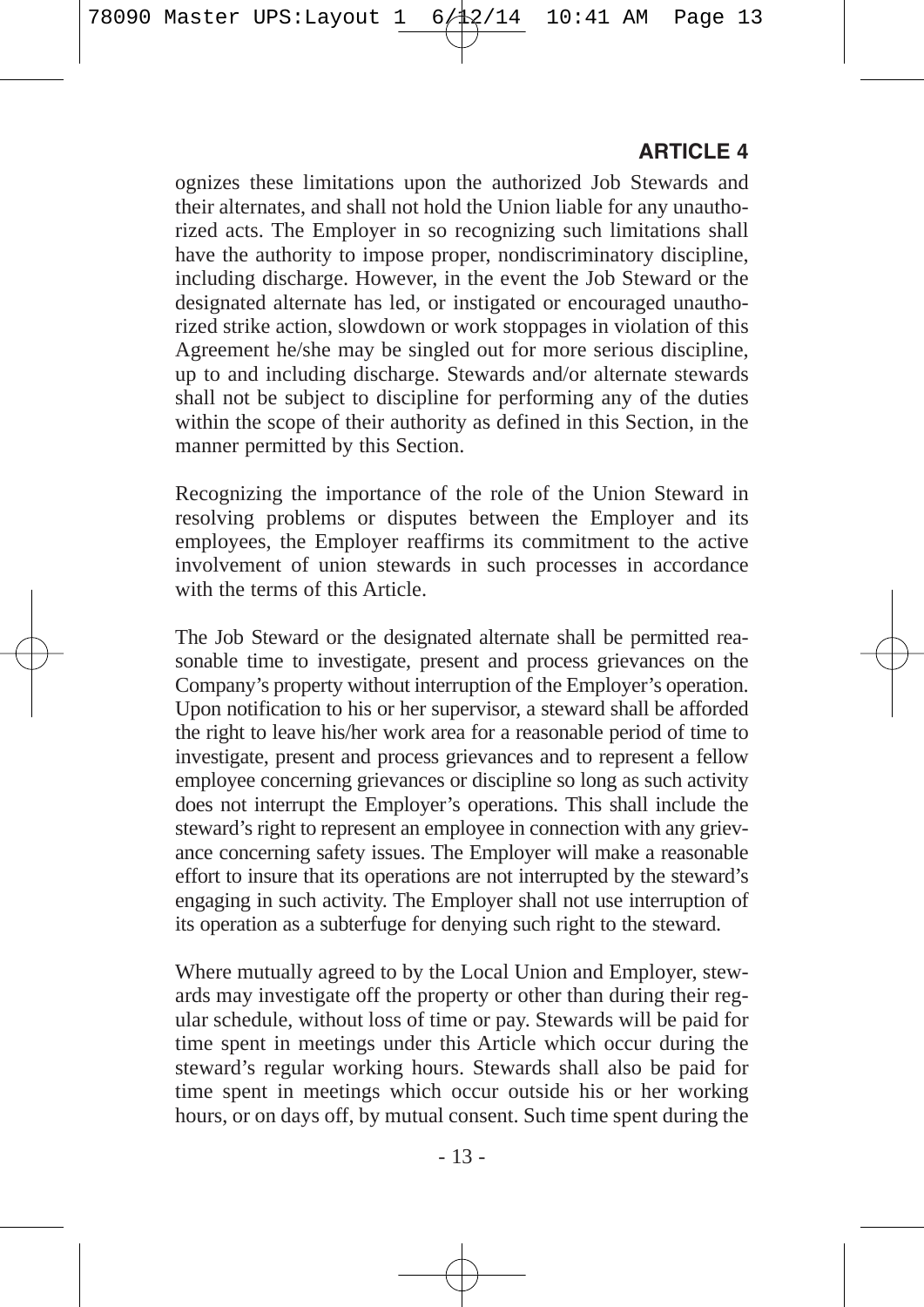ognizes these limitations upon the authorized Job Stewards and their alternates, and shall not hold the Union liable for any unauthorized acts. The Employer in so recognizing such limitations shall have the authority to impose proper, nondiscriminatory discipline, including discharge. However, in the event the Job Steward or the designated alternate has led, or instigated or encouraged unauthorized strike action, slowdown or work stoppages in violation of this Agreement he/she may be singled out for more serious discipline, up to and including discharge. Stewards and/or alternate stewards shall not be subject to discipline for performing any of the duties within the scope of their authority as defined in this Section, in the manner permitted by this Section.

Recognizing the importance of the role of the Union Steward in resolving problems or disputes between the Employer and its employees, the Employer reaffirms its commitment to the active involvement of union stewards in such processes in accordance with the terms of this Article.

The Job Steward or the designated alternate shall be permitted reasonable time to investigate, present and process grievances on the Company's property without interruption of the Employer's operation. Upon notification to his or her supervisor, a steward shall be afforded the right to leave his/her work area for a reasonable period of time to investigate, present and process grievances and to represent a fellow employee concerning grievances or discipline so long as such activity does not interrupt the Employer's operations. This shall include the steward's right to represent an employee in connection with any grievance concerning safety issues. The Employer will make a reasonable effort to insure that its operations are not interrupted by the steward's engaging in such activity. The Employer shall not use interruption of its operation as a subterfuge for denying such right to the steward.

Where mutually agreed to by the Local Union and Employer, stewards may investigate off the property or other than during their regular schedule, without loss of time or pay. Stewards will be paid for time spent in meetings under this Article which occur during the steward's regular working hours. Stewards shall also be paid for time spent in meetings which occur outside his or her working hours, or on days off, by mutual consent. Such time spent during the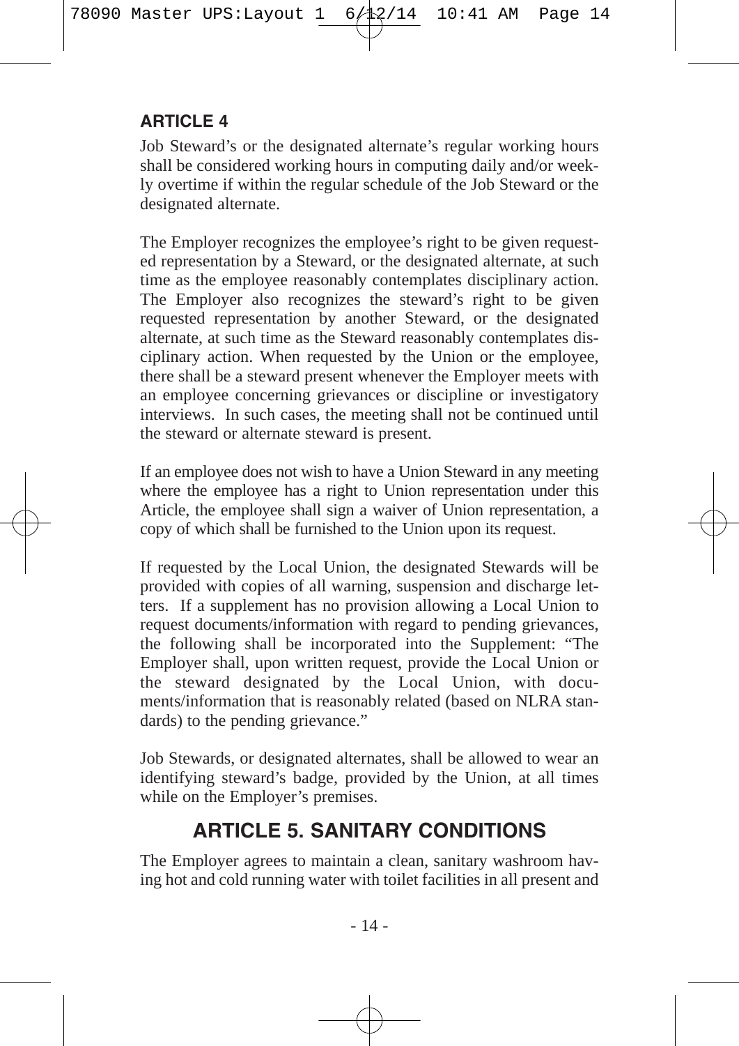## ARTICLE 4

Job Steward's or the designated alternate's regular working hours shall be considered working hours in computing daily and/or weekly overtime if within the regular schedule of the Job Steward or the designated alternate.

The Employer recognizes the employee's right to be given requested representation by a Steward, or the designated alternate, at such time as the employee reasonably contemplates disciplinary action. The Employer also recognizes the steward's right to be given requested representation by another Steward, or the designated alternate, at such time as the Steward reasonably contemplates disciplinary action. When requested by the Union or the employee, there shall be a steward present whenever the Employer meets with an employee concerning grievances or discipline or investigatory interviews. In such cases, the meeting shall not be continued until the steward or alternate steward is present.

If an employee does not wish to have a Union Steward in any meeting where the employee has a right to Union representation under this Article, the employee shall sign a waiver of Union representation, a copy of which shall be furnished to the Union upon its request.

If requested by the Local Union, the designated Stewards will be provided with copies of all warning, suspension and discharge letters. If a supplement has no provision allowing a Local Union to request documents/information with regard to pending grievances, the following shall be incorporated into the Supplement: "The Employer shall, upon written request, provide the Local Union or the steward designated by the Local Union, with documents/information that is reasonably related (based on NLRA standards) to the pending grievance."

Job Stewards, or designated alternates, shall be allowed to wear an identifying steward's badge, provided by the Union, at all times while on the Employer's premises.

# ARTICLE 5. SANITARY CONDITIONS

The Employer agrees to maintain a clean, sanitary washroom having hot and cold running water with toilet facilities in all present and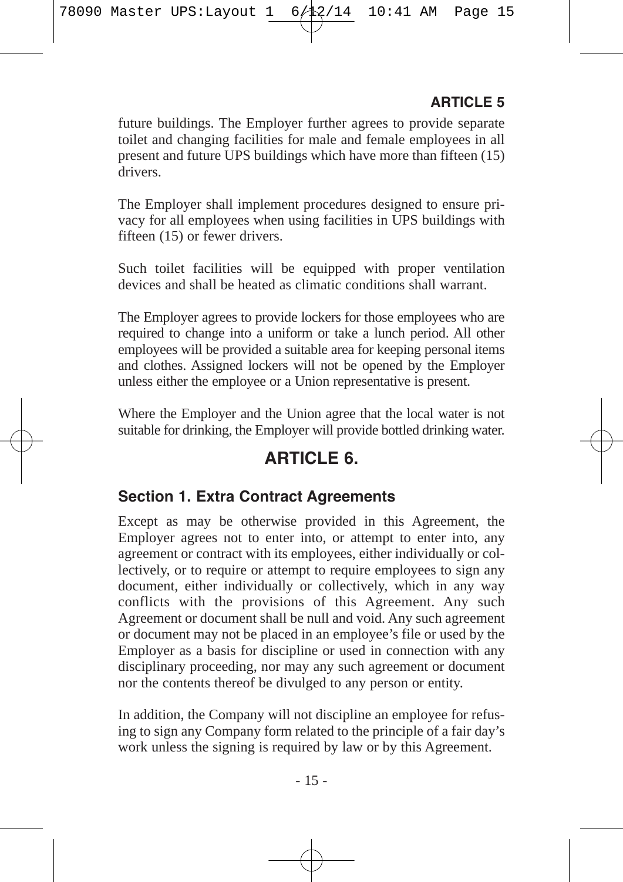future buildings. The Employer further agrees to provide separate toilet and changing facilities for male and female employees in all present and future UPS buildings which have more than fifteen (15) drivers.

The Employer shall implement procedures designed to ensure privacy for all employees when using facilities in UPS buildings with fifteen (15) or fewer drivers.

Such toilet facilities will be equipped with proper ventilation devices and shall be heated as climatic conditions shall warrant.

The Employer agrees to provide lockers for those employees who are required to change into a uniform or take a lunch period. All other employees will be provided a suitable area for keeping personal items and clothes. Assigned lockers will not be opened by the Employer unless either the employee or a Union representative is present.

Where the Employer and the Union agree that the local water is not suitable for drinking, the Employer will provide bottled drinking water.

# ARTICLE 6.

## Section 1. Extra Contract Agreements

Except as may be otherwise provided in this Agreement, the Employer agrees not to enter into, or attempt to enter into, any agreement or contract with its employees, either individually or collectively, or to require or attempt to require employees to sign any document, either individually or collectively, which in any way conflicts with the provisions of this Agreement. Any such Agreement or document shall be null and void. Any such agreement or document may not be placed in an employee's file or used by the Employer as a basis for discipline or used in connection with any disciplinary proceeding, nor may any such agreement or document nor the contents thereof be divulged to any person or entity.

In addition, the Company will not discipline an employee for refusing to sign any Company form related to the principle of a fair day's work unless the signing is required by law or by this Agreement.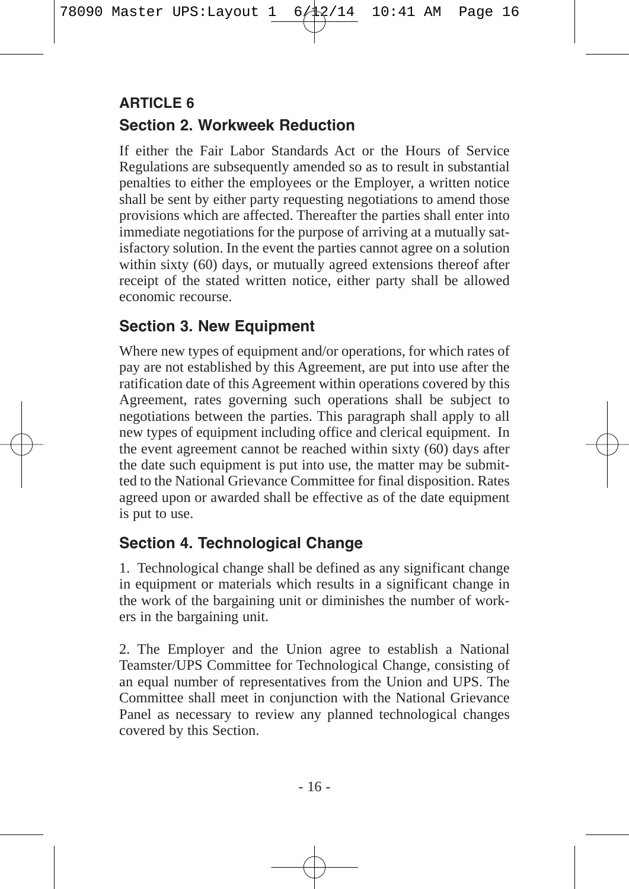## ARTICLE 6

### Section 2. Workweek Reduction

If either the Fair Labor Standards Act or the Hours of Service Regulations are subsequently amended so as to result in substantial penalties to either the employees or the Employer, a written notice shall be sent by either party requesting negotiations to amend those provisions which are affected. Thereafter the parties shall enter into immediate negotiations for the purpose of arriving at a mutually satisfactory solution. In the event the parties cannot agree on a solution within sixty (60) days, or mutually agreed extensions thereof after receipt of the stated written notice, either party shall be allowed economic recourse.

### Section 3. New Equipment

Where new types of equipment and/or operations, for which rates of pay are not established by this Agreement, are put into use after the ratification date of this Agreement within operations covered by this Agreement, rates governing such operations shall be subject to negotiations between the parties. This paragraph shall apply to all new types of equipment including office and clerical equipment. In the event agreement cannot be reached within sixty (60) days after the date such equipment is put into use, the matter may be submitted to the National Grievance Committee for final disposition. Rates agreed upon or awarded shall be effective as of the date equipment is put to use.

### Section 4. Technological Change

1. Technological change shall be defined as any significant change in equipment or materials which results in a significant change in the work of the bargaining unit or diminishes the number of workers in the bargaining unit.

2. The Employer and the Union agree to establish a National Teamster/UPS Committee for Technological Change, consisting of an equal number of representatives from the Union and UPS. The Committee shall meet in conjunction with the National Grievance Panel as necessary to review any planned technological changes covered by this Section.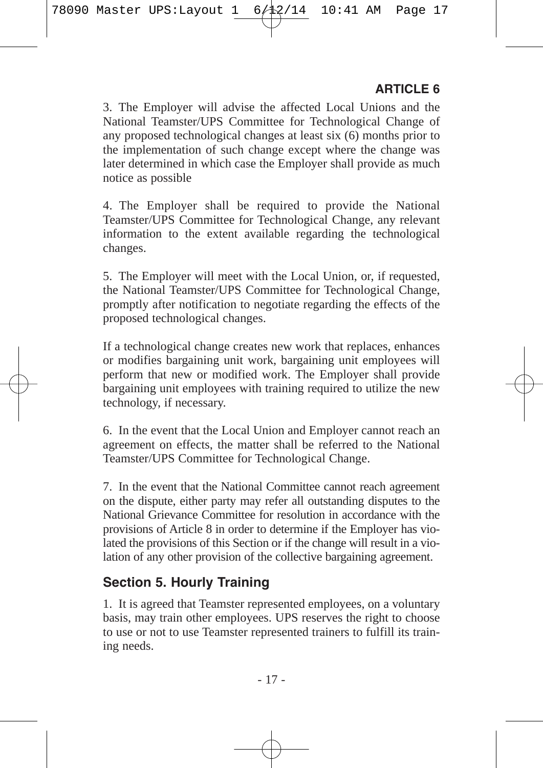3. The Employer will advise the affected Local Unions and the National Teamster/UPS Committee for Technological Change of any proposed technological changes at least six (6) months prior to the implementation of such change except where the change was later determined in which case the Employer shall provide as much notice as possible

4. The Employer shall be required to provide the National Teamster/UPS Committee for Technological Change, any relevant information to the extent available regarding the technological changes.

5. The Employer will meet with the Local Union, or, if requested, the National Teamster/UPS Committee for Technological Change, promptly after notification to negotiate regarding the effects of the proposed technological changes.

If a technological change creates new work that replaces, enhances or modifies bargaining unit work, bargaining unit employees will perform that new or modified work. The Employer shall provide bargaining unit employees with training required to utilize the new technology, if necessary.

6. In the event that the Local Union and Employer cannot reach an agreement on effects, the matter shall be referred to the National Teamster/UPS Committee for Technological Change.

7. In the event that the National Committee cannot reach agreement on the dispute, either party may refer all outstanding disputes to the National Grievance Committee for resolution in accordance with the provisions of Article 8 in order to determine if the Employer has violated the provisions of this Section or if the change will result in a violation of any other provision of the collective bargaining agreement.

## Section 5. Hourly Training

1. It is agreed that Teamster represented employees, on a voluntary basis, may train other employees. UPS reserves the right to choose to use or not to use Teamster represented trainers to fulfill its training needs.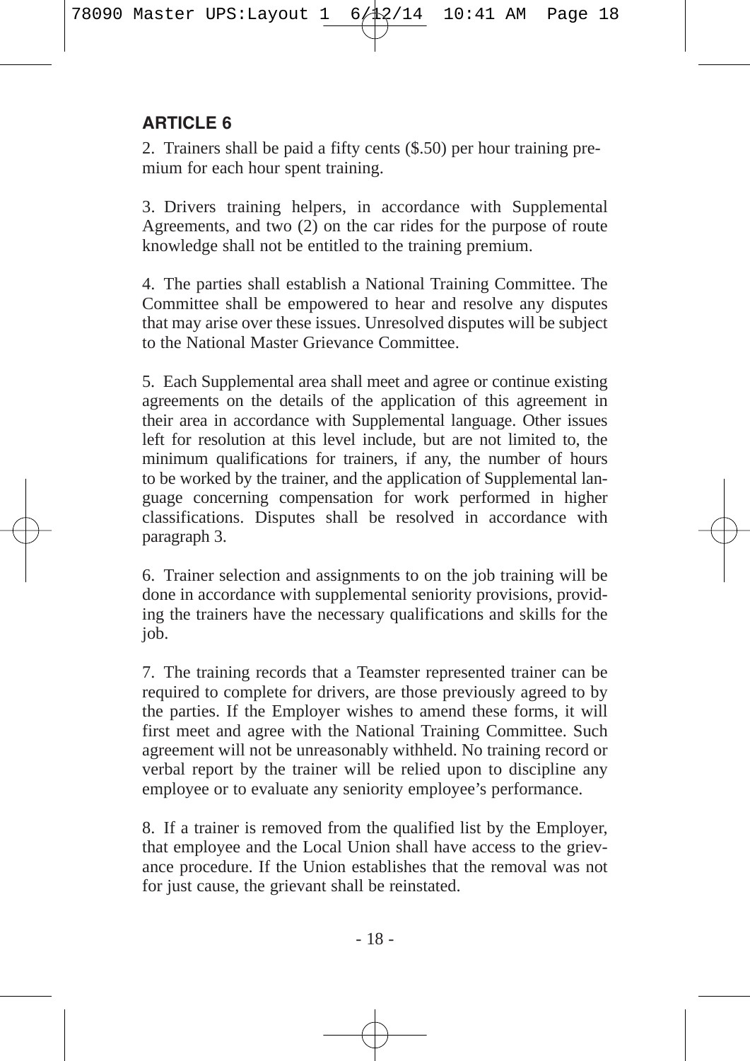**ARTICLE 6**

2. Trainers shall be paid a fifty cents ($.50) per hour training premium for each hour spent training.

3. Drivers training helpers, in accordance with Supplemental Agreements, and two (2) on the car rides for the purpose of route knowledge shall not be entitled to the training premium.

4. The parties shall establish a National Training Committee. The Committee shall be empowered to hear and resolve any disputes that may arise over these issues. Unresolved disputes will be subject to the National Master Grievance Committee.

5. Each Supplemental area shall meet and agree or continue existing agreements on the details of the application of this agreement in their area in accordance with Supplemental language. Other issues left for resolution at this level include, but are not limited to, the minimum qualifications for trainers, if any, the number of hours to be worked by the trainer, and the application of Supplemental language concerning compensation for work performed in higher classifications. Disputes shall be resolved in accordance with paragraph 3.

6. Trainer selection and assignments to on the job training will be done in accordance with supplemental seniority provisions, providing the trainers have the necessary qualifications and skills for the job.

7. The training records that a Teamster represented trainer can be required to complete for drivers, are those previously agreed to by the parties. If the Employer wishes to amend these forms, it will first meet and agree with the National Training Committee. Such agreement will not be unreasonably withheld. No training record or verbal report by the trainer will be relied upon to discipline any employee or to evaluate any seniority employee's performance.

8. If a trainer is removed from the qualified list by the Employer, that employee and the Local Union shall have access to the grievance procedure. If the Union establishes that the removal was not for just cause, the grievant shall be reinstated.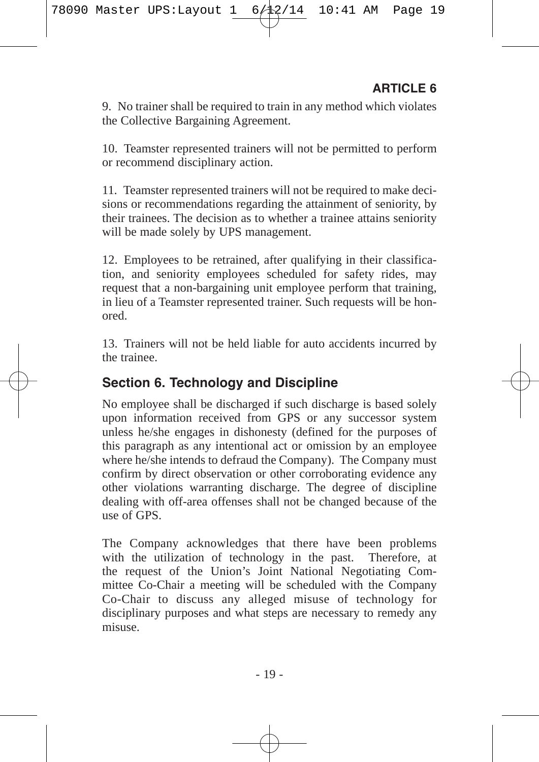9. No trainer shall be required to train in any method which violates the Collective Bargaining Agreement.

10. Teamster represented trainers will not be permitted to perform or recommend disciplinary action.

11. Teamster represented trainers will not be required to make decisions or recommendations regarding the attainment of seniority, by their trainees. The decision as to whether a trainee attains seniority will be made solely by UPS management.

12. Employees to be retrained, after qualifying in their classification, and seniority employees scheduled for safety rides, may request that a non-bargaining unit employee perform that training, in lieu of a Teamster represented trainer. Such requests will be honored.

13. Trainers will not be held liable for auto accidents incurred by the trainee.

## Section 6. Technology and Discipline

No employee shall be discharged if such discharge is based solely upon information received from GPS or any successor system unless he/she engages in dishonesty (defined for the purposes of this paragraph as any intentional act or omission by an employee where he/she intends to defraud the Company). The Company must confirm by direct observation or other corroborating evidence any other violations warranting discharge. The degree of discipline dealing with off-area offenses shall not be changed because of the use of GPS.

The Company acknowledges that there have been problems with the utilization of technology in the past. Therefore, at the request of the Union's Joint National Negotiating Committee Co-Chair a meeting will be scheduled with the Company Co-Chair to discuss any alleged misuse of technology for disciplinary purposes and what steps are necessary to remedy any misuse.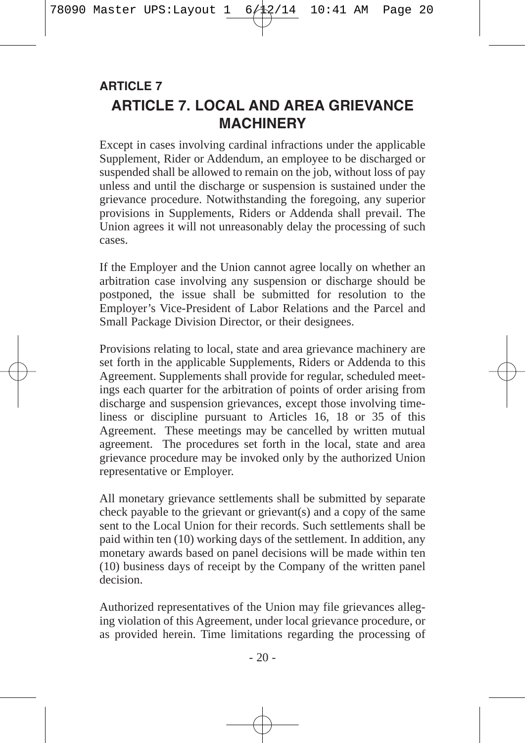**ARTICLE 7**

## ARTICLE 7. LOCAL AND AREA GRIEVANCE MACHINERY

Except in cases involving cardinal infractions under the applicable Supplement, Rider or Addendum, an employee to be discharged or suspended shall be allowed to remain on the job, without loss of pay unless and until the discharge or suspension is sustained under the grievance procedure. Notwithstanding the foregoing, any superior provisions in Supplements, Riders or Addenda shall prevail. The Union agrees it will not unreasonably delay the processing of such cases.

If the Employer and the Union cannot agree locally on whether an arbitration case involving any suspension or discharge should be postponed, the issue shall be submitted for resolution to the Employer's Vice-President of Labor Relations and the Parcel and Small Package Division Director, or their designees.

Provisions relating to local, state and area grievance machinery are set forth in the applicable Supplements, Riders or Addenda to this Agreement. Supplements shall provide for regular, scheduled meetings each quarter for the arbitration of points of order arising from discharge and suspension grievances, except those involving timeliness or discipline pursuant to Articles 16, 18 or 35 of this Agreement. These meetings may be cancelled by written mutual agreement. The procedures set forth in the local, state and area grievance procedure may be invoked only by the authorized Union representative or Employer.

All monetary grievance settlements shall be submitted by separate check payable to the grievant or grievant(s) and a copy of the same sent to the Local Union for their records. Such settlements shall be paid within ten (10) working days of the settlement. In addition, any monetary awards based on panel decisions will be made within ten (10) business days of receipt by the Company of the written panel decision.

Authorized representatives of the Union may file grievances alleging violation of this Agreement, under local grievance procedure, or as provided herein. Time limitations regarding the processing of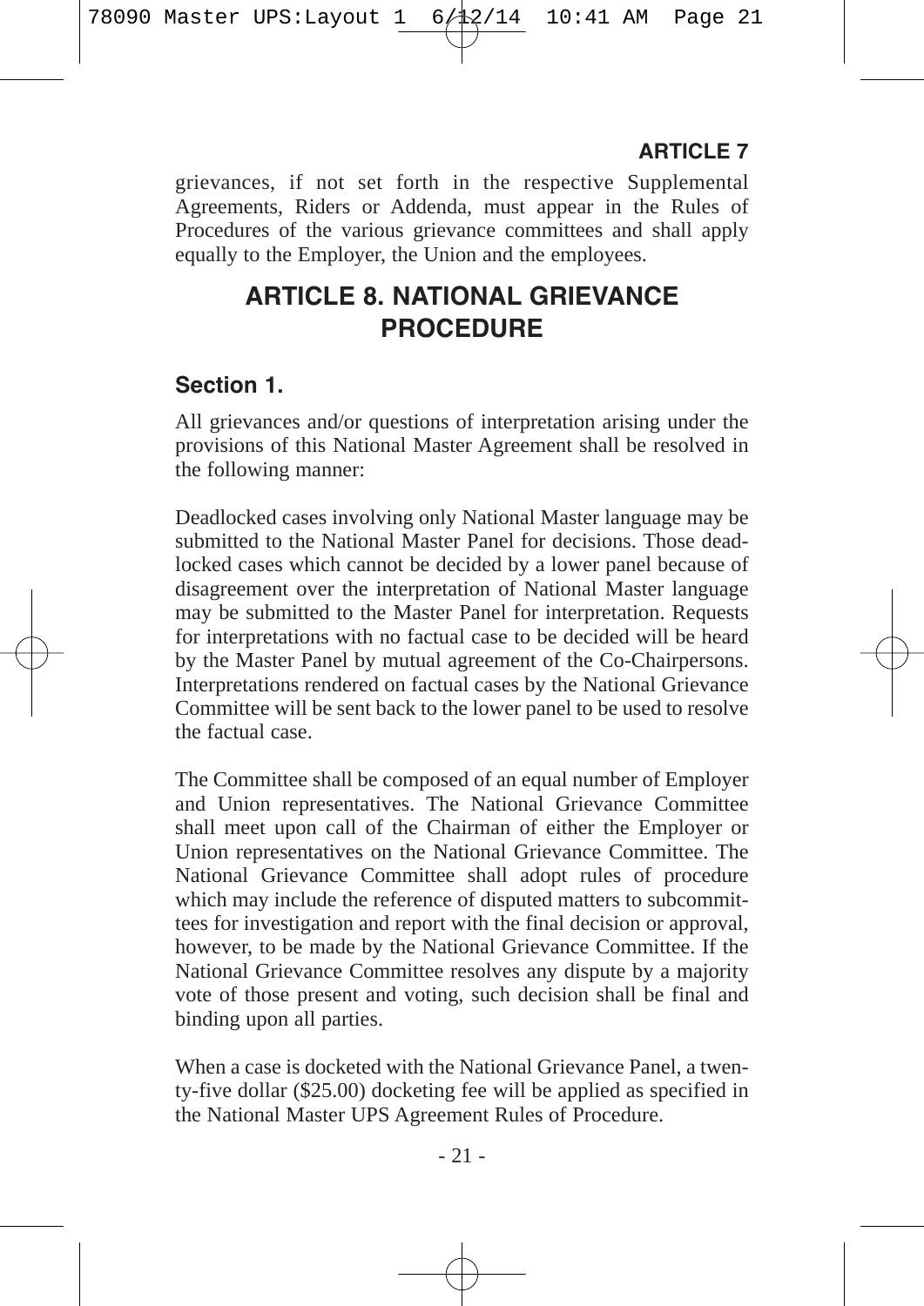grievances, if not set forth in the respective Supplemental Agreements, Riders or Addenda, must appear in the Rules of Procedures of the various grievance committees and shall apply equally to the Employer, the Union and the employees.

# ARTICLE 8. NATIONAL GRIEVANCE PROCEDURE

## Section 1.

All grievances and/or questions of interpretation arising under the provisions of this National Master Agreement shall be resolved in the following manner:

Deadlocked cases involving only National Master language may be submitted to the National Master Panel for decisions. Those deadlocked cases which cannot be decided by a lower panel because of disagreement over the interpretation of National Master language may be submitted to the Master Panel for interpretation. Requests for interpretations with no factual case to be decided will be heard by the Master Panel by mutual agreement of the Co-Chairpersons. Interpretations rendered on factual cases by the National Grievance Committee will be sent back to the lower panel to be used to resolve the factual case.

The Committee shall be composed of an equal number of Employer and Union representatives. The National Grievance Committee shall meet upon call of the Chairman of either the Employer or Union representatives on the National Grievance Committee. The National Grievance Committee shall adopt rules of procedure which may include the reference of disputed matters to subcommittees for investigation and report with the final decision or approval, however, to be made by the National Grievance Committee. If the National Grievance Committee resolves any dispute by a majority vote of those present and voting, such decision shall be final and binding upon all parties.

When a case is docketed with the National Grievance Panel, a twenty-five dollar ($25.00) docketing fee will be applied as specified in the National Master UPS Agreement Rules of Procedure.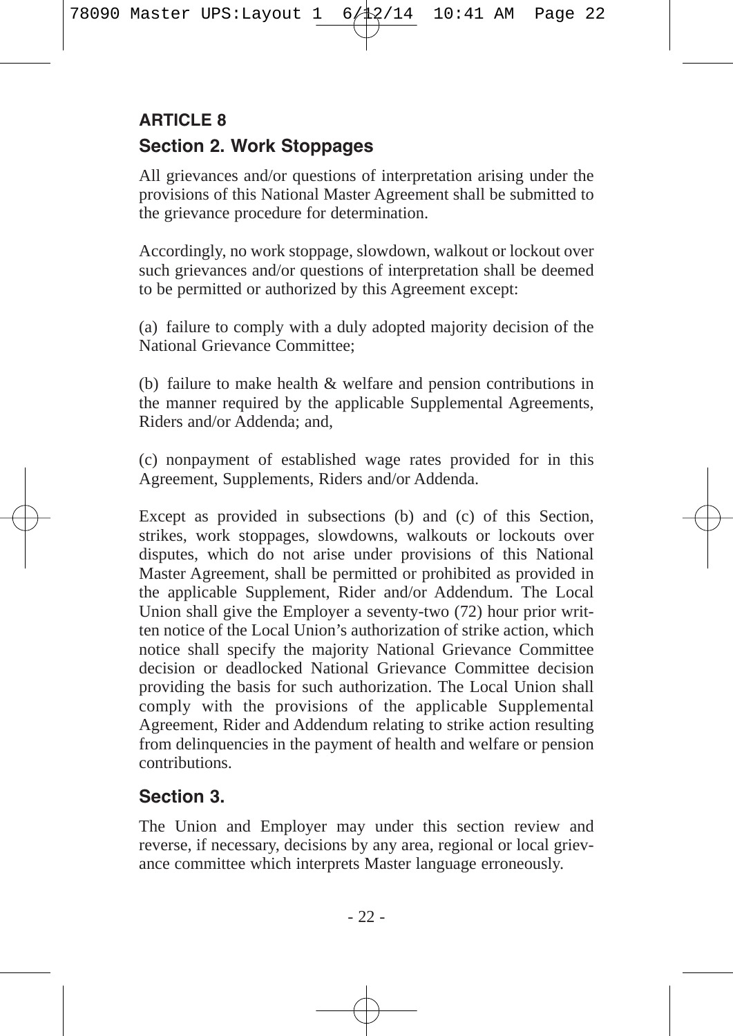## ARTICLE 8

### Section 2. Work Stoppages

All grievances and/or questions of interpretation arising under the provisions of this National Master Agreement shall be submitted to the grievance procedure for determination.

Accordingly, no work stoppage, slowdown, walkout or lockout over such grievances and/or questions of interpretation shall be deemed to be permitted or authorized by this Agreement except:

(a) failure to comply with a duly adopted majority decision of the National Grievance Committee;

(b) failure to make health & welfare and pension contributions in the manner required by the applicable Supplemental Agreements, Riders and/or Addenda; and,

(c) nonpayment of established wage rates provided for in this Agreement, Supplements, Riders and/or Addenda.

Except as provided in subsections (b) and (c) of this Section, strikes, work stoppages, slowdowns, walkouts or lockouts over disputes, which do not arise under provisions of this National Master Agreement, shall be permitted or prohibited as provided in the applicable Supplement, Rider and/or Addendum. The Local Union shall give the Employer a seventy-two (72) hour prior written notice of the Local Union's authorization of strike action, which notice shall specify the majority National Grievance Committee decision or deadlocked National Grievance Committee decision providing the basis for such authorization. The Local Union shall comply with the provisions of the applicable Supplemental Agreement, Rider and Addendum relating to strike action resulting from delinquencies in the payment of health and welfare or pension contributions.

### Section 3.

The Union and Employer may under this section review and reverse, if necessary, decisions by any area, regional or local grievance committee which interprets Master language erroneously.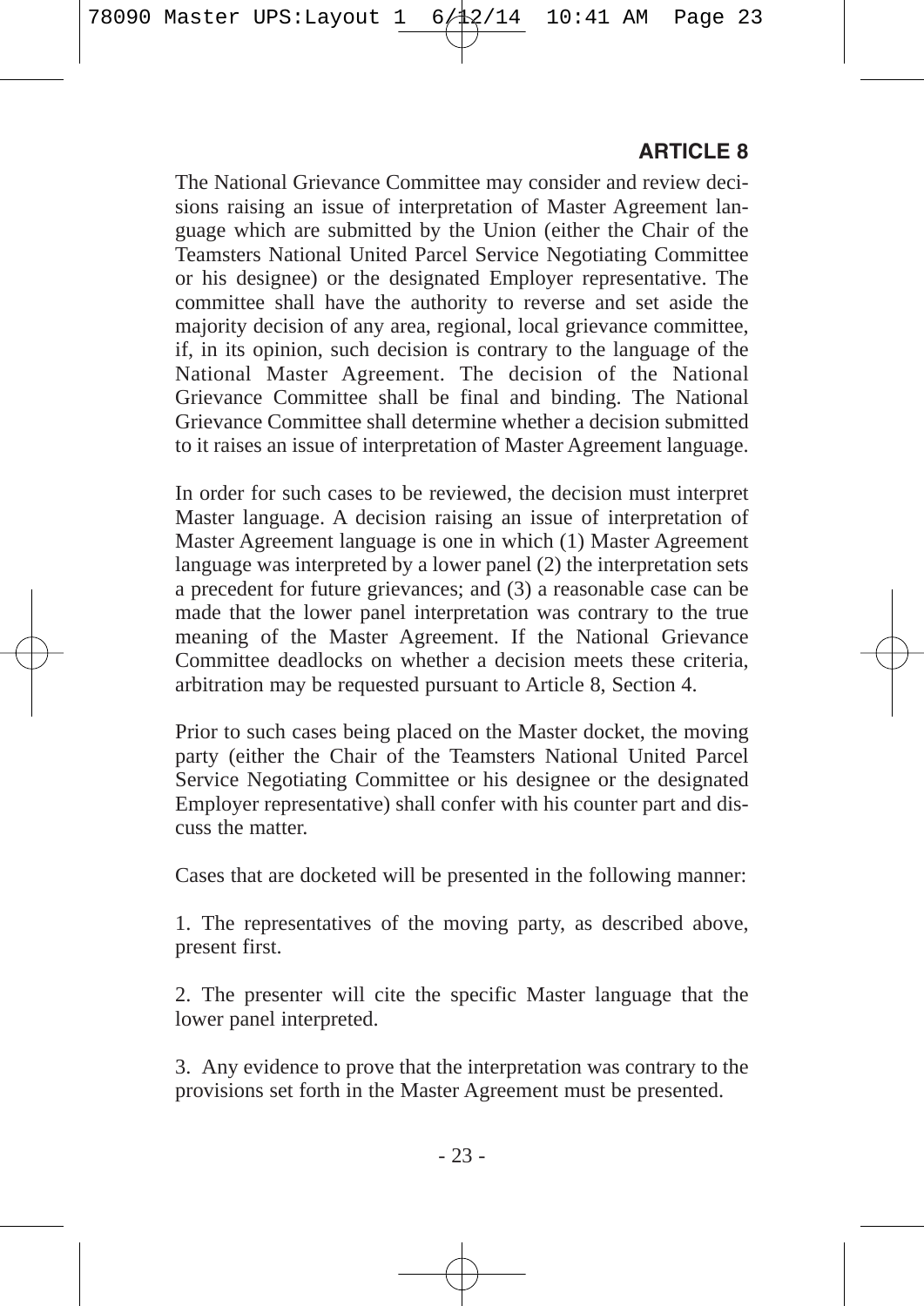**ARTICLE 8**

The National Grievance Committee may consider and review decisions raising an issue of interpretation of Master Agreement language which are submitted by the Union (either the Chair of the Teamsters National United Parcel Service Negotiating Committee or his designee) or the designated Employer representative. The committee shall have the authority to reverse and set aside the majority decision of any area, regional, local grievance committee, if, in its opinion, such decision is contrary to the language of the National Master Agreement. The decision of the National Grievance Committee shall be final and binding. The National Grievance Committee shall determine whether a decision submitted to it raises an issue of interpretation of Master Agreement language.

In order for such cases to be reviewed, the decision must interpret Master language. A decision raising an issue of interpretation of Master Agreement language is one in which (1) Master Agreement language was interpreted by a lower panel (2) the interpretation sets a precedent for future grievances; and (3) a reasonable case can be made that the lower panel interpretation was contrary to the true meaning of the Master Agreement. If the National Grievance Committee deadlocks on whether a decision meets these criteria, arbitration may be requested pursuant to Article 8, Section 4.

Prior to such cases being placed on the Master docket, the moving party (either the Chair of the Teamsters National United Parcel Service Negotiating Committee or his designee or the designated Employer representative) shall confer with his counter part and discuss the matter.

Cases that are docketed will be presented in the following manner:

1. The representatives of the moving party, as described above, present first.

2. The presenter will cite the specific Master language that the lower panel interpreted.

3. Any evidence to prove that the interpretation was contrary to the provisions set forth in the Master Agreement must be presented.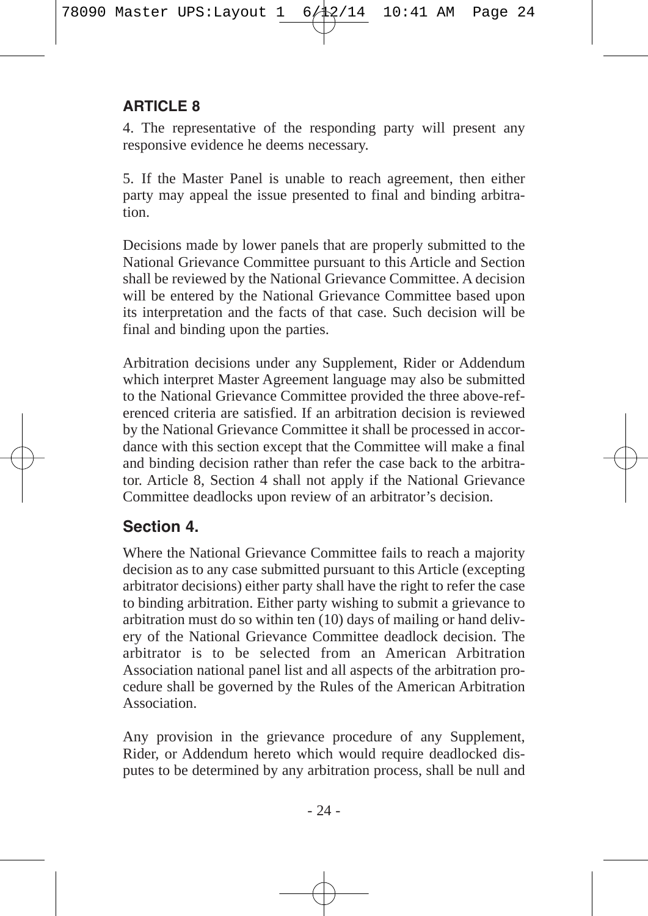## ARTICLE 8

4. The representative of the responding party will present any responsive evidence he deems necessary.

5. If the Master Panel is unable to reach agreement, then either party may appeal the issue presented to final and binding arbitration.

Decisions made by lower panels that are properly submitted to the National Grievance Committee pursuant to this Article and Section shall be reviewed by the National Grievance Committee. A decision will be entered by the National Grievance Committee based upon its interpretation and the facts of that case. Such decision will be final and binding upon the parties.

Arbitration decisions under any Supplement, Rider or Addendum which interpret Master Agreement language may also be submitted to the National Grievance Committee provided the three above-referenced criteria are satisfied. If an arbitration decision is reviewed by the National Grievance Committee it shall be processed in accordance with this section except that the Committee will make a final and binding decision rather than refer the case back to the arbitrator. Article 8, Section 4 shall not apply if the National Grievance Committee deadlocks upon review of an arbitrator's decision.

### Section 4.

Where the National Grievance Committee fails to reach a majority decision as to any case submitted pursuant to this Article (excepting arbitrator decisions) either party shall have the right to refer the case to binding arbitration. Either party wishing to submit a grievance to arbitration must do so within ten (10) days of mailing or hand delivery of the National Grievance Committee deadlock decision. The arbitrator is to be selected from an American Arbitration Association national panel list and all aspects of the arbitration procedure shall be governed by the Rules of the American Arbitration Association.

Any provision in the grievance procedure of any Supplement, Rider, or Addendum hereto which would require deadlocked disputes to be determined by any arbitration process, shall be null and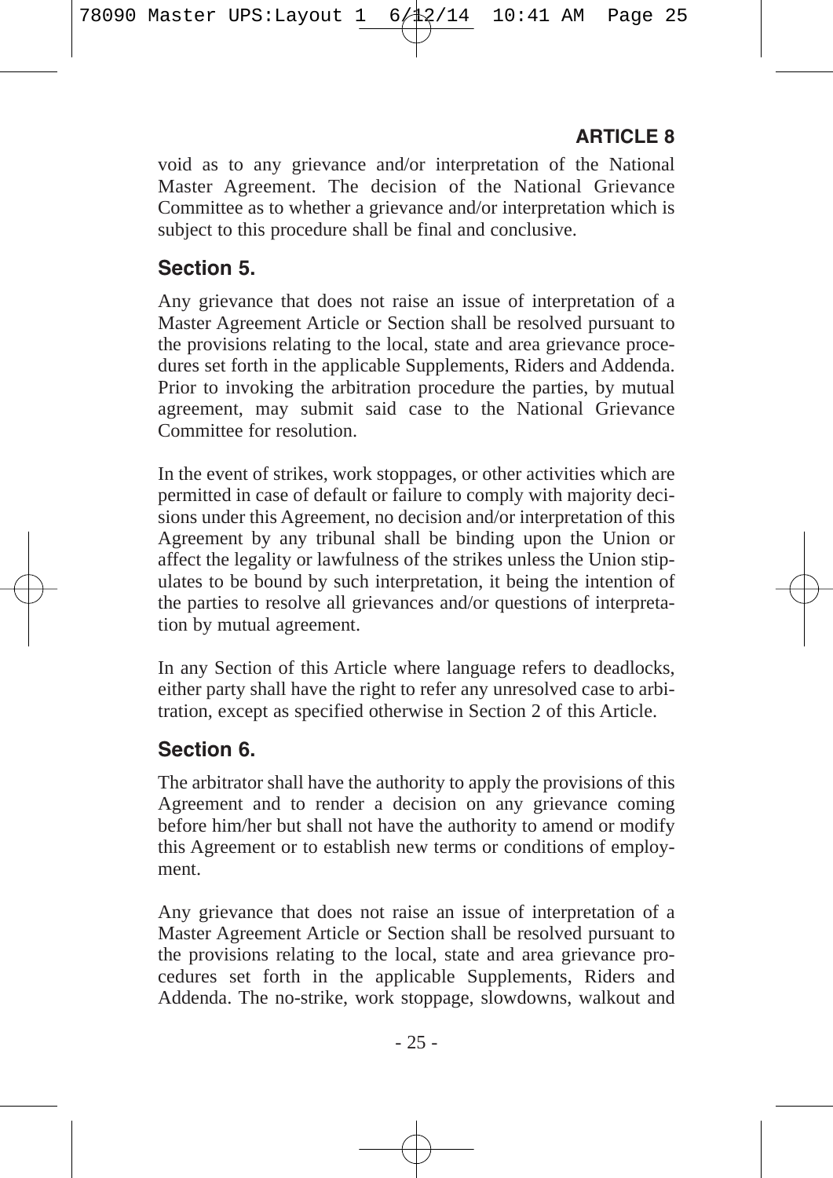void as to any grievance and/or interpretation of the National Master Agreement. The decision of the National Grievance Committee as to whether a grievance and/or interpretation which is subject to this procedure shall be final and conclusive.

## Section 5.

Any grievance that does not raise an issue of interpretation of a Master Agreement Article or Section shall be resolved pursuant to the provisions relating to the local, state and area grievance procedures set forth in the applicable Supplements, Riders and Addenda. Prior to invoking the arbitration procedure the parties, by mutual agreement, may submit said case to the National Grievance Committee for resolution.

In the event of strikes, work stoppages, or other activities which are permitted in case of default or failure to comply with majority decisions under this Agreement, no decision and/or interpretation of this Agreement by any tribunal shall be binding upon the Union or affect the legality or lawfulness of the strikes unless the Union stipulates to be bound by such interpretation, it being the intention of the parties to resolve all grievances and/or questions of interpretation by mutual agreement.

In any Section of this Article where language refers to deadlocks, either party shall have the right to refer any unresolved case to arbitration, except as specified otherwise in Section 2 of this Article.

## Section 6.

The arbitrator shall have the authority to apply the provisions of this Agreement and to render a decision on any grievance coming before him/her but shall not have the authority to amend or modify this Agreement or to establish new terms or conditions of employment.

Any grievance that does not raise an issue of interpretation of a Master Agreement Article or Section shall be resolved pursuant to the provisions relating to the local, state and area grievance procedures set forth in the applicable Supplements, Riders and Addenda. The no-strike, work stoppage, slowdowns, walkout and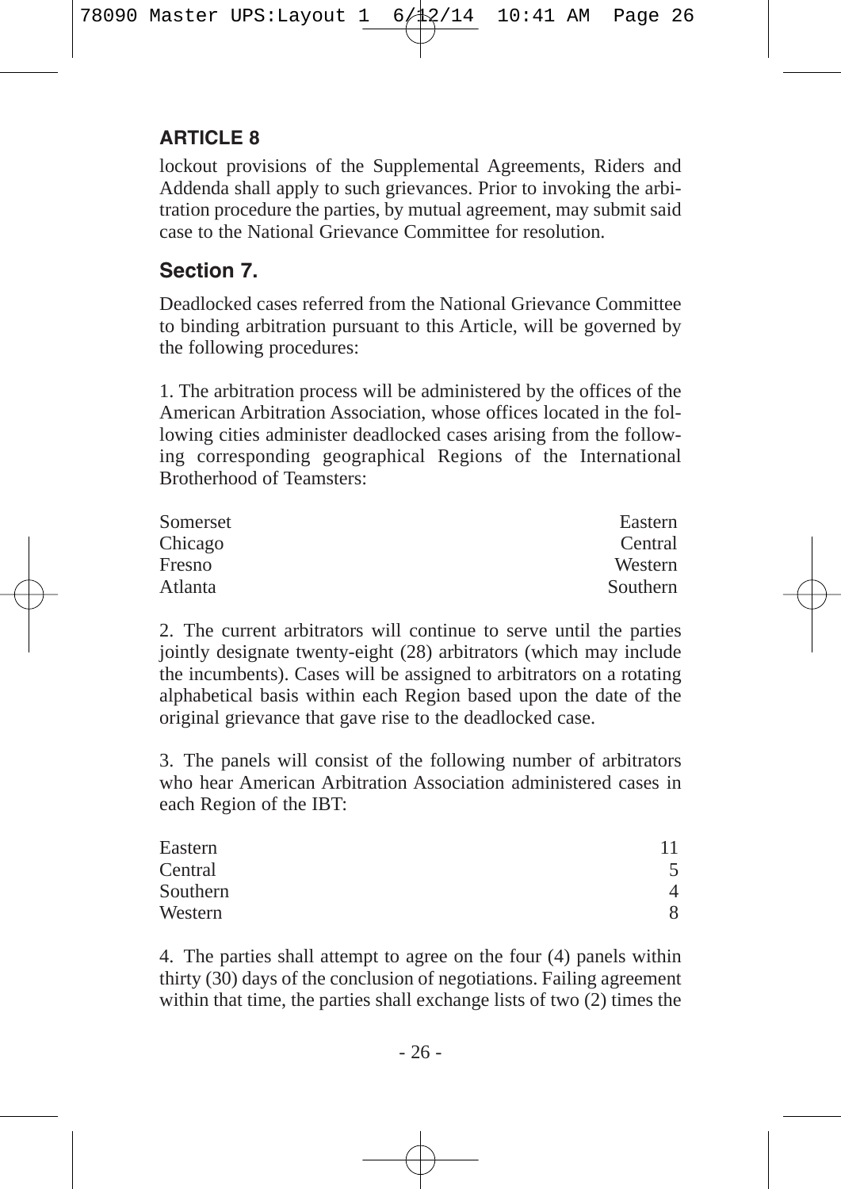## ARTICLE 8

lockout provisions of the Supplemental Agreements, Riders and Addenda shall apply to such grievances. Prior to invoking the arbitration procedure the parties, by mutual agreement, may submit said case to the National Grievance Committee for resolution.

### Section 7.

Deadlocked cases referred from the National Grievance Committee to binding arbitration pursuant to this Article, will be governed by the following procedures:

1. The arbitration process will be administered by the offices of the American Arbitration Association, whose offices located in the following cities administer deadlocked cases arising from the following corresponding geographical Regions of the International Brotherhood of Teamsters:

| | |
|---|---|
| Somerset | Eastern |
| Chicago | Central |
| Fresno | Western |
| Atlanta | Southern |

2. The current arbitrators will continue to serve until the parties jointly designate twenty-eight (28) arbitrators (which may include the incumbents). Cases will be assigned to arbitrators on a rotating alphabetical basis within each Region based upon the date of the original grievance that gave rise to the deadlocked case.

3. The panels will consist of the following number of arbitrators who hear American Arbitration Association administered cases in each Region of the IBT:

| | |
|---|---|
| Eastern | 11 |
| Central | 5 |
| Southern | 4 |
| Western | 8 |

4. The parties shall attempt to agree on the four (4) panels within thirty (30) days of the conclusion of negotiations. Failing agreement within that time, the parties shall exchange lists of two (2) times the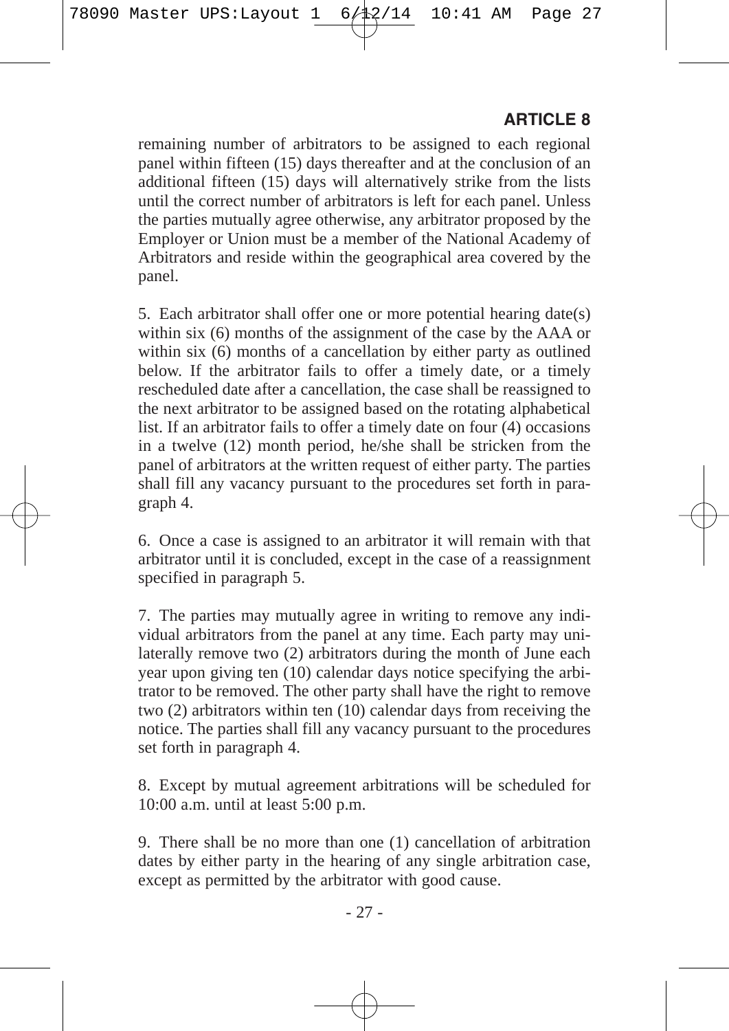## ARTICLE 8

remaining number of arbitrators to be assigned to each regional panel within fifteen (15) days thereafter and at the conclusion of an additional fifteen (15) days will alternatively strike from the lists until the correct number of arbitrators is left for each panel. Unless the parties mutually agree otherwise, any arbitrator proposed by the Employer or Union must be a member of the National Academy of Arbitrators and reside within the geographical area covered by the panel.

5. Each arbitrator shall offer one or more potential hearing date(s) within six (6) months of the assignment of the case by the AAA or within six (6) months of a cancellation by either party as outlined below. If the arbitrator fails to offer a timely date, or a timely rescheduled date after a cancellation, the case shall be reassigned to the next arbitrator to be assigned based on the rotating alphabetical list. If an arbitrator fails to offer a timely date on four (4) occasions in a twelve (12) month period, he/she shall be stricken from the panel of arbitrators at the written request of either party. The parties shall fill any vacancy pursuant to the procedures set forth in paragraph 4.

6. Once a case is assigned to an arbitrator it will remain with that arbitrator until it is concluded, except in the case of a reassignment specified in paragraph 5.

7. The parties may mutually agree in writing to remove any individual arbitrators from the panel at any time. Each party may unilaterally remove two (2) arbitrators during the month of June each year upon giving ten (10) calendar days notice specifying the arbitrator to be removed. The other party shall have the right to remove two (2) arbitrators within ten (10) calendar days from receiving the notice. The parties shall fill any vacancy pursuant to the procedures set forth in paragraph 4.

8. Except by mutual agreement arbitrations will be scheduled for 10:00 a.m. until at least 5:00 p.m.

9. There shall be no more than one (1) cancellation of arbitration dates by either party in the hearing of any single arbitration case, except as permitted by the arbitrator with good cause.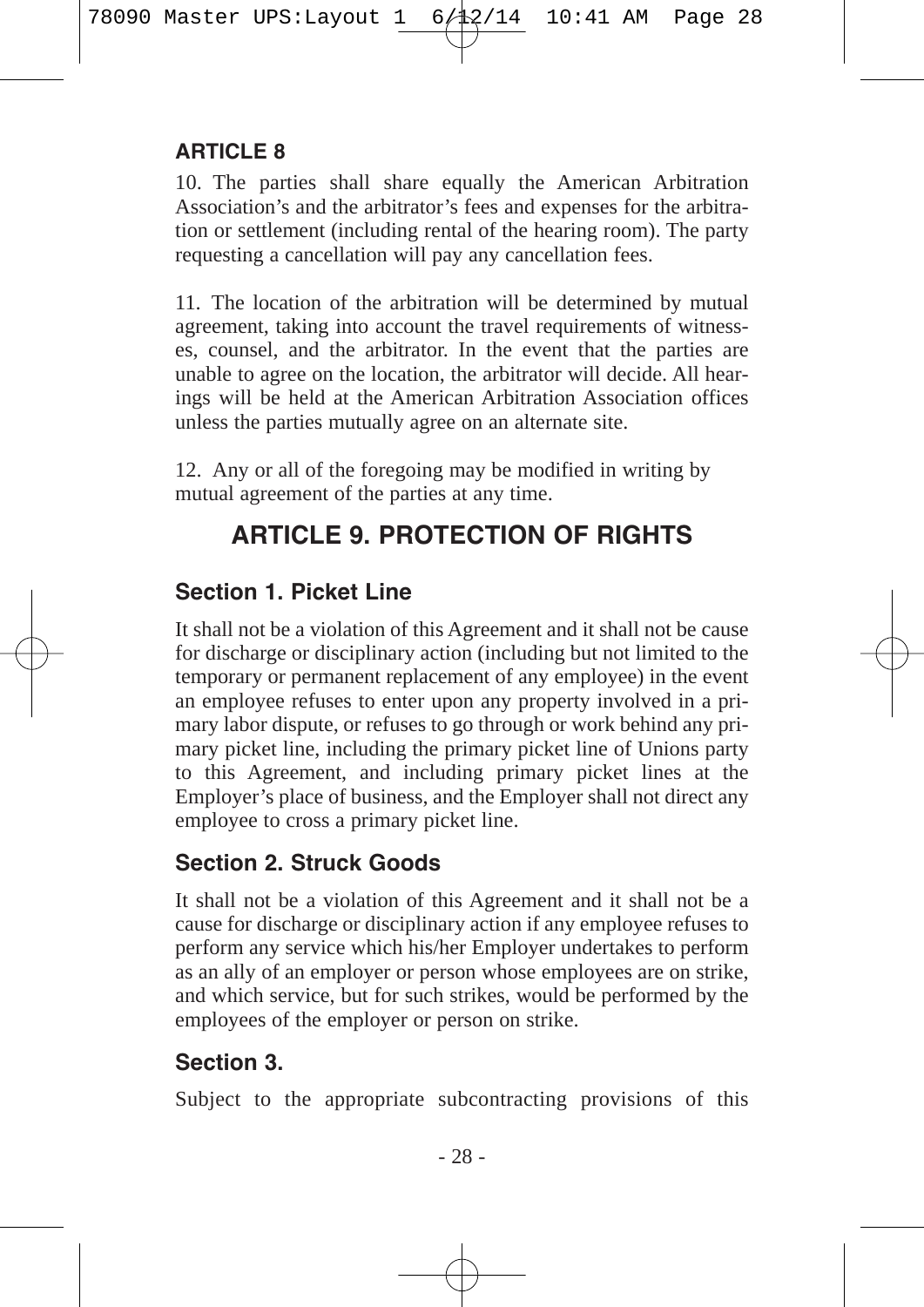**ARTICLE 8**

10. The parties shall share equally the American Arbitration Association's and the arbitrator's fees and expenses for the arbitration or settlement (including rental of the hearing room). The party requesting a cancellation will pay any cancellation fees.

11. The location of the arbitration will be determined by mutual agreement, taking into account the travel requirements of witnesses, counsel, and the arbitrator. In the event that the parties are unable to agree on the location, the arbitrator will decide. All hearings will be held at the American Arbitration Association offices unless the parties mutually agree on an alternate site.

12. Any or all of the foregoing may be modified in writing by mutual agreement of the parties at any time.

# ARTICLE 9. PROTECTION OF RIGHTS

## Section 1. Picket Line

It shall not be a violation of this Agreement and it shall not be cause for discharge or disciplinary action (including but not limited to the temporary or permanent replacement of any employee) in the event an employee refuses to enter upon any property involved in a primary labor dispute, or refuses to go through or work behind any primary picket line, including the primary picket line of Unions party to this Agreement, and including primary picket lines at the Employer's place of business, and the Employer shall not direct any employee to cross a primary picket line.

## Section 2. Struck Goods

It shall not be a violation of this Agreement and it shall not be a cause for discharge or disciplinary action if any employee refuses to perform any service which his/her Employer undertakes to perform as an ally of an employer or person whose employees are on strike, and which service, but for such strikes, would be performed by the employees of the employer or person on strike.

## Section 3.

Subject to the appropriate subcontracting provisions of this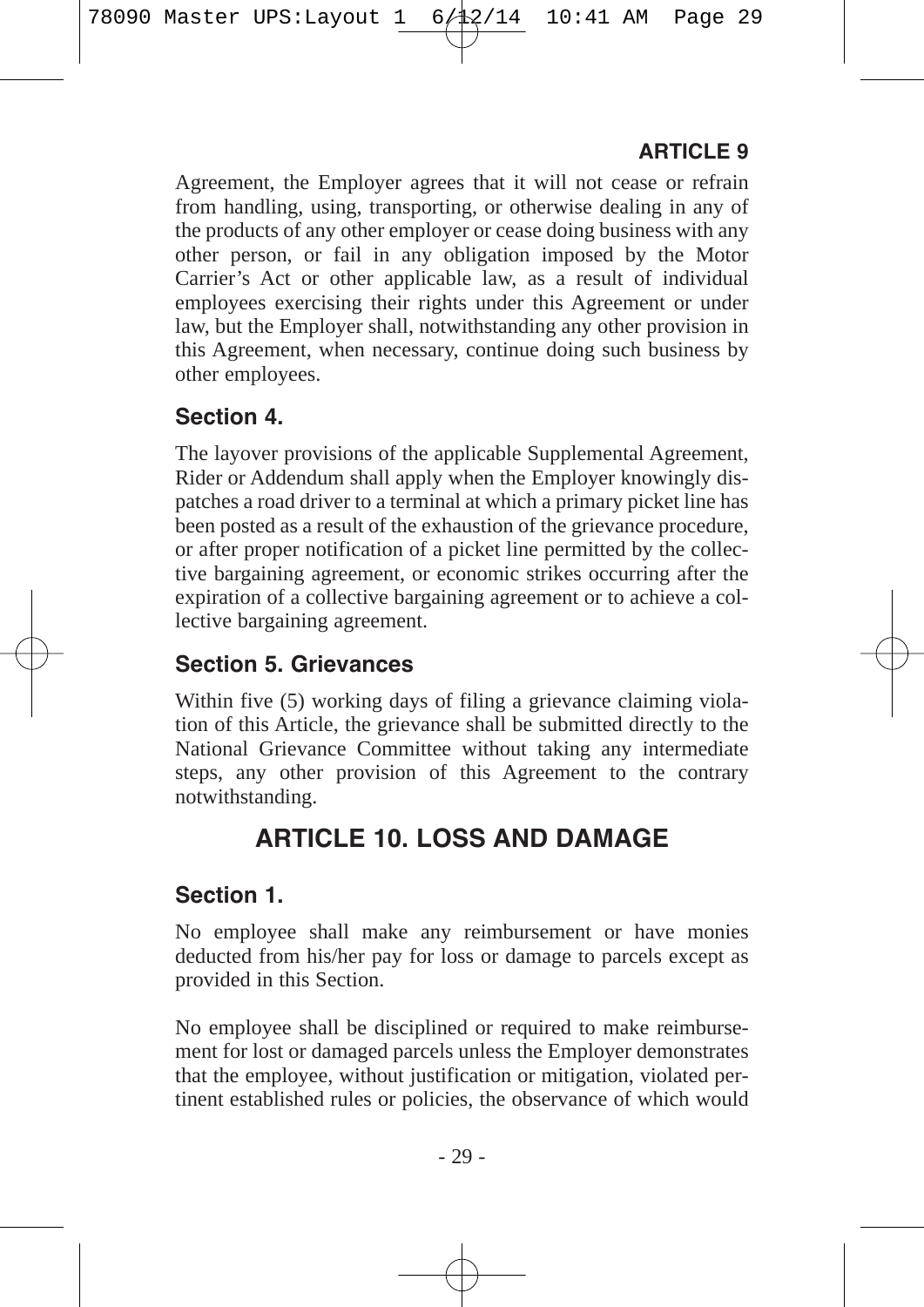Agreement, the Employer agrees that it will not cease or refrain from handling, using, transporting, or otherwise dealing in any of the products of any other employer or cease doing business with any other person, or fail in any obligation imposed by the Motor Carrier's Act or other applicable law, as a result of individual employees exercising their rights under this Agreement or under law, but the Employer shall, notwithstanding any other provision in this Agreement, when necessary, continue doing such business by other employees.

### Section 4.

The layover provisions of the applicable Supplemental Agreement, Rider or Addendum shall apply when the Employer knowingly dispatches a road driver to a terminal at which a primary picket line has been posted as a result of the exhaustion of the grievance procedure, or after proper notification of a picket line permitted by the collective bargaining agreement, or economic strikes occurring after the expiration of a collective bargaining agreement or to achieve a collective bargaining agreement.

### Section 5. Grievances

Within five (5) working days of filing a grievance claiming violation of this Article, the grievance shall be submitted directly to the National Grievance Committee without taking any intermediate steps, any other provision of this Agreement to the contrary notwithstanding.

## ARTICLE 10. LOSS AND DAMAGE

### Section 1.

No employee shall make any reimbursement or have monies deducted from his/her pay for loss or damage to parcels except as provided in this Section.

No employee shall be disciplined or required to make reimbursement for lost or damaged parcels unless the Employer demonstrates that the employee, without justification or mitigation, violated pertinent established rules or policies, the observance of which would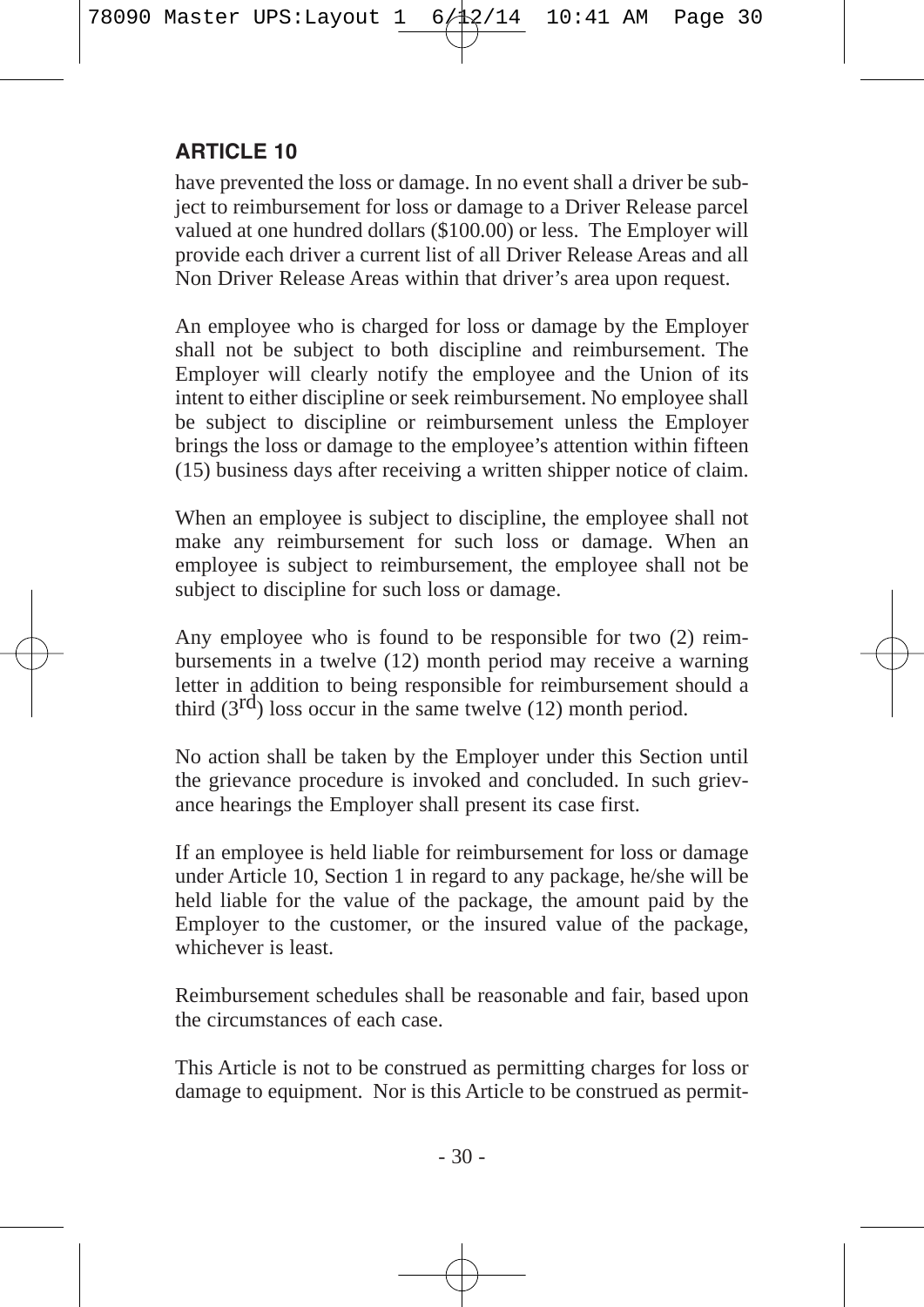## ARTICLE 10

have prevented the loss or damage. In no event shall a driver be subject to reimbursement for loss or damage to a Driver Release parcel valued at one hundred dollars ($100.00) or less. The Employer will provide each driver a current list of all Driver Release Areas and all Non Driver Release Areas within that driver's area upon request.

An employee who is charged for loss or damage by the Employer shall not be subject to both discipline and reimbursement. The Employer will clearly notify the employee and the Union of its intent to either discipline or seek reimbursement. No employee shall be subject to discipline or reimbursement unless the Employer brings the loss or damage to the employee's attention within fifteen (15) business days after receiving a written shipper notice of claim.

When an employee is subject to discipline, the employee shall not make any reimbursement for such loss or damage. When an employee is subject to reimbursement, the employee shall not be subject to discipline for such loss or damage.

Any employee who is found to be responsible for two (2) reimbursements in a twelve (12) month period may receive a warning letter in addition to being responsible for reimbursement should a third (3rd) loss occur in the same twelve (12) month period.

No action shall be taken by the Employer under this Section until the grievance procedure is invoked and concluded. In such grievance hearings the Employer shall present its case first.

If an employee is held liable for reimbursement for loss or damage under Article 10, Section 1 in regard to any package, he/she will be held liable for the value of the package, the amount paid by the Employer to the customer, or the insured value of the package, whichever is least.

Reimbursement schedules shall be reasonable and fair, based upon the circumstances of each case.

This Article is not to be construed as permitting charges for loss or damage to equipment. Nor is this Article to be construed as permit-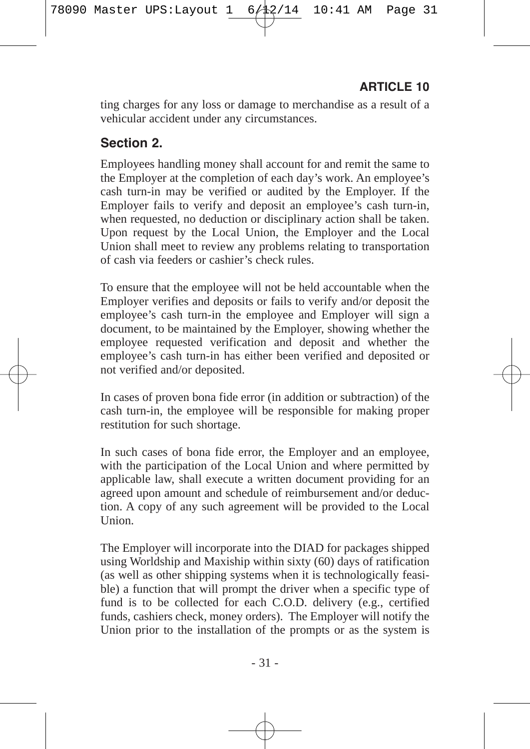ting charges for any loss or damage to merchandise as a result of a vehicular accident under any circumstances.

## Section 2.

Employees handling money shall account for and remit the same to the Employer at the completion of each day's work. An employee's cash turn-in may be verified or audited by the Employer. If the Employer fails to verify and deposit an employee's cash turn-in, when requested, no deduction or disciplinary action shall be taken. Upon request by the Local Union, the Employer and the Local Union shall meet to review any problems relating to transportation of cash via feeders or cashier's check rules.

To ensure that the employee will not be held accountable when the Employer verifies and deposits or fails to verify and/or deposit the employee's cash turn-in the employee and Employer will sign a document, to be maintained by the Employer, showing whether the employee requested verification and deposit and whether the employee's cash turn-in has either been verified and deposited or not verified and/or deposited.

In cases of proven bona fide error (in addition or subtraction) of the cash turn-in, the employee will be responsible for making proper restitution for such shortage.

In such cases of bona fide error, the Employer and an employee, with the participation of the Local Union and where permitted by applicable law, shall execute a written document providing for an agreed upon amount and schedule of reimbursement and/or deduction. A copy of any such agreement will be provided to the Local Union.

The Employer will incorporate into the DIAD for packages shipped using Worldship and Maxiship within sixty (60) days of ratification (as well as other shipping systems when it is technologically feasible) a function that will prompt the driver when a specific type of fund is to be collected for each C.O.D. delivery (e.g., certified funds, cashiers check, money orders). The Employer will notify the Union prior to the installation of the prompts or as the system is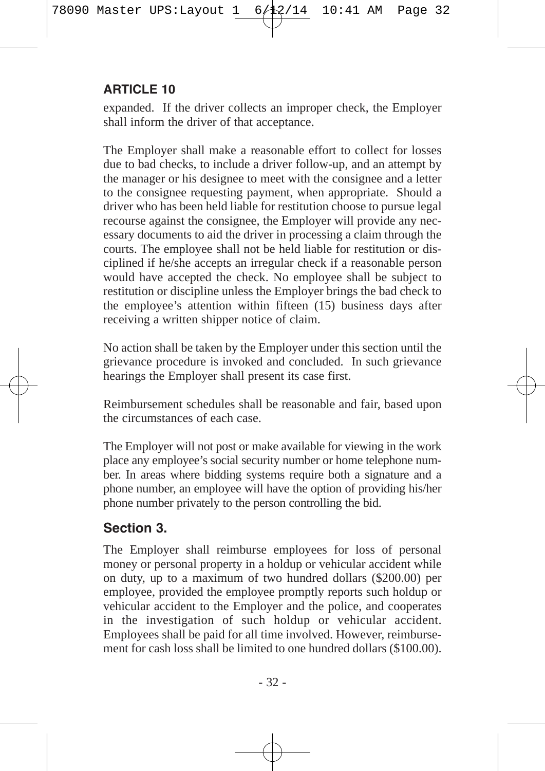## ARTICLE 10

expanded. If the driver collects an improper check, the Employer shall inform the driver of that acceptance.

The Employer shall make a reasonable effort to collect for losses due to bad checks, to include a driver follow-up, and an attempt by the manager or his designee to meet with the consignee and a letter to the consignee requesting payment, when appropriate. Should a driver who has been held liable for restitution choose to pursue legal recourse against the consignee, the Employer will provide any necessary documents to aid the driver in processing a claim through the courts. The employee shall not be held liable for restitution or disciplined if he/she accepts an irregular check if a reasonable person would have accepted the check. No employee shall be subject to restitution or discipline unless the Employer brings the bad check to the employee's attention within fifteen (15) business days after receiving a written shipper notice of claim.

No action shall be taken by the Employer under this section until the grievance procedure is invoked and concluded. In such grievance hearings the Employer shall present its case first.

Reimbursement schedules shall be reasonable and fair, based upon the circumstances of each case.

The Employer will not post or make available for viewing in the work place any employee's social security number or home telephone number. In areas where bidding systems require both a signature and a phone number, an employee will have the option of providing his/her phone number privately to the person controlling the bid.

### Section 3.

The Employer shall reimburse employees for loss of personal money or personal property in a holdup or vehicular accident while on duty, up to a maximum of two hundred dollars ($200.00) per employee, provided the employee promptly reports such holdup or vehicular accident to the Employer and the police, and cooperates in the investigation of such holdup or vehicular accident. Employees shall be paid for all time involved. However, reimbursement for cash loss shall be limited to one hundred dollars ($100.00).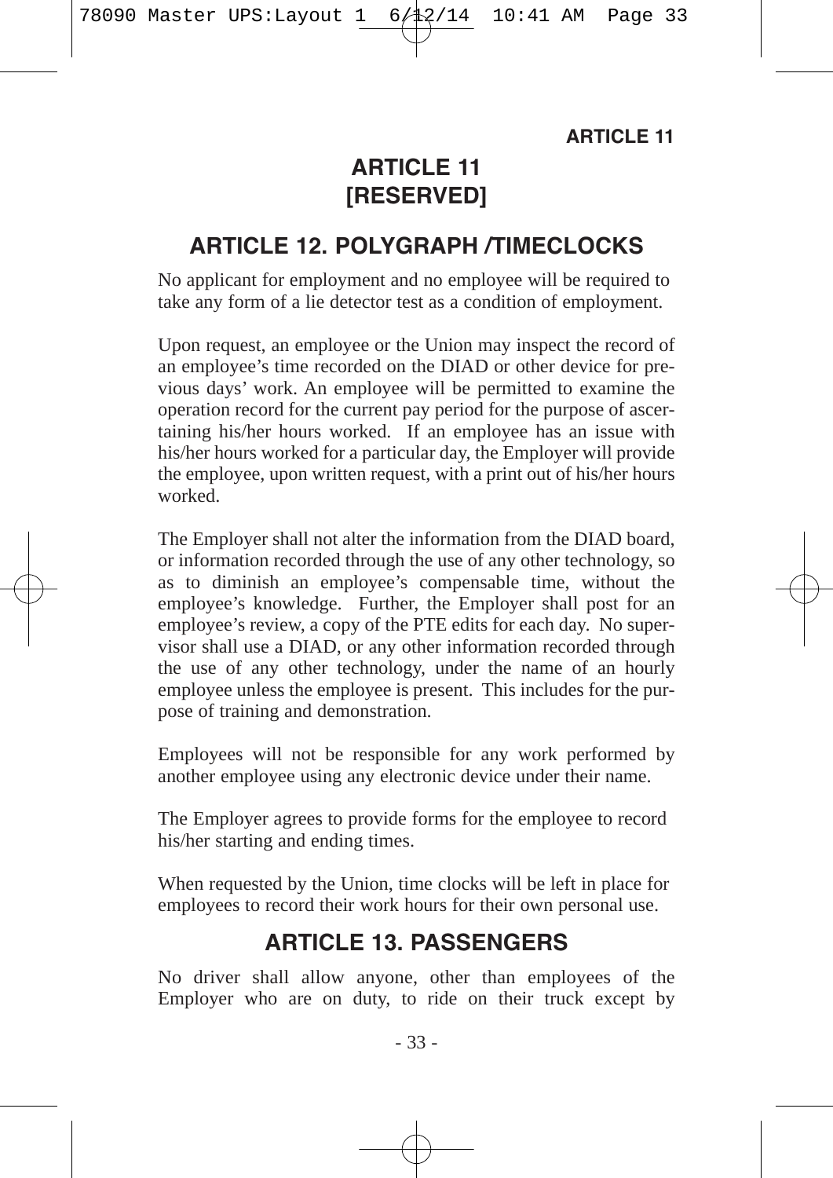## ARTICLE 11
## [RESERVED]

## ARTICLE 12. POLYGRAPH /TIMECLOCKS

No applicant for employment and no employee will be required to take any form of a lie detector test as a condition of employment.

Upon request, an employee or the Union may inspect the record of an employee's time recorded on the DIAD or other device for previous days' work. An employee will be permitted to examine the operation record for the current pay period for the purpose of ascertaining his/her hours worked. If an employee has an issue with his/her hours worked for a particular day, the Employer will provide the employee, upon written request, with a print out of his/her hours worked.

The Employer shall not alter the information from the DIAD board, or information recorded through the use of any other technology, so as to diminish an employee's compensable time, without the employee's knowledge. Further, the Employer shall post for an employee's review, a copy of the PTE edits for each day. No supervisor shall use a DIAD, or any other information recorded through the use of any other technology, under the name of an hourly employee unless the employee is present. This includes for the purpose of training and demonstration.

Employees will not be responsible for any work performed by another employee using any electronic device under their name.

The Employer agrees to provide forms for the employee to record his/her starting and ending times.

When requested by the Union, time clocks will be left in place for employees to record their work hours for their own personal use.

## ARTICLE 13. PASSENGERS

No driver shall allow anyone, other than employees of the Employer who are on duty, to ride on their truck except by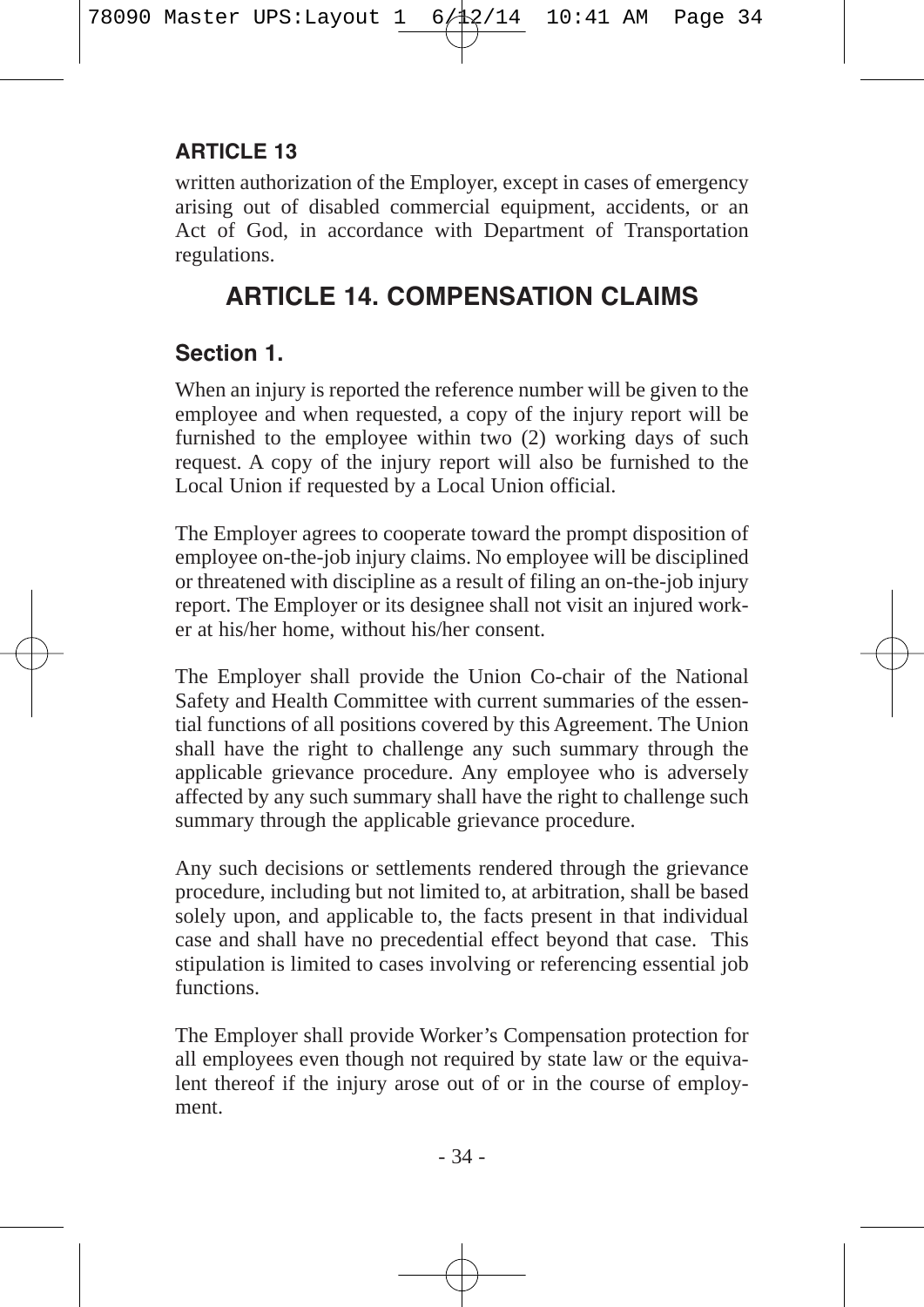written authorization of the Employer, except in cases of emergency arising out of disabled commercial equipment, accidents, or an Act of God, in accordance with Department of Transportation regulations.

# ARTICLE 14. COMPENSATION CLAIMS

## Section 1.

When an injury is reported the reference number will be given to the employee and when requested, a copy of the injury report will be furnished to the employee within two (2) working days of such request. A copy of the injury report will also be furnished to the Local Union if requested by a Local Union official.

The Employer agrees to cooperate toward the prompt disposition of employee on-the-job injury claims. No employee will be disciplined or threatened with discipline as a result of filing an on-the-job injury report. The Employer or its designee shall not visit an injured worker at his/her home, without his/her consent.

The Employer shall provide the Union Co-chair of the National Safety and Health Committee with current summaries of the essential functions of all positions covered by this Agreement. The Union shall have the right to challenge any such summary through the applicable grievance procedure. Any employee who is adversely affected by any such summary shall have the right to challenge such summary through the applicable grievance procedure.

Any such decisions or settlements rendered through the grievance procedure, including but not limited to, at arbitration, shall be based solely upon, and applicable to, the facts present in that individual case and shall have no precedential effect beyond that case. This stipulation is limited to cases involving or referencing essential job functions.

The Employer shall provide Worker's Compensation protection for all employees even though not required by state law or the equivalent thereof if the injury arose out of or in the course of employment.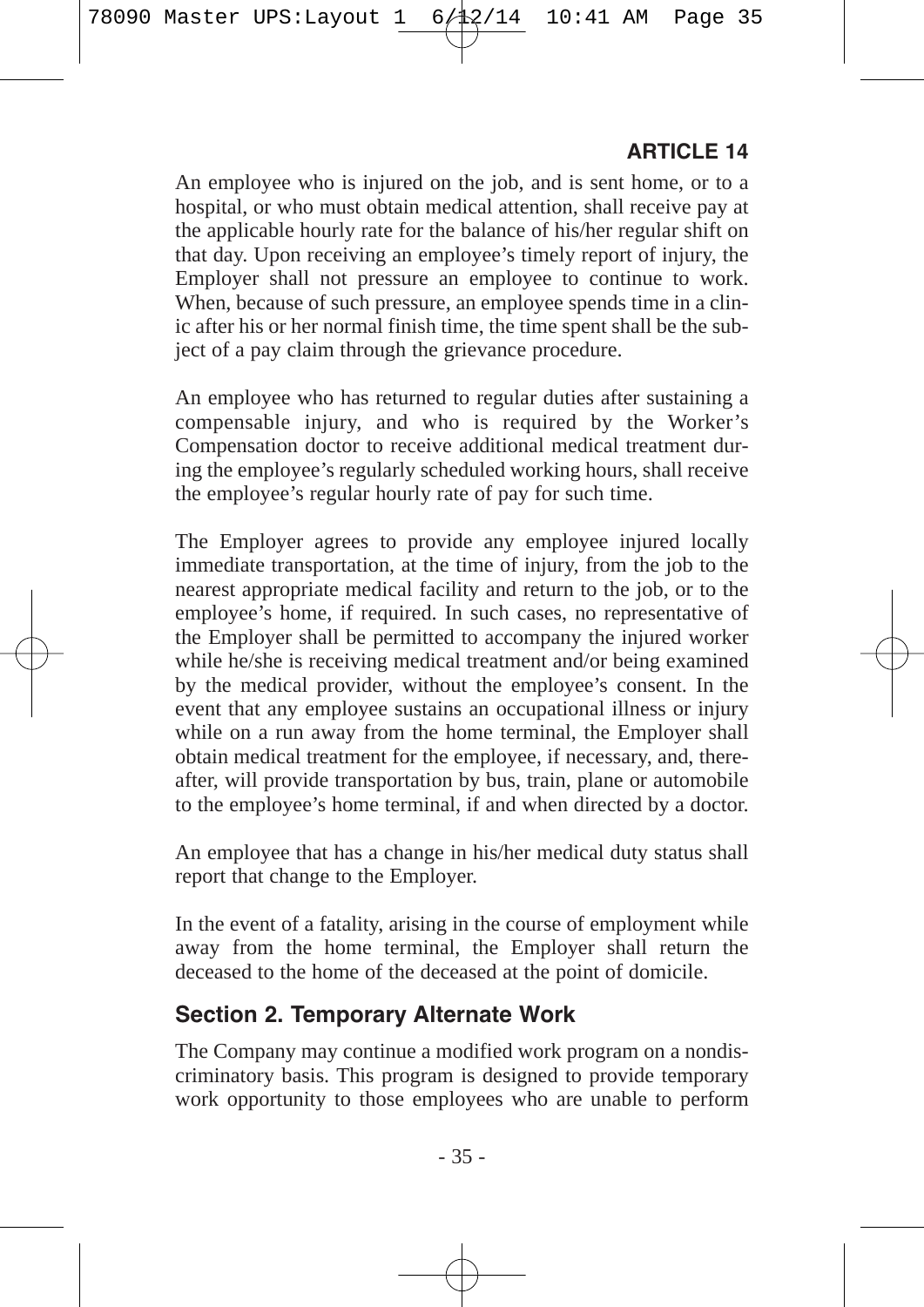An employee who is injured on the job, and is sent home, or to a hospital, or who must obtain medical attention, shall receive pay at the applicable hourly rate for the balance of his/her regular shift on that day. Upon receiving an employee's timely report of injury, the Employer shall not pressure an employee to continue to work. When, because of such pressure, an employee spends time in a clinic after his or her normal finish time, the time spent shall be the subject of a pay claim through the grievance procedure.

An employee who has returned to regular duties after sustaining a compensable injury, and who is required by the Worker's Compensation doctor to receive additional medical treatment during the employee's regularly scheduled working hours, shall receive the employee's regular hourly rate of pay for such time.

The Employer agrees to provide any employee injured locally immediate transportation, at the time of injury, from the job to the nearest appropriate medical facility and return to the job, or to the employee's home, if required. In such cases, no representative of the Employer shall be permitted to accompany the injured worker while he/she is receiving medical treatment and/or being examined by the medical provider, without the employee's consent. In the event that any employee sustains an occupational illness or injury while on a run away from the home terminal, the Employer shall obtain medical treatment for the employee, if necessary, and, thereafter, will provide transportation by bus, train, plane or automobile to the employee's home terminal, if and when directed by a doctor.

An employee that has a change in his/her medical duty status shall report that change to the Employer.

In the event of a fatality, arising in the course of employment while away from the home terminal, the Employer shall return the deceased to the home of the deceased at the point of domicile.

## Section 2. Temporary Alternate Work

The Company may continue a modified work program on a nondiscriminatory basis. This program is designed to provide temporary work opportunity to those employees who are unable to perform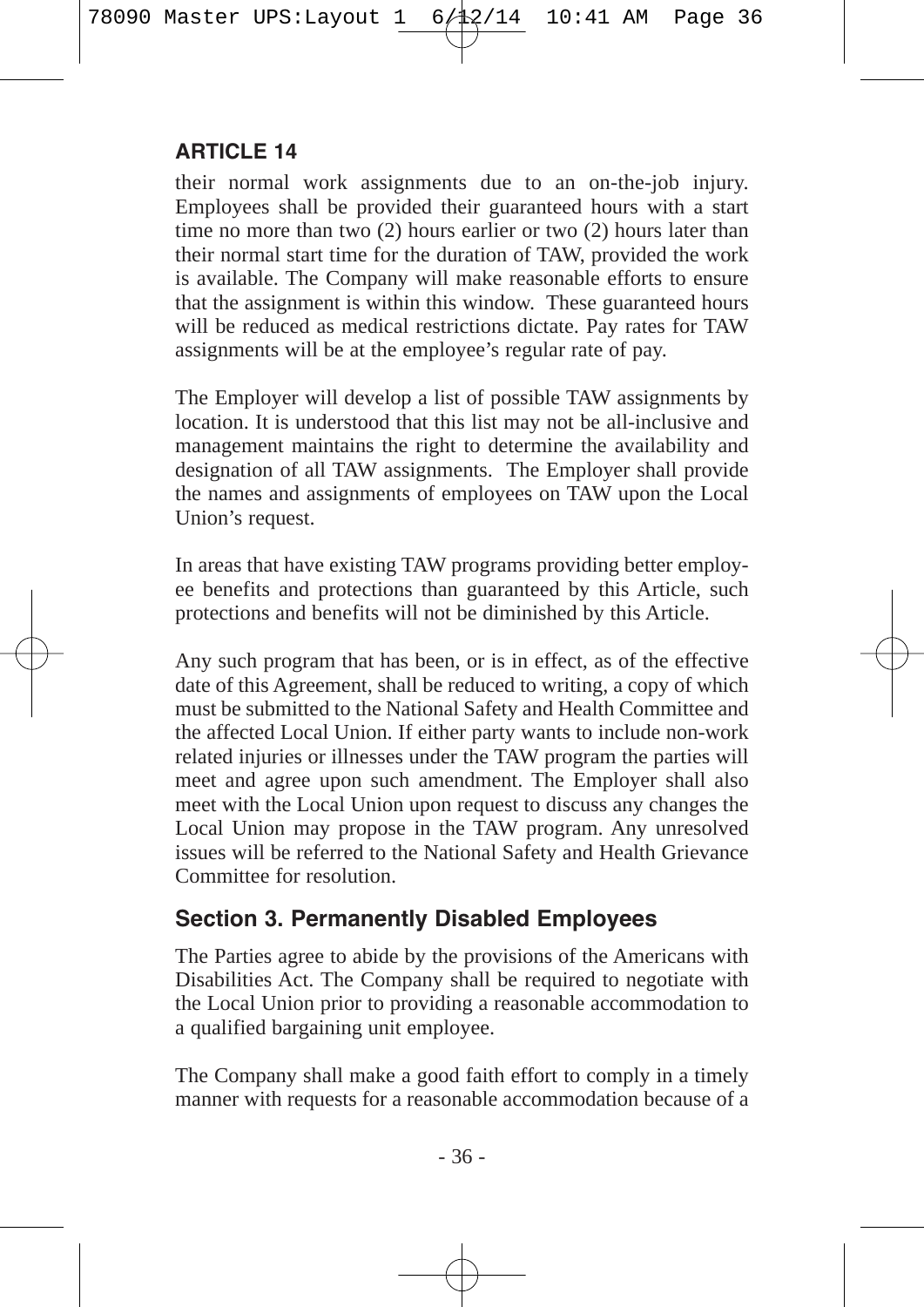their normal work assignments due to an on-the-job injury. Employees shall be provided their guaranteed hours with a start time no more than two (2) hours earlier or two (2) hours later than their normal start time for the duration of TAW, provided the work is available. The Company will make reasonable efforts to ensure that the assignment is within this window. These guaranteed hours will be reduced as medical restrictions dictate. Pay rates for TAW assignments will be at the employee's regular rate of pay.

The Employer will develop a list of possible TAW assignments by location. It is understood that this list may not be all-inclusive and management maintains the right to determine the availability and designation of all TAW assignments. The Employer shall provide the names and assignments of employees on TAW upon the Local Union's request.

In areas that have existing TAW programs providing better employee benefits and protections than guaranteed by this Article, such protections and benefits will not be diminished by this Article.

Any such program that has been, or is in effect, as of the effective date of this Agreement, shall be reduced to writing, a copy of which must be submitted to the National Safety and Health Committee and the affected Local Union. If either party wants to include non-work related injuries or illnesses under the TAW program the parties will meet and agree upon such amendment. The Employer shall also meet with the Local Union upon request to discuss any changes the Local Union may propose in the TAW program. Any unresolved issues will be referred to the National Safety and Health Grievance Committee for resolution.

## Section 3. Permanently Disabled Employees

The Parties agree to abide by the provisions of the Americans with Disabilities Act. The Company shall be required to negotiate with the Local Union prior to providing a reasonable accommodation to a qualified bargaining unit employee.

The Company shall make a good faith effort to comply in a timely manner with requests for a reasonable accommodation because of a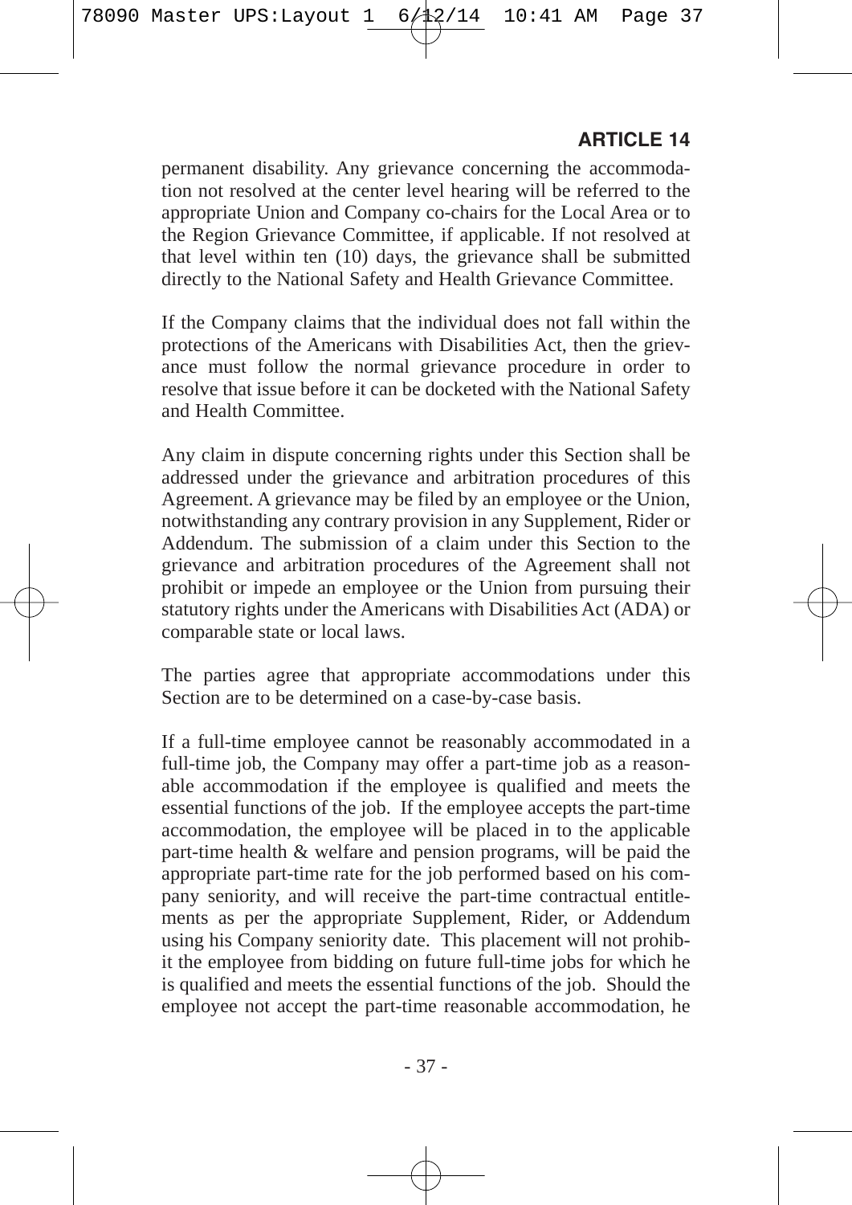permanent disability. Any grievance concerning the accommodation not resolved at the center level hearing will be referred to the appropriate Union and Company co-chairs for the Local Area or to the Region Grievance Committee, if applicable. If not resolved at that level within ten (10) days, the grievance shall be submitted directly to the National Safety and Health Grievance Committee.

If the Company claims that the individual does not fall within the protections of the Americans with Disabilities Act, then the grievance must follow the normal grievance procedure in order to resolve that issue before it can be docketed with the National Safety and Health Committee.

Any claim in dispute concerning rights under this Section shall be addressed under the grievance and arbitration procedures of this Agreement. A grievance may be filed by an employee or the Union, notwithstanding any contrary provision in any Supplement, Rider or Addendum. The submission of a claim under this Section to the grievance and arbitration procedures of the Agreement shall not prohibit or impede an employee or the Union from pursuing their statutory rights under the Americans with Disabilities Act (ADA) or comparable state or local laws.

The parties agree that appropriate accommodations under this Section are to be determined on a case-by-case basis.

If a full-time employee cannot be reasonably accommodated in a full-time job, the Company may offer a part-time job as a reasonable accommodation if the employee is qualified and meets the essential functions of the job. If the employee accepts the part-time accommodation, the employee will be placed in to the applicable part-time health & welfare and pension programs, will be paid the appropriate part-time rate for the job performed based on his company seniority, and will receive the part-time contractual entitlements as per the appropriate Supplement, Rider, or Addendum using his Company seniority date. This placement will not prohibit the employee from bidding on future full-time jobs for which he is qualified and meets the essential functions of the job. Should the employee not accept the part-time reasonable accommodation, he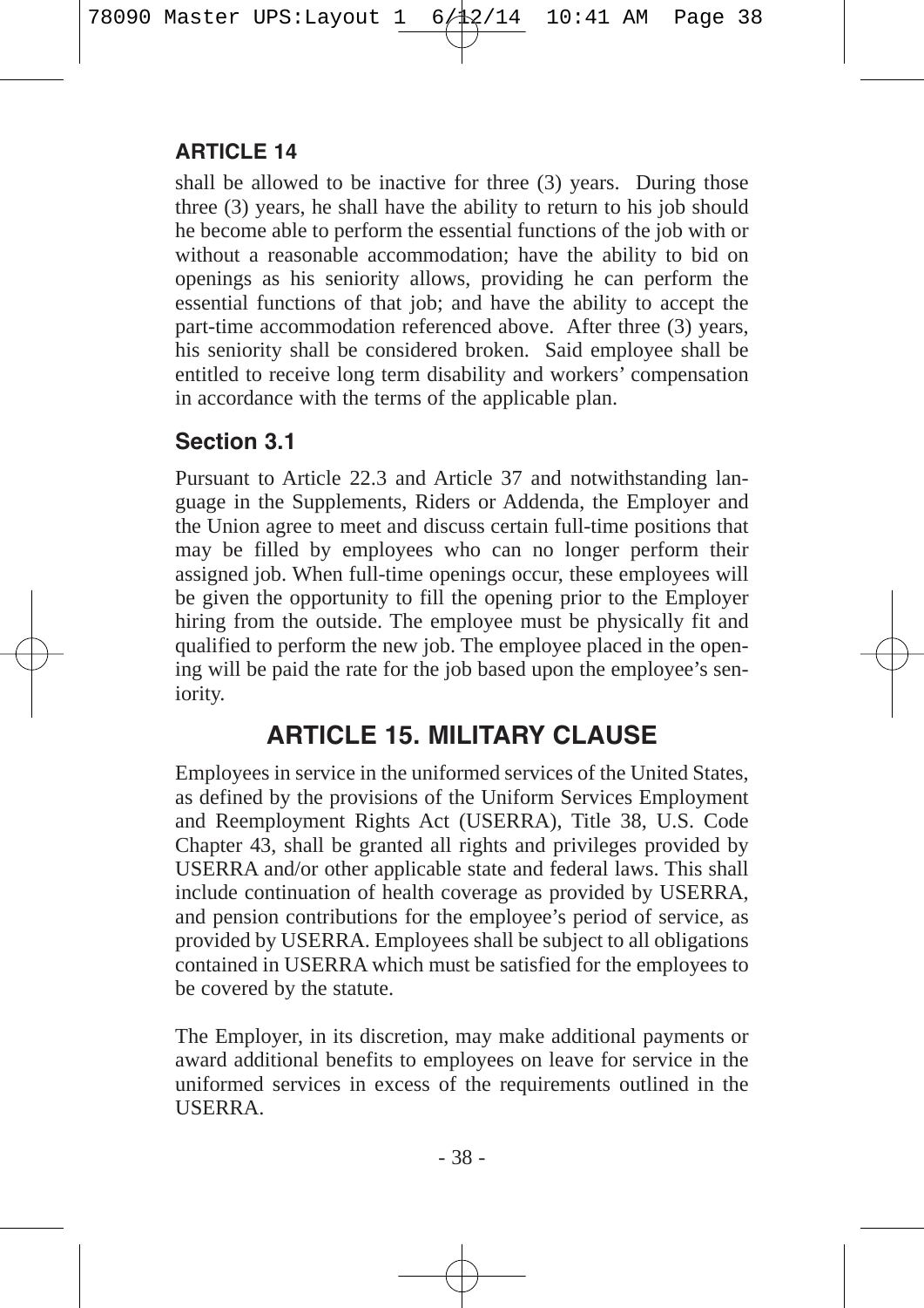**ARTICLE 14**

shall be allowed to be inactive for three (3) years. During those three (3) years, he shall have the ability to return to his job should he become able to perform the essential functions of the job with or without a reasonable accommodation; have the ability to bid on openings as his seniority allows, providing he can perform the essential functions of that job; and have the ability to accept the part-time accommodation referenced above. After three (3) years, his seniority shall be considered broken. Said employee shall be entitled to receive long term disability and workers' compensation in accordance with the terms of the applicable plan.

### Section 3.1

Pursuant to Article 22.3 and Article 37 and notwithstanding language in the Supplements, Riders or Addenda, the Employer and the Union agree to meet and discuss certain full-time positions that may be filled by employees who can no longer perform their assigned job. When full-time openings occur, these employees will be given the opportunity to fill the opening prior to the Employer hiring from the outside. The employee must be physically fit and qualified to perform the new job. The employee placed in the opening will be paid the rate for the job based upon the employee's seniority.

## ARTICLE 15. MILITARY CLAUSE

Employees in service in the uniformed services of the United States, as defined by the provisions of the Uniform Services Employment and Reemployment Rights Act (USERRA), Title 38, U.S. Code Chapter 43, shall be granted all rights and privileges provided by USERRA and/or other applicable state and federal laws. This shall include continuation of health coverage as provided by USERRA, and pension contributions for the employee's period of service, as provided by USERRA. Employees shall be subject to all obligations contained in USERRA which must be satisfied for the employees to be covered by the statute.

The Employer, in its discretion, may make additional payments or award additional benefits to employees on leave for service in the uniformed services in excess of the requirements outlined in the USERRA.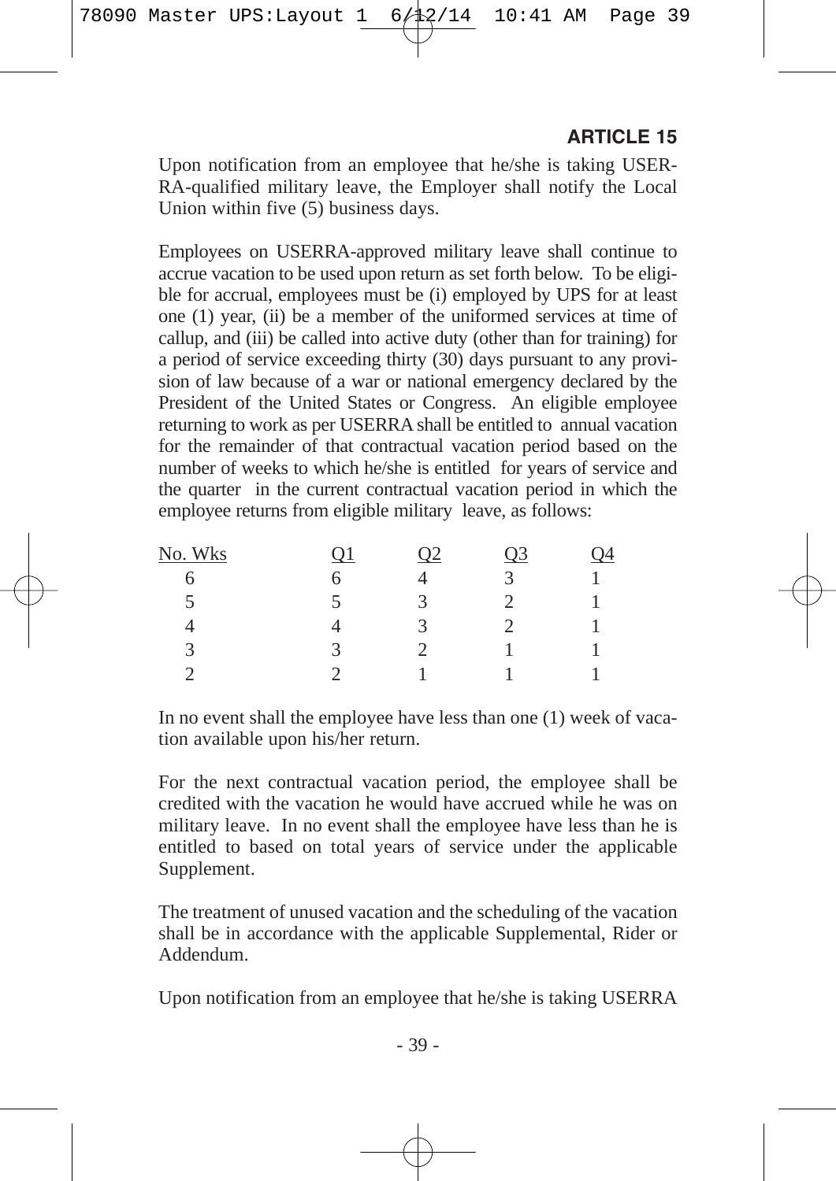## ARTICLE 15

Upon notification from an employee that he/she is taking USERRA-qualified military leave, the Employer shall notify the Local Union within five (5) business days.

Employees on USERRA-approved military leave shall continue to accrue vacation to be used upon return as set forth below. To be eligible for accrual, employees must be (i) employed by UPS for at least one (1) year, (ii) be a member of the uniformed services at time of callup, and (iii) be called into active duty (other than for training) for a period of service exceeding thirty (30) days pursuant to any provision of law because of a war or national emergency declared by the President of the United States or Congress. An eligible employee returning to work as per USERRA shall be entitled to annual vacation for the remainder of that contractual vacation period based on the number of weeks to which he/she is entitled for years of service and the quarter in the current contractual vacation period in which the employee returns from eligible military leave, as follows:

| No. Wks | Q1 | Q2 | Q3 | Q4 |
|---|---|---|---|---|
| 6 | 6 | 4 | 3 | 1 |
| 5 | 5 | 3 | 2 | 1 |
| 4 | 4 | 3 | 2 | 1 |
| 3 | 3 | 2 | 1 | 1 |
| 2 | 2 | 1 | 1 | 1 |

In no event shall the employee have less than one (1) week of vacation available upon his/her return.

For the next contractual vacation period, the employee shall be credited with the vacation he would have accrued while he was on military leave. In no event shall the employee have less than he is entitled to based on total years of service under the applicable Supplement.

The treatment of unused vacation and the scheduling of the vacation shall be in accordance with the applicable Supplemental, Rider or Addendum.

Upon notification from an employee that he/she is taking USERRA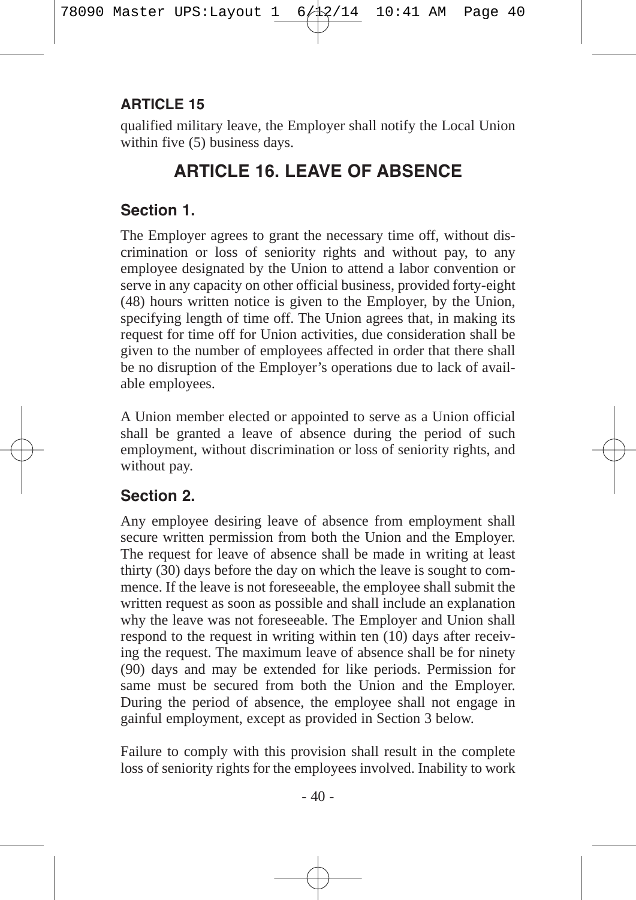qualified military leave, the Employer shall notify the Local Union within five (5) business days.

# ARTICLE 16. LEAVE OF ABSENCE

## Section 1.

The Employer agrees to grant the necessary time off, without discrimination or loss of seniority rights and without pay, to any employee designated by the Union to attend a labor convention or serve in any capacity on other official business, provided forty-eight (48) hours written notice is given to the Employer, by the Union, specifying length of time off. The Union agrees that, in making its request for time off for Union activities, due consideration shall be given to the number of employees affected in order that there shall be no disruption of the Employer's operations due to lack of available employees.

A Union member elected or appointed to serve as a Union official shall be granted a leave of absence during the period of such employment, without discrimination or loss of seniority rights, and without pay.

## Section 2.

Any employee desiring leave of absence from employment shall secure written permission from both the Union and the Employer. The request for leave of absence shall be made in writing at least thirty (30) days before the day on which the leave is sought to commence. If the leave is not foreseeable, the employee shall submit the written request as soon as possible and shall include an explanation why the leave was not foreseeable. The Employer and Union shall respond to the request in writing within ten (10) days after receiving the request. The maximum leave of absence shall be for ninety (90) days and may be extended for like periods. Permission for same must be secured from both the Union and the Employer. During the period of absence, the employee shall not engage in gainful employment, except as provided in Section 3 below.

Failure to comply with this provision shall result in the complete loss of seniority rights for the employees involved. Inability to work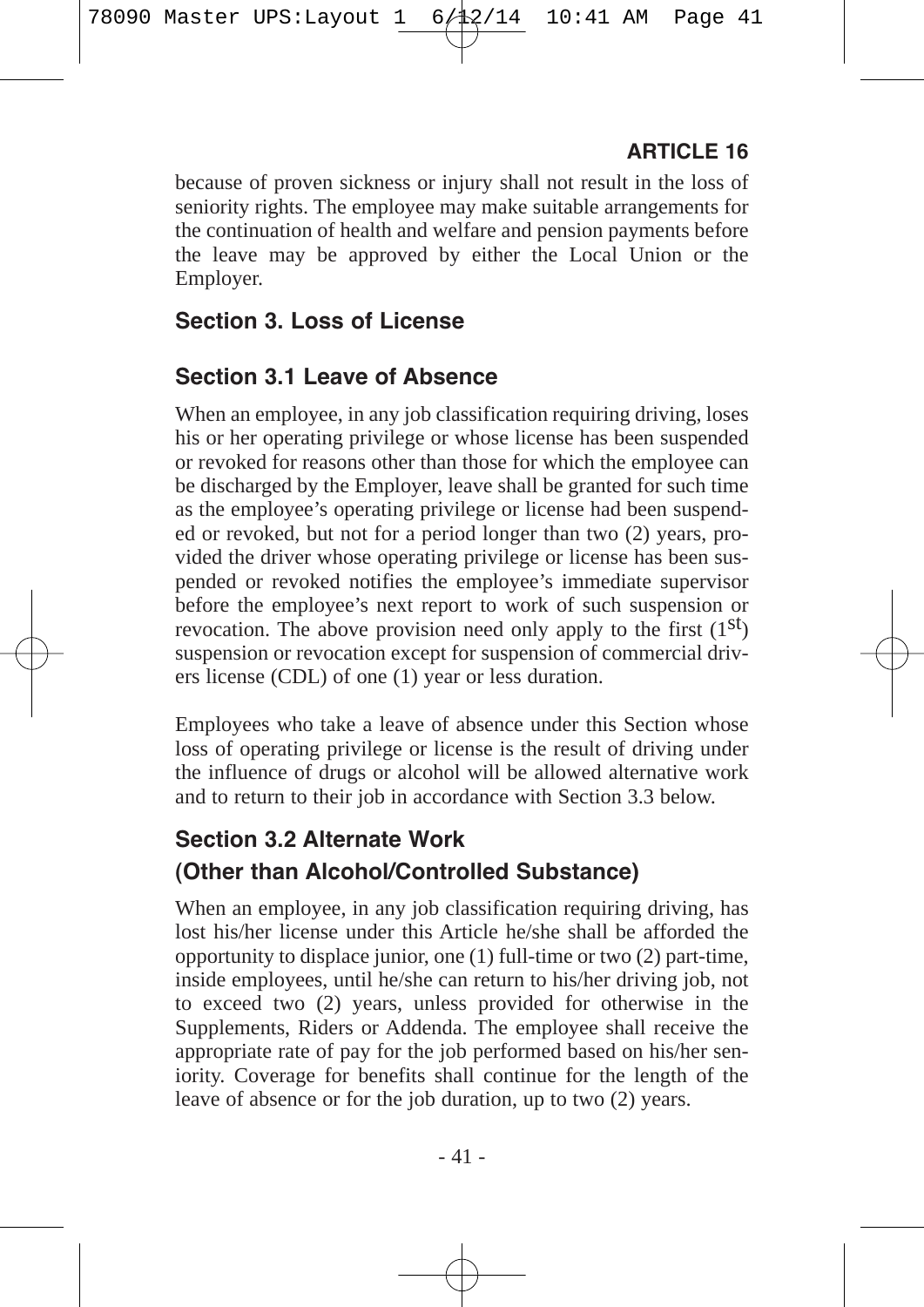because of proven sickness or injury shall not result in the loss of seniority rights. The employee may make suitable arrangements for the continuation of health and welfare and pension payments before the leave may be approved by either the Local Union or the Employer.

## Section 3. Loss of License

### Section 3.1 Leave of Absence

When an employee, in any job classification requiring driving, loses his or her operating privilege or whose license has been suspended or revoked for reasons other than those for which the employee can be discharged by the Employer, leave shall be granted for such time as the employee's operating privilege or license had been suspended or revoked, but not for a period longer than two (2) years, provided the driver whose operating privilege or license has been suspended or revoked notifies the employee's immediate supervisor before the employee's next report to work of such suspension or revocation. The above provision need only apply to the first (1st) suspension or revocation except for suspension of commercial drivers license (CDL) of one (1) year or less duration.

Employees who take a leave of absence under this Section whose loss of operating privilege or license is the result of driving under the influence of drugs or alcohol will be allowed alternative work and to return to their job in accordance with Section 3.3 below.

### Section 3.2 Alternate Work (Other than Alcohol/Controlled Substance)

When an employee, in any job classification requiring driving, has lost his/her license under this Article he/she shall be afforded the opportunity to displace junior, one (1) full-time or two (2) part-time, inside employees, until he/she can return to his/her driving job, not to exceed two (2) years, unless provided for otherwise in the Supplements, Riders or Addenda. The employee shall receive the appropriate rate of pay for the job performed based on his/her seniority. Coverage for benefits shall continue for the length of the leave of absence or for the job duration, up to two (2) years.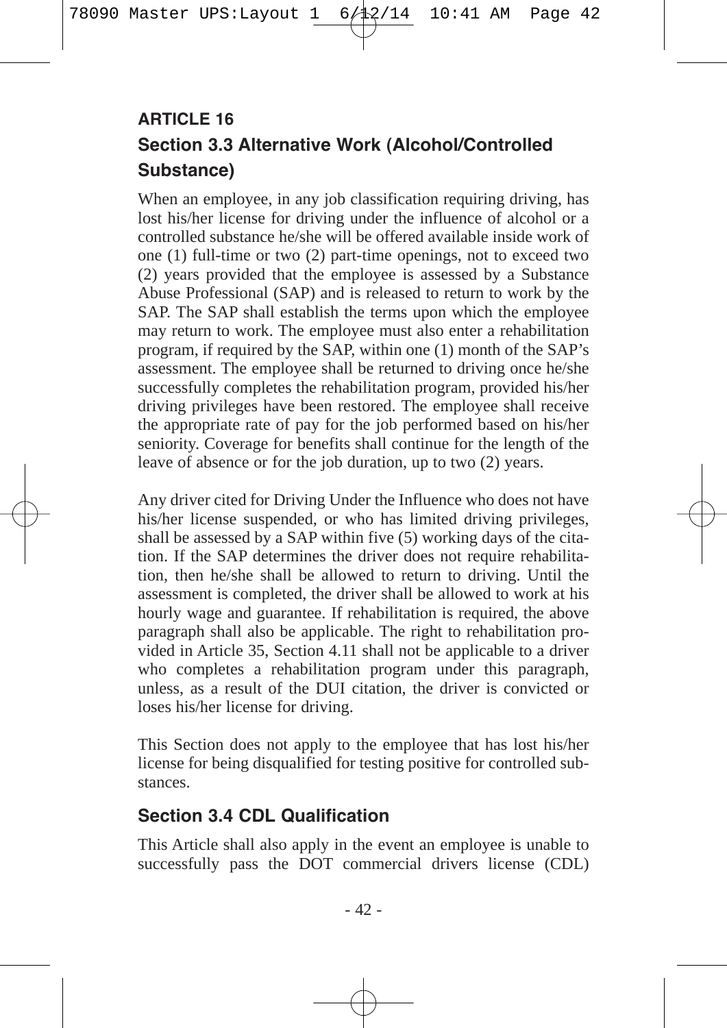## ARTICLE 16

### Section 3.3 Alternative Work (Alcohol/Controlled Substance)

When an employee, in any job classification requiring driving, has lost his/her license for driving under the influence of alcohol or a controlled substance he/she will be offered available inside work of one (1) full-time or two (2) part-time openings, not to exceed two (2) years provided that the employee is assessed by a Substance Abuse Professional (SAP) and is released to return to work by the SAP. The SAP shall establish the terms upon which the employee may return to work. The employee must also enter a rehabilitation program, if required by the SAP, within one (1) month of the SAP's assessment. The employee shall be returned to driving once he/she successfully completes the rehabilitation program, provided his/her driving privileges have been restored. The employee shall receive the appropriate rate of pay for the job performed based on his/her seniority. Coverage for benefits shall continue for the length of the leave of absence or for the job duration, up to two (2) years.

Any driver cited for Driving Under the Influence who does not have his/her license suspended, or who has limited driving privileges, shall be assessed by a SAP within five (5) working days of the citation. If the SAP determines the driver does not require rehabilitation, then he/she shall be allowed to return to driving. Until the assessment is completed, the driver shall be allowed to work at his hourly wage and guarantee. If rehabilitation is required, the above paragraph shall also be applicable. The right to rehabilitation provided in Article 35, Section 4.11 shall not be applicable to a driver who completes a rehabilitation program under this paragraph, unless, as a result of the DUI citation, the driver is convicted or loses his/her license for driving.

This Section does not apply to the employee that has lost his/her license for being disqualified for testing positive for controlled substances.

### Section 3.4 CDL Qualification

This Article shall also apply in the event an employee is unable to successfully pass the DOT commercial drivers license (CDL)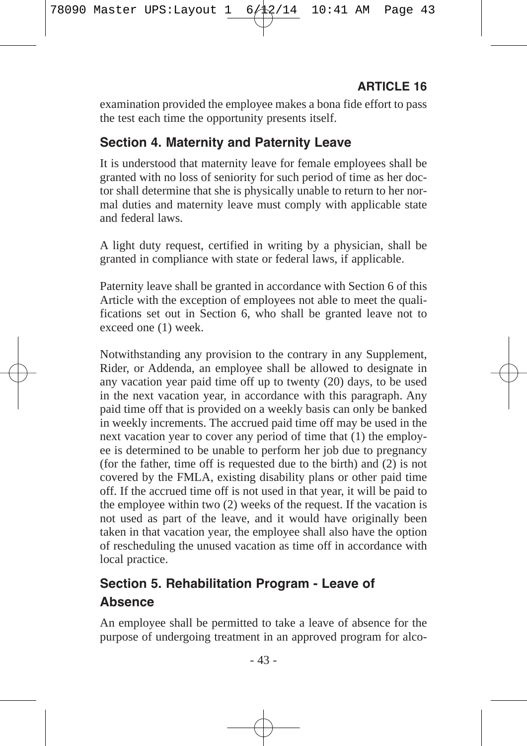examination provided the employee makes a bona fide effort to pass the test each time the opportunity presents itself.

## Section 4. Maternity and Paternity Leave

It is understood that maternity leave for female employees shall be granted with no loss of seniority for such period of time as her doctor shall determine that she is physically unable to return to her normal duties and maternity leave must comply with applicable state and federal laws.

A light duty request, certified in writing by a physician, shall be granted in compliance with state or federal laws, if applicable.

Paternity leave shall be granted in accordance with Section 6 of this Article with the exception of employees not able to meet the qualifications set out in Section 6, who shall be granted leave not to exceed one (1) week.

Notwithstanding any provision to the contrary in any Supplement, Rider, or Addenda, an employee shall be allowed to designate in any vacation year paid time off up to twenty (20) days, to be used in the next vacation year, in accordance with this paragraph. Any paid time off that is provided on a weekly basis can only be banked in weekly increments. The accrued paid time off may be used in the next vacation year to cover any period of time that (1) the employee is determined to be unable to perform her job due to pregnancy (for the father, time off is requested due to the birth) and (2) is not covered by the FMLA, existing disability plans or other paid time off. If the accrued time off is not used in that year, it will be paid to the employee within two (2) weeks of the request. If the vacation is not used as part of the leave, and it would have originally been taken in that vacation year, the employee shall also have the option of rescheduling the unused vacation as time off in accordance with local practice.

## Section 5. Rehabilitation Program - Leave of Absence

An employee shall be permitted to take a leave of absence for the purpose of undergoing treatment in an approved program for alco-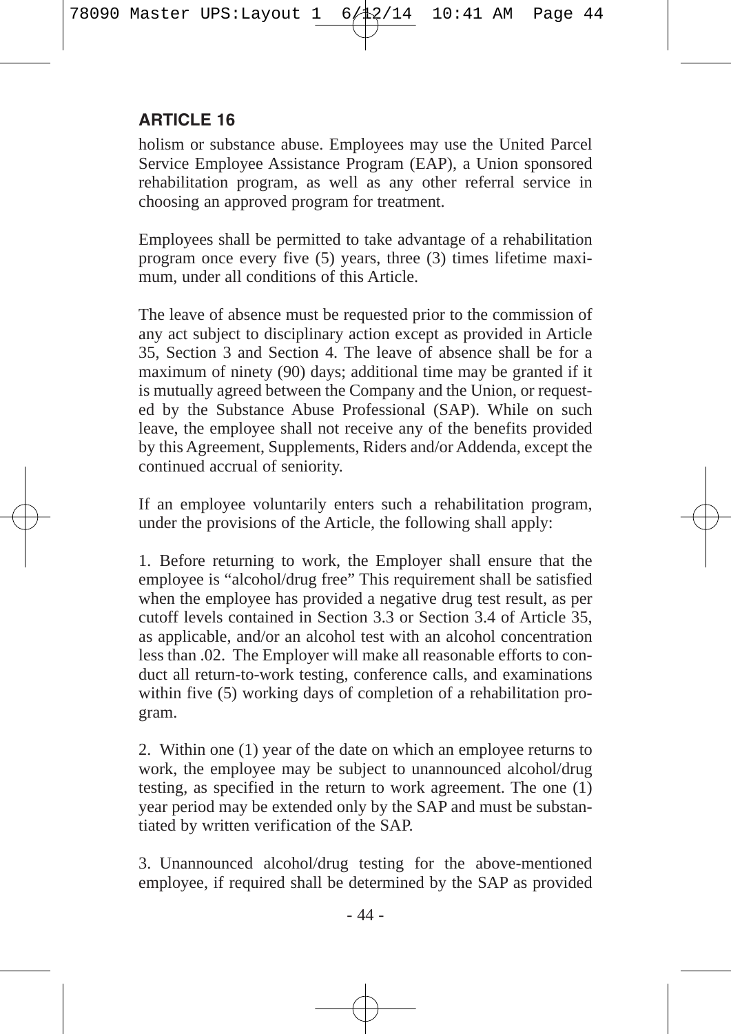## ARTICLE 16

holism or substance abuse. Employees may use the United Parcel Service Employee Assistance Program (EAP), a Union sponsored rehabilitation program, as well as any other referral service in choosing an approved program for treatment.

Employees shall be permitted to take advantage of a rehabilitation program once every five (5) years, three (3) times lifetime maximum, under all conditions of this Article.

The leave of absence must be requested prior to the commission of any act subject to disciplinary action except as provided in Article 35, Section 3 and Section 4. The leave of absence shall be for a maximum of ninety (90) days; additional time may be granted if it is mutually agreed between the Company and the Union, or requested by the Substance Abuse Professional (SAP). While on such leave, the employee shall not receive any of the benefits provided by this Agreement, Supplements, Riders and/or Addenda, except the continued accrual of seniority.

If an employee voluntarily enters such a rehabilitation program, under the provisions of the Article, the following shall apply:

1. Before returning to work, the Employer shall ensure that the employee is "alcohol/drug free" This requirement shall be satisfied when the employee has provided a negative drug test result, as per cutoff levels contained in Section 3.3 or Section 3.4 of Article 35, as applicable, and/or an alcohol test with an alcohol concentration less than .02. The Employer will make all reasonable efforts to conduct all return-to-work testing, conference calls, and examinations within five (5) working days of completion of a rehabilitation program.

2. Within one (1) year of the date on which an employee returns to work, the employee may be subject to unannounced alcohol/drug testing, as specified in the return to work agreement. The one (1) year period may be extended only by the SAP and must be substantiated by written verification of the SAP.

3. Unannounced alcohol/drug testing for the above-mentioned employee, if required shall be determined by the SAP as provided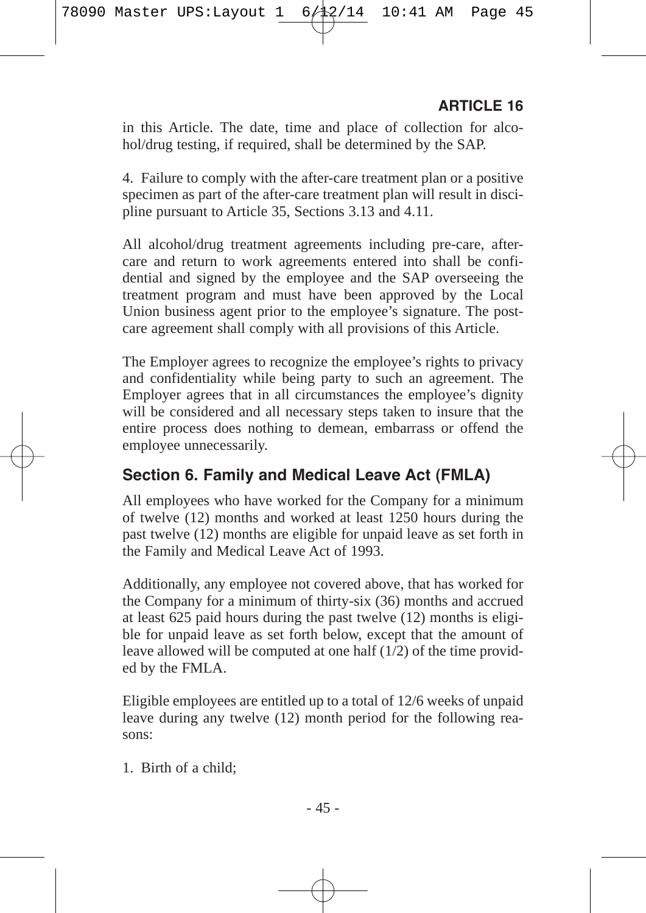in this Article. The date, time and place of collection for alcohol/drug testing, if required, shall be determined by the SAP.

4. Failure to comply with the after-care treatment plan or a positive specimen as part of the after-care treatment plan will result in discipline pursuant to Article 35, Sections 3.13 and 4.11.

All alcohol/drug treatment agreements including pre-care, after-care and return to work agreements entered into shall be confidential and signed by the employee and the SAP overseeing the treatment program and must have been approved by the Local Union business agent prior to the employee's signature. The post-care agreement shall comply with all provisions of this Article.

The Employer agrees to recognize the employee's rights to privacy and confidentiality while being party to such an agreement. The Employer agrees that in all circumstances the employee's dignity will be considered and all necessary steps taken to insure that the entire process does nothing to demean, embarrass or offend the employee unnecessarily.

## Section 6. Family and Medical Leave Act (FMLA)

All employees who have worked for the Company for a minimum of twelve (12) months and worked at least 1250 hours during the past twelve (12) months are eligible for unpaid leave as set forth in the Family and Medical Leave Act of 1993.

Additionally, any employee not covered above, that has worked for the Company for a minimum of thirty-six (36) months and accrued at least 625 paid hours during the past twelve (12) months is eligible for unpaid leave as set forth below, except that the amount of leave allowed will be computed at one half (1/2) of the time provided by the FMLA.

Eligible employees are entitled up to a total of 12/6 weeks of unpaid leave during any twelve (12) month period for the following reasons:

1. Birth of a child;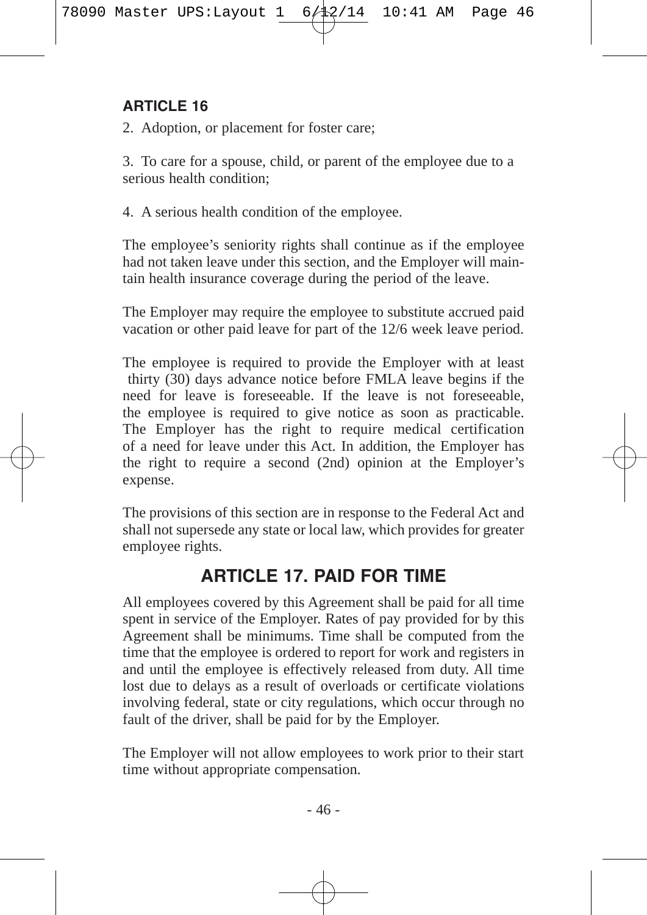**ARTICLE 16**

2. Adoption, or placement for foster care;

3. To care for a spouse, child, or parent of the employee due to a serious health condition;

4. A serious health condition of the employee.

The employee's seniority rights shall continue as if the employee had not taken leave under this section, and the Employer will maintain health insurance coverage during the period of the leave.

The Employer may require the employee to substitute accrued paid vacation or other paid leave for part of the 12/6 week leave period.

The employee is required to provide the Employer with at least thirty (30) days advance notice before FMLA leave begins if the need for leave is foreseeable. If the leave is not foreseeable, the employee is required to give notice as soon as practicable. The Employer has the right to require medical certification of a need for leave under this Act. In addition, the Employer has the right to require a second (2nd) opinion at the Employer's expense.

The provisions of this section are in response to the Federal Act and shall not supersede any state or local law, which provides for greater employee rights.

## ARTICLE 17. PAID FOR TIME

All employees covered by this Agreement shall be paid for all time spent in service of the Employer. Rates of pay provided for by this Agreement shall be minimums. Time shall be computed from the time that the employee is ordered to report for work and registers in and until the employee is effectively released from duty. All time lost due to delays as a result of overloads or certificate violations involving federal, state or city regulations, which occur through no fault of the driver, shall be paid for by the Employer.

The Employer will not allow employees to work prior to their start time without appropriate compensation.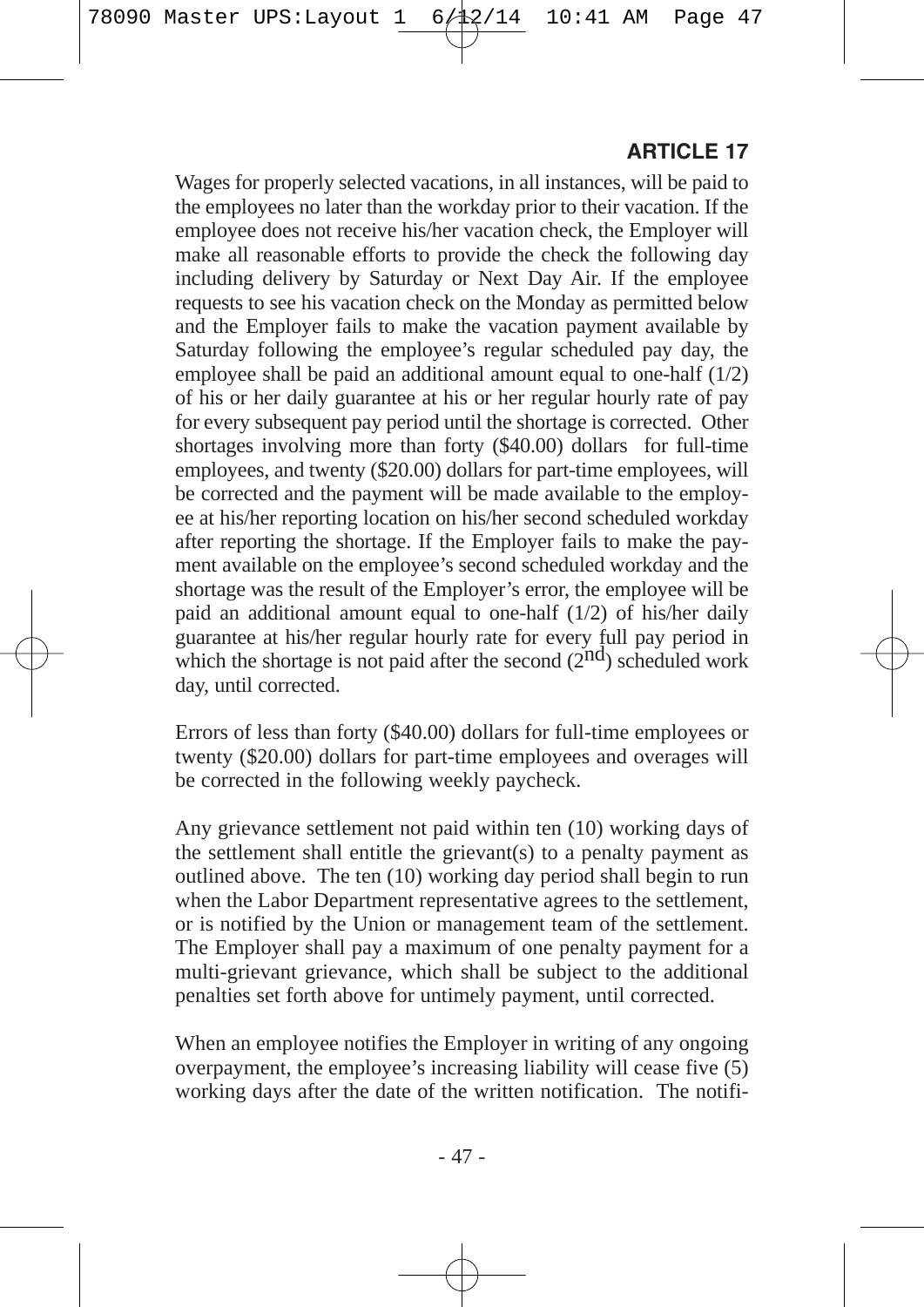**ARTICLE 17**

Wages for properly selected vacations, in all instances, will be paid to the employees no later than the workday prior to their vacation. If the employee does not receive his/her vacation check, the Employer will make all reasonable efforts to provide the check the following day including delivery by Saturday or Next Day Air. If the employee requests to see his vacation check on the Monday as permitted below and the Employer fails to make the vacation payment available by Saturday following the employee's regular scheduled pay day, the employee shall be paid an additional amount equal to one-half (1/2) of his or her daily guarantee at his or her regular hourly rate of pay for every subsequent pay period until the shortage is corrected. Other shortages involving more than forty ($40.00) dollars for full-time employees, and twenty ($20.00) dollars for part-time employees, will be corrected and the payment will be made available to the employee at his/her reporting location on his/her second scheduled workday after reporting the shortage. If the Employer fails to make the payment available on the employee's second scheduled workday and the shortage was the result of the Employer's error, the employee will be paid an additional amount equal to one-half (1/2) of his/her daily guarantee at his/her regular hourly rate for every full pay period in which the shortage is not paid after the second (2nd) scheduled work day, until corrected.

Errors of less than forty ($40.00) dollars for full-time employees or twenty ($20.00) dollars for part-time employees and overages will be corrected in the following weekly paycheck.

Any grievance settlement not paid within ten (10) working days of the settlement shall entitle the grievant(s) to a penalty payment as outlined above. The ten (10) working day period shall begin to run when the Labor Department representative agrees to the settlement, or is notified by the Union or management team of the settlement. The Employer shall pay a maximum of one penalty payment for a multi-grievant grievance, which shall be subject to the additional penalties set forth above for untimely payment, until corrected.

When an employee notifies the Employer in writing of any ongoing overpayment, the employee's increasing liability will cease five (5) working days after the date of the written notification. The notifi-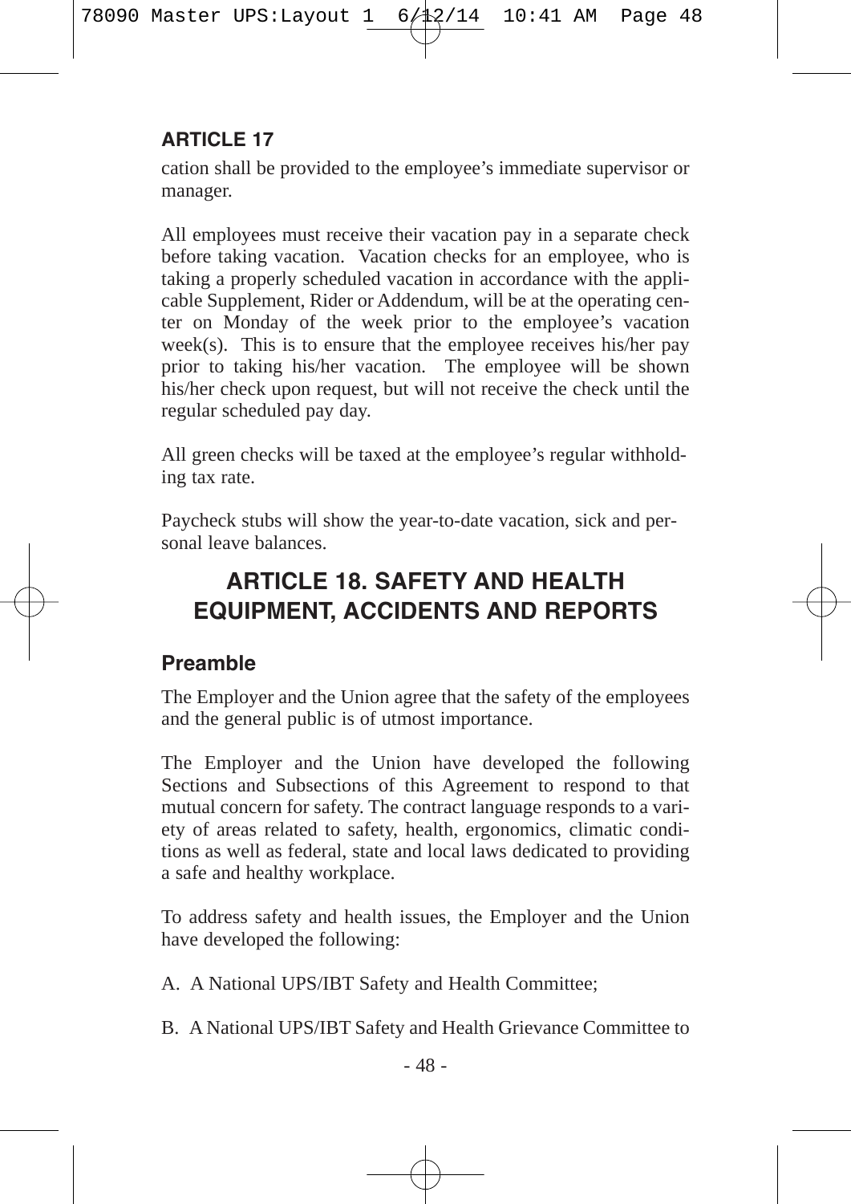cation shall be provided to the employee's immediate supervisor or manager.

All employees must receive their vacation pay in a separate check before taking vacation. Vacation checks for an employee, who is taking a properly scheduled vacation in accordance with the applicable Supplement, Rider or Addendum, will be at the operating center on Monday of the week prior to the employee's vacation week(s). This is to ensure that the employee receives his/her pay prior to taking his/her vacation. The employee will be shown his/her check upon request, but will not receive the check until the regular scheduled pay day.

All green checks will be taxed at the employee's regular withholding tax rate.

Paycheck stubs will show the year-to-date vacation, sick and personal leave balances.

## ARTICLE 18. SAFETY AND HEALTH EQUIPMENT, ACCIDENTS AND REPORTS

### Preamble

The Employer and the Union agree that the safety of the employees and the general public is of utmost importance.

The Employer and the Union have developed the following Sections and Subsections of this Agreement to respond to that mutual concern for safety. The contract language responds to a variety of areas related to safety, health, ergonomics, climatic conditions as well as federal, state and local laws dedicated to providing a safe and healthy workplace.

To address safety and health issues, the Employer and the Union have developed the following:

A. A National UPS/IBT Safety and Health Committee;

B. A National UPS/IBT Safety and Health Grievance Committee to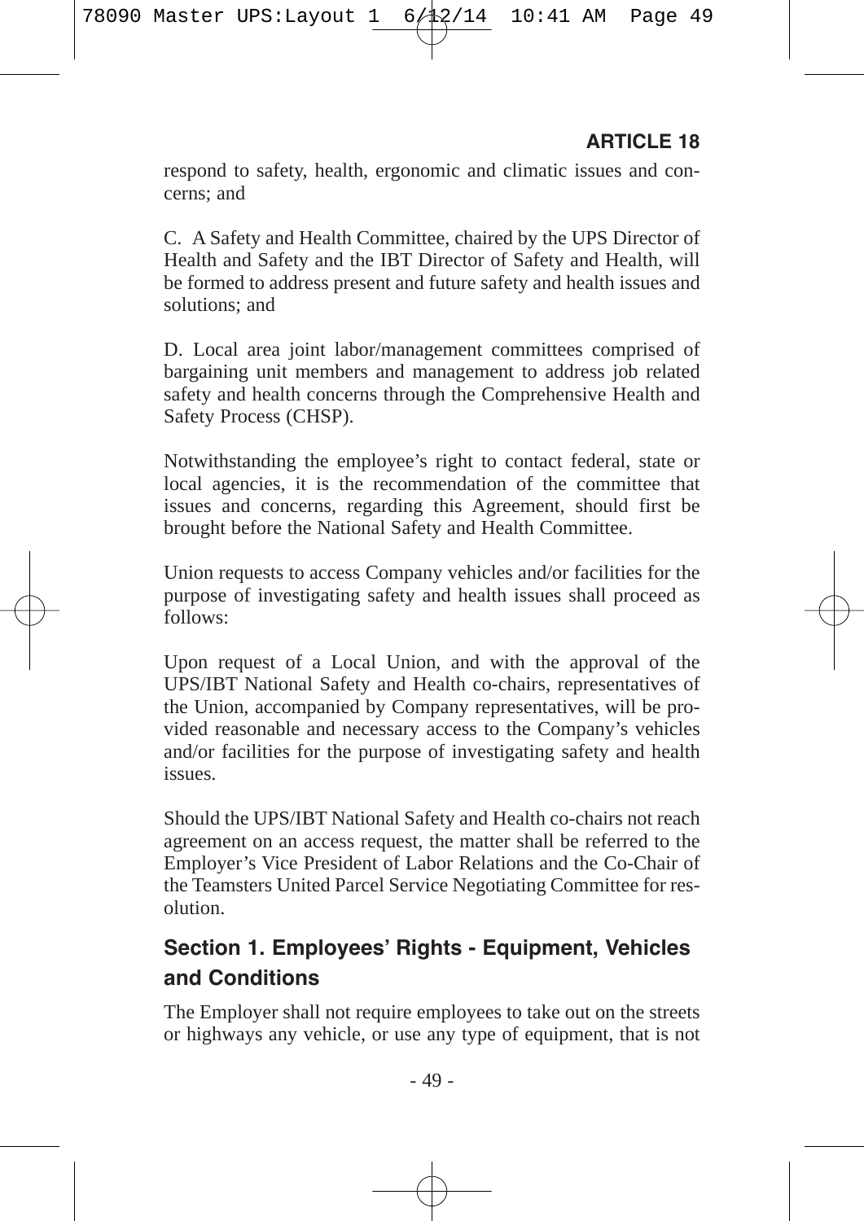respond to safety, health, ergonomic and climatic issues and concerns; and

C. A Safety and Health Committee, chaired by the UPS Director of Health and Safety and the IBT Director of Safety and Health, will be formed to address present and future safety and health issues and solutions; and

D. Local area joint labor/management committees comprised of bargaining unit members and management to address job related safety and health concerns through the Comprehensive Health and Safety Process (CHSP).

Notwithstanding the employee's right to contact federal, state or local agencies, it is the recommendation of the committee that issues and concerns, regarding this Agreement, should first be brought before the National Safety and Health Committee.

Union requests to access Company vehicles and/or facilities for the purpose of investigating safety and health issues shall proceed as follows:

Upon request of a Local Union, and with the approval of the UPS/IBT National Safety and Health co-chairs, representatives of the Union, accompanied by Company representatives, will be provided reasonable and necessary access to the Company's vehicles and/or facilities for the purpose of investigating safety and health issues.

Should the UPS/IBT National Safety and Health co-chairs not reach agreement on an access request, the matter shall be referred to the Employer's Vice President of Labor Relations and the Co-Chair of the Teamsters United Parcel Service Negotiating Committee for resolution.

## Section 1. Employees' Rights - Equipment, Vehicles and Conditions

The Employer shall not require employees to take out on the streets or highways any vehicle, or use any type of equipment, that is not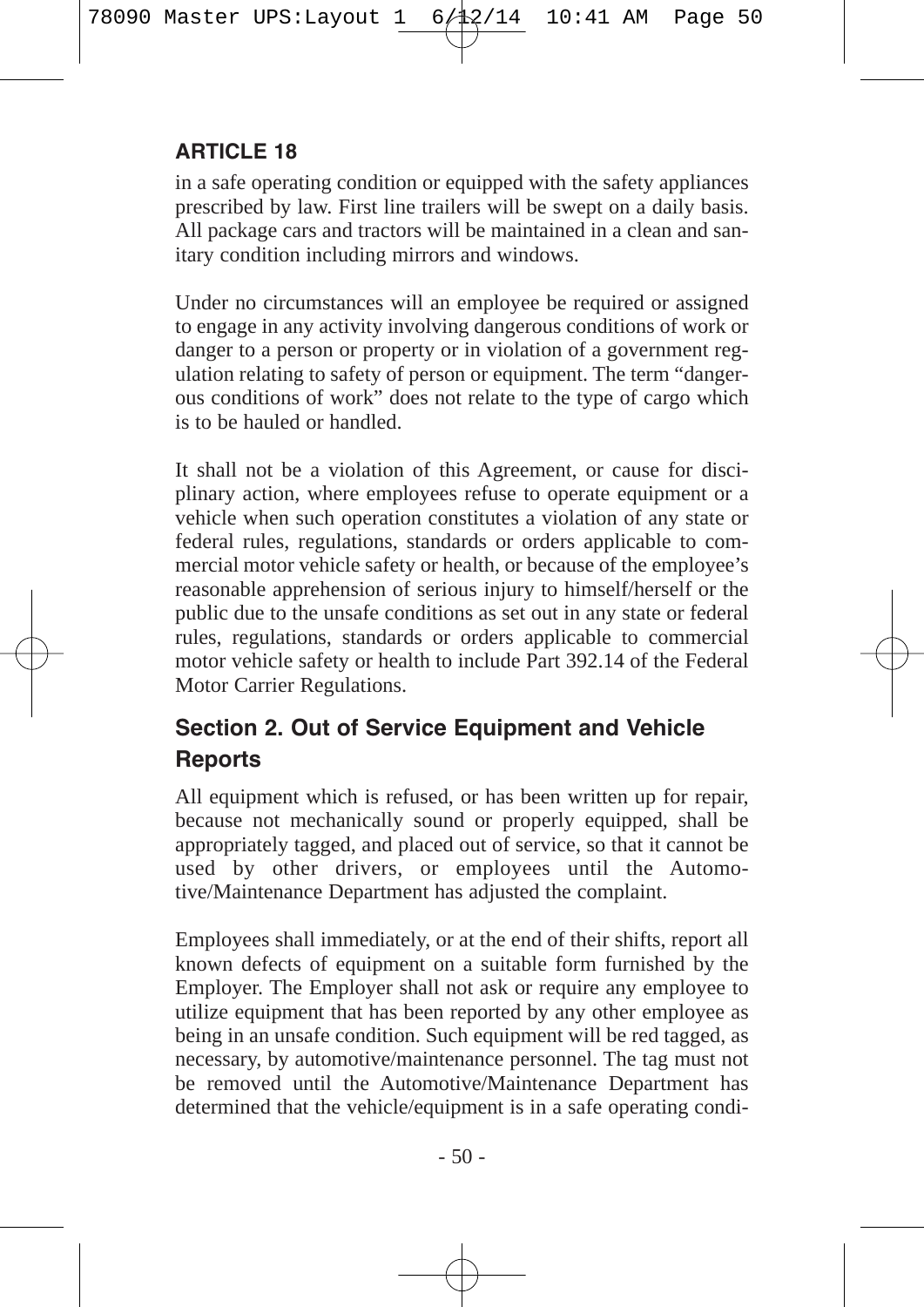## ARTICLE 18

in a safe operating condition or equipped with the safety appliances prescribed by law. First line trailers will be swept on a daily basis. All package cars and tractors will be maintained in a clean and sanitary condition including mirrors and windows.

Under no circumstances will an employee be required or assigned to engage in any activity involving dangerous conditions of work or danger to a person or property or in violation of a government regulation relating to safety of person or equipment. The term "dangerous conditions of work" does not relate to the type of cargo which is to be hauled or handled.

It shall not be a violation of this Agreement, or cause for disciplinary action, where employees refuse to operate equipment or a vehicle when such operation constitutes a violation of any state or federal rules, regulations, standards or orders applicable to commercial motor vehicle safety or health, or because of the employee's reasonable apprehension of serious injury to himself/herself or the public due to the unsafe conditions as set out in any state or federal rules, regulations, standards or orders applicable to commercial motor vehicle safety or health to include Part 392.14 of the Federal Motor Carrier Regulations.

### Section 2. Out of Service Equipment and Vehicle Reports

All equipment which is refused, or has been written up for repair, because not mechanically sound or properly equipped, shall be appropriately tagged, and placed out of service, so that it cannot be used by other drivers, or employees until the Automotive/Maintenance Department has adjusted the complaint.

Employees shall immediately, or at the end of their shifts, report all known defects of equipment on a suitable form furnished by the Employer. The Employer shall not ask or require any employee to utilize equipment that has been reported by any other employee as being in an unsafe condition. Such equipment will be red tagged, as necessary, by automotive/maintenance personnel. The tag must not be removed until the Automotive/Maintenance Department has determined that the vehicle/equipment is in a safe operating condi-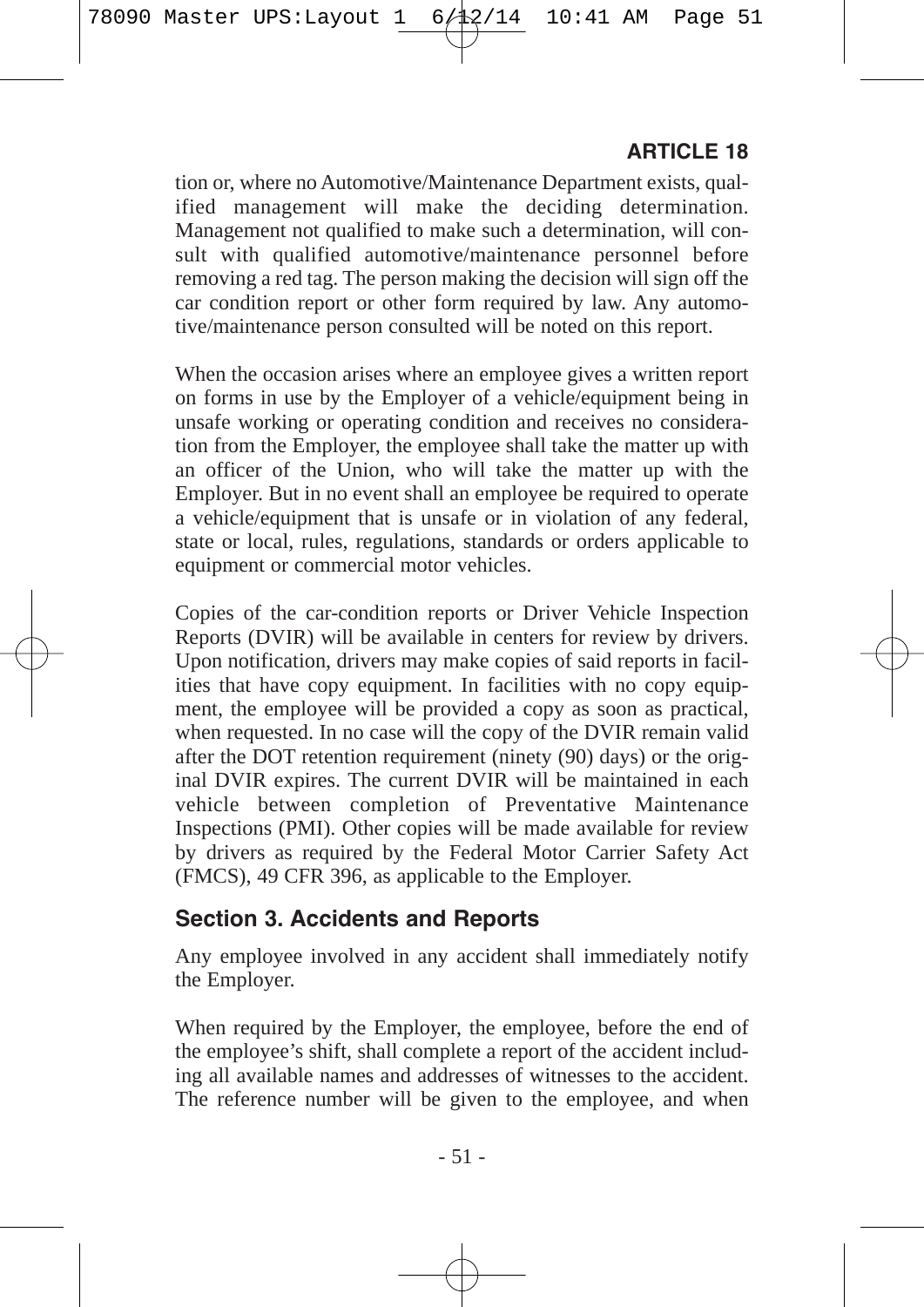tion or, where no Automotive/Maintenance Department exists, qualified management will make the deciding determination. Management not qualified to make such a determination, will consult with qualified automotive/maintenance personnel before removing a red tag. The person making the decision will sign off the car condition report or other form required by law. Any automotive/maintenance person consulted will be noted on this report.

When the occasion arises where an employee gives a written report on forms in use by the Employer of a vehicle/equipment being in unsafe working or operating condition and receives no consideration from the Employer, the employee shall take the matter up with an officer of the Union, who will take the matter up with the Employer. But in no event shall an employee be required to operate a vehicle/equipment that is unsafe or in violation of any federal, state or local, rules, regulations, standards or orders applicable to equipment or commercial motor vehicles.

Copies of the car-condition reports or Driver Vehicle Inspection Reports (DVIR) will be available in centers for review by drivers. Upon notification, drivers may make copies of said reports in facilities that have copy equipment. In facilities with no copy equipment, the employee will be provided a copy as soon as practical, when requested. In no case will the copy of the DVIR remain valid after the DOT retention requirement (ninety (90) days) or the original DVIR expires. The current DVIR will be maintained in each vehicle between completion of Preventative Maintenance Inspections (PMI). Other copies will be made available for review by drivers as required by the Federal Motor Carrier Safety Act (FMCS), 49 CFR 396, as applicable to the Employer.

## Section 3. Accidents and Reports

Any employee involved in any accident shall immediately notify the Employer.

When required by the Employer, the employee, before the end of the employee's shift, shall complete a report of the accident including all available names and addresses of witnesses to the accident. The reference number will be given to the employee, and when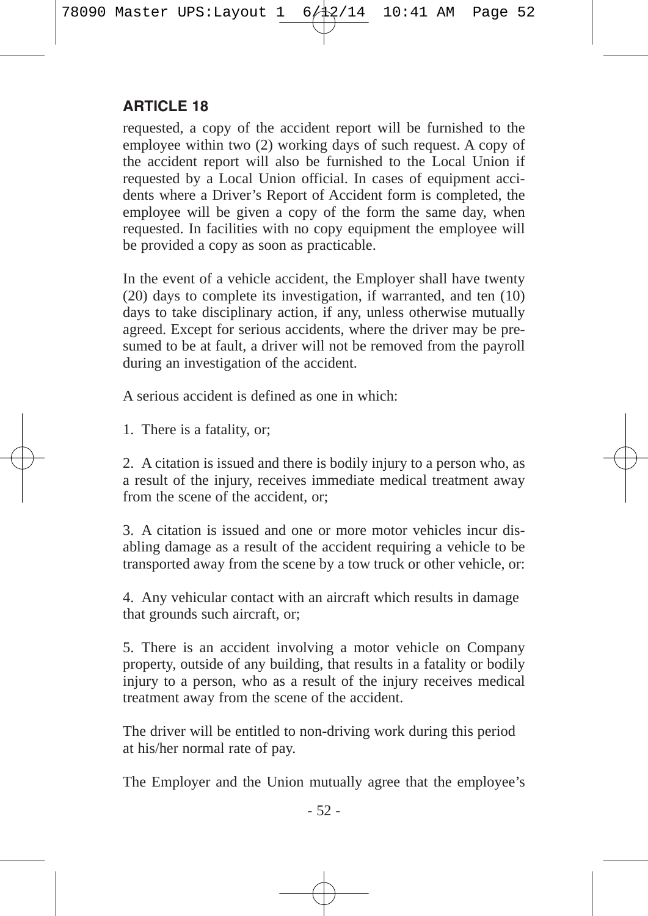## ARTICLE 18

requested, a copy of the accident report will be furnished to the employee within two (2) working days of such request. A copy of the accident report will also be furnished to the Local Union if requested by a Local Union official. In cases of equipment accidents where a Driver's Report of Accident form is completed, the employee will be given a copy of the form the same day, when requested. In facilities with no copy equipment the employee will be provided a copy as soon as practicable.

In the event of a vehicle accident, the Employer shall have twenty (20) days to complete its investigation, if warranted, and ten (10) days to take disciplinary action, if any, unless otherwise mutually agreed. Except for serious accidents, where the driver may be presumed to be at fault, a driver will not be removed from the payroll during an investigation of the accident.

A serious accident is defined as one in which:

1. There is a fatality, or;

2. A citation is issued and there is bodily injury to a person who, as a result of the injury, receives immediate medical treatment away from the scene of the accident, or;

3. A citation is issued and one or more motor vehicles incur disabling damage as a result of the accident requiring a vehicle to be transported away from the scene by a tow truck or other vehicle, or:

4. Any vehicular contact with an aircraft which results in damage that grounds such aircraft, or;

5. There is an accident involving a motor vehicle on Company property, outside of any building, that results in a fatality or bodily injury to a person, who as a result of the injury receives medical treatment away from the scene of the accident.

The driver will be entitled to non-driving work during this period at his/her normal rate of pay.

The Employer and the Union mutually agree that the employee's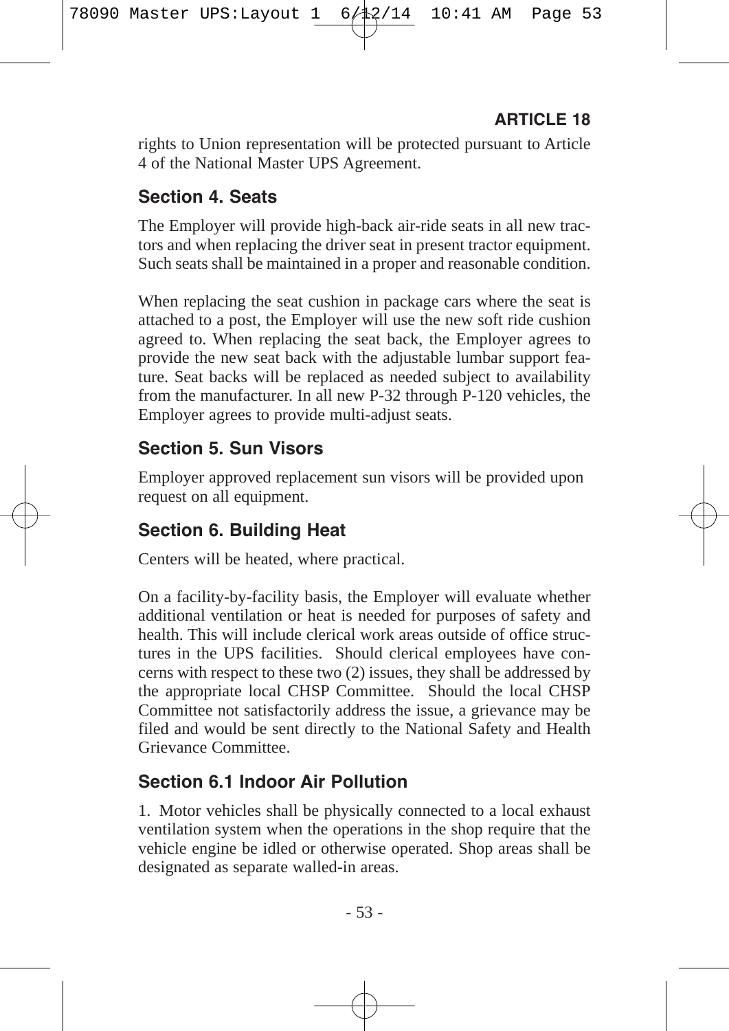rights to Union representation will be protected pursuant to Article 4 of the National Master UPS Agreement.

## Section 4. Seats

The Employer will provide high-back air-ride seats in all new tractors and when replacing the driver seat in present tractor equipment. Such seats shall be maintained in a proper and reasonable condition.

When replacing the seat cushion in package cars where the seat is attached to a post, the Employer will use the new soft ride cushion agreed to. When replacing the seat back, the Employer agrees to provide the new seat back with the adjustable lumbar support feature. Seat backs will be replaced as needed subject to availability from the manufacturer. In all new P-32 through P-120 vehicles, the Employer agrees to provide multi-adjust seats.

## Section 5. Sun Visors

Employer approved replacement sun visors will be provided upon request on all equipment.

## Section 6. Building Heat

Centers will be heated, where practical.

On a facility-by-facility basis, the Employer will evaluate whether additional ventilation or heat is needed for purposes of safety and health. This will include clerical work areas outside of office structures in the UPS facilities. Should clerical employees have concerns with respect to these two (2) issues, they shall be addressed by the appropriate local CHSP Committee. Should the local CHSP Committee not satisfactorily address the issue, a grievance may be filed and would be sent directly to the National Safety and Health Grievance Committee.

## Section 6.1 Indoor Air Pollution

1. Motor vehicles shall be physically connected to a local exhaust ventilation system when the operations in the shop require that the vehicle engine be idled or otherwise operated. Shop areas shall be designated as separate walled-in areas.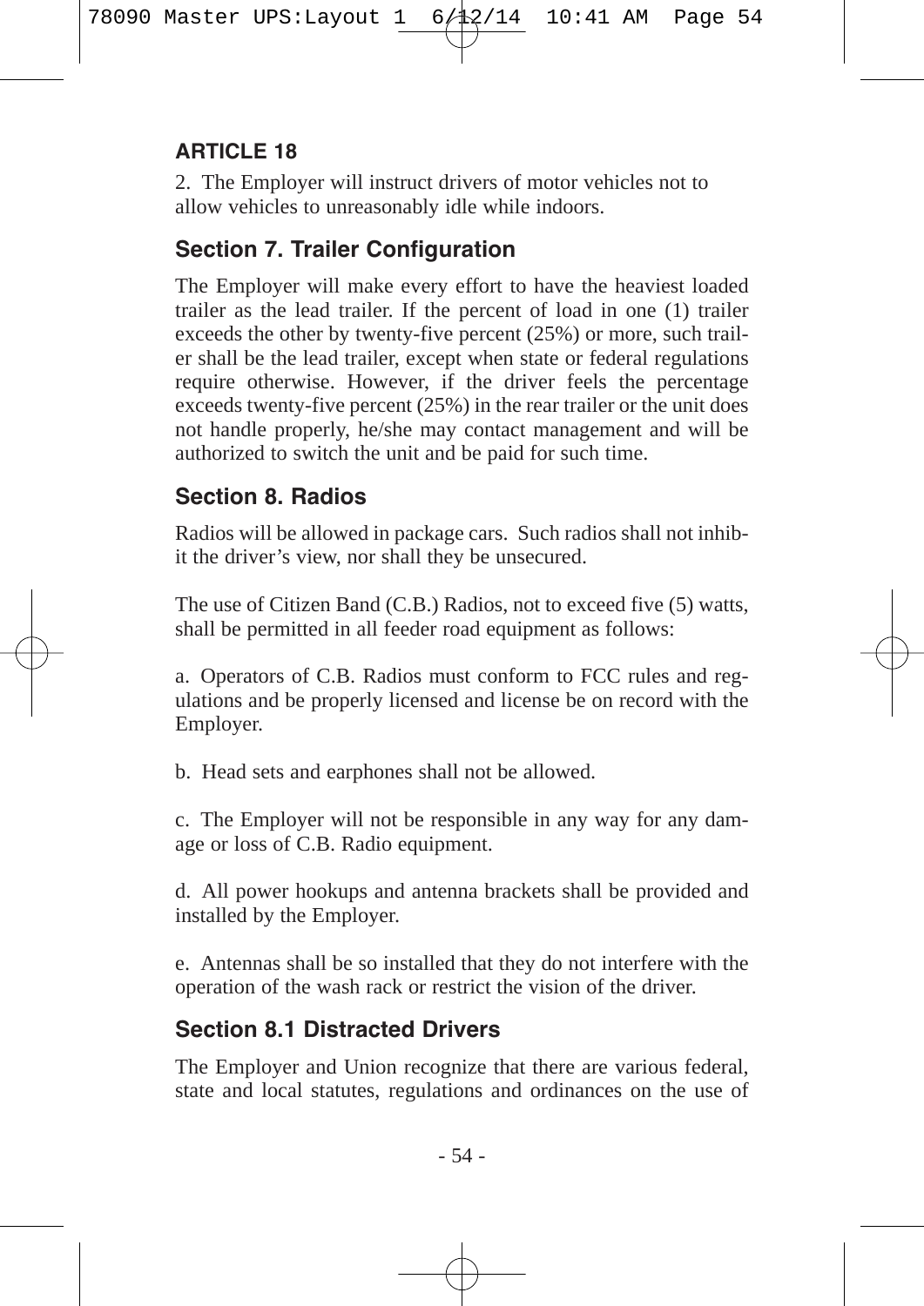## ARTICLE 18

2. The Employer will instruct drivers of motor vehicles not to allow vehicles to unreasonably idle while indoors.

### Section 7. Trailer Configuration

The Employer will make every effort to have the heaviest loaded trailer as the lead trailer. If the percent of load in one (1) trailer exceeds the other by twenty-five percent (25%) or more, such trailer shall be the lead trailer, except when state or federal regulations require otherwise. However, if the driver feels the percentage exceeds twenty-five percent (25%) in the rear trailer or the unit does not handle properly, he/she may contact management and will be authorized to switch the unit and be paid for such time.

### Section 8. Radios

Radios will be allowed in package cars. Such radios shall not inhibit the driver's view, nor shall they be unsecured.

The use of Citizen Band (C.B.) Radios, not to exceed five (5) watts, shall be permitted in all feeder road equipment as follows:

a. Operators of C.B. Radios must conform to FCC rules and regulations and be properly licensed and license be on record with the Employer.

b. Head sets and earphones shall not be allowed.

c. The Employer will not be responsible in any way for any damage or loss of C.B. Radio equipment.

d. All power hookups and antenna brackets shall be provided and installed by the Employer.

e. Antennas shall be so installed that they do not interfere with the operation of the wash rack or restrict the vision of the driver.

### Section 8.1 Distracted Drivers

The Employer and Union recognize that there are various federal, state and local statutes, regulations and ordinances on the use of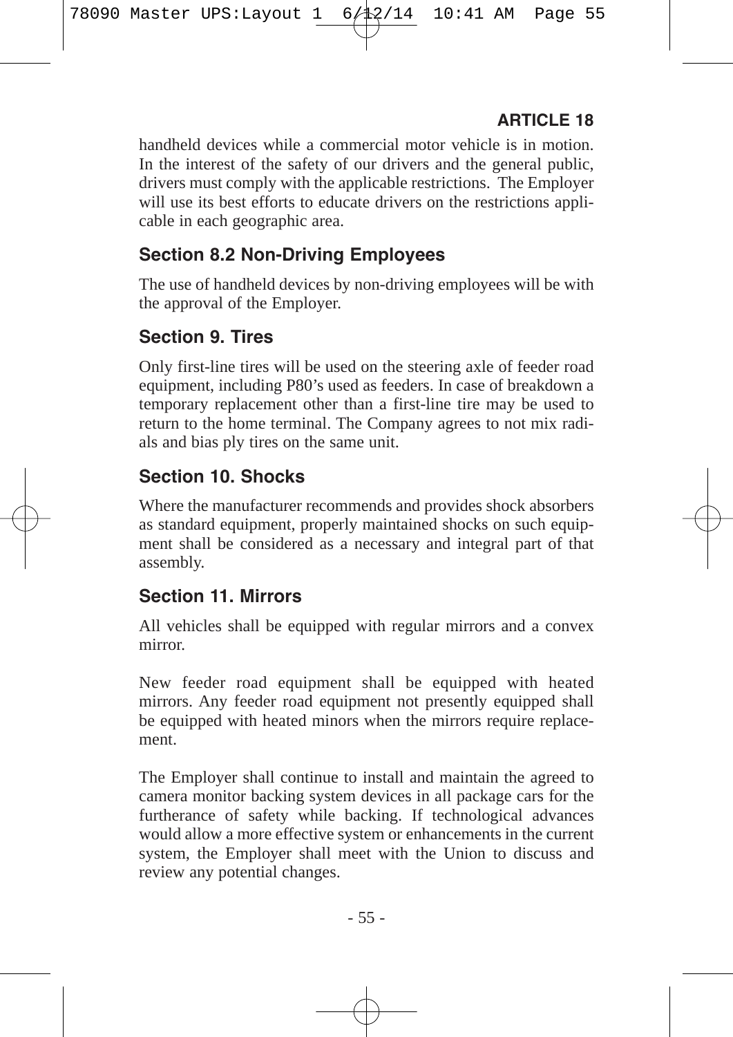handheld devices while a commercial motor vehicle is in motion. In the interest of the safety of our drivers and the general public, drivers must comply with the applicable restrictions. The Employer will use its best efforts to educate drivers on the restrictions applicable in each geographic area.

### Section 8.2 Non-Driving Employees

The use of handheld devices by non-driving employees will be with the approval of the Employer.

### Section 9. Tires

Only first-line tires will be used on the steering axle of feeder road equipment, including P80's used as feeders. In case of breakdown a temporary replacement other than a first-line tire may be used to return to the home terminal. The Company agrees to not mix radials and bias ply tires on the same unit.

### Section 10. Shocks

Where the manufacturer recommends and provides shock absorbers as standard equipment, properly maintained shocks on such equipment shall be considered as a necessary and integral part of that assembly.

### Section 11. Mirrors

All vehicles shall be equipped with regular mirrors and a convex mirror.

New feeder road equipment shall be equipped with heated mirrors. Any feeder road equipment not presently equipped shall be equipped with heated minors when the mirrors require replacement.

The Employer shall continue to install and maintain the agreed to camera monitor backing system devices in all package cars for the furtherance of safety while backing. If technological advances would allow a more effective system or enhancements in the current system, the Employer shall meet with the Union to discuss and review any potential changes.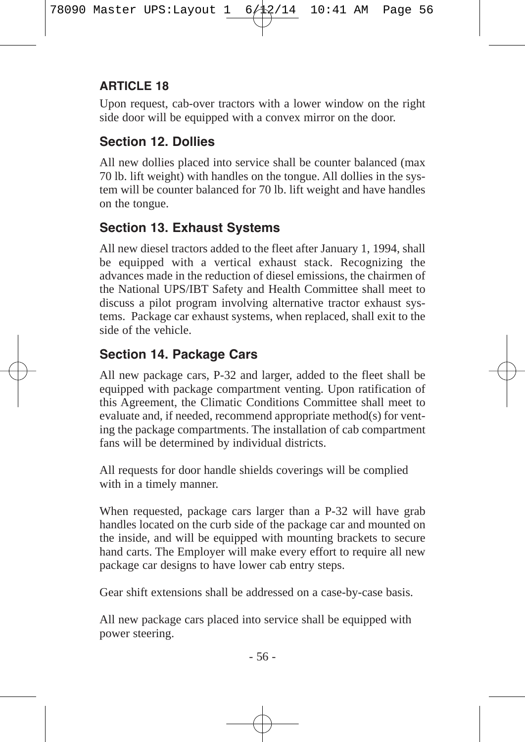**ARTICLE 18**

Upon request, cab-over tractors with a lower window on the right side door will be equipped with a convex mirror on the door.

## Section 12. Dollies

All new dollies placed into service shall be counter balanced (max 70 lb. lift weight) with handles on the tongue. All dollies in the system will be counter balanced for 70 lb. lift weight and have handles on the tongue.

## Section 13. Exhaust Systems

All new diesel tractors added to the fleet after January 1, 1994, shall be equipped with a vertical exhaust stack. Recognizing the advances made in the reduction of diesel emissions, the chairmen of the National UPS/IBT Safety and Health Committee shall meet to discuss a pilot program involving alternative tractor exhaust systems. Package car exhaust systems, when replaced, shall exit to the side of the vehicle.

## Section 14. Package Cars

All new package cars, P-32 and larger, added to the fleet shall be equipped with package compartment venting. Upon ratification of this Agreement, the Climatic Conditions Committee shall meet to evaluate and, if needed, recommend appropriate method(s) for venting the package compartments. The installation of cab compartment fans will be determined by individual districts.

All requests for door handle shields coverings will be complied with in a timely manner.

When requested, package cars larger than a P-32 will have grab handles located on the curb side of the package car and mounted on the inside, and will be equipped with mounting brackets to secure hand carts. The Employer will make every effort to require all new package car designs to have lower cab entry steps.

Gear shift extensions shall be addressed on a case-by-case basis.

All new package cars placed into service shall be equipped with power steering.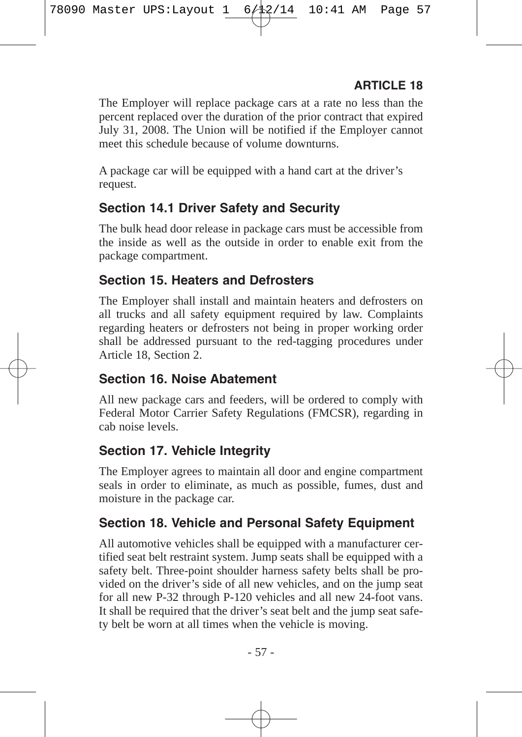The Employer will replace package cars at a rate no less than the percent replaced over the duration of the prior contract that expired July 31, 2008. The Union will be notified if the Employer cannot meet this schedule because of volume downturns.

A package car will be equipped with a hand cart at the driver's request.

### Section 14.1 Driver Safety and Security

The bulk head door release in package cars must be accessible from the inside as well as the outside in order to enable exit from the package compartment.

### Section 15. Heaters and Defrosters

The Employer shall install and maintain heaters and defrosters on all trucks and all safety equipment required by law. Complaints regarding heaters or defrosters not being in proper working order shall be addressed pursuant to the red-tagging procedures under Article 18, Section 2.

### Section 16. Noise Abatement

All new package cars and feeders, will be ordered to comply with Federal Motor Carrier Safety Regulations (FMCSR), regarding in cab noise levels.

### Section 17. Vehicle Integrity

The Employer agrees to maintain all door and engine compartment seals in order to eliminate, as much as possible, fumes, dust and moisture in the package car.

### Section 18. Vehicle and Personal Safety Equipment

All automotive vehicles shall be equipped with a manufacturer certified seat belt restraint system. Jump seats shall be equipped with a safety belt. Three-point shoulder harness safety belts shall be provided on the driver's side of all new vehicles, and on the jump seat for all new P-32 through P-120 vehicles and all new 24-foot vans. It shall be required that the driver's seat belt and the jump seat safety belt be worn at all times when the vehicle is moving.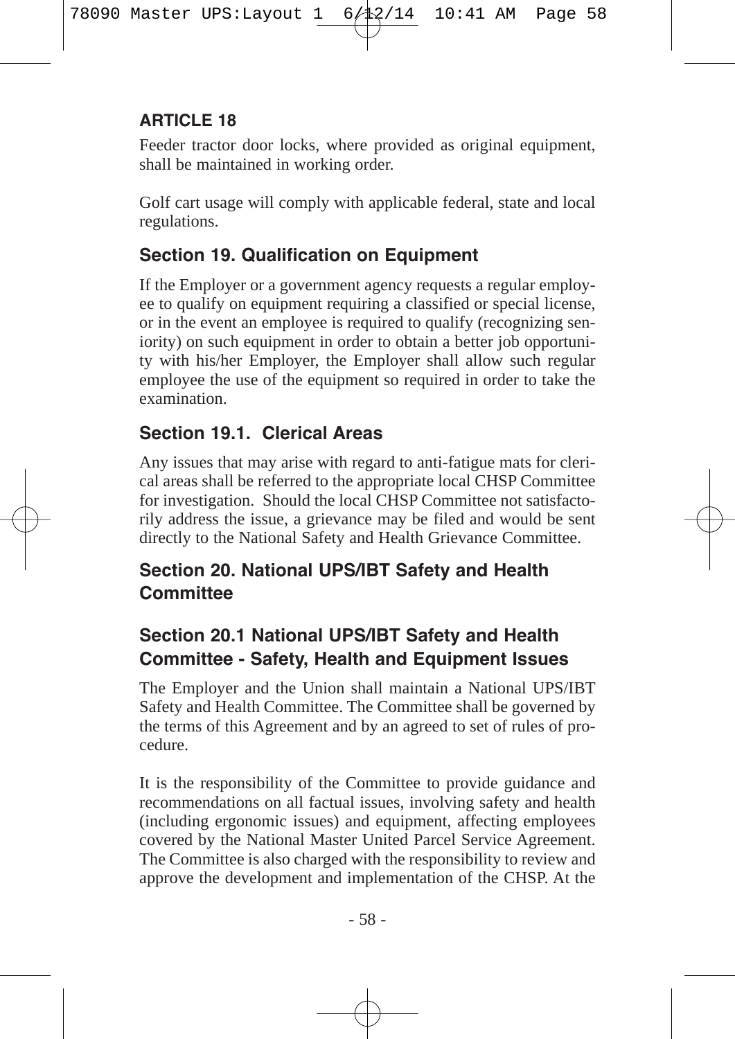## ARTICLE 18

Feeder tractor door locks, where provided as original equipment, shall be maintained in working order.

Golf cart usage will comply with applicable federal, state and local regulations.

### Section 19. Qualification on Equipment

If the Employer or a government agency requests a regular employee to qualify on equipment requiring a classified or special license, or in the event an employee is required to qualify (recognizing seniority) on such equipment in order to obtain a better job opportunity with his/her Employer, the Employer shall allow such regular employee the use of the equipment so required in order to take the examination.

### Section 19.1. Clerical Areas

Any issues that may arise with regard to anti-fatigue mats for clerical areas shall be referred to the appropriate local CHSP Committee for investigation. Should the local CHSP Committee not satisfactorily address the issue, a grievance may be filed and would be sent directly to the National Safety and Health Grievance Committee.

### Section 20. National UPS/IBT Safety and Health Committee

### Section 20.1 National UPS/IBT Safety and Health Committee - Safety, Health and Equipment Issues

The Employer and the Union shall maintain a National UPS/IBT Safety and Health Committee. The Committee shall be governed by the terms of this Agreement and by an agreed to set of rules of procedure.

It is the responsibility of the Committee to provide guidance and recommendations on all factual issues, involving safety and health (including ergonomic issues) and equipment, affecting employees covered by the National Master United Parcel Service Agreement. The Committee is also charged with the responsibility to review and approve the development and implementation of the CHSP. At the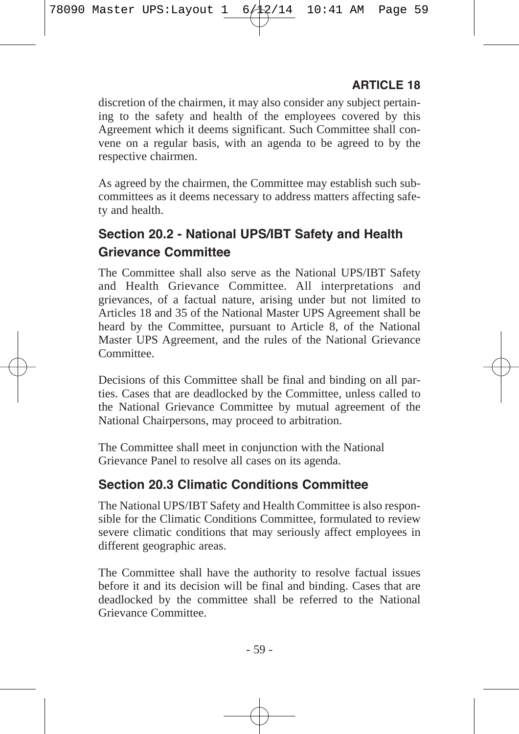discretion of the chairmen, it may also consider any subject pertaining to the safety and health of the employees covered by this Agreement which it deems significant. Such Committee shall convene on a regular basis, with an agenda to be agreed to by the respective chairmen.

As agreed by the chairmen, the Committee may establish such subcommittees as it deems necessary to address matters affecting safety and health.

## Section 20.2 - National UPS/IBT Safety and Health Grievance Committee

The Committee shall also serve as the National UPS/IBT Safety and Health Grievance Committee. All interpretations and grievances, of a factual nature, arising under but not limited to Articles 18 and 35 of the National Master UPS Agreement shall be heard by the Committee, pursuant to Article 8, of the National Master UPS Agreement, and the rules of the National Grievance Committee.

Decisions of this Committee shall be final and binding on all parties. Cases that are deadlocked by the Committee, unless called to the National Grievance Committee by mutual agreement of the National Chairpersons, may proceed to arbitration.

The Committee shall meet in conjunction with the National Grievance Panel to resolve all cases on its agenda.

## Section 20.3 Climatic Conditions Committee

The National UPS/IBT Safety and Health Committee is also responsible for the Climatic Conditions Committee, formulated to review severe climatic conditions that may seriously affect employees in different geographic areas.

The Committee shall have the authority to resolve factual issues before it and its decision will be final and binding. Cases that are deadlocked by the committee shall be referred to the National Grievance Committee.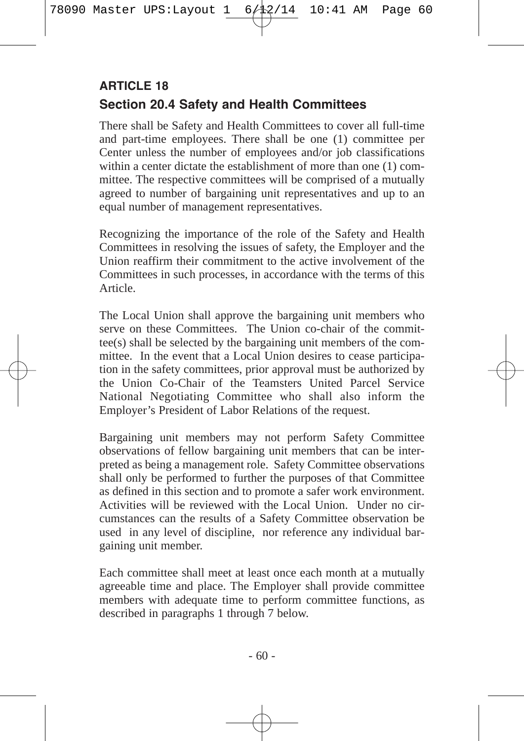## ARTICLE 18

### Section 20.4 Safety and Health Committees

There shall be Safety and Health Committees to cover all full-time and part-time employees. There shall be one (1) committee per Center unless the number of employees and/or job classifications within a center dictate the establishment of more than one (1) committee. The respective committees will be comprised of a mutually agreed to number of bargaining unit representatives and up to an equal number of management representatives.

Recognizing the importance of the role of the Safety and Health Committees in resolving the issues of safety, the Employer and the Union reaffirm their commitment to the active involvement of the Committees in such processes, in accordance with the terms of this Article.

The Local Union shall approve the bargaining unit members who serve on these Committees. The Union co-chair of the committee(s) shall be selected by the bargaining unit members of the committee. In the event that a Local Union desires to cease participation in the safety committees, prior approval must be authorized by the Union Co-Chair of the Teamsters United Parcel Service National Negotiating Committee who shall also inform the Employer's President of Labor Relations of the request.

Bargaining unit members may not perform Safety Committee observations of fellow bargaining unit members that can be interpreted as being a management role. Safety Committee observations shall only be performed to further the purposes of that Committee as defined in this section and to promote a safer work environment. Activities will be reviewed with the Local Union. Under no circumstances can the results of a Safety Committee observation be used in any level of discipline, nor reference any individual bargaining unit member.

Each committee shall meet at least once each month at a mutually agreeable time and place. The Employer shall provide committee members with adequate time to perform committee functions, as described in paragraphs 1 through 7 below.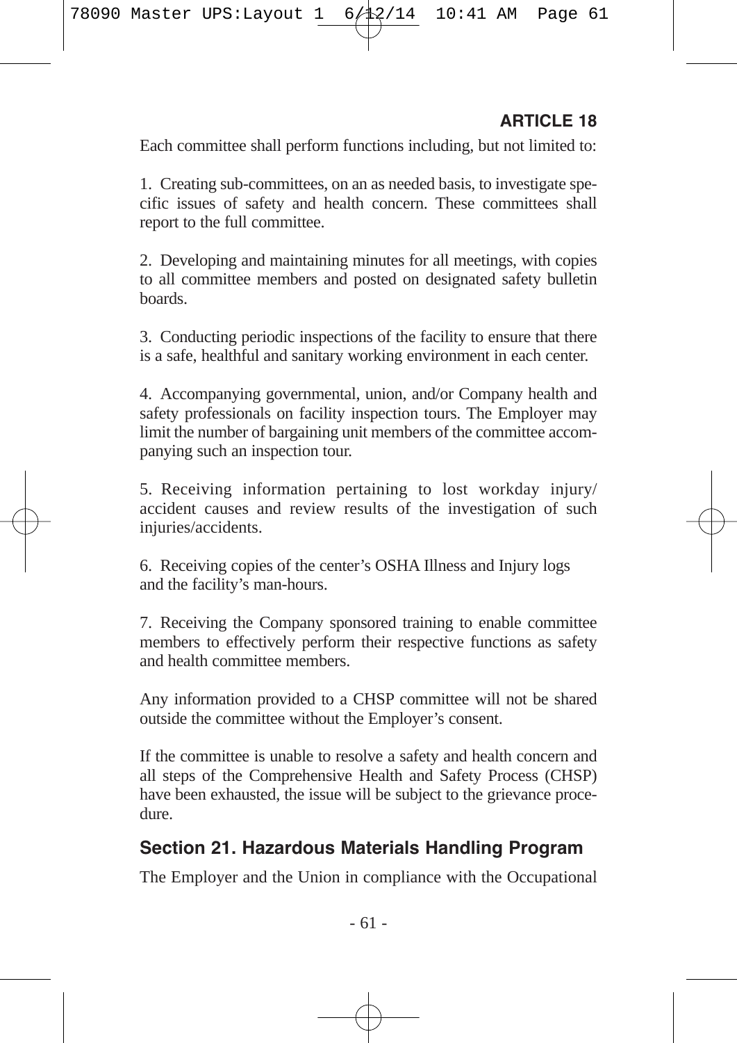Each committee shall perform functions including, but not limited to:

1. Creating sub-committees, on an as needed basis, to investigate specific issues of safety and health concern. These committees shall report to the full committee.

2. Developing and maintaining minutes for all meetings, with copies to all committee members and posted on designated safety bulletin boards.

3. Conducting periodic inspections of the facility to ensure that there is a safe, healthful and sanitary working environment in each center.

4. Accompanying governmental, union, and/or Company health and safety professionals on facility inspection tours. The Employer may limit the number of bargaining unit members of the committee accompanying such an inspection tour.

5. Receiving information pertaining to lost workday injury/accident causes and review results of the investigation of such injuries/accidents.

6. Receiving copies of the center's OSHA Illness and Injury logs and the facility's man-hours.

7. Receiving the Company sponsored training to enable committee members to effectively perform their respective functions as safety and health committee members.

Any information provided to a CHSP committee will not be shared outside the committee without the Employer's consent.

If the committee is unable to resolve a safety and health concern and all steps of the Comprehensive Health and Safety Process (CHSP) have been exhausted, the issue will be subject to the grievance procedure.

## Section 21. Hazardous Materials Handling Program

The Employer and the Union in compliance with the Occupational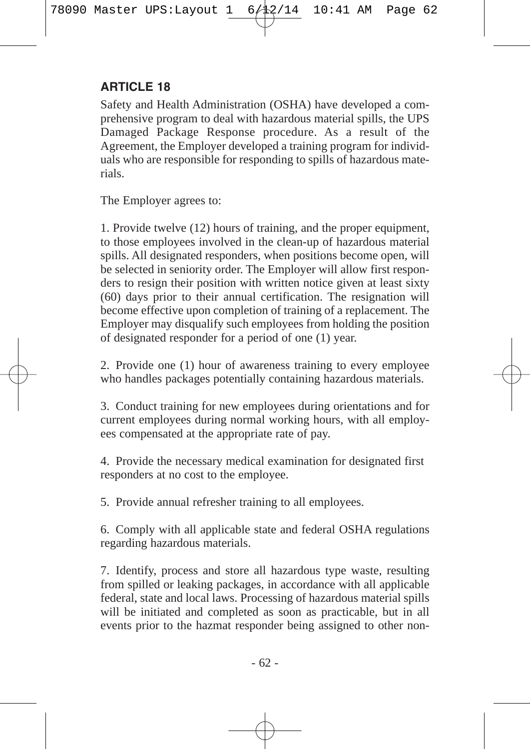## ARTICLE 18

Safety and Health Administration (OSHA) have developed a comprehensive program to deal with hazardous material spills, the UPS Damaged Package Response procedure. As a result of the Agreement, the Employer developed a training program for individuals who are responsible for responding to spills of hazardous materials.

The Employer agrees to:

1. Provide twelve (12) hours of training, and the proper equipment, to those employees involved in the clean-up of hazardous material spills. All designated responders, when positions become open, will be selected in seniority order. The Employer will allow first responders to resign their position with written notice given at least sixty (60) days prior to their annual certification. The resignation will become effective upon completion of training of a replacement. The Employer may disqualify such employees from holding the position of designated responder for a period of one (1) year.

2. Provide one (1) hour of awareness training to every employee who handles packages potentially containing hazardous materials.

3. Conduct training for new employees during orientations and for current employees during normal working hours, with all employees compensated at the appropriate rate of pay.

4. Provide the necessary medical examination for designated first responders at no cost to the employee.

5. Provide annual refresher training to all employees.

6. Comply with all applicable state and federal OSHA regulations regarding hazardous materials.

7. Identify, process and store all hazardous type waste, resulting from spilled or leaking packages, in accordance with all applicable federal, state and local laws. Processing of hazardous material spills will be initiated and completed as soon as practicable, but in all events prior to the hazmat responder being assigned to other non-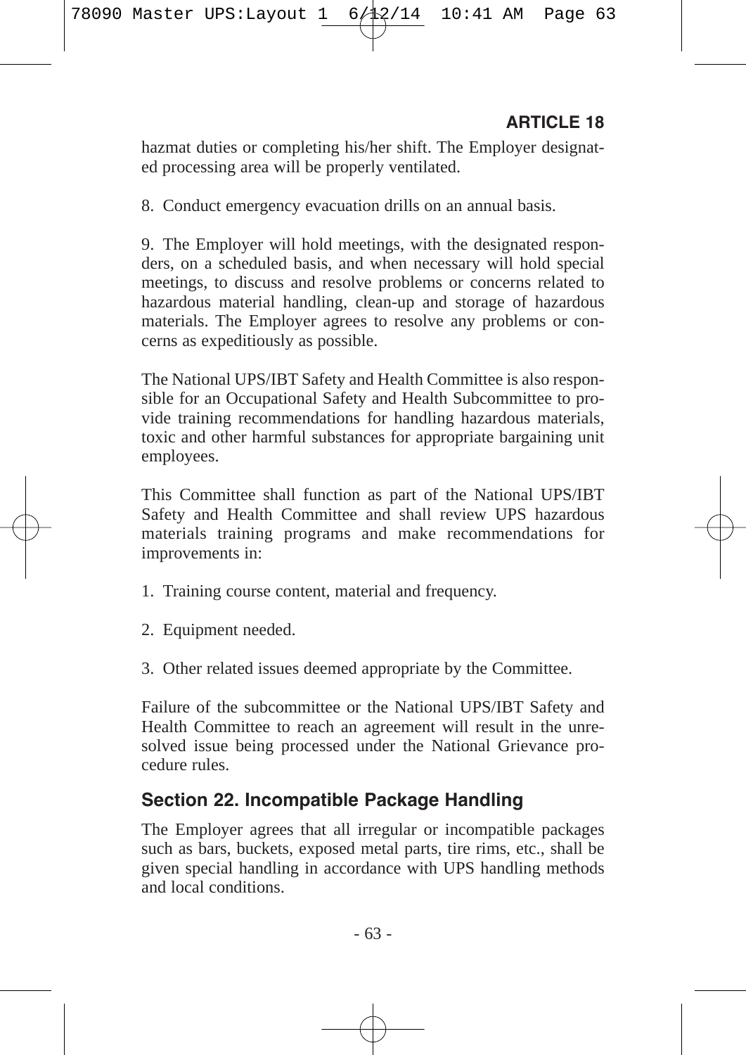hazmat duties or completing his/her shift. The Employer designated processing area will be properly ventilated.

8. Conduct emergency evacuation drills on an annual basis.

9. The Employer will hold meetings, with the designated responders, on a scheduled basis, and when necessary will hold special meetings, to discuss and resolve problems or concerns related to hazardous material handling, clean-up and storage of hazardous materials. The Employer agrees to resolve any problems or concerns as expeditiously as possible.

The National UPS/IBT Safety and Health Committee is also responsible for an Occupational Safety and Health Subcommittee to provide training recommendations for handling hazardous materials, toxic and other harmful substances for appropriate bargaining unit employees.

This Committee shall function as part of the National UPS/IBT Safety and Health Committee and shall review UPS hazardous materials training programs and make recommendations for improvements in:

1. Training course content, material and frequency.

2. Equipment needed.

3. Other related issues deemed appropriate by the Committee.

Failure of the subcommittee or the National UPS/IBT Safety and Health Committee to reach an agreement will result in the unresolved issue being processed under the National Grievance procedure rules.

## Section 22. Incompatible Package Handling

The Employer agrees that all irregular or incompatible packages such as bars, buckets, exposed metal parts, tire rims, etc., shall be given special handling in accordance with UPS handling methods and local conditions.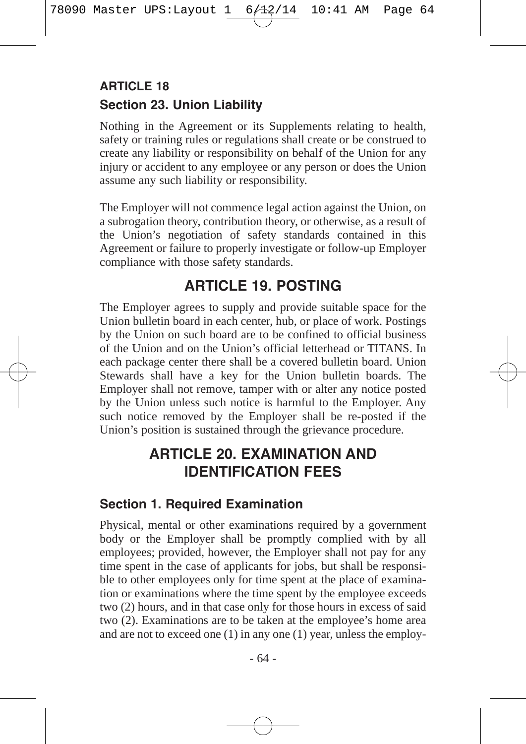## ARTICLE 18

### Section 23. Union Liability

Nothing in the Agreement or its Supplements relating to health, safety or training rules or regulations shall create or be construed to create any liability or responsibility on behalf of the Union for any injury or accident to any employee or any person or does the Union assume any such liability or responsibility.

The Employer will not commence legal action against the Union, on a subrogation theory, contribution theory, or otherwise, as a result of the Union's negotiation of safety standards contained in this Agreement or failure to properly investigate or follow-up Employer compliance with those safety standards.

## ARTICLE 19. POSTING

The Employer agrees to supply and provide suitable space for the Union bulletin board in each center, hub, or place of work. Postings by the Union on such board are to be confined to official business of the Union and on the Union's official letterhead or TITANS. In each package center there shall be a covered bulletin board. Union Stewards shall have a key for the Union bulletin boards. The Employer shall not remove, tamper with or alter any notice posted by the Union unless such notice is harmful to the Employer. Any such notice removed by the Employer shall be re-posted if the Union's position is sustained through the grievance procedure.

## ARTICLE 20. EXAMINATION AND IDENTIFICATION FEES

### Section 1. Required Examination

Physical, mental or other examinations required by a government body or the Employer shall be promptly complied with by all employees; provided, however, the Employer shall not pay for any time spent in the case of applicants for jobs, but shall be responsible to other employees only for time spent at the place of examination or examinations where the time spent by the employee exceeds two (2) hours, and in that case only for those hours in excess of said two (2). Examinations are to be taken at the employee's home area and are not to exceed one (1) in any one (1) year, unless the employ-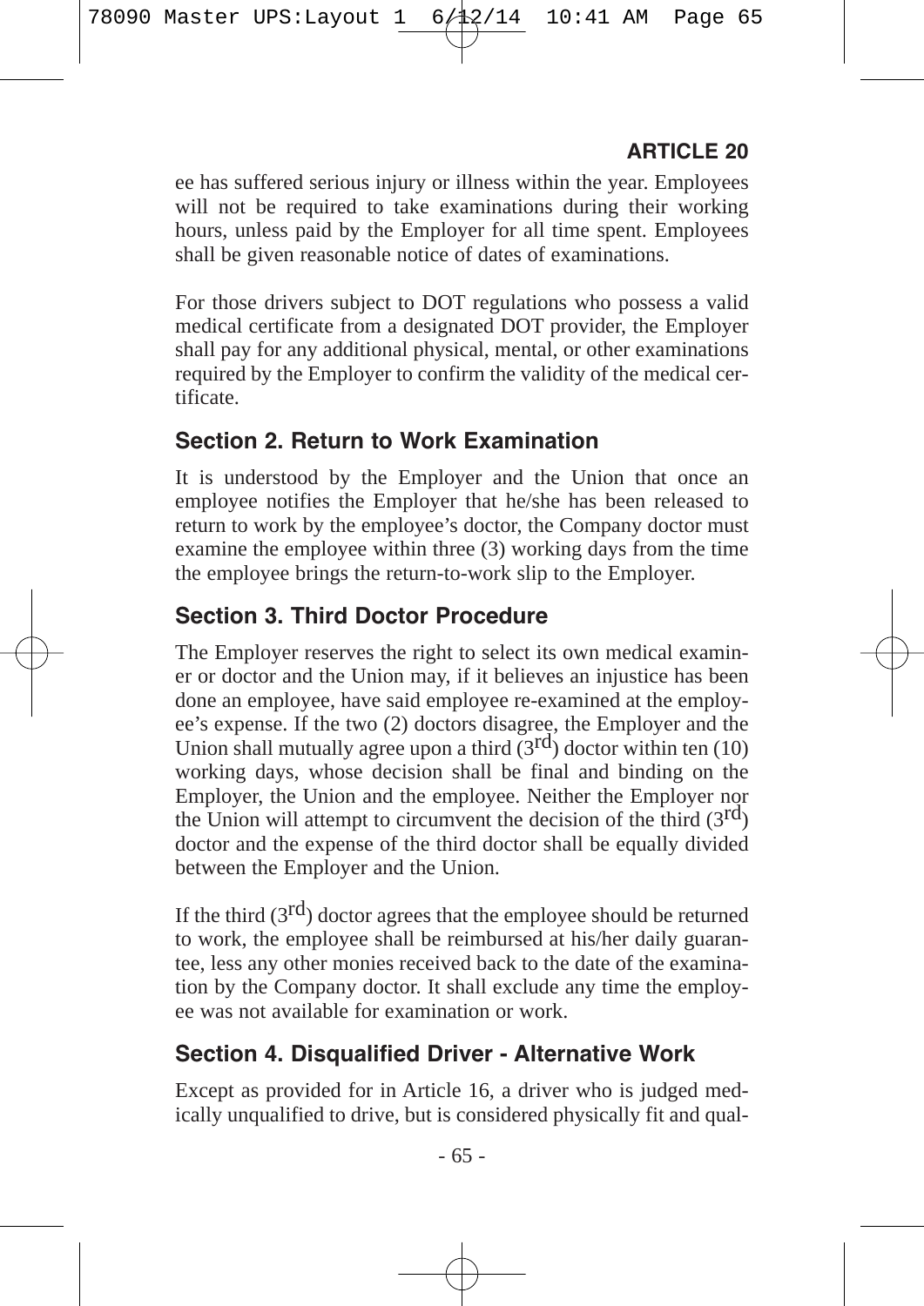ee has suffered serious injury or illness within the year. Employees will not be required to take examinations during their working hours, unless paid by the Employer for all time spent. Employees shall be given reasonable notice of dates of examinations.

For those drivers subject to DOT regulations who possess a valid medical certificate from a designated DOT provider, the Employer shall pay for any additional physical, mental, or other examinations required by the Employer to confirm the validity of the medical certificate.

## Section 2. Return to Work Examination

It is understood by the Employer and the Union that once an employee notifies the Employer that he/she has been released to return to work by the employee's doctor, the Company doctor must examine the employee within three (3) working days from the time the employee brings the return-to-work slip to the Employer.

## Section 3. Third Doctor Procedure

The Employer reserves the right to select its own medical examiner or doctor and the Union may, if it believes an injustice has been done an employee, have said employee re-examined at the employee's expense. If the two (2) doctors disagree, the Employer and the Union shall mutually agree upon a third (3rd) doctor within ten (10) working days, whose decision shall be final and binding on the Employer, the Union and the employee. Neither the Employer nor the Union will attempt to circumvent the decision of the third (3rd) doctor and the expense of the third doctor shall be equally divided between the Employer and the Union.

If the third (3rd) doctor agrees that the employee should be returned to work, the employee shall be reimbursed at his/her daily guarantee, less any other monies received back to the date of the examination by the Company doctor. It shall exclude any time the employee was not available for examination or work.

## Section 4. Disqualified Driver - Alternative Work

Except as provided for in Article 16, a driver who is judged medically unqualified to drive, but is considered physically fit and qual-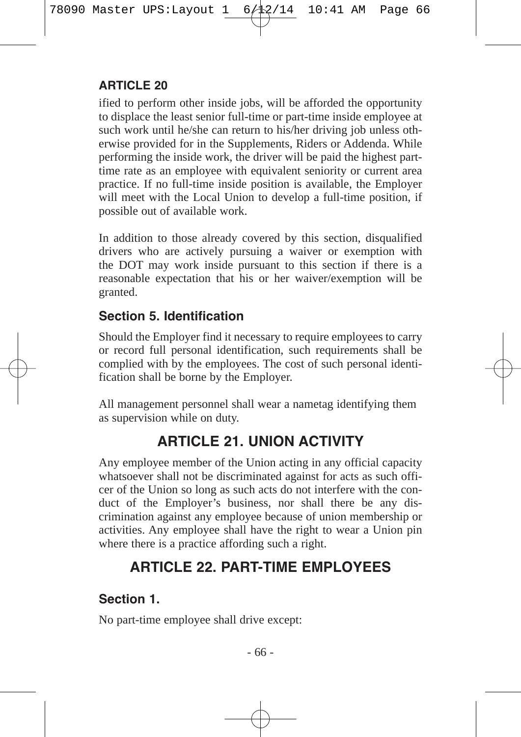ified to perform other inside jobs, will be afforded the opportunity to displace the least senior full-time or part-time inside employee at such work until he/she can return to his/her driving job unless otherwise provided for in the Supplements, Riders or Addenda. While performing the inside work, the driver will be paid the highest part-time rate as an employee with equivalent seniority or current area practice. If no full-time inside position is available, the Employer will meet with the Local Union to develop a full-time position, if possible out of available work.

In addition to those already covered by this section, disqualified drivers who are actively pursuing a waiver or exemption with the DOT may work inside pursuant to this section if there is a reasonable expectation that his or her waiver/exemption will be granted.

### Section 5. Identification

Should the Employer find it necessary to require employees to carry or record full personal identification, such requirements shall be complied with by the employees. The cost of such personal identification shall be borne by the Employer.

All management personnel shall wear a nametag identifying them as supervision while on duty.

## ARTICLE 21. UNION ACTIVITY

Any employee member of the Union acting in any official capacity whatsoever shall not be discriminated against for acts as such officer of the Union so long as such acts do not interfere with the conduct of the Employer's business, nor shall there be any discrimination against any employee because of union membership or activities. Any employee shall have the right to wear a Union pin where there is a practice affording such a right.

## ARTICLE 22. PART-TIME EMPLOYEES

### Section 1.

No part-time employee shall drive except: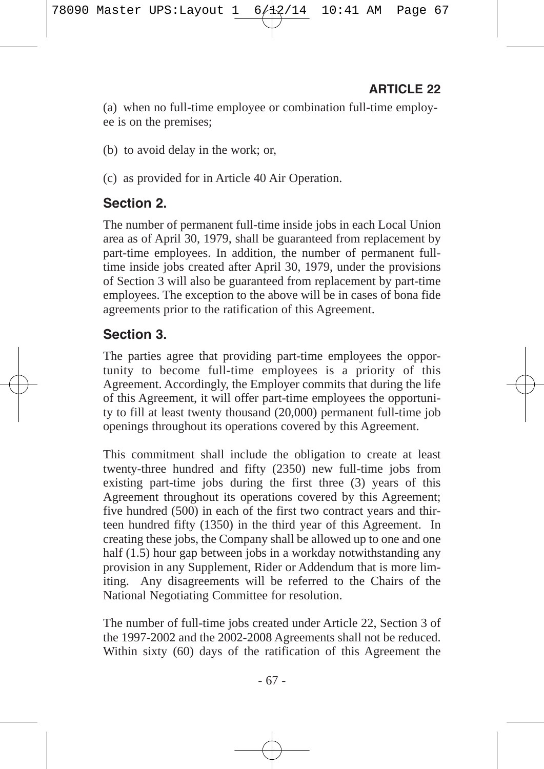(a) when no full-time employee or combination full-time employee is on the premises;

(b) to avoid delay in the work; or,

(c) as provided for in Article 40 Air Operation.

## Section 2.

The number of permanent full-time inside jobs in each Local Union area as of April 30, 1979, shall be guaranteed from replacement by part-time employees. In addition, the number of permanent full-time inside jobs created after April 30, 1979, under the provisions of Section 3 will also be guaranteed from replacement by part-time employees. The exception to the above will be in cases of bona fide agreements prior to the ratification of this Agreement.

## Section 3.

The parties agree that providing part-time employees the opportunity to become full-time employees is a priority of this Agreement. Accordingly, the Employer commits that during the life of this Agreement, it will offer part-time employees the opportunity to fill at least twenty thousand (20,000) permanent full-time job openings throughout its operations covered by this Agreement.

This commitment shall include the obligation to create at least twenty-three hundred and fifty (2350) new full-time jobs from existing part-time jobs during the first three (3) years of this Agreement throughout its operations covered by this Agreement; five hundred (500) in each of the first two contract years and thirteen hundred fifty (1350) in the third year of this Agreement. In creating these jobs, the Company shall be allowed up to one and one half (1.5) hour gap between jobs in a workday notwithstanding any provision in any Supplement, Rider or Addendum that is more limiting. Any disagreements will be referred to the Chairs of the National Negotiating Committee for resolution.

The number of full-time jobs created under Article 22, Section 3 of the 1997-2002 and the 2002-2008 Agreements shall not be reduced. Within sixty (60) days of the ratification of this Agreement the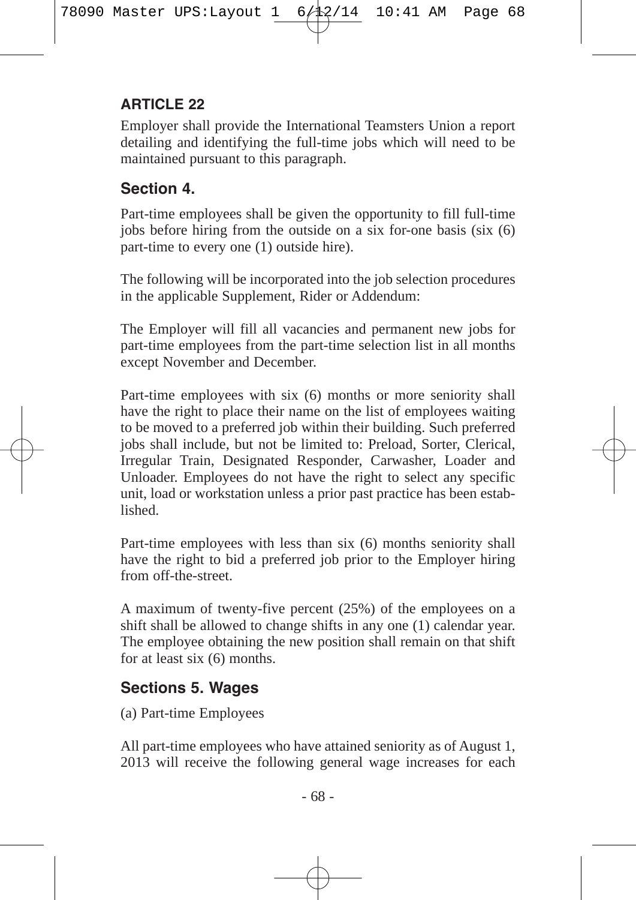## ARTICLE 22

Employer shall provide the International Teamsters Union a report detailing and identifying the full-time jobs which will need to be maintained pursuant to this paragraph.

### Section 4.

Part-time employees shall be given the opportunity to fill full-time jobs before hiring from the outside on a six for-one basis (six (6) part-time to every one (1) outside hire).

The following will be incorporated into the job selection procedures in the applicable Supplement, Rider or Addendum:

The Employer will fill all vacancies and permanent new jobs for part-time employees from the part-time selection list in all months except November and December.

Part-time employees with six (6) months or more seniority shall have the right to place their name on the list of employees waiting to be moved to a preferred job within their building. Such preferred jobs shall include, but not be limited to: Preload, Sorter, Clerical, Irregular Train, Designated Responder, Carwasher, Loader and Unloader. Employees do not have the right to select any specific unit, load or workstation unless a prior past practice has been established.

Part-time employees with less than six (6) months seniority shall have the right to bid a preferred job prior to the Employer hiring from off-the-street.

A maximum of twenty-five percent (25%) of the employees on a shift shall be allowed to change shifts in any one (1) calendar year. The employee obtaining the new position shall remain on that shift for at least six (6) months.

### Sections 5. Wages

(a) Part-time Employees

All part-time employees who have attained seniority as of August 1, 2013 will receive the following general wage increases for each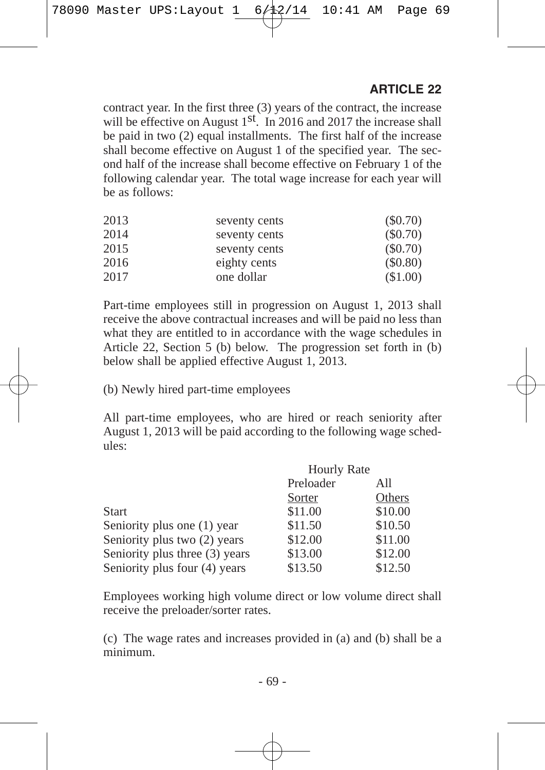contract year. In the first three (3) years of the contract, the increase will be effective on August 1st. In 2016 and 2017 the increase shall be paid in two (2) equal installments. The first half of the increase shall become effective on August 1 of the specified year. The second half of the increase shall become effective on February 1 of the following calendar year. The total wage increase for each year will be as follows:

| | | |
|---|---|---|
| 2013 | seventy cents | ($0.70) |
| 2014 | seventy cents | ($0.70) |
| 2015 | seventy cents | ($0.70) |
| 2016 | eighty cents | ($0.80) |
| 2017 | one dollar | ($1.00) |

Part-time employees still in progression on August 1, 2013 shall receive the above contractual increases and will be paid no less than what they are entitled to in accordance with the wage schedules in Article 22, Section 5 (b) below. The progression set forth in (b) below shall be applied effective August 1, 2013.

(b) Newly hired part-time employees

All part-time employees, who are hired or reach seniority after August 1, 2013 will be paid according to the following wage schedules:

| | Hourly Rate | |
|---|---|---|
| | Preloader Sorter | All Others |
| Start | $11.00 | $10.00 |
| Seniority plus one (1) year | $11.50 | $10.50 |
| Seniority plus two (2) years | $12.00 | $11.00 |
| Seniority plus three (3) years | $13.00 | $12.00 |
| Seniority plus four (4) years | $13.50 | $12.50 |

Employees working high volume direct or low volume direct shall receive the preloader/sorter rates.

(c) The wage rates and increases provided in (a) and (b) shall be a minimum.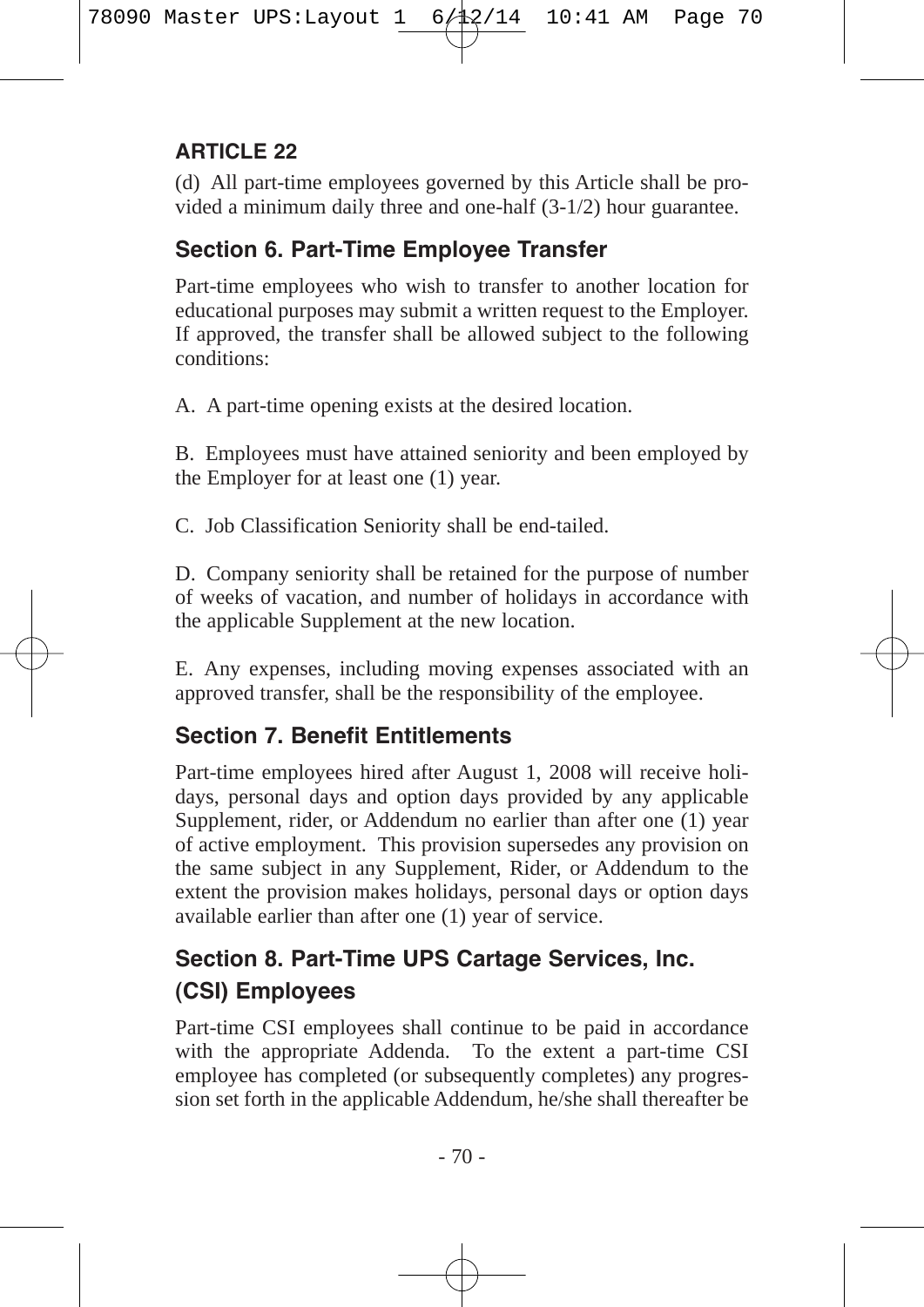## ARTICLE 22

(d) All part-time employees governed by this Article shall be provided a minimum daily three and one-half (3-1/2) hour guarantee.

### Section 6. Part-Time Employee Transfer

Part-time employees who wish to transfer to another location for educational purposes may submit a written request to the Employer. If approved, the transfer shall be allowed subject to the following conditions:

A. A part-time opening exists at the desired location.

B. Employees must have attained seniority and been employed by the Employer for at least one (1) year.

C. Job Classification Seniority shall be end-tailed.

D. Company seniority shall be retained for the purpose of number of weeks of vacation, and number of holidays in accordance with the applicable Supplement at the new location.

E. Any expenses, including moving expenses associated with an approved transfer, shall be the responsibility of the employee.

### Section 7. Benefit Entitlements

Part-time employees hired after August 1, 2008 will receive holidays, personal days and option days provided by any applicable Supplement, rider, or Addendum no earlier than after one (1) year of active employment. This provision supersedes any provision on the same subject in any Supplement, Rider, or Addendum to the extent the provision makes holidays, personal days or option days available earlier than after one (1) year of service.

### Section 8. Part-Time UPS Cartage Services, Inc. (CSI) Employees

Part-time CSI employees shall continue to be paid in accordance with the appropriate Addenda. To the extent a part-time CSI employee has completed (or subsequently completes) any progression set forth in the applicable Addendum, he/she shall thereafter be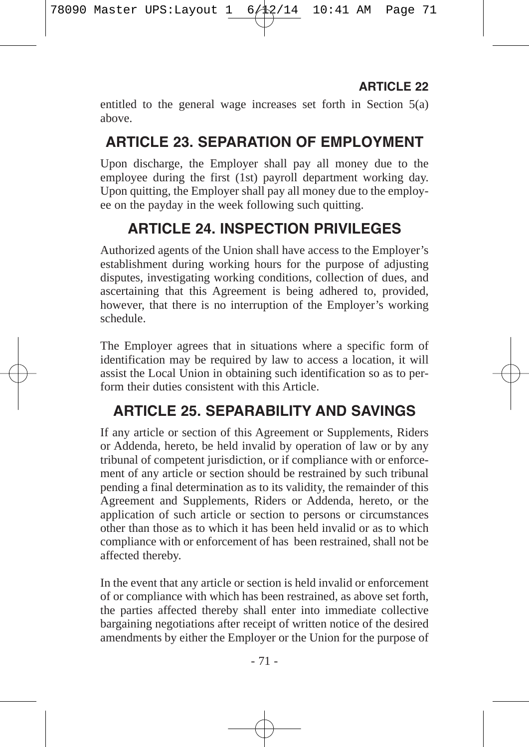entitled to the general wage increases set forth in Section 5(a) above.

## ARTICLE 23. SEPARATION OF EMPLOYMENT

Upon discharge, the Employer shall pay all money due to the employee during the first (1st) payroll department working day. Upon quitting, the Employer shall pay all money due to the employee on the payday in the week following such quitting.

## ARTICLE 24. INSPECTION PRIVILEGES

Authorized agents of the Union shall have access to the Employer's establishment during working hours for the purpose of adjusting disputes, investigating working conditions, collection of dues, and ascertaining that this Agreement is being adhered to, provided, however, that there is no interruption of the Employer's working schedule.

The Employer agrees that in situations where a specific form of identification may be required by law to access a location, it will assist the Local Union in obtaining such identification so as to perform their duties consistent with this Article.

## ARTICLE 25. SEPARABILITY AND SAVINGS

If any article or section of this Agreement or Supplements, Riders or Addenda, hereto, be held invalid by operation of law or by any tribunal of competent jurisdiction, or if compliance with or enforcement of any article or section should be restrained by such tribunal pending a final determination as to its validity, the remainder of this Agreement and Supplements, Riders or Addenda, hereto, or the application of such article or section to persons or circumstances other than those as to which it has been held invalid or as to which compliance with or enforcement of has been restrained, shall not be affected thereby.

In the event that any article or section is held invalid or enforcement of or compliance with which has been restrained, as above set forth, the parties affected thereby shall enter into immediate collective bargaining negotiations after receipt of written notice of the desired amendments by either the Employer or the Union for the purpose of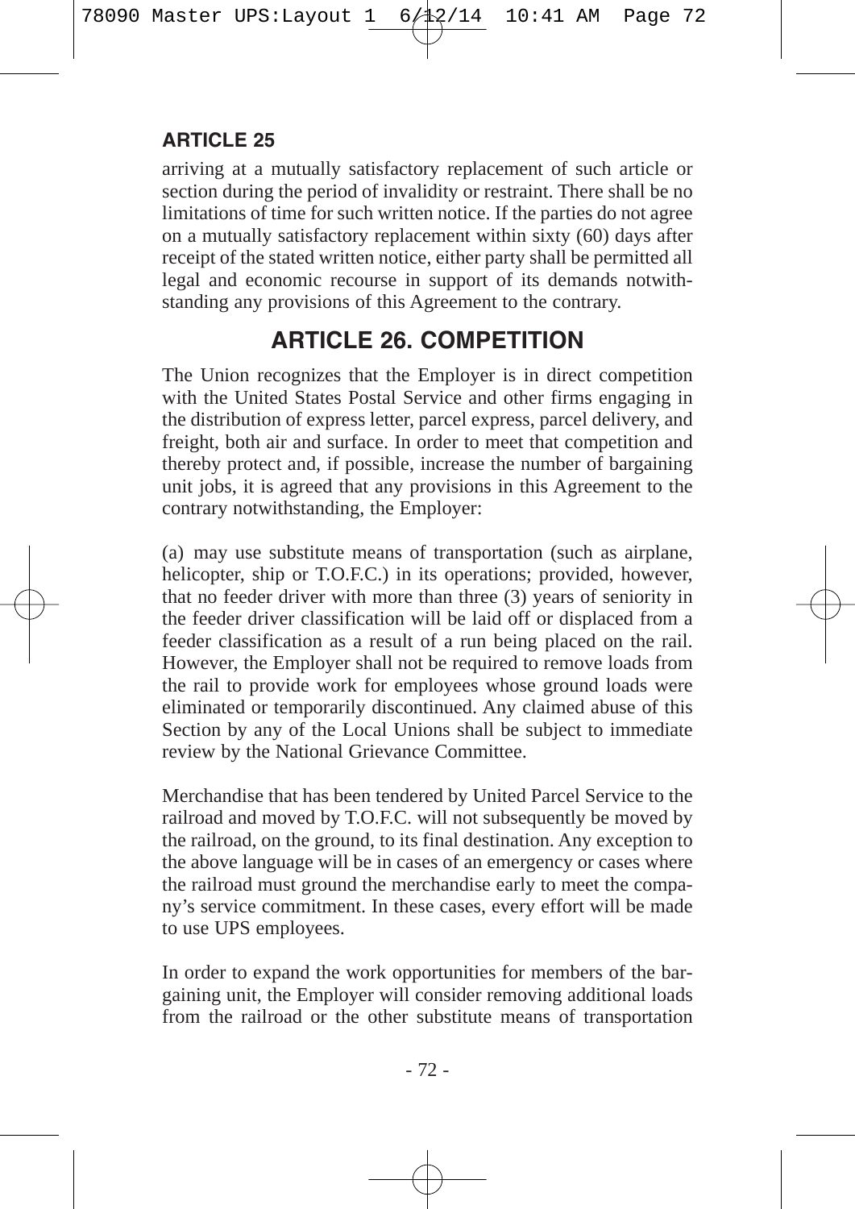arriving at a mutually satisfactory replacement of such article or section during the period of invalidity or restraint. There shall be no limitations of time for such written notice. If the parties do not agree on a mutually satisfactory replacement within sixty (60) days after receipt of the stated written notice, either party shall be permitted all legal and economic recourse in support of its demands notwithstanding any provisions of this Agreement to the contrary.

## ARTICLE 26. COMPETITION

The Union recognizes that the Employer is in direct competition with the United States Postal Service and other firms engaging in the distribution of express letter, parcel express, parcel delivery, and freight, both air and surface. In order to meet that competition and thereby protect and, if possible, increase the number of bargaining unit jobs, it is agreed that any provisions in this Agreement to the contrary notwithstanding, the Employer:

(a) may use substitute means of transportation (such as airplane, helicopter, ship or T.O.F.C.) in its operations; provided, however, that no feeder driver with more than three (3) years of seniority in the feeder driver classification will be laid off or displaced from a feeder classification as a result of a run being placed on the rail. However, the Employer shall not be required to remove loads from the rail to provide work for employees whose ground loads were eliminated or temporarily discontinued. Any claimed abuse of this Section by any of the Local Unions shall be subject to immediate review by the National Grievance Committee.

Merchandise that has been tendered by United Parcel Service to the railroad and moved by T.O.F.C. will not subsequently be moved by the railroad, on the ground, to its final destination. Any exception to the above language will be in cases of an emergency or cases where the railroad must ground the merchandise early to meet the company's service commitment. In these cases, every effort will be made to use UPS employees.

In order to expand the work opportunities for members of the bargaining unit, the Employer will consider removing additional loads from the railroad or the other substitute means of transportation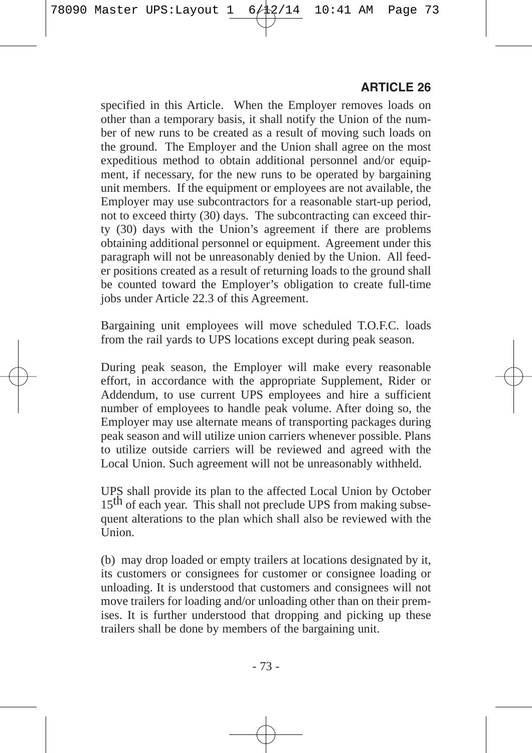specified in this Article. When the Employer removes loads on other than a temporary basis, it shall notify the Union of the number of new runs to be created as a result of moving such loads on the ground. The Employer and the Union shall agree on the most expeditious method to obtain additional personnel and/or equipment, if necessary, for the new runs to be operated by bargaining unit members. If the equipment or employees are not available, the Employer may use subcontractors for a reasonable start-up period, not to exceed thirty (30) days. The subcontracting can exceed thirty (30) days with the Union's agreement if there are problems obtaining additional personnel or equipment. Agreement under this paragraph will not be unreasonably denied by the Union. All feeder positions created as a result of returning loads to the ground shall be counted toward the Employer's obligation to create full-time jobs under Article 22.3 of this Agreement.

Bargaining unit employees will move scheduled T.O.F.C. loads from the rail yards to UPS locations except during peak season.

During peak season, the Employer will make every reasonable effort, in accordance with the appropriate Supplement, Rider or Addendum, to use current UPS employees and hire a sufficient number of employees to handle peak volume. After doing so, the Employer may use alternate means of transporting packages during peak season and will utilize union carriers whenever possible. Plans to utilize outside carriers will be reviewed and agreed with the Local Union. Such agreement will not be unreasonably withheld.

UPS shall provide its plan to the affected Local Union by October 15th of each year. This shall not preclude UPS from making subsequent alterations to the plan which shall also be reviewed with the Union.

(b) may drop loaded or empty trailers at locations designated by it, its customers or consignees for customer or consignee loading or unloading. It is understood that customers and consignees will not move trailers for loading and/or unloading other than on their premises. It is further understood that dropping and picking up these trailers shall be done by members of the bargaining unit.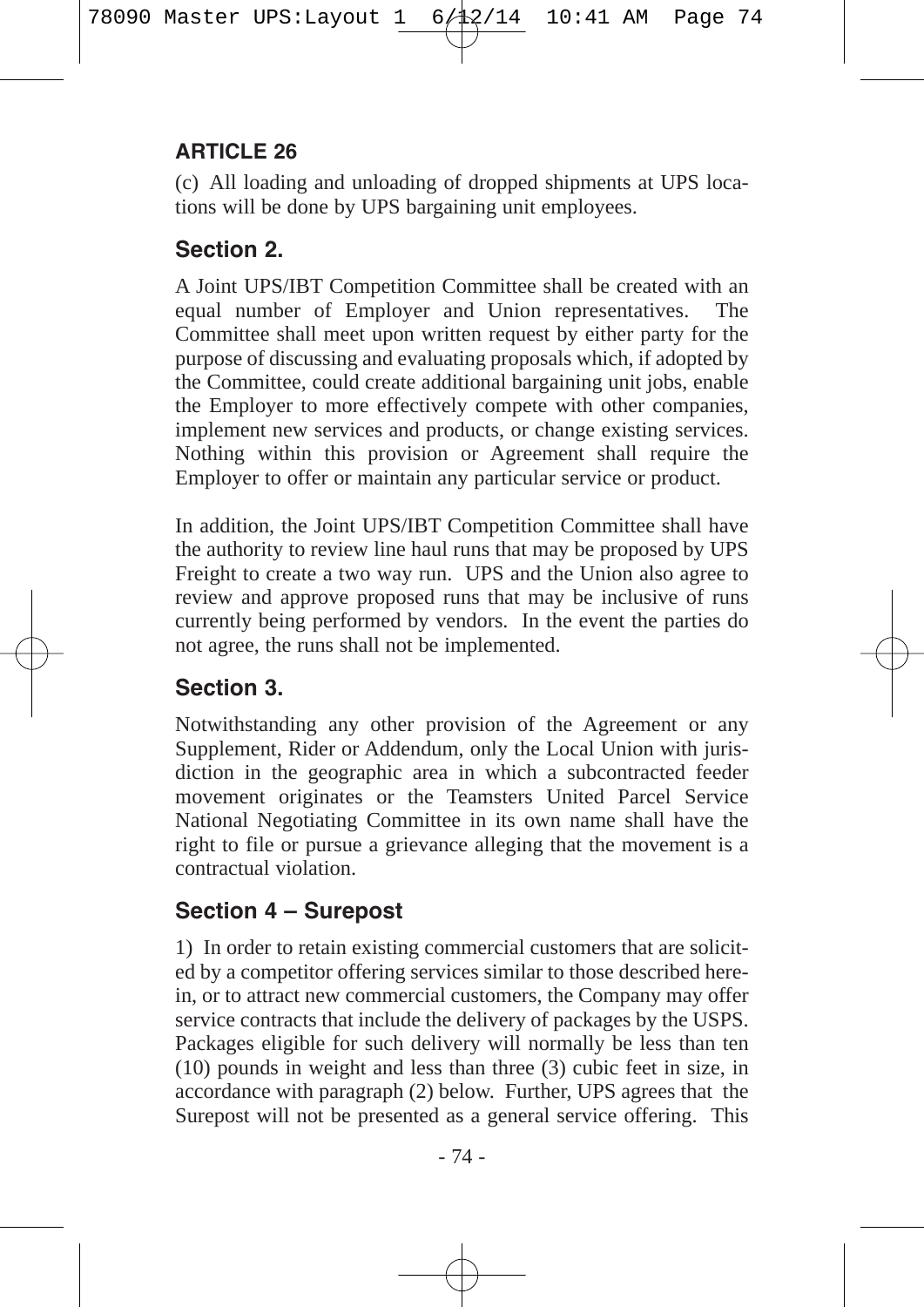## ARTICLE 26

(c) All loading and unloading of dropped shipments at UPS locations will be done by UPS bargaining unit employees.

### Section 2.

A Joint UPS/IBT Competition Committee shall be created with an equal number of Employer and Union representatives. The Committee shall meet upon written request by either party for the purpose of discussing and evaluating proposals which, if adopted by the Committee, could create additional bargaining unit jobs, enable the Employer to more effectively compete with other companies, implement new services and products, or change existing services. Nothing within this provision or Agreement shall require the Employer to offer or maintain any particular service or product.

In addition, the Joint UPS/IBT Competition Committee shall have the authority to review line haul runs that may be proposed by UPS Freight to create a two way run. UPS and the Union also agree to review and approve proposed runs that may be inclusive of runs currently being performed by vendors. In the event the parties do not agree, the runs shall not be implemented.

### Section 3.

Notwithstanding any other provision of the Agreement or any Supplement, Rider or Addendum, only the Local Union with jurisdiction in the geographic area in which a subcontracted feeder movement originates or the Teamsters United Parcel Service National Negotiating Committee in its own name shall have the right to file or pursue a grievance alleging that the movement is a contractual violation.

### Section 4 – Surepost

1) In order to retain existing commercial customers that are solicited by a competitor offering services similar to those described herein, or to attract new commercial customers, the Company may offer service contracts that include the delivery of packages by the USPS. Packages eligible for such delivery will normally be less than ten (10) pounds in weight and less than three (3) cubic feet in size, in accordance with paragraph (2) below. Further, UPS agrees that the Surepost will not be presented as a general service offering. This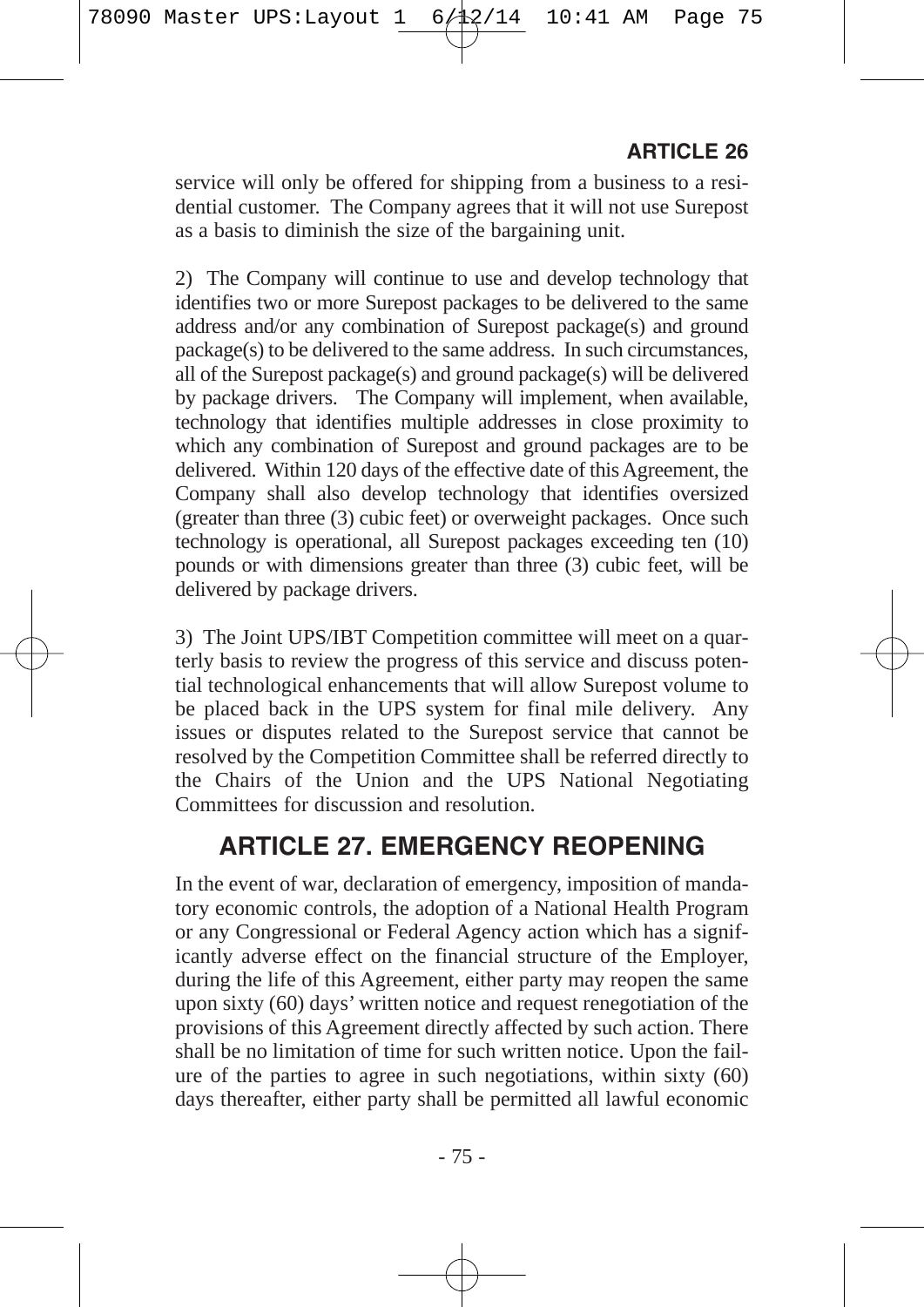service will only be offered for shipping from a business to a residential customer. The Company agrees that it will not use Surepost as a basis to diminish the size of the bargaining unit.

2) The Company will continue to use and develop technology that identifies two or more Surepost packages to be delivered to the same address and/or any combination of Surepost package(s) and ground package(s) to be delivered to the same address. In such circumstances, all of the Surepost package(s) and ground package(s) will be delivered by package drivers. The Company will implement, when available, technology that identifies multiple addresses in close proximity to which any combination of Surepost and ground packages are to be delivered. Within 120 days of the effective date of this Agreement, the Company shall also develop technology that identifies oversized (greater than three (3) cubic feet) or overweight packages. Once such technology is operational, all Surepost packages exceeding ten (10) pounds or with dimensions greater than three (3) cubic feet, will be delivered by package drivers.

3) The Joint UPS/IBT Competition committee will meet on a quarterly basis to review the progress of this service and discuss potential technological enhancements that will allow Surepost volume to be placed back in the UPS system for final mile delivery. Any issues or disputes related to the Surepost service that cannot be resolved by the Competition Committee shall be referred directly to the Chairs of the Union and the UPS National Negotiating Committees for discussion and resolution.

## ARTICLE 27. EMERGENCY REOPENING

In the event of war, declaration of emergency, imposition of mandatory economic controls, the adoption of a National Health Program or any Congressional or Federal Agency action which has a significantly adverse effect on the financial structure of the Employer, during the life of this Agreement, either party may reopen the same upon sixty (60) days' written notice and request renegotiation of the provisions of this Agreement directly affected by such action. There shall be no limitation of time for such written notice. Upon the failure of the parties to agree in such negotiations, within sixty (60) days thereafter, either party shall be permitted all lawful economic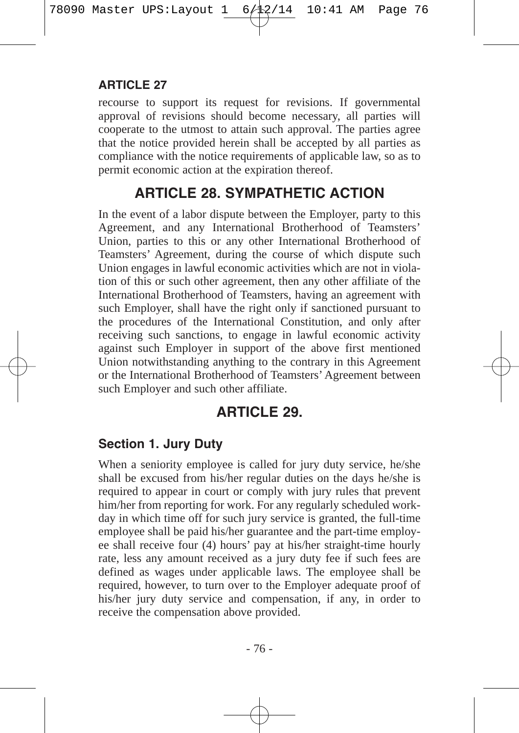recourse to support its request for revisions. If governmental approval of revisions should become necessary, all parties will cooperate to the utmost to attain such approval. The parties agree that the notice provided herein shall be accepted by all parties as compliance with the notice requirements of applicable law, so as to permit economic action at the expiration thereof.

## ARTICLE 28. SYMPATHETIC ACTION

In the event of a labor dispute between the Employer, party to this Agreement, and any International Brotherhood of Teamsters' Union, parties to this or any other International Brotherhood of Teamsters' Agreement, during the course of which dispute such Union engages in lawful economic activities which are not in violation of this or such other agreement, then any other affiliate of the International Brotherhood of Teamsters, having an agreement with such Employer, shall have the right only if sanctioned pursuant to the procedures of the International Constitution, and only after receiving such sanctions, to engage in lawful economic activity against such Employer in support of the above first mentioned Union notwithstanding anything to the contrary in this Agreement or the International Brotherhood of Teamsters' Agreement between such Employer and such other affiliate.

## ARTICLE 29.

### Section 1. Jury Duty

When a seniority employee is called for jury duty service, he/she shall be excused from his/her regular duties on the days he/she is required to appear in court or comply with jury rules that prevent him/her from reporting for work. For any regularly scheduled workday in which time off for such jury service is granted, the full-time employee shall be paid his/her guarantee and the part-time employee shall receive four (4) hours' pay at his/her straight-time hourly rate, less any amount received as a jury duty fee if such fees are defined as wages under applicable laws. The employee shall be required, however, to turn over to the Employer adequate proof of his/her jury duty service and compensation, if any, in order to receive the compensation above provided.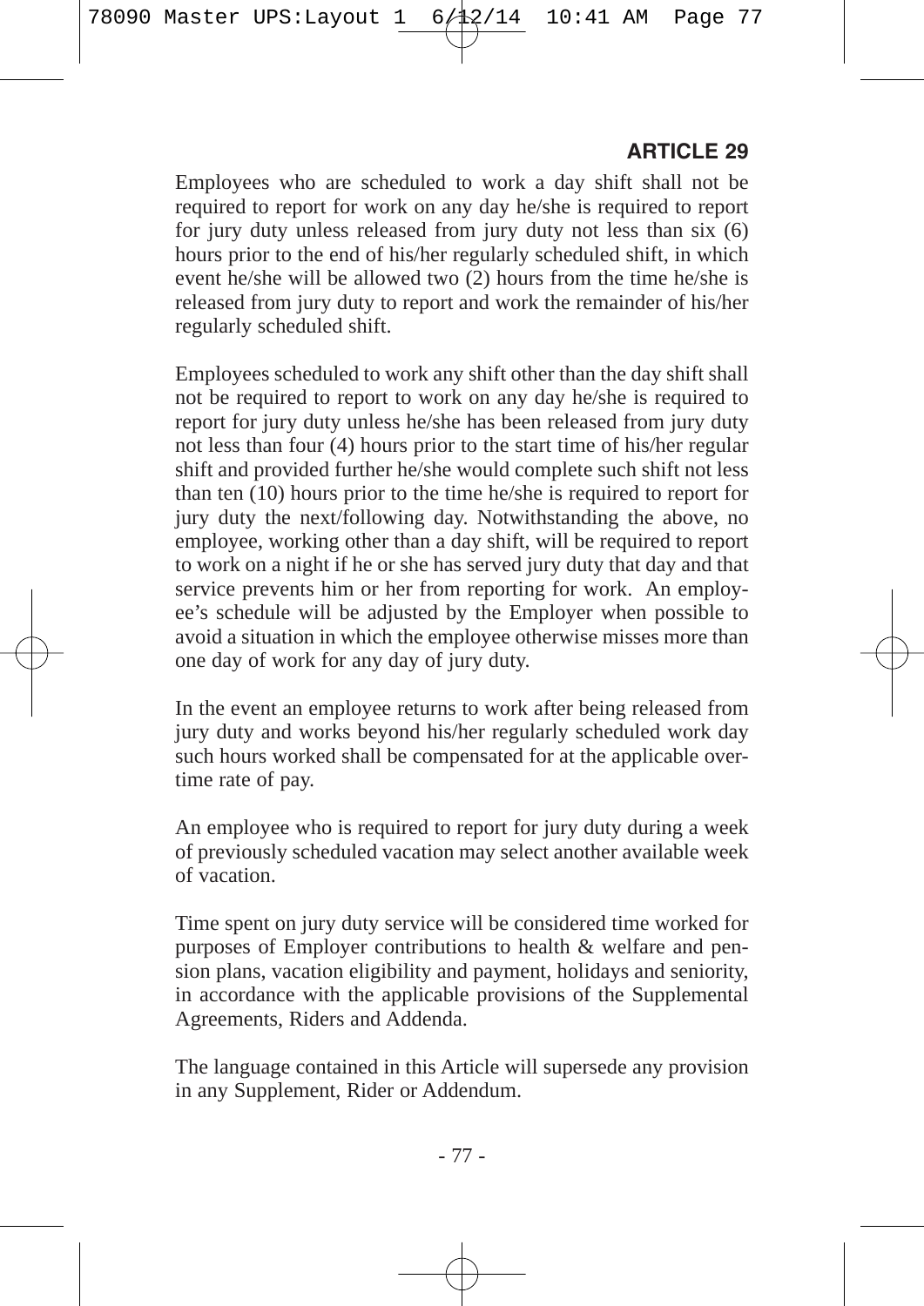**ARTICLE 29**

Employees who are scheduled to work a day shift shall not be required to report for work on any day he/she is required to report for jury duty unless released from jury duty not less than six (6) hours prior to the end of his/her regularly scheduled shift, in which event he/she will be allowed two (2) hours from the time he/she is released from jury duty to report and work the remainder of his/her regularly scheduled shift.

Employees scheduled to work any shift other than the day shift shall not be required to report to work on any day he/she is required to report for jury duty unless he/she has been released from jury duty not less than four (4) hours prior to the start time of his/her regular shift and provided further he/she would complete such shift not less than ten (10) hours prior to the time he/she is required to report for jury duty the next/following day. Notwithstanding the above, no employee, working other than a day shift, will be required to report to work on a night if he or she has served jury duty that day and that service prevents him or her from reporting for work. An employee's schedule will be adjusted by the Employer when possible to avoid a situation in which the employee otherwise misses more than one day of work for any day of jury duty.

In the event an employee returns to work after being released from jury duty and works beyond his/her regularly scheduled work day such hours worked shall be compensated for at the applicable overtime rate of pay.

An employee who is required to report for jury duty during a week of previously scheduled vacation may select another available week of vacation.

Time spent on jury duty service will be considered time worked for purposes of Employer contributions to health & welfare and pension plans, vacation eligibility and payment, holidays and seniority, in accordance with the applicable provisions of the Supplemental Agreements, Riders and Addenda.

The language contained in this Article will supersede any provision in any Supplement, Rider or Addendum.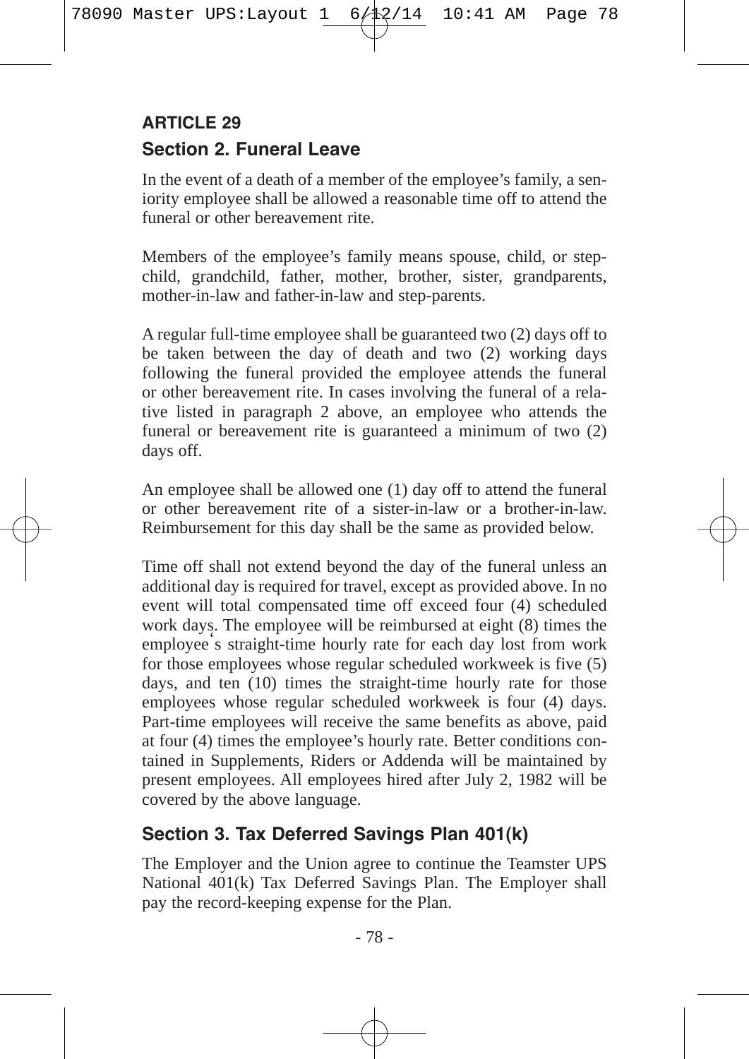## ARTICLE 29

### Section 2. Funeral Leave

In the event of a death of a member of the employee's family, a seniority employee shall be allowed a reasonable time off to attend the funeral or other bereavement rite.

Members of the employee's family means spouse, child, or stepchild, grandchild, father, mother, brother, sister, grandparents, mother-in-law and father-in-law and step-parents.

A regular full-time employee shall be guaranteed two (2) days off to be taken between the day of death and two (2) working days following the funeral provided the employee attends the funeral or other bereavement rite. In cases involving the funeral of a relative listed in paragraph 2 above, an employee who attends the funeral or bereavement rite is guaranteed a minimum of two (2) days off.

An employee shall be allowed one (1) day off to attend the funeral or other bereavement rite of a sister-in-law or a brother-in-law. Reimbursement for this day shall be the same as provided below.

Time off shall not extend beyond the day of the funeral unless an additional day is required for travel, except as provided above. In no event will total compensated time off exceed four (4) scheduled work days. The employee will be reimbursed at eight (8) times the employee's straight-time hourly rate for each day lost from work for those employees whose regular scheduled workweek is five (5) days, and ten (10) times the straight-time hourly rate for those employees whose regular scheduled workweek is four (4) days. Part-time employees will receive the same benefits as above, paid at four (4) times the employee's hourly rate. Better conditions contained in Supplements, Riders or Addenda will be maintained by present employees. All employees hired after July 2, 1982 will be covered by the above language.

### Section 3. Tax Deferred Savings Plan 401(k)

The Employer and the Union agree to continue the Teamster UPS National 401(k) Tax Deferred Savings Plan. The Employer shall pay the record-keeping expense for the Plan.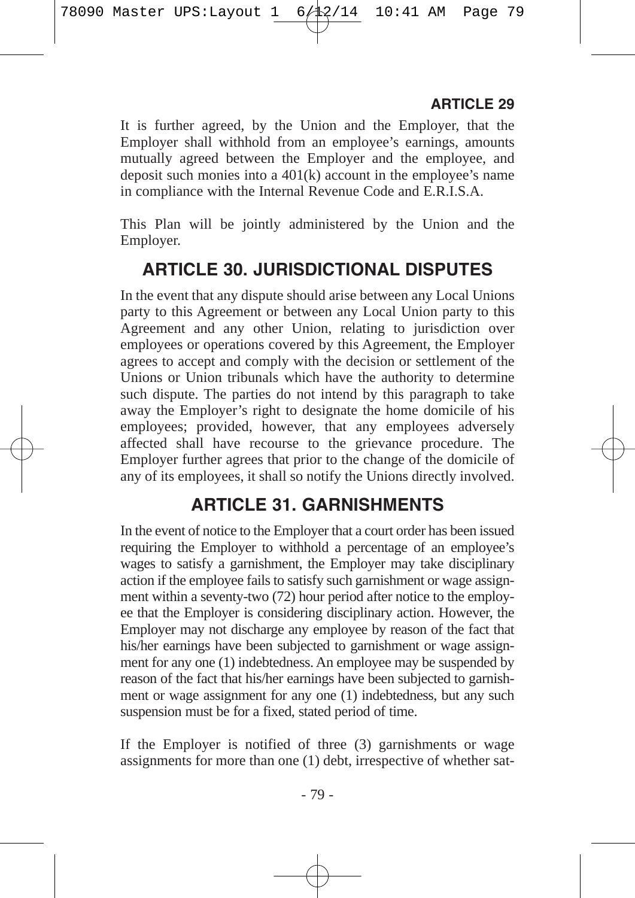**ARTICLE 29**

It is further agreed, by the Union and the Employer, that the Employer shall withhold from an employee's earnings, amounts mutually agreed between the Employer and the employee, and deposit such monies into a 401(k) account in the employee's name in compliance with the Internal Revenue Code and E.R.I.S.A.

This Plan will be jointly administered by the Union and the Employer.

## ARTICLE 30. JURISDICTIONAL DISPUTES

In the event that any dispute should arise between any Local Unions party to this Agreement or between any Local Union party to this Agreement and any other Union, relating to jurisdiction over employees or operations covered by this Agreement, the Employer agrees to accept and comply with the decision or settlement of the Unions or Union tribunals which have the authority to determine such dispute. The parties do not intend by this paragraph to take away the Employer's right to designate the home domicile of his employees; provided, however, that any employees adversely affected shall have recourse to the grievance procedure. The Employer further agrees that prior to the change of the domicile of any of its employees, it shall so notify the Unions directly involved.

## ARTICLE 31. GARNISHMENTS

In the event of notice to the Employer that a court order has been issued requiring the Employer to withhold a percentage of an employee's wages to satisfy a garnishment, the Employer may take disciplinary action if the employee fails to satisfy such garnishment or wage assignment within a seventy-two (72) hour period after notice to the employee that the Employer is considering disciplinary action. However, the Employer may not discharge any employee by reason of the fact that his/her earnings have been subjected to garnishment or wage assignment for any one (1) indebtedness. An employee may be suspended by reason of the fact that his/her earnings have been subjected to garnishment or wage assignment for any one (1) indebtedness, but any such suspension must be for a fixed, stated period of time.

If the Employer is notified of three (3) garnishments or wage assignments for more than one (1) debt, irrespective of whether sat-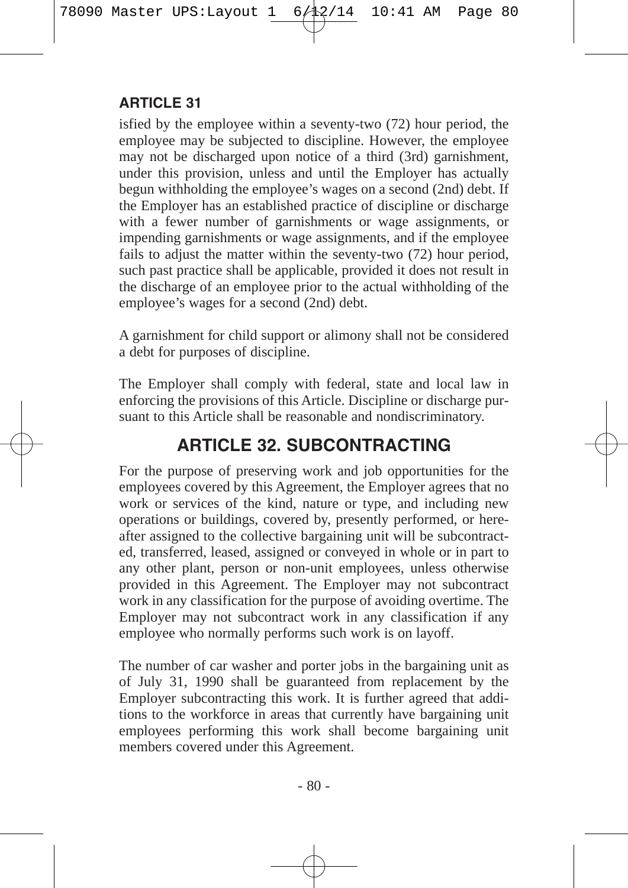isfied by the employee within a seventy-two (72) hour period, the employee may be subjected to discipline. However, the employee may not be discharged upon notice of a third (3rd) garnishment, under this provision, unless and until the Employer has actually begun withholding the employee's wages on a second (2nd) debt. If the Employer has an established practice of discipline or discharge with a fewer number of garnishments or wage assignments, or impending garnishments or wage assignments, and if the employee fails to adjust the matter within the seventy-two (72) hour period, such past practice shall be applicable, provided it does not result in the discharge of an employee prior to the actual withholding of the employee's wages for a second (2nd) debt.

A garnishment for child support or alimony shall not be considered a debt for purposes of discipline.

The Employer shall comply with federal, state and local law in enforcing the provisions of this Article. Discipline or discharge pursuant to this Article shall be reasonable and nondiscriminatory.

## ARTICLE 32. SUBCONTRACTING

For the purpose of preserving work and job opportunities for the employees covered by this Agreement, the Employer agrees that no work or services of the kind, nature or type, and including new operations or buildings, covered by, presently performed, or hereafter assigned to the collective bargaining unit will be subcontracted, transferred, leased, assigned or conveyed in whole or in part to any other plant, person or non-unit employees, unless otherwise provided in this Agreement. The Employer may not subcontract work in any classification for the purpose of avoiding overtime. The Employer may not subcontract work in any classification if any employee who normally performs such work is on layoff.

The number of car washer and porter jobs in the bargaining unit as of July 31, 1990 shall be guaranteed from replacement by the Employer subcontracting this work. It is further agreed that additions to the workforce in areas that currently have bargaining unit employees performing this work shall become bargaining unit members covered under this Agreement.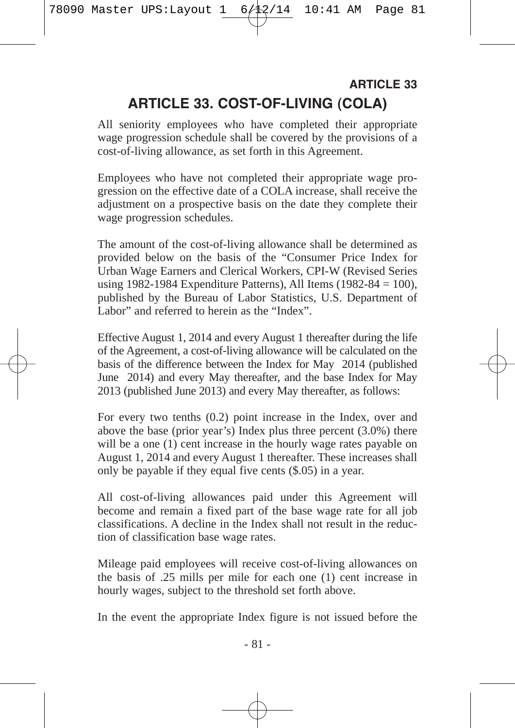## ARTICLE 33. COST-OF-LIVING (COLA)

All seniority employees who have completed their appropriate wage progression schedule shall be covered by the provisions of a cost-of-living allowance, as set forth in this Agreement.

Employees who have not completed their appropriate wage progression on the effective date of a COLA increase, shall receive the adjustment on a prospective basis on the date they complete their wage progression schedules.

The amount of the cost-of-living allowance shall be determined as provided below on the basis of the "Consumer Price Index for Urban Wage Earners and Clerical Workers, CPI-W (Revised Series using 1982-1984 Expenditure Patterns), All Items (1982-84 = 100), published by the Bureau of Labor Statistics, U.S. Department of Labor" and referred to herein as the "Index".

Effective August 1, 2014 and every August 1 thereafter during the life of the Agreement, a cost-of-living allowance will be calculated on the basis of the difference between the Index for May 2014 (published June 2014) and every May thereafter, and the base Index for May 2013 (published June 2013) and every May thereafter, as follows:

For every two tenths (0.2) point increase in the Index, over and above the base (prior year's) Index plus three percent (3.0%) there will be a one (1) cent increase in the hourly wage rates payable on August 1, 2014 and every August 1 thereafter. These increases shall only be payable if they equal five cents ($.05) in a year.

All cost-of-living allowances paid under this Agreement will become and remain a fixed part of the base wage rate for all job classifications. A decline in the Index shall not result in the reduction of classification base wage rates.

Mileage paid employees will receive cost-of-living allowances on the basis of .25 mills per mile for each one (1) cent increase in hourly wages, subject to the threshold set forth above.

In the event the appropriate Index figure is not issued before the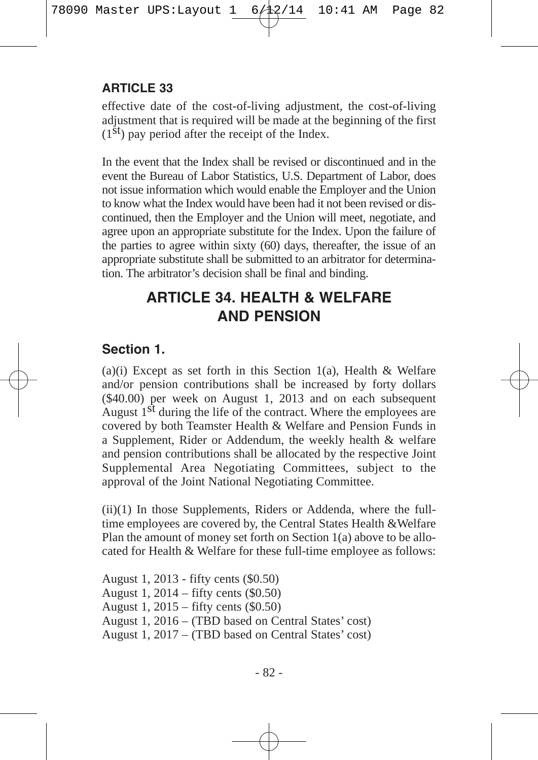effective date of the cost-of-living adjustment, the cost-of-living adjustment that is required will be made at the beginning of the first (1st) pay period after the receipt of the Index.

In the event that the Index shall be revised or discontinued and in the event the Bureau of Labor Statistics, U.S. Department of Labor, does not issue information which would enable the Employer and the Union to know what the Index would have been had it not been revised or discontinued, then the Employer and the Union will meet, negotiate, and agree upon an appropriate substitute for the Index. Upon the failure of the parties to agree within sixty (60) days, thereafter, the issue of an appropriate substitute shall be submitted to an arbitrator for determination. The arbitrator's decision shall be final and binding.

# ARTICLE 34. HEALTH & WELFARE AND PENSION

## Section 1.

(a)(i) Except as set forth in this Section 1(a), Health & Welfare and/or pension contributions shall be increased by forty dollars ($40.00) per week on August 1, 2013 and on each subsequent August 1st during the life of the contract. Where the employees are covered by both Teamster Health & Welfare and Pension Funds in a Supplement, Rider or Addendum, the weekly health & welfare and pension contributions shall be allocated by the respective Joint Supplemental Area Negotiating Committees, subject to the approval of the Joint National Negotiating Committee.

(ii)(1) In those Supplements, Riders or Addenda, where the full-time employees are covered by, the Central States Health &Welfare Plan the amount of money set forth on Section 1(a) above to be allocated for Health & Welfare for these full-time employee as follows:

August 1, 2013 - fifty cents ($0.50)
August 1, 2014 – fifty cents ($0.50)
August 1, 2015 – fifty cents ($0.50)
August 1, 2016 – (TBD based on Central States' cost)
August 1, 2017 – (TBD based on Central States' cost)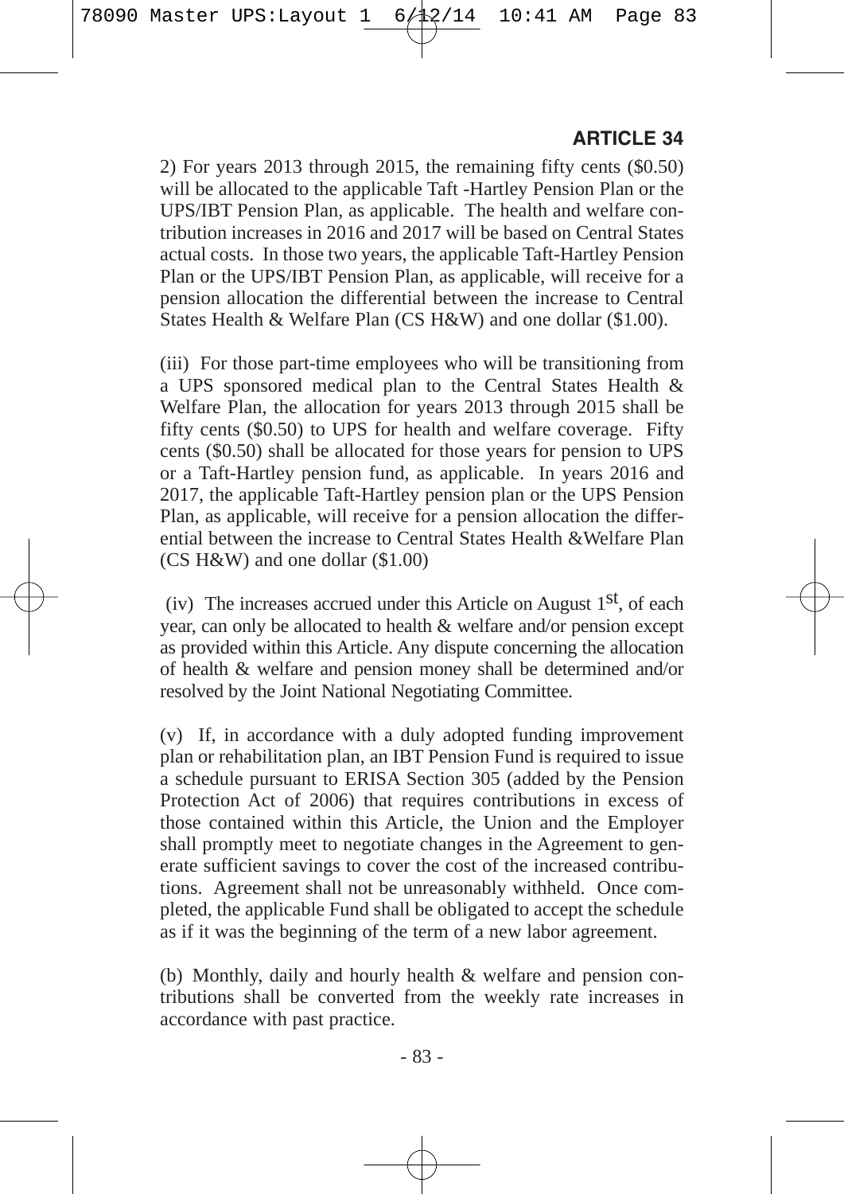**ARTICLE 34**

2) For years 2013 through 2015, the remaining fifty cents ($0.50) will be allocated to the applicable Taft -Hartley Pension Plan or the UPS/IBT Pension Plan, as applicable. The health and welfare contribution increases in 2016 and 2017 will be based on Central States actual costs. In those two years, the applicable Taft-Hartley Pension Plan or the UPS/IBT Pension Plan, as applicable, will receive for a pension allocation the differential between the increase to Central States Health & Welfare Plan (CS H&W) and one dollar ($1.00).

(iii) For those part-time employees who will be transitioning from a UPS sponsored medical plan to the Central States Health & Welfare Plan, the allocation for years 2013 through 2015 shall be fifty cents ($0.50) to UPS for health and welfare coverage. Fifty cents ($0.50) shall be allocated for those years for pension to UPS or a Taft-Hartley pension fund, as applicable. In years 2016 and 2017, the applicable Taft-Hartley pension plan or the UPS Pension Plan, as applicable, will receive for a pension allocation the differential between the increase to Central States Health &Welfare Plan (CS H&W) and one dollar ($1.00)

(iv) The increases accrued under this Article on August 1st, of each year, can only be allocated to health & welfare and/or pension except as provided within this Article. Any dispute concerning the allocation of health & welfare and pension money shall be determined and/or resolved by the Joint National Negotiating Committee.

(v) If, in accordance with a duly adopted funding improvement plan or rehabilitation plan, an IBT Pension Fund is required to issue a schedule pursuant to ERISA Section 305 (added by the Pension Protection Act of 2006) that requires contributions in excess of those contained within this Article, the Union and the Employer shall promptly meet to negotiate changes in the Agreement to generate sufficient savings to cover the cost of the increased contributions. Agreement shall not be unreasonably withheld. Once completed, the applicable Fund shall be obligated to accept the schedule as if it was the beginning of the term of a new labor agreement.

(b) Monthly, daily and hourly health & welfare and pension contributions shall be converted from the weekly rate increases in accordance with past practice.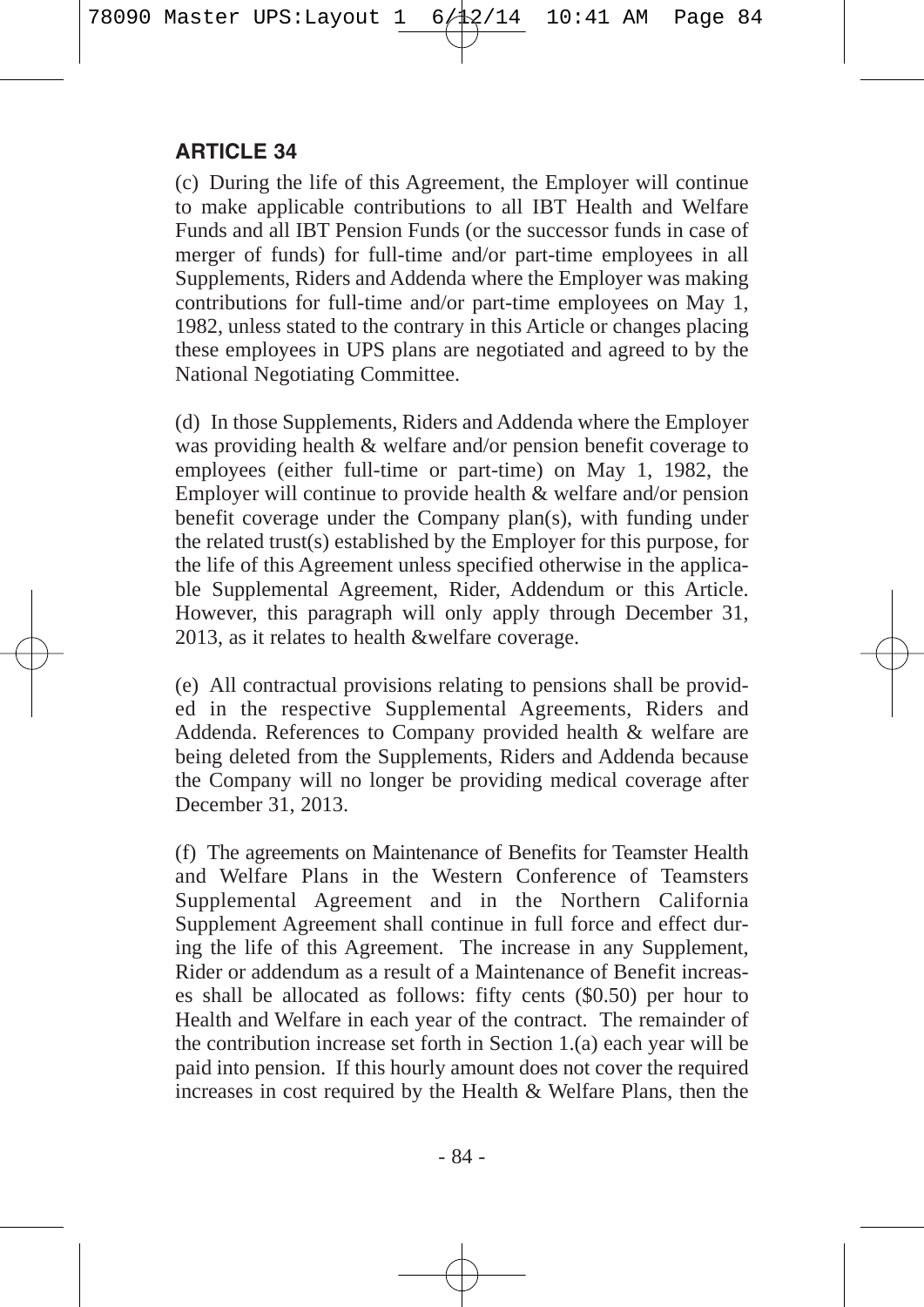## ARTICLE 34

(c) During the life of this Agreement, the Employer will continue to make applicable contributions to all IBT Health and Welfare Funds and all IBT Pension Funds (or the successor funds in case of merger of funds) for full-time and/or part-time employees in all Supplements, Riders and Addenda where the Employer was making contributions for full-time and/or part-time employees on May 1, 1982, unless stated to the contrary in this Article or changes placing these employees in UPS plans are negotiated and agreed to by the National Negotiating Committee.

(d) In those Supplements, Riders and Addenda where the Employer was providing health & welfare and/or pension benefit coverage to employees (either full-time or part-time) on May 1, 1982, the Employer will continue to provide health & welfare and/or pension benefit coverage under the Company plan(s), with funding under the related trust(s) established by the Employer for this purpose, for the life of this Agreement unless specified otherwise in the applicable Supplemental Agreement, Rider, Addendum or this Article. However, this paragraph will only apply through December 31, 2013, as it relates to health &welfare coverage.

(e) All contractual provisions relating to pensions shall be provided in the respective Supplemental Agreements, Riders and Addenda. References to Company provided health & welfare are being deleted from the Supplements, Riders and Addenda because the Company will no longer be providing medical coverage after December 31, 2013.

(f) The agreements on Maintenance of Benefits for Teamster Health and Welfare Plans in the Western Conference of Teamsters Supplemental Agreement and in the Northern California Supplement Agreement shall continue in full force and effect during the life of this Agreement. The increase in any Supplement, Rider or addendum as a result of a Maintenance of Benefit increases shall be allocated as follows: fifty cents ($0.50) per hour to Health and Welfare in each year of the contract. The remainder of the contribution increase set forth in Section 1.(a) each year will be paid into pension. If this hourly amount does not cover the required increases in cost required by the Health & Welfare Plans, then the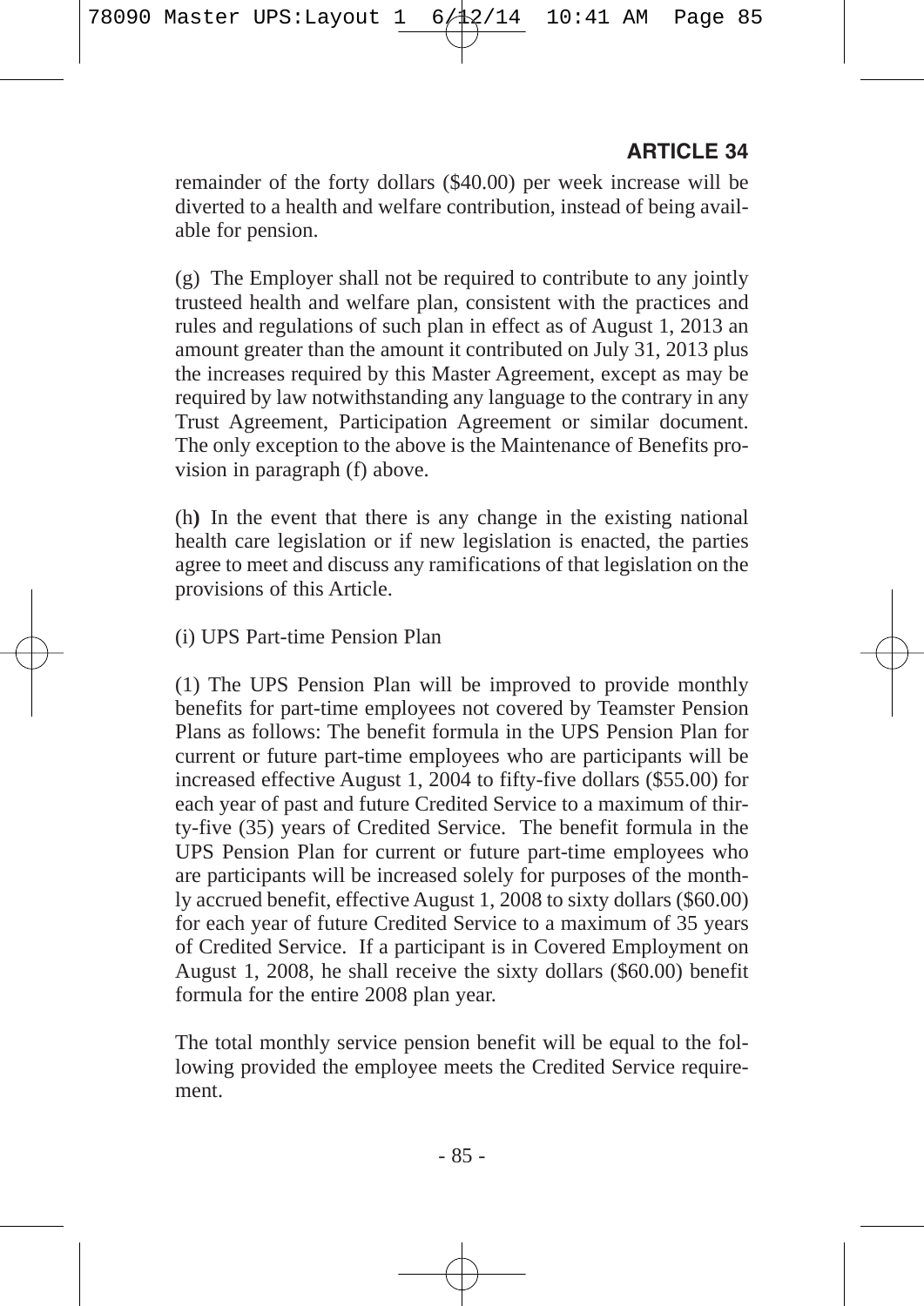remainder of the forty dollars ($40.00) per week increase will be diverted to a health and welfare contribution, instead of being available for pension.

(g) The Employer shall not be required to contribute to any jointly trusteed health and welfare plan, consistent with the practices and rules and regulations of such plan in effect as of August 1, 2013 an amount greater than the amount it contributed on July 31, 2013 plus the increases required by this Master Agreement, except as may be required by law notwithstanding any language to the contrary in any Trust Agreement, Participation Agreement or similar document. The only exception to the above is the Maintenance of Benefits provision in paragraph (f) above.

(h) In the event that there is any change in the existing national health care legislation or if new legislation is enacted, the parties agree to meet and discuss any ramifications of that legislation on the provisions of this Article.

(i) UPS Part-time Pension Plan

(1) The UPS Pension Plan will be improved to provide monthly benefits for part-time employees not covered by Teamster Pension Plans as follows: The benefit formula in the UPS Pension Plan for current or future part-time employees who are participants will be increased effective August 1, 2004 to fifty-five dollars ($55.00) for each year of past and future Credited Service to a maximum of thirty-five (35) years of Credited Service. The benefit formula in the UPS Pension Plan for current or future part-time employees who are participants will be increased solely for purposes of the monthly accrued benefit, effective August 1, 2008 to sixty dollars ($60.00) for each year of future Credited Service to a maximum of 35 years of Credited Service. If a participant is in Covered Employment on August 1, 2008, he shall receive the sixty dollars ($60.00) benefit formula for the entire 2008 plan year.

The total monthly service pension benefit will be equal to the following provided the employee meets the Credited Service requirement.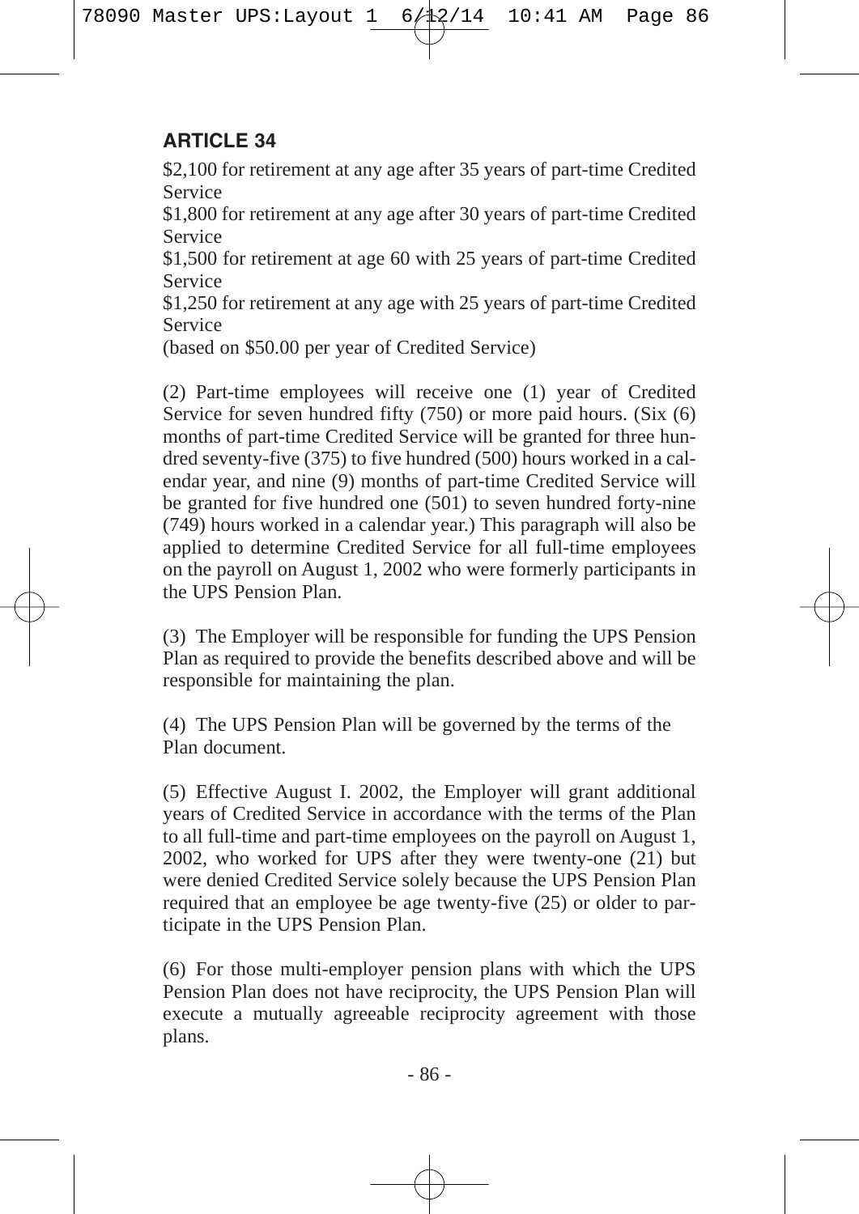## ARTICLE 34

$2,100 for retirement at any age after 35 years of part-time Credited Service
$1,800 for retirement at any age after 30 years of part-time Credited Service
$1,500 for retirement at age 60 with 25 years of part-time Credited Service
$1,250 for retirement at any age with 25 years of part-time Credited Service
(based on $50.00 per year of Credited Service)

(2) Part-time employees will receive one (1) year of Credited Service for seven hundred fifty (750) or more paid hours. (Six (6) months of part-time Credited Service will be granted for three hundred seventy-five (375) to five hundred (500) hours worked in a calendar year, and nine (9) months of part-time Credited Service will be granted for five hundred one (501) to seven hundred forty-nine (749) hours worked in a calendar year.) This paragraph will also be applied to determine Credited Service for all full-time employees on the payroll on August 1, 2002 who were formerly participants in the UPS Pension Plan.

(3) The Employer will be responsible for funding the UPS Pension Plan as required to provide the benefits described above and will be responsible for maintaining the plan.

(4) The UPS Pension Plan will be governed by the terms of the Plan document.

(5) Effective August I. 2002, the Employer will grant additional years of Credited Service in accordance with the terms of the Plan to all full-time and part-time employees on the payroll on August 1, 2002, who worked for UPS after they were twenty-one (21) but were denied Credited Service solely because the UPS Pension Plan required that an employee be age twenty-five (25) or older to participate in the UPS Pension Plan.

(6) For those multi-employer pension plans with which the UPS Pension Plan does not have reciprocity, the UPS Pension Plan will execute a mutually agreeable reciprocity agreement with those plans.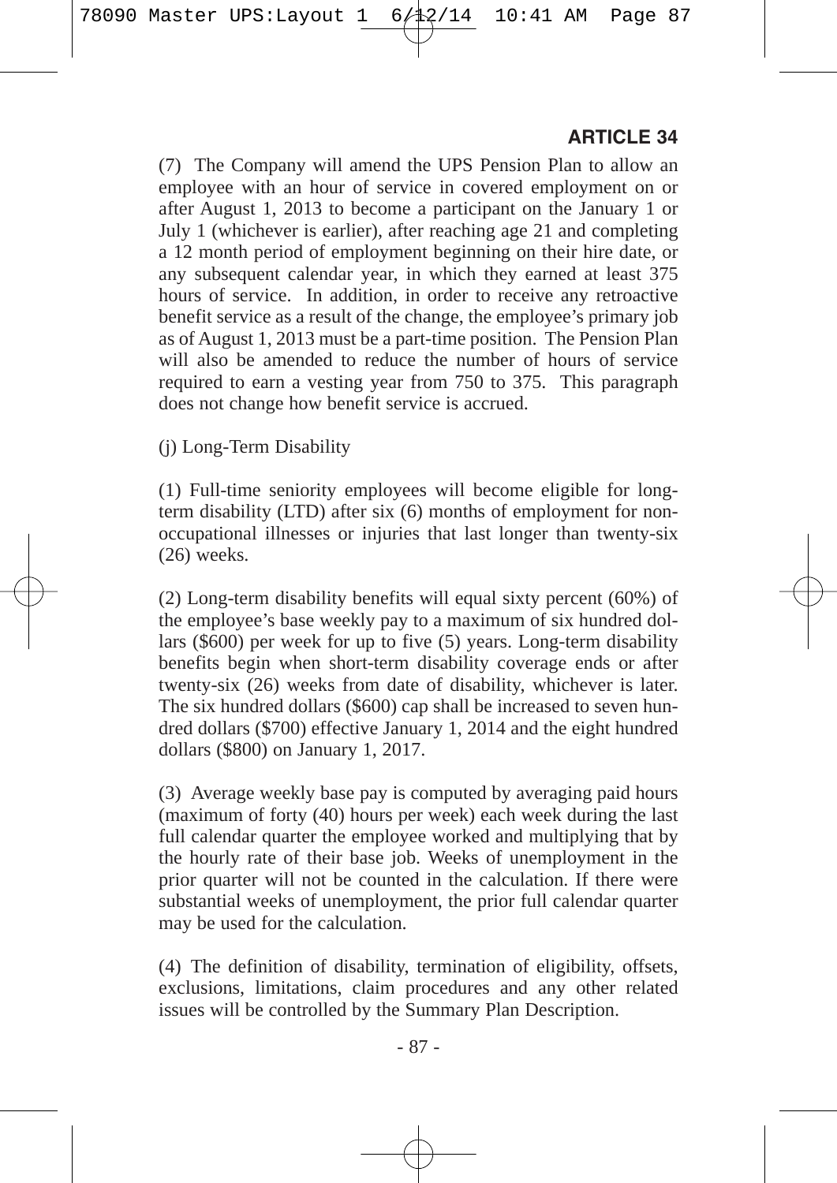## ARTICLE 34

(7) The Company will amend the UPS Pension Plan to allow an employee with an hour of service in covered employment on or after August 1, 2013 to become a participant on the January 1 or July 1 (whichever is earlier), after reaching age 21 and completing a 12 month period of employment beginning on their hire date, or any subsequent calendar year, in which they earned at least 375 hours of service. In addition, in order to receive any retroactive benefit service as a result of the change, the employee's primary job as of August 1, 2013 must be a part-time position. The Pension Plan will also be amended to reduce the number of hours of service required to earn a vesting year from 750 to 375. This paragraph does not change how benefit service is accrued.

(j) Long-Term Disability

(1) Full-time seniority employees will become eligible for long-term disability (LTD) after six (6) months of employment for non-occupational illnesses or injuries that last longer than twenty-six (26) weeks.

(2) Long-term disability benefits will equal sixty percent (60%) of the employee's base weekly pay to a maximum of six hundred dollars ($600) per week for up to five (5) years. Long-term disability benefits begin when short-term disability coverage ends or after twenty-six (26) weeks from date of disability, whichever is later. The six hundred dollars ($600) cap shall be increased to seven hundred dollars ($700) effective January 1, 2014 and the eight hundred dollars ($800) on January 1, 2017.

(3) Average weekly base pay is computed by averaging paid hours (maximum of forty (40) hours per week) each week during the last full calendar quarter the employee worked and multiplying that by the hourly rate of their base job. Weeks of unemployment in the prior quarter will not be counted in the calculation. If there were substantial weeks of unemployment, the prior full calendar quarter may be used for the calculation.

(4) The definition of disability, termination of eligibility, offsets, exclusions, limitations, claim procedures and any other related issues will be controlled by the Summary Plan Description.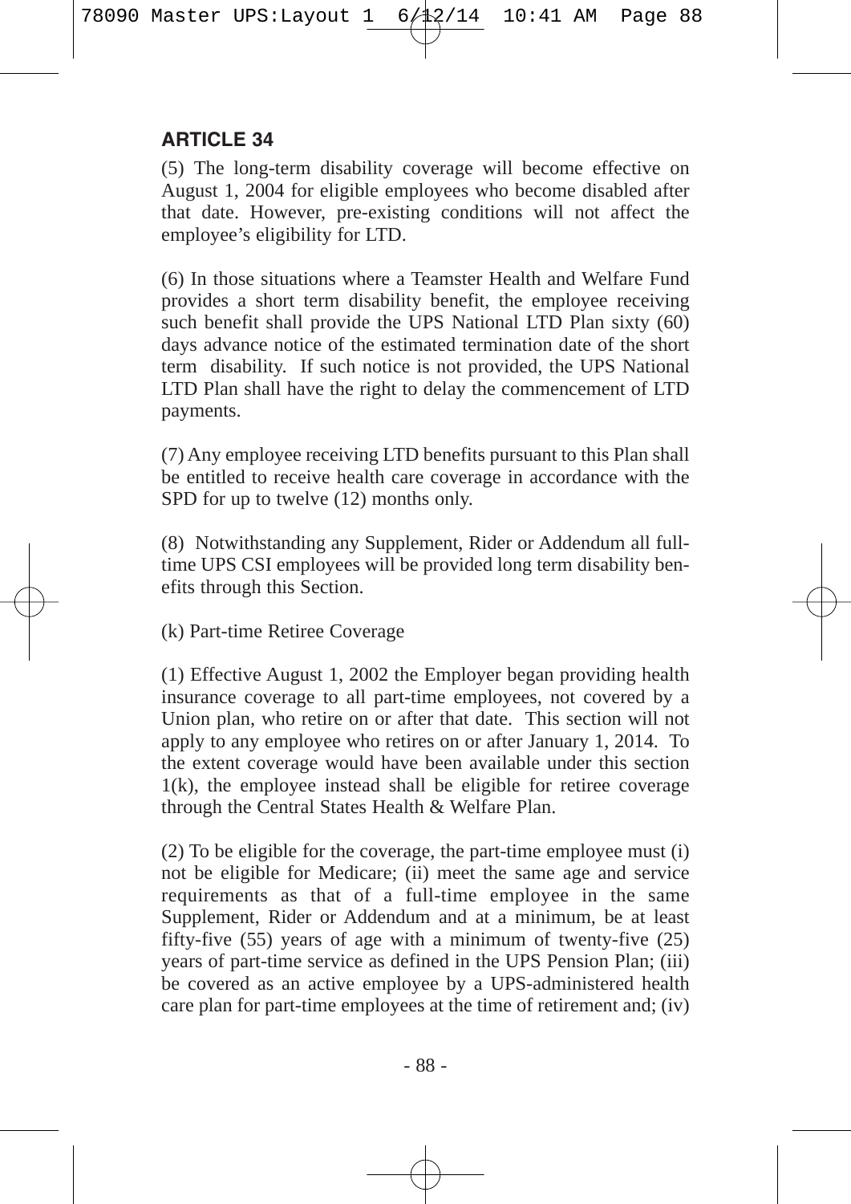## ARTICLE 34

(5) The long-term disability coverage will become effective on August 1, 2004 for eligible employees who become disabled after that date. However, pre-existing conditions will not affect the employee's eligibility for LTD.

(6) In those situations where a Teamster Health and Welfare Fund provides a short term disability benefit, the employee receiving such benefit shall provide the UPS National LTD Plan sixty (60) days advance notice of the estimated termination date of the short term disability. If such notice is not provided, the UPS National LTD Plan shall have the right to delay the commencement of LTD payments.

(7) Any employee receiving LTD benefits pursuant to this Plan shall be entitled to receive health care coverage in accordance with the SPD for up to twelve (12) months only.

(8) Notwithstanding any Supplement, Rider or Addendum all full-time UPS CSI employees will be provided long term disability benefits through this Section.

(k) Part-time Retiree Coverage

(1) Effective August 1, 2002 the Employer began providing health insurance coverage to all part-time employees, not covered by a Union plan, who retire on or after that date. This section will not apply to any employee who retires on or after January 1, 2014. To the extent coverage would have been available under this section 1(k), the employee instead shall be eligible for retiree coverage through the Central States Health & Welfare Plan.

(2) To be eligible for the coverage, the part-time employee must (i) not be eligible for Medicare; (ii) meet the same age and service requirements as that of a full-time employee in the same Supplement, Rider or Addendum and at a minimum, be at least fifty-five (55) years of age with a minimum of twenty-five (25) years of part-time service as defined in the UPS Pension Plan; (iii) be covered as an active employee by a UPS-administered health care plan for part-time employees at the time of retirement and; (iv)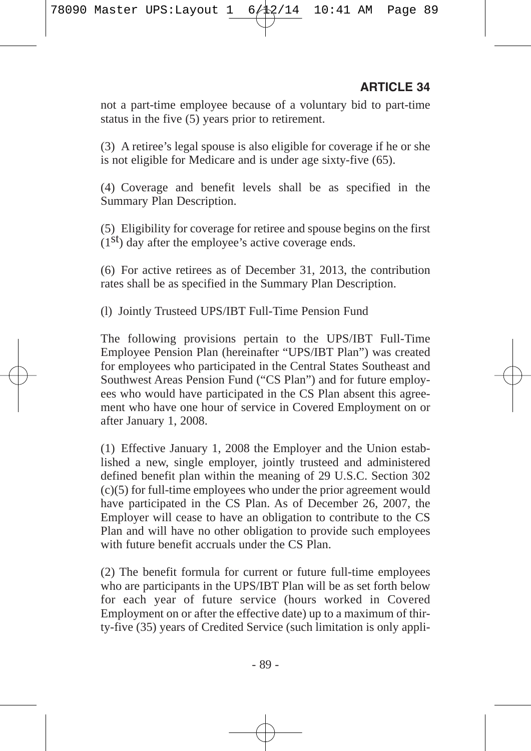not a part-time employee because of a voluntary bid to part-time status in the five (5) years prior to retirement.

(3) A retiree's legal spouse is also eligible for coverage if he or she is not eligible for Medicare and is under age sixty-five (65).

(4) Coverage and benefit levels shall be as specified in the Summary Plan Description.

(5) Eligibility for coverage for retiree and spouse begins on the first (1st) day after the employee's active coverage ends.

(6) For active retirees as of December 31, 2013, the contribution rates shall be as specified in the Summary Plan Description.

(l) Jointly Trusteed UPS/IBT Full-Time Pension Fund

The following provisions pertain to the UPS/IBT Full-Time Employee Pension Plan (hereinafter "UPS/IBT Plan") was created for employees who participated in the Central States Southeast and Southwest Areas Pension Fund ("CS Plan") and for future employees who would have participated in the CS Plan absent this agreement who have one hour of service in Covered Employment on or after January 1, 2008.

(1) Effective January 1, 2008 the Employer and the Union established a new, single employer, jointly trusteed and administered defined benefit plan within the meaning of 29 U.S.C. Section 302 (c)(5) for full-time employees who under the prior agreement would have participated in the CS Plan. As of December 26, 2007, the Employer will cease to have an obligation to contribute to the CS Plan and will have no other obligation to provide such employees with future benefit accruals under the CS Plan.

(2) The benefit formula for current or future full-time employees who are participants in the UPS/IBT Plan will be as set forth below for each year of future service (hours worked in Covered Employment on or after the effective date) up to a maximum of thirty-five (35) years of Credited Service (such limitation is only appli-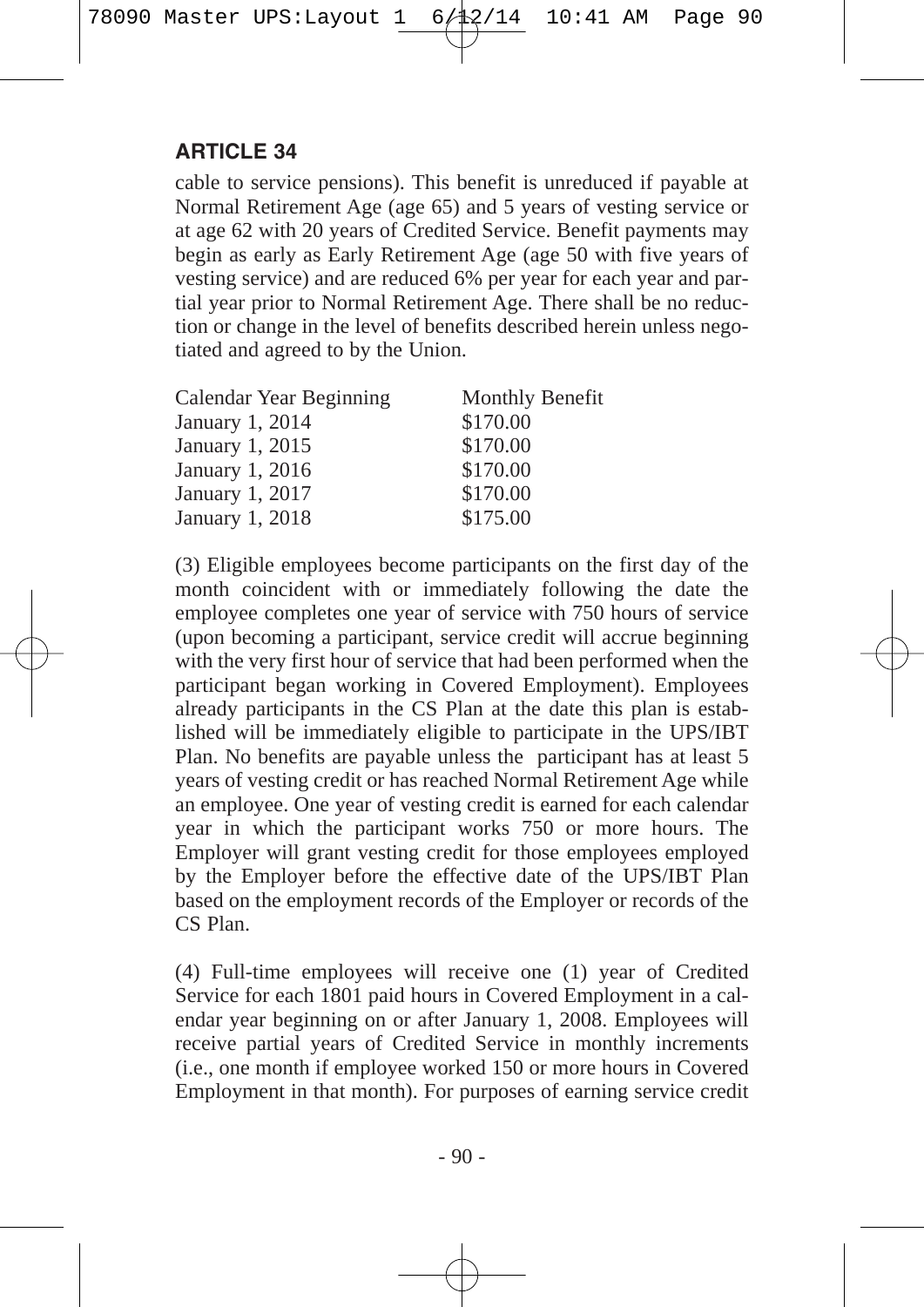## ARTICLE 34

cable to service pensions). This benefit is unreduced if payable at Normal Retirement Age (age 65) and 5 years of vesting service or at age 62 with 20 years of Credited Service. Benefit payments may begin as early as Early Retirement Age (age 50 with five years of vesting service) and are reduced 6% per year for each year and partial year prior to Normal Retirement Age. There shall be no reduction or change in the level of benefits described herein unless negotiated and agreed to by the Union.

| Calendar Year Beginning | Monthly Benefit |
|---|---|
| January 1, 2014 | $170.00 |
| January 1, 2015 | $170.00 |
| January 1, 2016 | $170.00 |
| January 1, 2017 | $170.00 |
| January 1, 2018 | $175.00 |

(3) Eligible employees become participants on the first day of the month coincident with or immediately following the date the employee completes one year of service with 750 hours of service (upon becoming a participant, service credit will accrue beginning with the very first hour of service that had been performed when the participant began working in Covered Employment). Employees already participants in the CS Plan at the date this plan is established will be immediately eligible to participate in the UPS/IBT Plan. No benefits are payable unless the participant has at least 5 years of vesting credit or has reached Normal Retirement Age while an employee. One year of vesting credit is earned for each calendar year in which the participant works 750 or more hours. The Employer will grant vesting credit for those employees employed by the Employer before the effective date of the UPS/IBT Plan based on the employment records of the Employer or records of the CS Plan.

(4) Full-time employees will receive one (1) year of Credited Service for each 1801 paid hours in Covered Employment in a calendar year beginning on or after January 1, 2008. Employees will receive partial years of Credited Service in monthly increments (i.e., one month if employee worked 150 or more hours in Covered Employment in that month). For purposes of earning service credit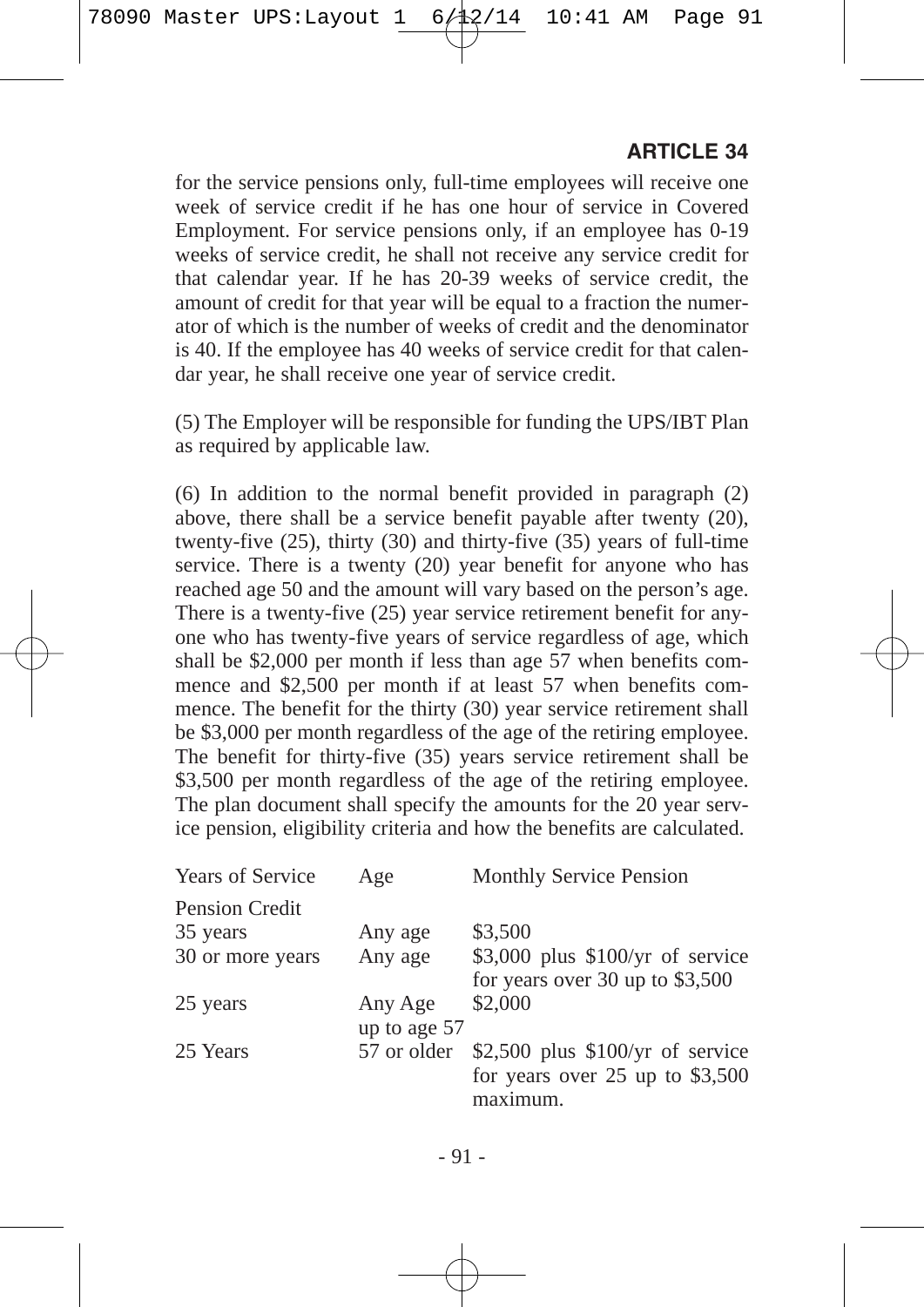## ARTICLE 34

for the service pensions only, full-time employees will receive one week of service credit if he has one hour of service in Covered Employment. For service pensions only, if an employee has 0-19 weeks of service credit, he shall not receive any service credit for that calendar year. If he has 20-39 weeks of service credit, the amount of credit for that year will be equal to a fraction the numerator of which is the number of weeks of credit and the denominator is 40. If the employee has 40 weeks of service credit for that calendar year, he shall receive one year of service credit.

(5) The Employer will be responsible for funding the UPS/IBT Plan as required by applicable law.

(6) In addition to the normal benefit provided in paragraph (2) above, there shall be a service benefit payable after twenty (20), twenty-five (25), thirty (30) and thirty-five (35) years of full-time service. There is a twenty (20) year benefit for anyone who has reached age 50 and the amount will vary based on the person's age. There is a twenty-five (25) year service retirement benefit for anyone who has twenty-five years of service regardless of age, which shall be $2,000 per month if less than age 57 when benefits commence and $2,500 per month if at least 57 when benefits commence. The benefit for the thirty (30) year service retirement shall be $3,000 per month regardless of the age of the retiring employee. The benefit for thirty-five (35) years service retirement shall be $3,500 per month regardless of the age of the retiring employee. The plan document shall specify the amounts for the 20 year service pension, eligibility criteria and how the benefits are calculated.

| Years of Service Pension Credit | Age | Monthly Service Pension |
|---|---|---|
| 35 years | Any age | $3,500 |
| 30 or more years | Any age | $3,000 plus $100/yr of service for years over 30 up to $3,500 |
| 25 years | Any Age up to age 57 | $2,000 |
| 25 Years | 57 or older | $2,500 plus $100/yr of service for years over 25 up to $3,500 maximum. |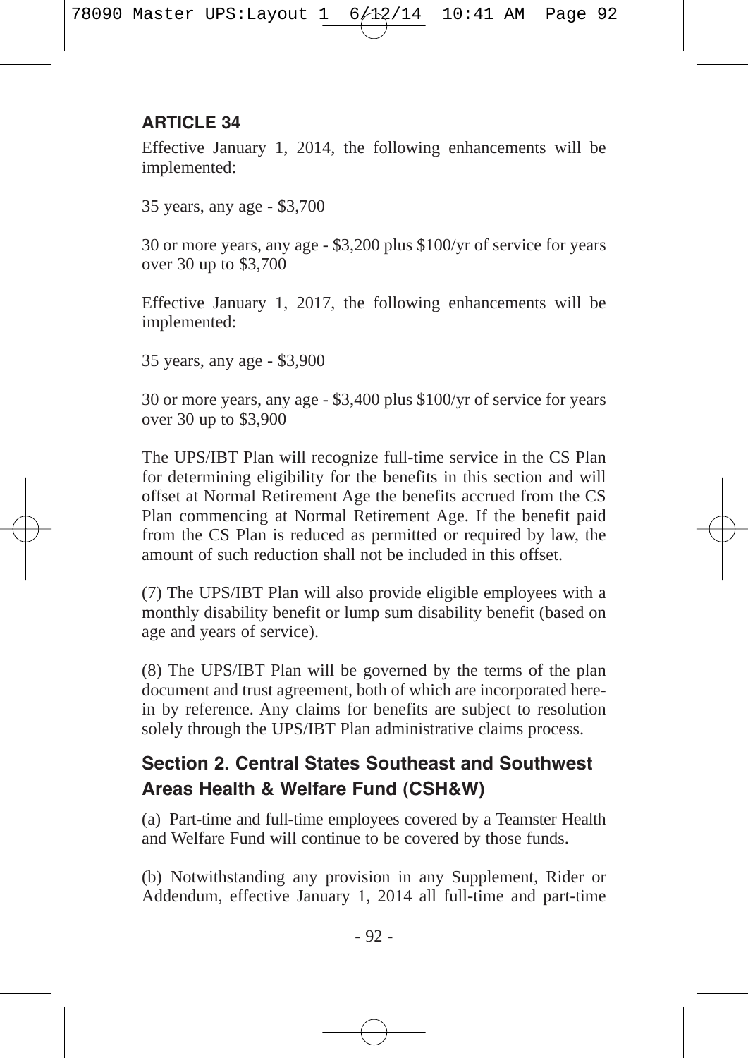## ARTICLE 34

Effective January 1, 2014, the following enhancements will be implemented:

35 years, any age - $3,700

30 or more years, any age - $3,200 plus $100/yr of service for years over 30 up to $3,700

Effective January 1, 2017, the following enhancements will be implemented:

35 years, any age - $3,900

30 or more years, any age - $3,400 plus $100/yr of service for years over 30 up to $3,900

The UPS/IBT Plan will recognize full-time service in the CS Plan for determining eligibility for the benefits in this section and will offset at Normal Retirement Age the benefits accrued from the CS Plan commencing at Normal Retirement Age. If the benefit paid from the CS Plan is reduced as permitted or required by law, the amount of such reduction shall not be included in this offset.

(7) The UPS/IBT Plan will also provide eligible employees with a monthly disability benefit or lump sum disability benefit (based on age and years of service).

(8) The UPS/IBT Plan will be governed by the terms of the plan document and trust agreement, both of which are incorporated herein by reference. Any claims for benefits are subject to resolution solely through the UPS/IBT Plan administrative claims process.

### Section 2. Central States Southeast and Southwest Areas Health & Welfare Fund (CSH&W)

(a) Part-time and full-time employees covered by a Teamster Health and Welfare Fund will continue to be covered by those funds.

(b) Notwithstanding any provision in any Supplement, Rider or Addendum, effective January 1, 2014 all full-time and part-time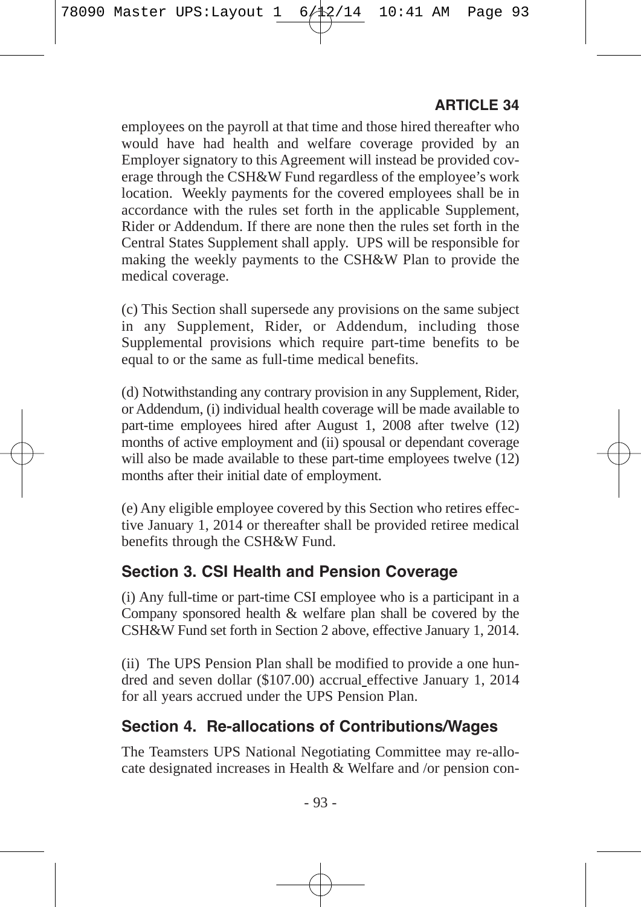employees on the payroll at that time and those hired thereafter who would have had health and welfare coverage provided by an Employer signatory to this Agreement will instead be provided coverage through the CSH&W Fund regardless of the employee's work location. Weekly payments for the covered employees shall be in accordance with the rules set forth in the applicable Supplement, Rider or Addendum. If there are none then the rules set forth in the Central States Supplement shall apply. UPS will be responsible for making the weekly payments to the CSH&W Plan to provide the medical coverage.

(c) This Section shall supersede any provisions on the same subject in any Supplement, Rider, or Addendum, including those Supplemental provisions which require part-time benefits to be equal to or the same as full-time medical benefits.

(d) Notwithstanding any contrary provision in any Supplement, Rider, or Addendum, (i) individual health coverage will be made available to part-time employees hired after August 1, 2008 after twelve (12) months of active employment and (ii) spousal or dependant coverage will also be made available to these part-time employees twelve (12) months after their initial date of employment.

(e) Any eligible employee covered by this Section who retires effective January 1, 2014 or thereafter shall be provided retiree medical benefits through the CSH&W Fund.

## Section 3. CSI Health and Pension Coverage

(i) Any full-time or part-time CSI employee who is a participant in a Company sponsored health & welfare plan shall be covered by the CSH&W Fund set forth in Section 2 above, effective January 1, 2014.

(ii) The UPS Pension Plan shall be modified to provide a one hundred and seven dollar ($107.00) accrual effective January 1, 2014 for all years accrued under the UPS Pension Plan.

## Section 4. Re-allocations of Contributions/Wages

The Teamsters UPS National Negotiating Committee may re-allocate designated increases in Health & Welfare and /or pension con-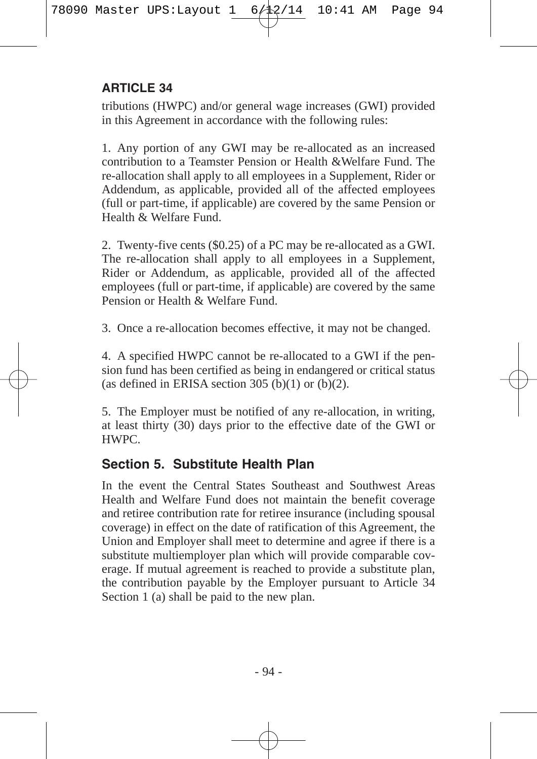tributions (HWPC) and/or general wage increases (GWI) provided in this Agreement in accordance with the following rules:

1. Any portion of any GWI may be re-allocated as an increased contribution to a Teamster Pension or Health &Welfare Fund. The re-allocation shall apply to all employees in a Supplement, Rider or Addendum, as applicable, provided all of the affected employees (full or part-time, if applicable) are covered by the same Pension or Health & Welfare Fund.

2. Twenty-five cents ($0.25) of a PC may be re-allocated as a GWI. The re-allocation shall apply to all employees in a Supplement, Rider or Addendum, as applicable, provided all of the affected employees (full or part-time, if applicable) are covered by the same Pension or Health & Welfare Fund.

3. Once a re-allocation becomes effective, it may not be changed.

4. A specified HWPC cannot be re-allocated to a GWI if the pension fund has been certified as being in endangered or critical status (as defined in ERISA section 305 (b)(1) or (b)(2).

5. The Employer must be notified of any re-allocation, in writing, at least thirty (30) days prior to the effective date of the GWI or HWPC.

## Section 5. Substitute Health Plan

In the event the Central States Southeast and Southwest Areas Health and Welfare Fund does not maintain the benefit coverage and retiree contribution rate for retiree insurance (including spousal coverage) in effect on the date of ratification of this Agreement, the Union and Employer shall meet to determine and agree if there is a substitute multiemployer plan which will provide comparable coverage. If mutual agreement is reached to provide a substitute plan, the contribution payable by the Employer pursuant to Article 34 Section 1 (a) shall be paid to the new plan.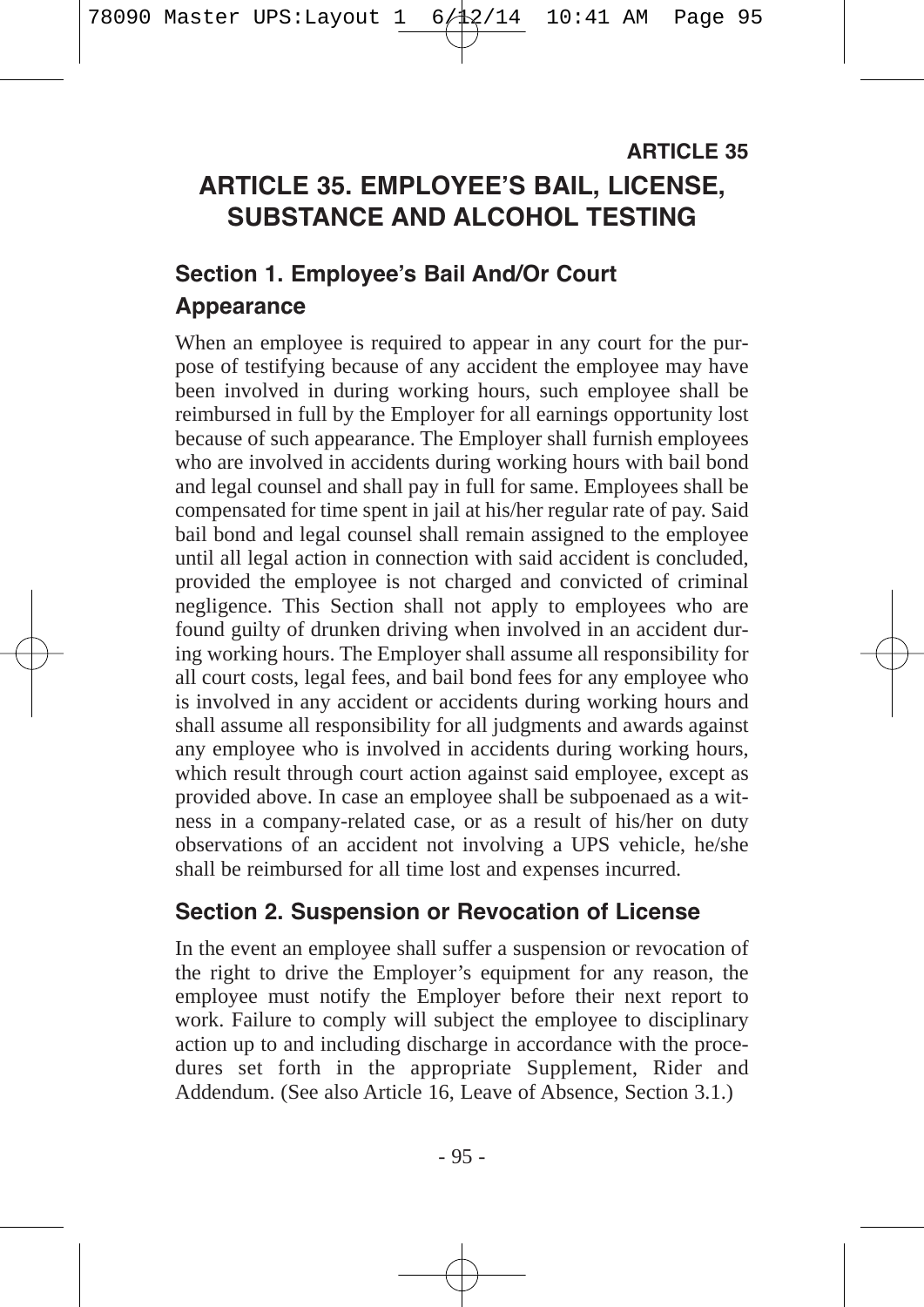# ARTICLE 35. EMPLOYEE'S BAIL, LICENSE, SUBSTANCE AND ALCOHOL TESTING

## Section 1. Employee's Bail And/Or Court Appearance

When an employee is required to appear in any court for the purpose of testifying because of any accident the employee may have been involved in during working hours, such employee shall be reimbursed in full by the Employer for all earnings opportunity lost because of such appearance. The Employer shall furnish employees who are involved in accidents during working hours with bail bond and legal counsel and shall pay in full for same. Employees shall be compensated for time spent in jail at his/her regular rate of pay. Said bail bond and legal counsel shall remain assigned to the employee until all legal action in connection with said accident is concluded, provided the employee is not charged and convicted of criminal negligence. This Section shall not apply to employees who are found guilty of drunken driving when involved in an accident during working hours. The Employer shall assume all responsibility for all court costs, legal fees, and bail bond fees for any employee who is involved in any accident or accidents during working hours and shall assume all responsibility for all judgments and awards against any employee who is involved in accidents during working hours, which result through court action against said employee, except as provided above. In case an employee shall be subpoenaed as a witness in a company-related case, or as a result of his/her on duty observations of an accident not involving a UPS vehicle, he/she shall be reimbursed for all time lost and expenses incurred.

## Section 2. Suspension or Revocation of License

In the event an employee shall suffer a suspension or revocation of the right to drive the Employer's equipment for any reason, the employee must notify the Employer before their next report to work. Failure to comply will subject the employee to disciplinary action up to and including discharge in accordance with the procedures set forth in the appropriate Supplement, Rider and Addendum. (See also Article 16, Leave of Absence, Section 3.1.)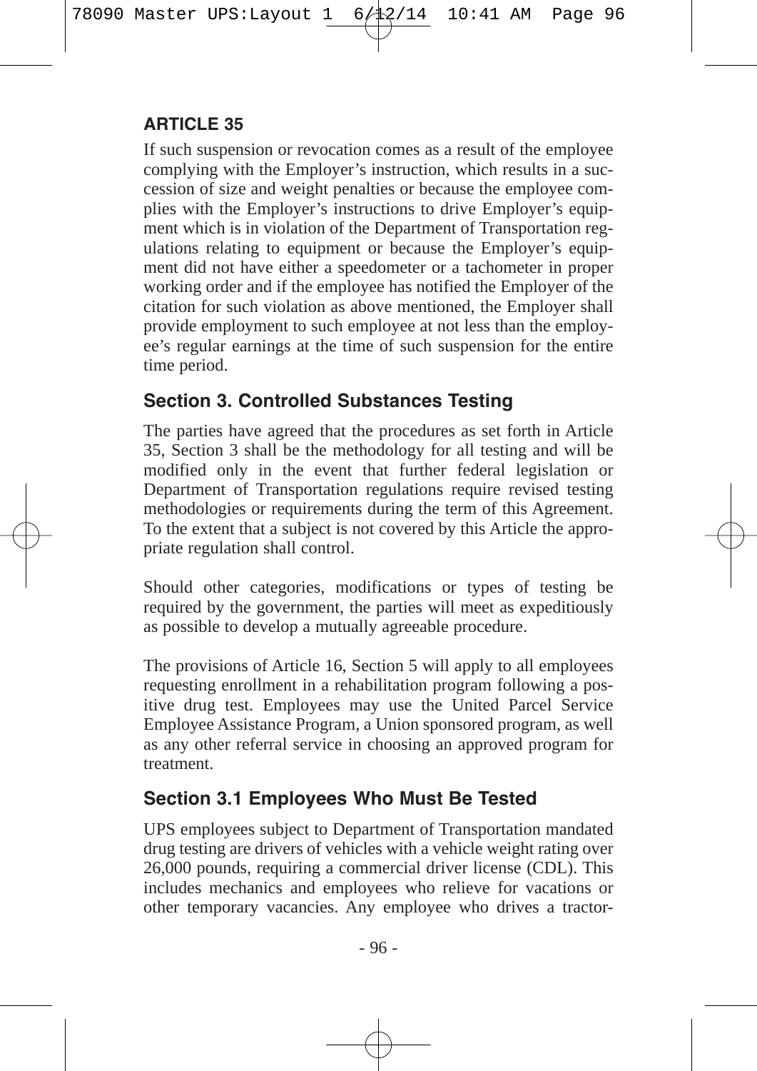## ARTICLE 35

If such suspension or revocation comes as a result of the employee complying with the Employer's instruction, which results in a succession of size and weight penalties or because the employee complies with the Employer's instructions to drive Employer's equipment which is in violation of the Department of Transportation regulations relating to equipment or because the Employer's equipment did not have either a speedometer or a tachometer in proper working order and if the employee has notified the Employer of the citation for such violation as above mentioned, the Employer shall provide employment to such employee at not less than the employee's regular earnings at the time of such suspension for the entire time period.

### Section 3. Controlled Substances Testing

The parties have agreed that the procedures as set forth in Article 35, Section 3 shall be the methodology for all testing and will be modified only in the event that further federal legislation or Department of Transportation regulations require revised testing methodologies or requirements during the term of this Agreement. To the extent that a subject is not covered by this Article the appropriate regulation shall control.

Should other categories, modifications or types of testing be required by the government, the parties will meet as expeditiously as possible to develop a mutually agreeable procedure.

The provisions of Article 16, Section 5 will apply to all employees requesting enrollment in a rehabilitation program following a positive drug test. Employees may use the United Parcel Service Employee Assistance Program, a Union sponsored program, as well as any other referral service in choosing an approved program for treatment.

### Section 3.1 Employees Who Must Be Tested

UPS employees subject to Department of Transportation mandated drug testing are drivers of vehicles with a vehicle weight rating over 26,000 pounds, requiring a commercial driver license (CDL). This includes mechanics and employees who relieve for vacations or other temporary vacancies. Any employee who drives a tractor-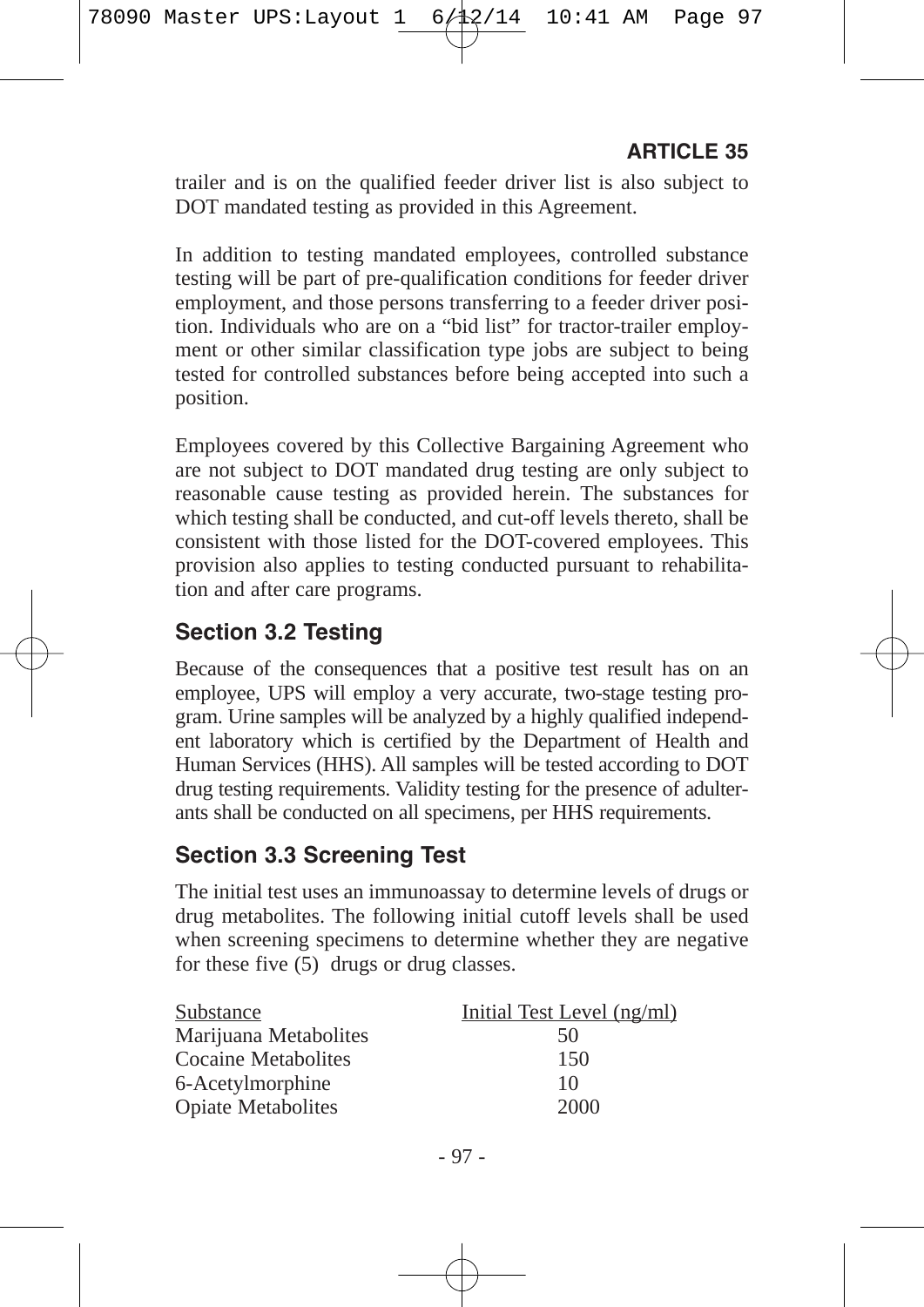trailer and is on the qualified feeder driver list is also subject to DOT mandated testing as provided in this Agreement.

In addition to testing mandated employees, controlled substance testing will be part of pre-qualification conditions for feeder driver employment, and those persons transferring to a feeder driver position. Individuals who are on a "bid list" for tractor-trailer employment or other similar classification type jobs are subject to being tested for controlled substances before being accepted into such a position.

Employees covered by this Collective Bargaining Agreement who are not subject to DOT mandated drug testing are only subject to reasonable cause testing as provided herein. The substances for which testing shall be conducted, and cut-off levels thereto, shall be consistent with those listed for the DOT-covered employees. This provision also applies to testing conducted pursuant to rehabilitation and after care programs.

### Section 3.2 Testing

Because of the consequences that a positive test result has on an employee, UPS will employ a very accurate, two-stage testing program. Urine samples will be analyzed by a highly qualified independent laboratory which is certified by the Department of Health and Human Services (HHS). All samples will be tested according to DOT drug testing requirements. Validity testing for the presence of adulterants shall be conducted on all specimens, per HHS requirements.

### Section 3.3 Screening Test

The initial test uses an immunoassay to determine levels of drugs or drug metabolites. The following initial cutoff levels shall be used when screening specimens to determine whether they are negative for these five (5) drugs or drug classes.

| Substance | Initial Test Level (ng/ml) |
|---|---|
| Marijuana Metabolites | 50 |
| Cocaine Metabolites | 150 |
| 6-Acetylmorphine | 10 |
| Opiate Metabolites | 2000 |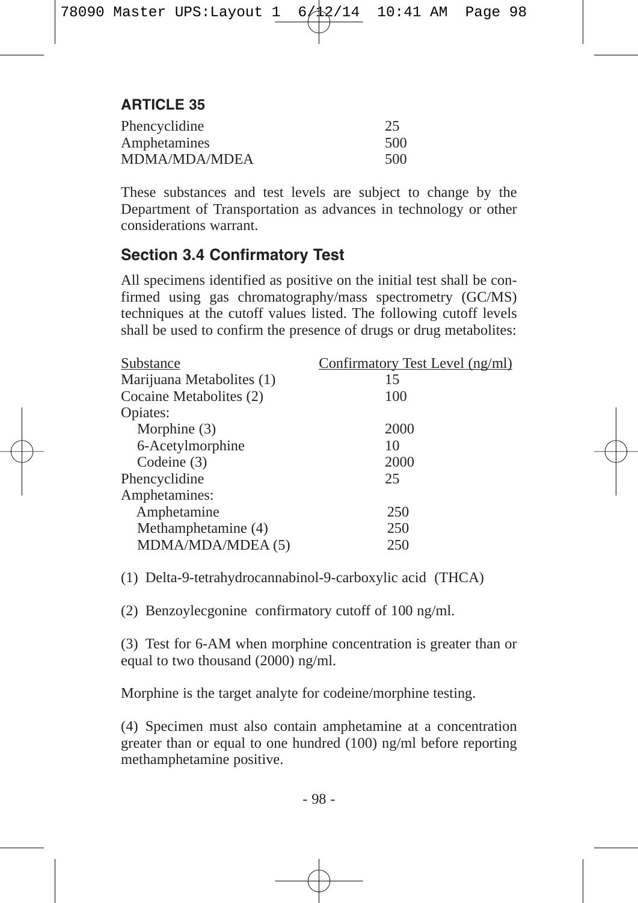## ARTICLE 35

| | |
|---|---|
| Phencyclidine | 25 |
| Amphetamines | 500 |
| MDMA/MDA/MDEA | 500 |

These substances and test levels are subject to change by the Department of Transportation as advances in technology or other considerations warrant.

### Section 3.4 Confirmatory Test

All specimens identified as positive on the initial test shall be confirmed using gas chromatography/mass spectrometry (GC/MS) techniques at the cutoff values listed. The following cutoff levels shall be used to confirm the presence of drugs or drug metabolites:

| Substance | Confirmatory Test Level (ng/ml) |
|---|---|
| Marijuana Metabolites (1) | 15 |
| Cocaine Metabolites (2) | 100 |
| Opiates: | |
| Morphine (3) | 2000 |
| 6-Acetylmorphine | 10 |
| Codeine (3) | 2000 |
| Phencyclidine | 25 |
| Amphetamines: | |
| Amphetamine | 250 |
| Methamphetamine (4) | 250 |
| MDMA/MDA/MDEA (5) | 250 |

(1) Delta-9-tetrahydrocannabinol-9-carboxylic acid (THCA)

(2) Benzoylecgonine confirmatory cutoff of 100 ng/ml.

(3) Test for 6-AM when morphine concentration is greater than or equal to two thousand (2000) ng/ml.

Morphine is the target analyte for codeine/morphine testing.

(4) Specimen must also contain amphetamine at a concentration greater than or equal to one hundred (100) ng/ml before reporting methamphetamine positive.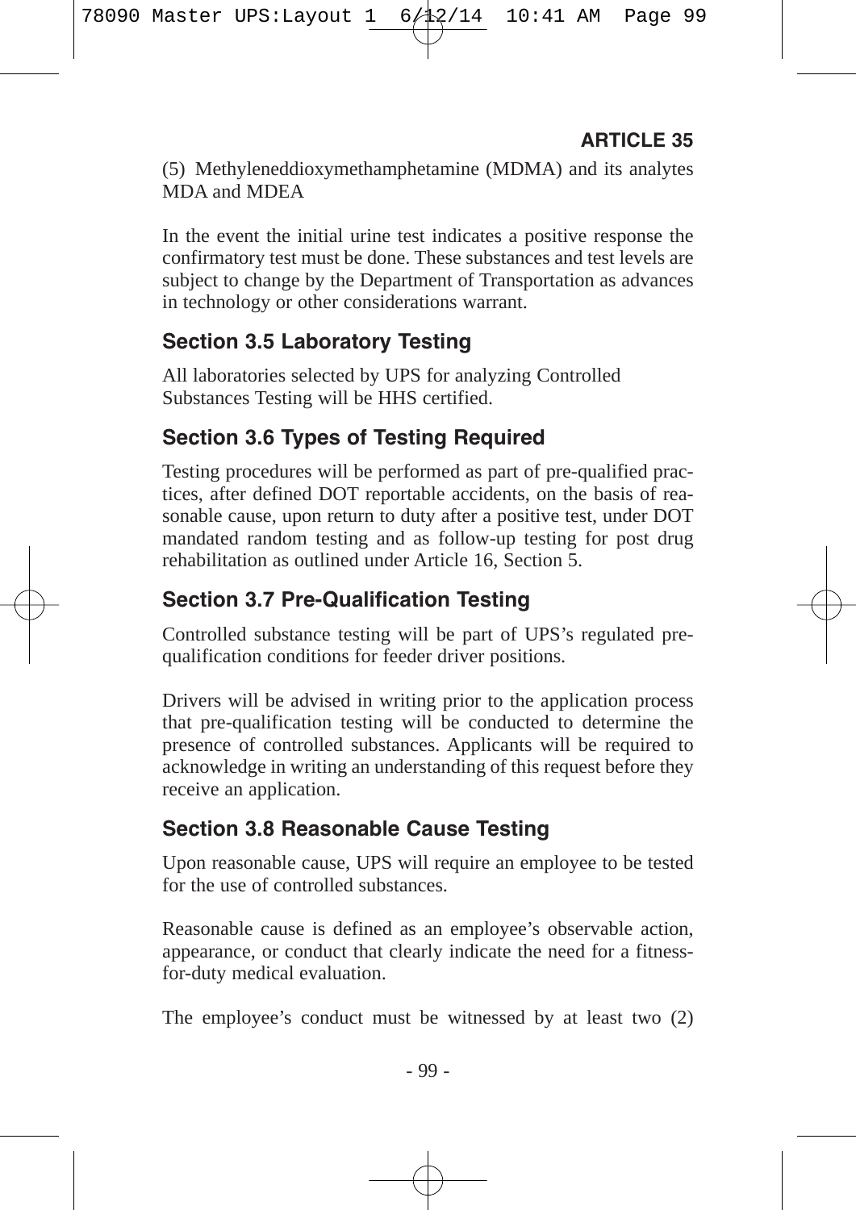(5) Methyleneddioxymethamphetamine (MDMA) and its analytes MDA and MDEA

In the event the initial urine test indicates a positive response the confirmatory test must be done. These substances and test levels are subject to change by the Department of Transportation as advances in technology or other considerations warrant.

### Section 3.5 Laboratory Testing

All laboratories selected by UPS for analyzing Controlled Substances Testing will be HHS certified.

### Section 3.6 Types of Testing Required

Testing procedures will be performed as part of pre-qualified practices, after defined DOT reportable accidents, on the basis of reasonable cause, upon return to duty after a positive test, under DOT mandated random testing and as follow-up testing for post drug rehabilitation as outlined under Article 16, Section 5.

### Section 3.7 Pre-Qualification Testing

Controlled substance testing will be part of UPS's regulated pre-qualification conditions for feeder driver positions.

Drivers will be advised in writing prior to the application process that pre-qualification testing will be conducted to determine the presence of controlled substances. Applicants will be required to acknowledge in writing an understanding of this request before they receive an application.

### Section 3.8 Reasonable Cause Testing

Upon reasonable cause, UPS will require an employee to be tested for the use of controlled substances.

Reasonable cause is defined as an employee's observable action, appearance, or conduct that clearly indicate the need for a fitness-for-duty medical evaluation.

The employee's conduct must be witnessed by at least two (2)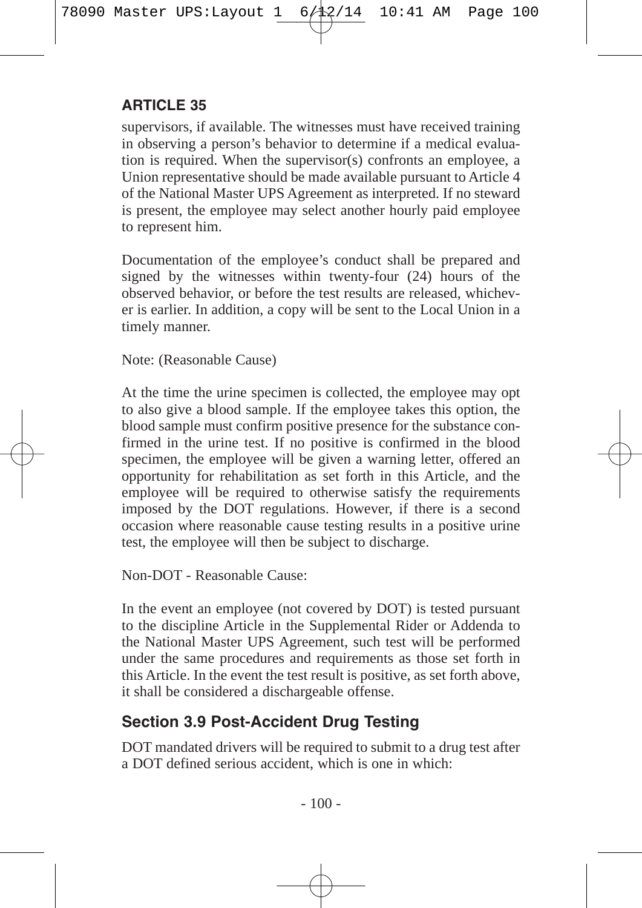supervisors, if available. The witnesses must have received training in observing a person's behavior to determine if a medical evaluation is required. When the supervisor(s) confronts an employee, a Union representative should be made available pursuant to Article 4 of the National Master UPS Agreement as interpreted. If no steward is present, the employee may select another hourly paid employee to represent him.

Documentation of the employee's conduct shall be prepared and signed by the witnesses within twenty-four (24) hours of the observed behavior, or before the test results are released, whichever is earlier. In addition, a copy will be sent to the Local Union in a timely manner.

Note: (Reasonable Cause)

At the time the urine specimen is collected, the employee may opt to also give a blood sample. If the employee takes this option, the blood sample must confirm positive presence for the substance confirmed in the urine test. If no positive is confirmed in the blood specimen, the employee will be given a warning letter, offered an opportunity for rehabilitation as set forth in this Article, and the employee will be required to otherwise satisfy the requirements imposed by the DOT regulations. However, if there is a second occasion where reasonable cause testing results in a positive urine test, the employee will then be subject to discharge.

Non-DOT - Reasonable Cause:

In the event an employee (not covered by DOT) is tested pursuant to the discipline Article in the Supplemental Rider or Addenda to the National Master UPS Agreement, such test will be performed under the same procedures and requirements as those set forth in this Article. In the event the test result is positive, as set forth above, it shall be considered a dischargeable offense.

## Section 3.9 Post-Accident Drug Testing

DOT mandated drivers will be required to submit to a drug test after a DOT defined serious accident, which is one in which: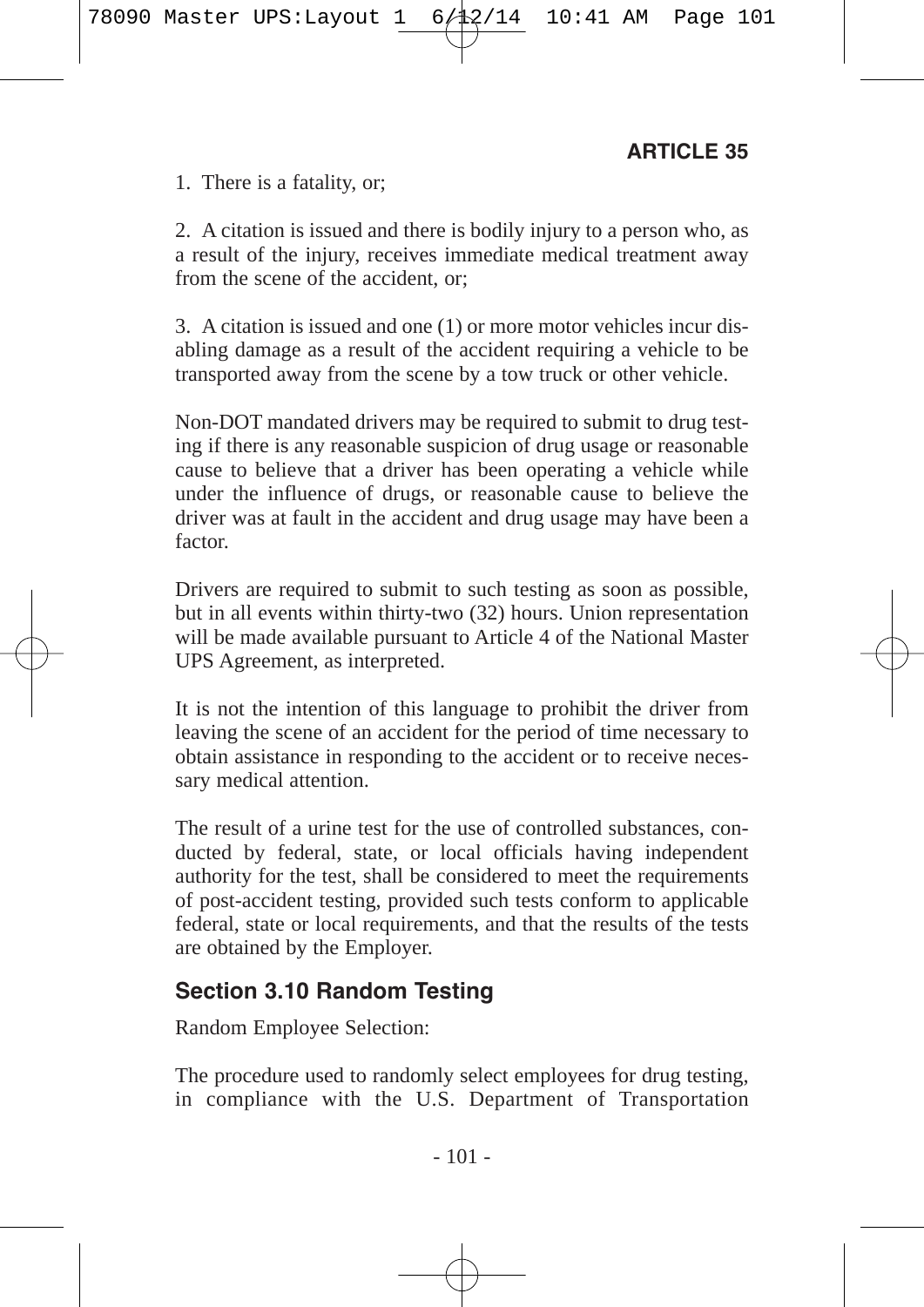1. There is a fatality, or;

2. A citation is issued and there is bodily injury to a person who, as a result of the injury, receives immediate medical treatment away from the scene of the accident, or;

3. A citation is issued and one (1) or more motor vehicles incur disabling damage as a result of the accident requiring a vehicle to be transported away from the scene by a tow truck or other vehicle.

Non-DOT mandated drivers may be required to submit to drug testing if there is any reasonable suspicion of drug usage or reasonable cause to believe that a driver has been operating a vehicle while under the influence of drugs, or reasonable cause to believe the driver was at fault in the accident and drug usage may have been a factor.

Drivers are required to submit to such testing as soon as possible, but in all events within thirty-two (32) hours. Union representation will be made available pursuant to Article 4 of the National Master UPS Agreement, as interpreted.

It is not the intention of this language to prohibit the driver from leaving the scene of an accident for the period of time necessary to obtain assistance in responding to the accident or to receive necessary medical attention.

The result of a urine test for the use of controlled substances, conducted by federal, state, or local officials having independent authority for the test, shall be considered to meet the requirements of post-accident testing, provided such tests conform to applicable federal, state or local requirements, and that the results of the tests are obtained by the Employer.

## Section 3.10 Random Testing

Random Employee Selection:

The procedure used to randomly select employees for drug testing, in compliance with the U.S. Department of Transportation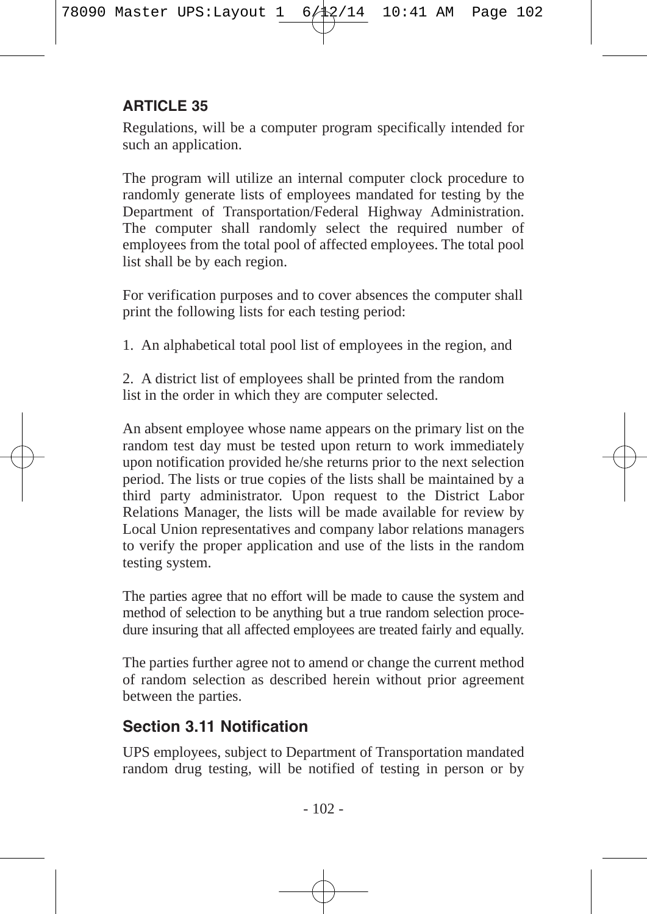## ARTICLE 35

Regulations, will be a computer program specifically intended for such an application.

The program will utilize an internal computer clock procedure to randomly generate lists of employees mandated for testing by the Department of Transportation/Federal Highway Administration. The computer shall randomly select the required number of employees from the total pool of affected employees. The total pool list shall be by each region.

For verification purposes and to cover absences the computer shall print the following lists for each testing period:

1. An alphabetical total pool list of employees in the region, and

2. A district list of employees shall be printed from the random list in the order in which they are computer selected.

An absent employee whose name appears on the primary list on the random test day must be tested upon return to work immediately upon notification provided he/she returns prior to the next selection period. The lists or true copies of the lists shall be maintained by a third party administrator. Upon request to the District Labor Relations Manager, the lists will be made available for review by Local Union representatives and company labor relations managers to verify the proper application and use of the lists in the random testing system.

The parties agree that no effort will be made to cause the system and method of selection to be anything but a true random selection procedure insuring that all affected employees are treated fairly and equally.

The parties further agree not to amend or change the current method of random selection as described herein without prior agreement between the parties.

### Section 3.11 Notification

UPS employees, subject to Department of Transportation mandated random drug testing, will be notified of testing in person or by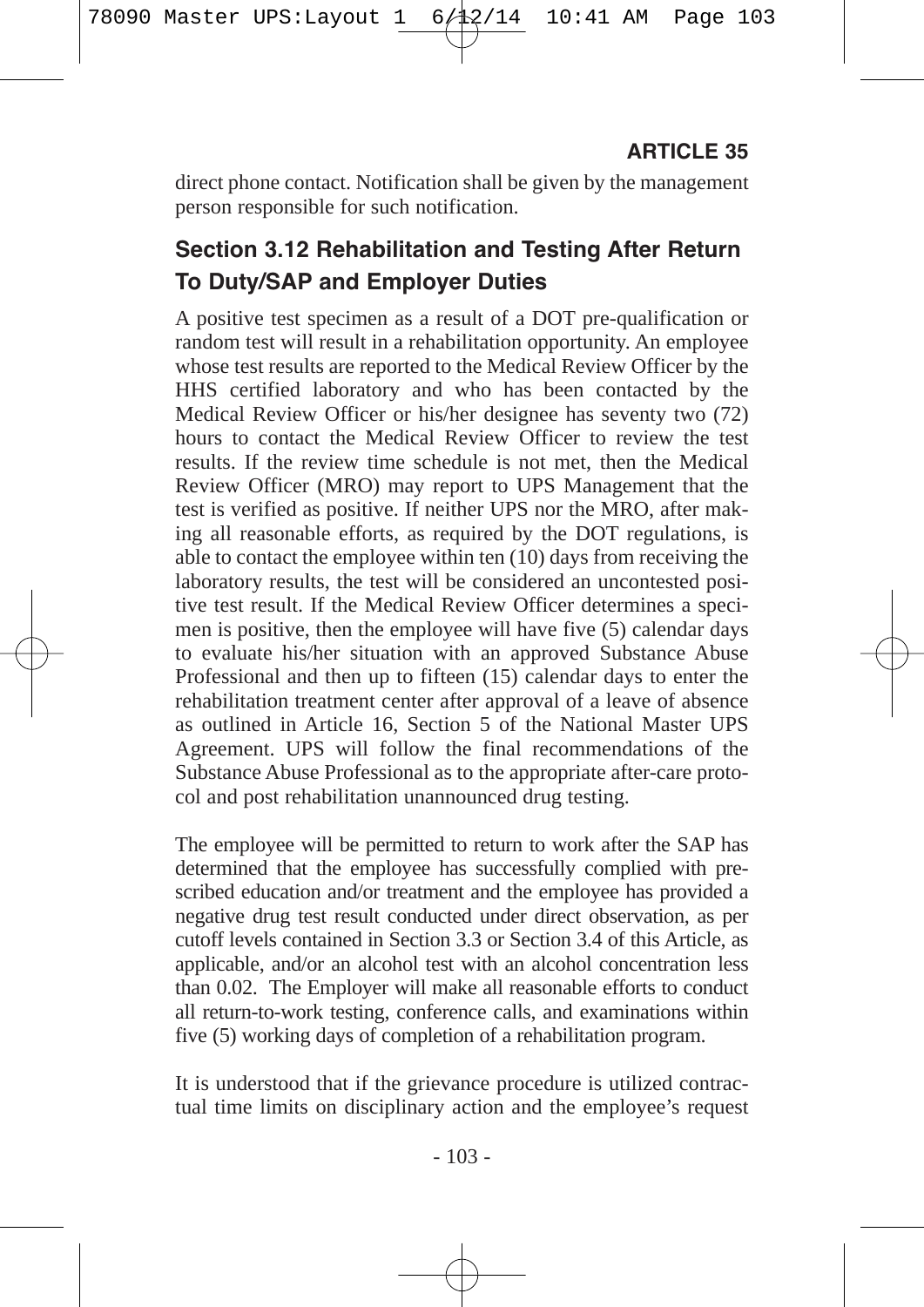direct phone contact. Notification shall be given by the management person responsible for such notification.

## Section 3.12 Rehabilitation and Testing After Return To Duty/SAP and Employer Duties

A positive test specimen as a result of a DOT pre-qualification or random test will result in a rehabilitation opportunity. An employee whose test results are reported to the Medical Review Officer by the HHS certified laboratory and who has been contacted by the Medical Review Officer or his/her designee has seventy two (72) hours to contact the Medical Review Officer to review the test results. If the review time schedule is not met, then the Medical Review Officer (MRO) may report to UPS Management that the test is verified as positive. If neither UPS nor the MRO, after making all reasonable efforts, as required by the DOT regulations, is able to contact the employee within ten (10) days from receiving the laboratory results, the test will be considered an uncontested positive test result. If the Medical Review Officer determines a specimen is positive, then the employee will have five (5) calendar days to evaluate his/her situation with an approved Substance Abuse Professional and then up to fifteen (15) calendar days to enter the rehabilitation treatment center after approval of a leave of absence as outlined in Article 16, Section 5 of the National Master UPS Agreement. UPS will follow the final recommendations of the Substance Abuse Professional as to the appropriate after-care protocol and post rehabilitation unannounced drug testing.

The employee will be permitted to return to work after the SAP has determined that the employee has successfully complied with prescribed education and/or treatment and the employee has provided a negative drug test result conducted under direct observation, as per cutoff levels contained in Section 3.3 or Section 3.4 of this Article, as applicable, and/or an alcohol test with an alcohol concentration less than 0.02. The Employer will make all reasonable efforts to conduct all return-to-work testing, conference calls, and examinations within five (5) working days of completion of a rehabilitation program.

It is understood that if the grievance procedure is utilized contractual time limits on disciplinary action and the employee's request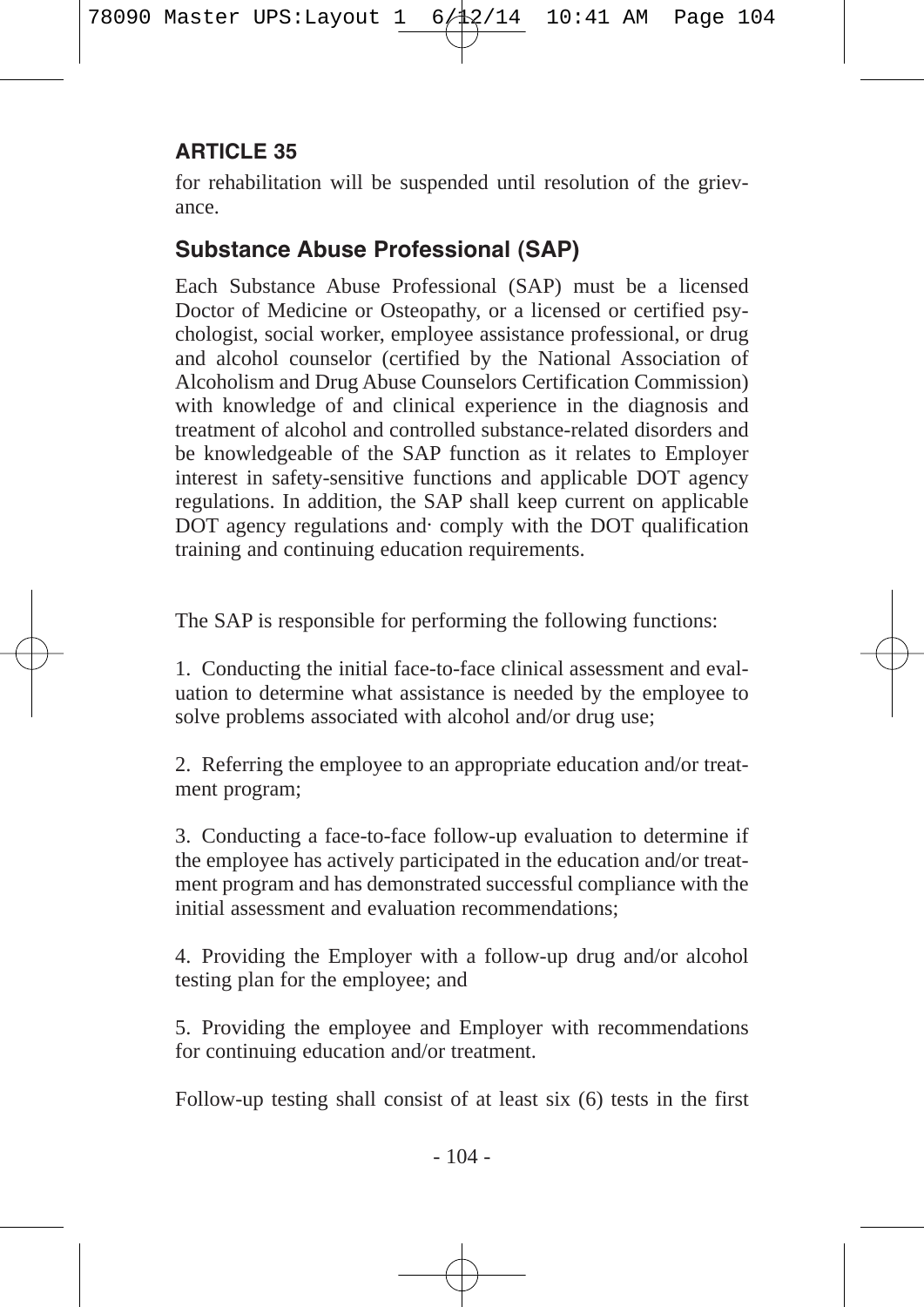## ARTICLE 35

for rehabilitation will be suspended until resolution of the grievance.

### Substance Abuse Professional (SAP)

Each Substance Abuse Professional (SAP) must be a licensed Doctor of Medicine or Osteopathy, or a licensed or certified psychologist, social worker, employee assistance professional, or drug and alcohol counselor (certified by the National Association of Alcoholism and Drug Abuse Counselors Certification Commission) with knowledge of and clinical experience in the diagnosis and treatment of alcohol and controlled substance-related disorders and be knowledgeable of the SAP function as it relates to Employer interest in safety-sensitive functions and applicable DOT agency regulations. In addition, the SAP shall keep current on applicable DOT agency regulations and· comply with the DOT qualification training and continuing education requirements.

The SAP is responsible for performing the following functions:

1. Conducting the initial face-to-face clinical assessment and evaluation to determine what assistance is needed by the employee to solve problems associated with alcohol and/or drug use;

2. Referring the employee to an appropriate education and/or treatment program;

3. Conducting a face-to-face follow-up evaluation to determine if the employee has actively participated in the education and/or treatment program and has demonstrated successful compliance with the initial assessment and evaluation recommendations;

4. Providing the Employer with a follow-up drug and/or alcohol testing plan for the employee; and

5. Providing the employee and Employer with recommendations for continuing education and/or treatment.

Follow-up testing shall consist of at least six (6) tests in the first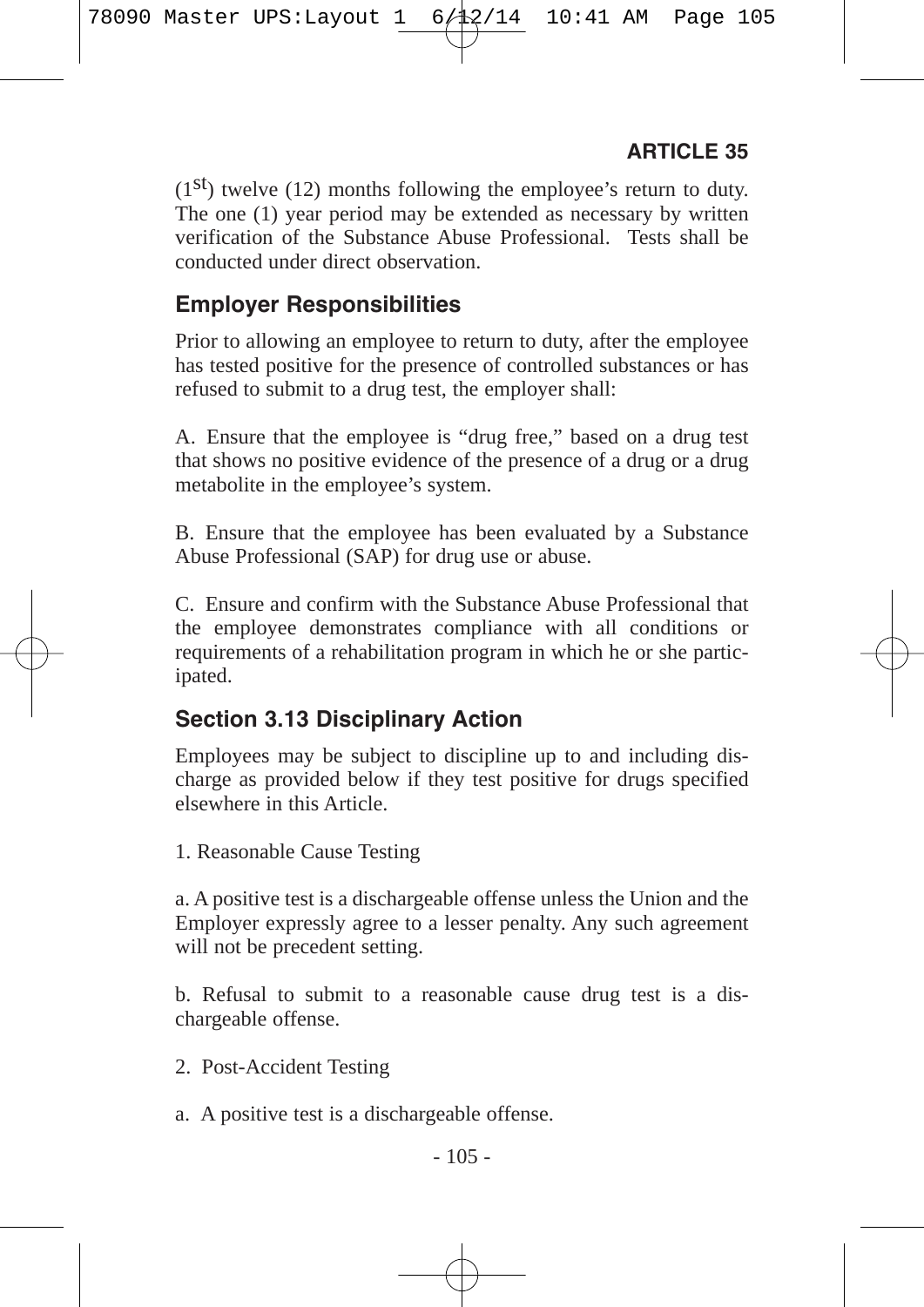(1st) twelve (12) months following the employee's return to duty. The one (1) year period may be extended as necessary by written verification of the Substance Abuse Professional. Tests shall be conducted under direct observation.

### Employer Responsibilities

Prior to allowing an employee to return to duty, after the employee has tested positive for the presence of controlled substances or has refused to submit to a drug test, the employer shall:

A. Ensure that the employee is "drug free," based on a drug test that shows no positive evidence of the presence of a drug or a drug metabolite in the employee's system.

B. Ensure that the employee has been evaluated by a Substance Abuse Professional (SAP) for drug use or abuse.

C. Ensure and confirm with the Substance Abuse Professional that the employee demonstrates compliance with all conditions or requirements of a rehabilitation program in which he or she participated.

### Section 3.13 Disciplinary Action

Employees may be subject to discipline up to and including discharge as provided below if they test positive for drugs specified elsewhere in this Article.

1. Reasonable Cause Testing

a. A positive test is a dischargeable offense unless the Union and the Employer expressly agree to a lesser penalty. Any such agreement will not be precedent setting.

b. Refusal to submit to a reasonable cause drug test is a dischargeable offense.

2. Post-Accident Testing

a. A positive test is a dischargeable offense.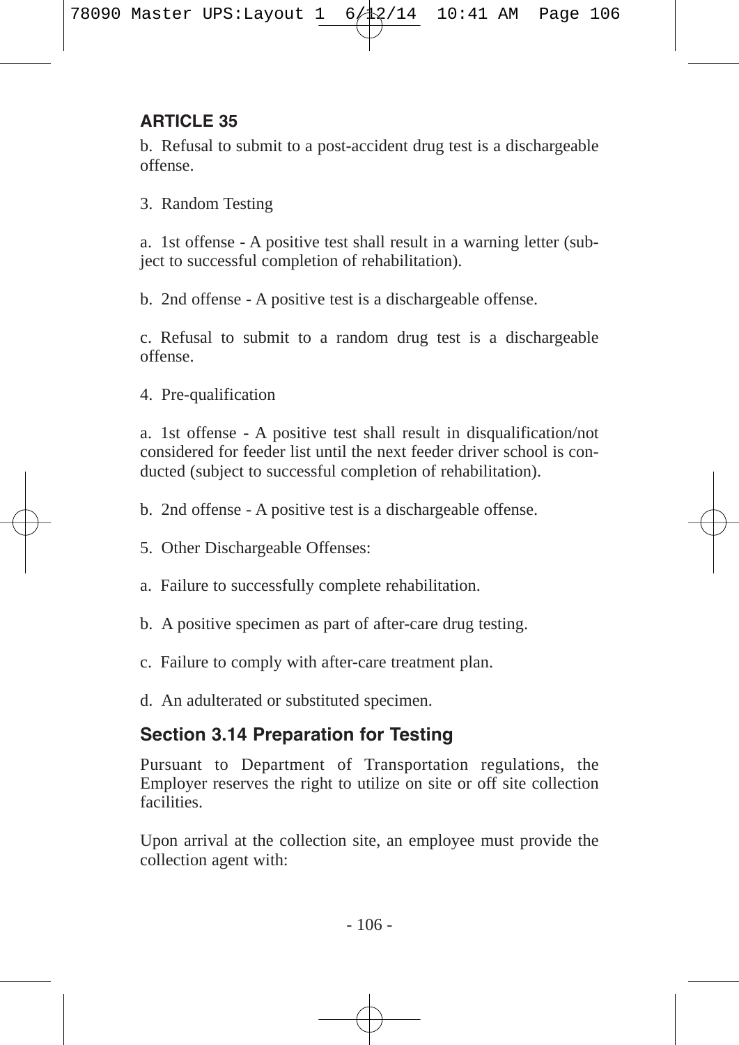## ARTICLE 35

b. Refusal to submit to a post-accident drug test is a dischargeable offense.

3. Random Testing

a. 1st offense - A positive test shall result in a warning letter (subject to successful completion of rehabilitation).

b. 2nd offense - A positive test is a dischargeable offense.

c. Refusal to submit to a random drug test is a dischargeable offense.

4. Pre-qualification

a. 1st offense - A positive test shall result in disqualification/not considered for feeder list until the next feeder driver school is conducted (subject to successful completion of rehabilitation).

b. 2nd offense - A positive test is a dischargeable offense.

5. Other Dischargeable Offenses:

a. Failure to successfully complete rehabilitation.

b. A positive specimen as part of after-care drug testing.

c. Failure to comply with after-care treatment plan.

d. An adulterated or substituted specimen.

### Section 3.14 Preparation for Testing

Pursuant to Department of Transportation regulations, the Employer reserves the right to utilize on site or off site collection facilities.

Upon arrival at the collection site, an employee must provide the collection agent with: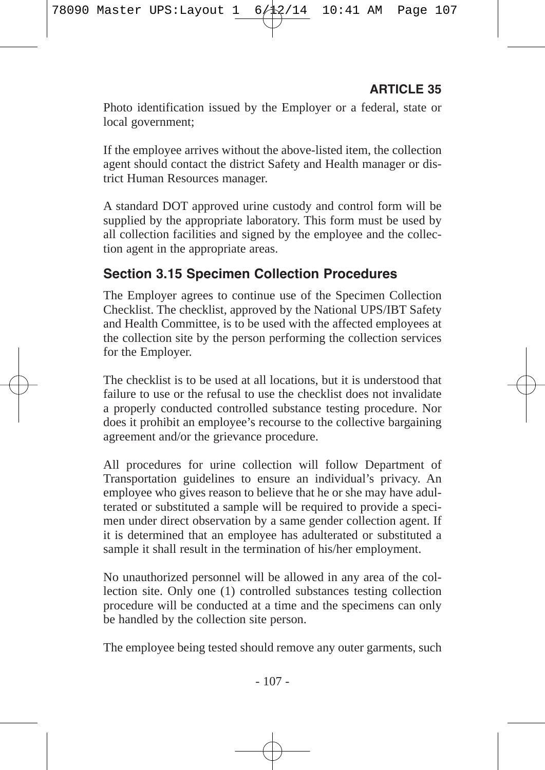Photo identification issued by the Employer or a federal, state or local government;

If the employee arrives without the above-listed item, the collection agent should contact the district Safety and Health manager or district Human Resources manager.

A standard DOT approved urine custody and control form will be supplied by the appropriate laboratory. This form must be used by all collection facilities and signed by the employee and the collection agent in the appropriate areas.

### Section 3.15 Specimen Collection Procedures

The Employer agrees to continue use of the Specimen Collection Checklist. The checklist, approved by the National UPS/IBT Safety and Health Committee, is to be used with the affected employees at the collection site by the person performing the collection services for the Employer.

The checklist is to be used at all locations, but it is understood that failure to use or the refusal to use the checklist does not invalidate a properly conducted controlled substance testing procedure. Nor does it prohibit an employee's recourse to the collective bargaining agreement and/or the grievance procedure.

All procedures for urine collection will follow Department of Transportation guidelines to ensure an individual's privacy. An employee who gives reason to believe that he or she may have adulterated or substituted a sample will be required to provide a specimen under direct observation by a same gender collection agent. If it is determined that an employee has adulterated or substituted a sample it shall result in the termination of his/her employment.

No unauthorized personnel will be allowed in any area of the collection site. Only one (1) controlled substances testing collection procedure will be conducted at a time and the specimens can only be handled by the collection site person.

The employee being tested should remove any outer garments, such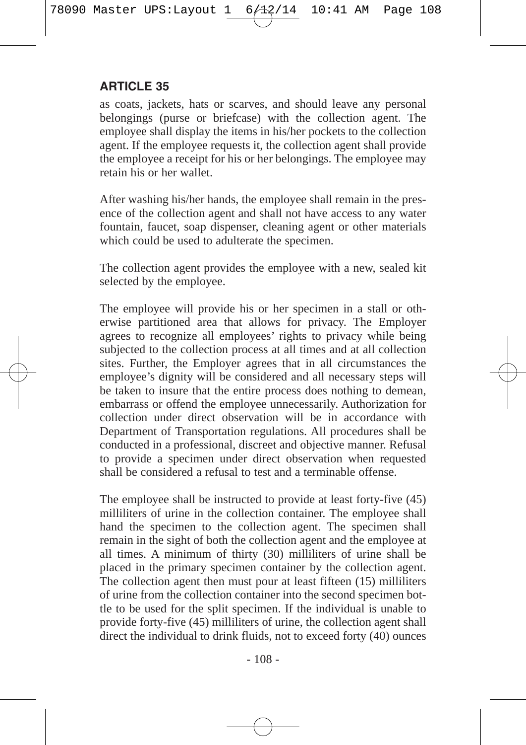## ARTICLE 35

as coats, jackets, hats or scarves, and should leave any personal belongings (purse or briefcase) with the collection agent. The employee shall display the items in his/her pockets to the collection agent. If the employee requests it, the collection agent shall provide the employee a receipt for his or her belongings. The employee may retain his or her wallet.

After washing his/her hands, the employee shall remain in the presence of the collection agent and shall not have access to any water fountain, faucet, soap dispenser, cleaning agent or other materials which could be used to adulterate the specimen.

The collection agent provides the employee with a new, sealed kit selected by the employee.

The employee will provide his or her specimen in a stall or otherwise partitioned area that allows for privacy. The Employer agrees to recognize all employees' rights to privacy while being subjected to the collection process at all times and at all collection sites. Further, the Employer agrees that in all circumstances the employee's dignity will be considered and all necessary steps will be taken to insure that the entire process does nothing to demean, embarrass or offend the employee unnecessarily. Authorization for collection under direct observation will be in accordance with Department of Transportation regulations. All procedures shall be conducted in a professional, discreet and objective manner. Refusal to provide a specimen under direct observation when requested shall be considered a refusal to test and a terminable offense.

The employee shall be instructed to provide at least forty-five (45) milliliters of urine in the collection container. The employee shall hand the specimen to the collection agent. The specimen shall remain in the sight of both the collection agent and the employee at all times. A minimum of thirty (30) milliliters of urine shall be placed in the primary specimen container by the collection agent. The collection agent then must pour at least fifteen (15) milliliters of urine from the collection container into the second specimen bottle to be used for the split specimen. If the individual is unable to provide forty-five (45) milliliters of urine, the collection agent shall direct the individual to drink fluids, not to exceed forty (40) ounces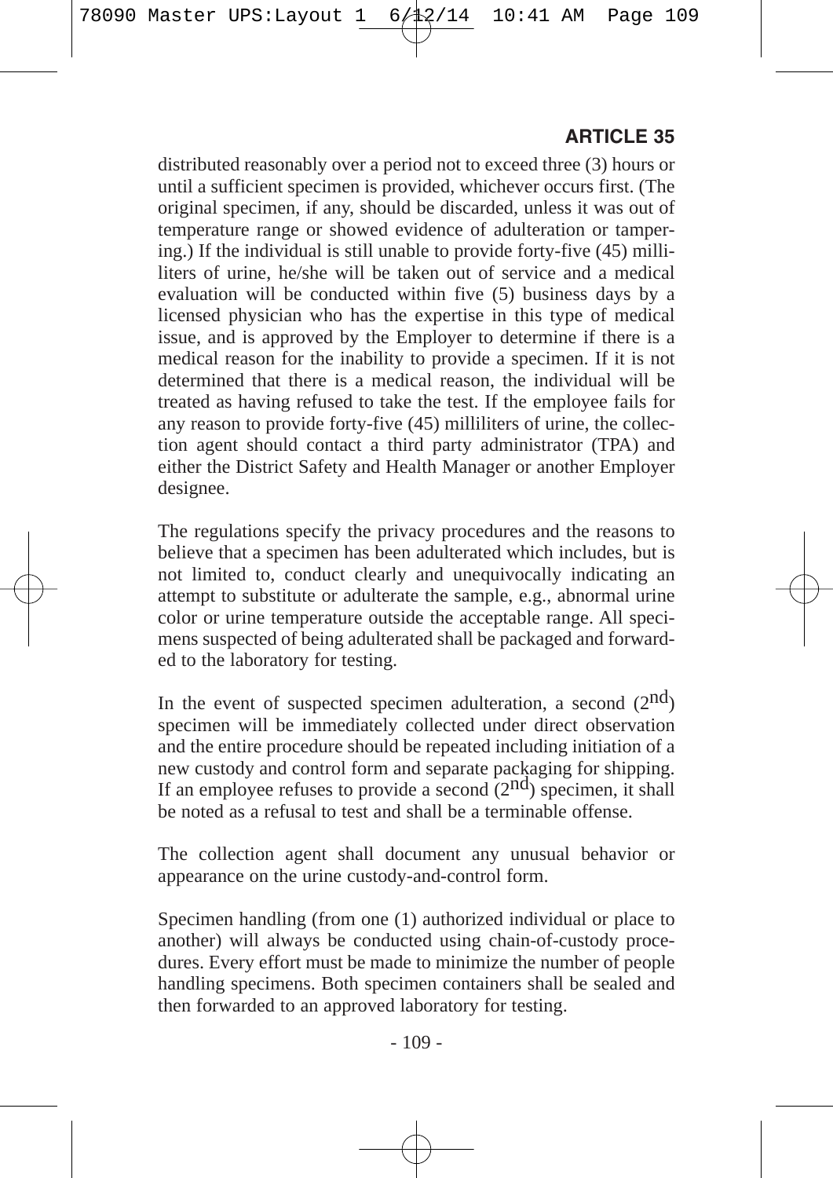distributed reasonably over a period not to exceed three (3) hours or until a sufficient specimen is provided, whichever occurs first. (The original specimen, if any, should be discarded, unless it was out of temperature range or showed evidence of adulteration or tampering.) If the individual is still unable to provide forty-five (45) milliliters of urine, he/she will be taken out of service and a medical evaluation will be conducted within five (5) business days by a licensed physician who has the expertise in this type of medical issue, and is approved by the Employer to determine if there is a medical reason for the inability to provide a specimen. If it is not determined that there is a medical reason, the individual will be treated as having refused to take the test. If the employee fails for any reason to provide forty-five (45) milliliters of urine, the collection agent should contact a third party administrator (TPA) and either the District Safety and Health Manager or another Employer designee.

The regulations specify the privacy procedures and the reasons to believe that a specimen has been adulterated which includes, but is not limited to, conduct clearly and unequivocally indicating an attempt to substitute or adulterate the sample, e.g., abnormal urine color or urine temperature outside the acceptable range. All specimens suspected of being adulterated shall be packaged and forwarded to the laboratory for testing.

In the event of suspected specimen adulteration, a second ($2^{nd}$) specimen will be immediately collected under direct observation and the entire procedure should be repeated including initiation of a new custody and control form and separate packaging for shipping. If an employee refuses to provide a second ($2^{nd}$) specimen, it shall be noted as a refusal to test and shall be a terminable offense.

The collection agent shall document any unusual behavior or appearance on the urine custody-and-control form.

Specimen handling (from one (1) authorized individual or place to another) will always be conducted using chain-of-custody procedures. Every effort must be made to minimize the number of people handling specimens. Both specimen containers shall be sealed and then forwarded to an approved laboratory for testing.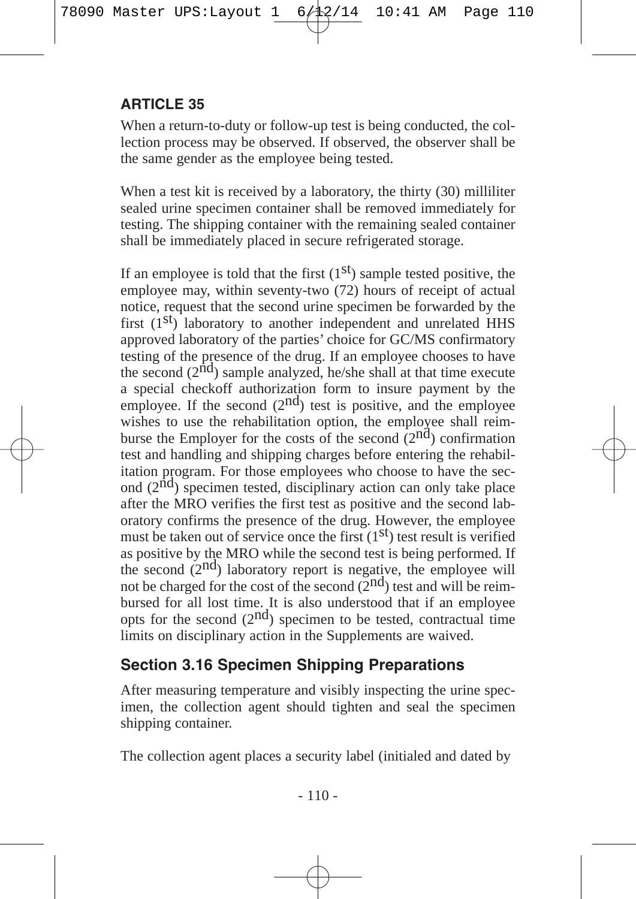## ARTICLE 35

When a return-to-duty or follow-up test is being conducted, the collection process may be observed. If observed, the observer shall be the same gender as the employee being tested.

When a test kit is received by a laboratory, the thirty (30) milliliter sealed urine specimen container shall be removed immediately for testing. The shipping container with the remaining sealed container shall be immediately placed in secure refrigerated storage.

If an employee is told that the first ($1^{st}$) sample tested positive, the employee may, within seventy-two (72) hours of receipt of actual notice, request that the second urine specimen be forwarded by the first ($1^{st}$) laboratory to another independent and unrelated HHS approved laboratory of the parties' choice for GC/MS confirmatory testing of the presence of the drug. If an employee chooses to have the second ($2^{nd}$) sample analyzed, he/she shall at that time execute a special checkoff authorization form to insure payment by the employee. If the second ($2^{nd}$) test is positive, and the employee wishes to use the rehabilitation option, the employee shall reimburse the Employer for the costs of the second ($2^{nd}$) confirmation test and handling and shipping charges before entering the rehabilitation program. For those employees who choose to have the second ($2^{nd}$) specimen tested, disciplinary action can only take place after the MRO verifies the first test as positive and the second laboratory confirms the presence of the drug. However, the employee must be taken out of service once the first ($1^{st}$) test result is verified as positive by the MRO while the second test is being performed. If the second ($2^{nd}$) laboratory report is negative, the employee will not be charged for the cost of the second ($2^{nd}$) test and will be reimbursed for all lost time. It is also understood that if an employee opts for the second ($2^{nd}$) specimen to be tested, contractual time limits on disciplinary action in the Supplements are waived.

### Section 3.16 Specimen Shipping Preparations

After measuring temperature and visibly inspecting the urine specimen, the collection agent should tighten and seal the specimen shipping container.

The collection agent places a security label (initialed and dated by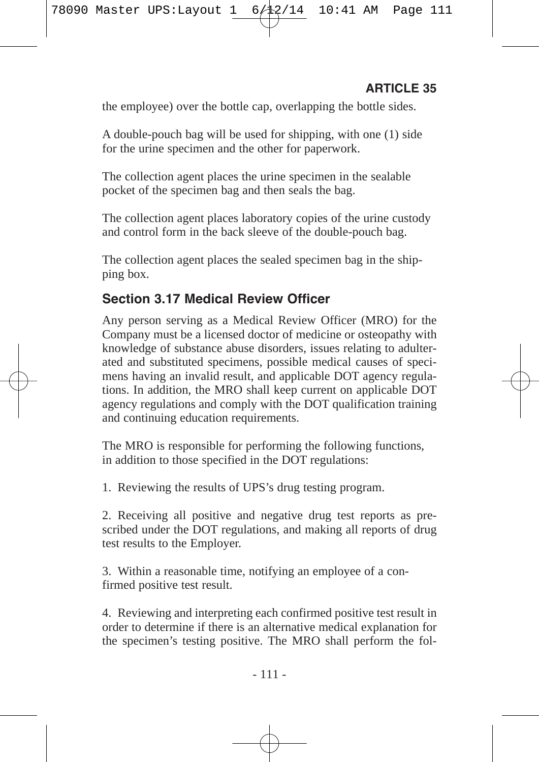the employee) over the bottle cap, overlapping the bottle sides.

A double-pouch bag will be used for shipping, with one (1) side for the urine specimen and the other for paperwork.

The collection agent places the urine specimen in the sealable pocket of the specimen bag and then seals the bag.

The collection agent places laboratory copies of the urine custody and control form in the back sleeve of the double-pouch bag.

The collection agent places the sealed specimen bag in the shipping box.

### Section 3.17 Medical Review Officer

Any person serving as a Medical Review Officer (MRO) for the Company must be a licensed doctor of medicine or osteopathy with knowledge of substance abuse disorders, issues relating to adulterated and substituted specimens, possible medical causes of specimens having an invalid result, and applicable DOT agency regulations. In addition, the MRO shall keep current on applicable DOT agency regulations and comply with the DOT qualification training and continuing education requirements.

The MRO is responsible for performing the following functions, in addition to those specified in the DOT regulations:

1. Reviewing the results of UPS's drug testing program.

2. Receiving all positive and negative drug test reports as prescribed under the DOT regulations, and making all reports of drug test results to the Employer.

3. Within a reasonable time, notifying an employee of a confirmed positive test result.

4. Reviewing and interpreting each confirmed positive test result in order to determine if there is an alternative medical explanation for the specimen's testing positive. The MRO shall perform the fol-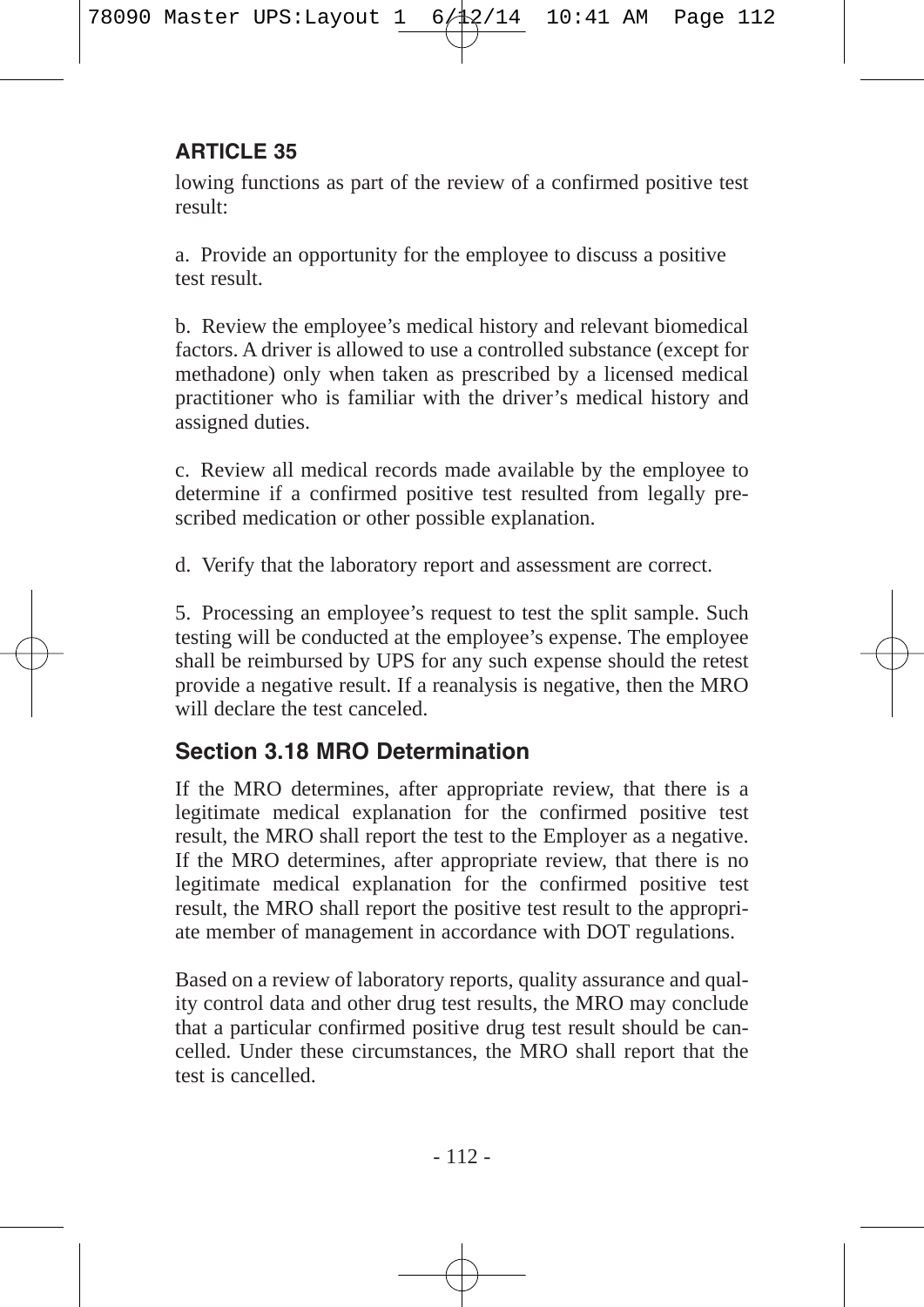lowing functions as part of the review of a confirmed positive test result:

a. Provide an opportunity for the employee to discuss a positive test result.

b. Review the employee's medical history and relevant biomedical factors. A driver is allowed to use a controlled substance (except for methadone) only when taken as prescribed by a licensed medical practitioner who is familiar with the driver's medical history and assigned duties.

c. Review all medical records made available by the employee to determine if a confirmed positive test resulted from legally prescribed medication or other possible explanation.

d. Verify that the laboratory report and assessment are correct.

5. Processing an employee's request to test the split sample. Such testing will be conducted at the employee's expense. The employee shall be reimbursed by UPS for any such expense should the retest provide a negative result. If a reanalysis is negative, then the MRO will declare the test canceled.

### Section 3.18 MRO Determination

If the MRO determines, after appropriate review, that there is a legitimate medical explanation for the confirmed positive test result, the MRO shall report the test to the Employer as a negative. If the MRO determines, after appropriate review, that there is no legitimate medical explanation for the confirmed positive test result, the MRO shall report the positive test result to the appropriate member of management in accordance with DOT regulations.

Based on a review of laboratory reports, quality assurance and quality control data and other drug test results, the MRO may conclude that a particular confirmed positive drug test result should be cancelled. Under these circumstances, the MRO shall report that the test is cancelled.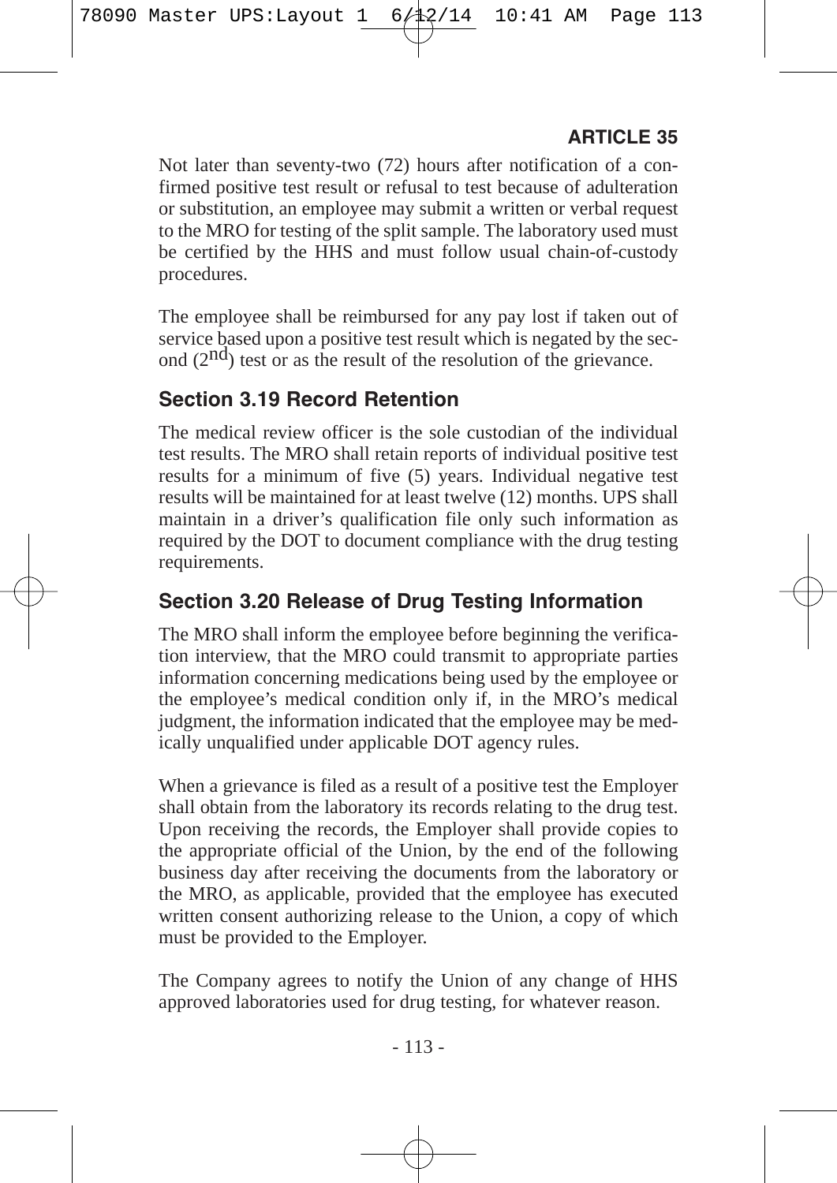Not later than seventy-two (72) hours after notification of a confirmed positive test result or refusal to test because of adulteration or substitution, an employee may submit a written or verbal request to the MRO for testing of the split sample. The laboratory used must be certified by the HHS and must follow usual chain-of-custody procedures.

The employee shall be reimbursed for any pay lost if taken out of service based upon a positive test result which is negated by the second ($2^{nd}$) test or as the result of the resolution of the grievance.

## Section 3.19 Record Retention

The medical review officer is the sole custodian of the individual test results. The MRO shall retain reports of individual positive test results for a minimum of five (5) years. Individual negative test results will be maintained for at least twelve (12) months. UPS shall maintain in a driver's qualification file only such information as required by the DOT to document compliance with the drug testing requirements.

## Section 3.20 Release of Drug Testing Information

The MRO shall inform the employee before beginning the verification interview, that the MRO could transmit to appropriate parties information concerning medications being used by the employee or the employee's medical condition only if, in the MRO's medical judgment, the information indicated that the employee may be medically unqualified under applicable DOT agency rules.

When a grievance is filed as a result of a positive test the Employer shall obtain from the laboratory its records relating to the drug test. Upon receiving the records, the Employer shall provide copies to the appropriate official of the Union, by the end of the following business day after receiving the documents from the laboratory or the MRO, as applicable, provided that the employee has executed written consent authorizing release to the Union, a copy of which must be provided to the Employer.

The Company agrees to notify the Union of any change of HHS approved laboratories used for drug testing, for whatever reason.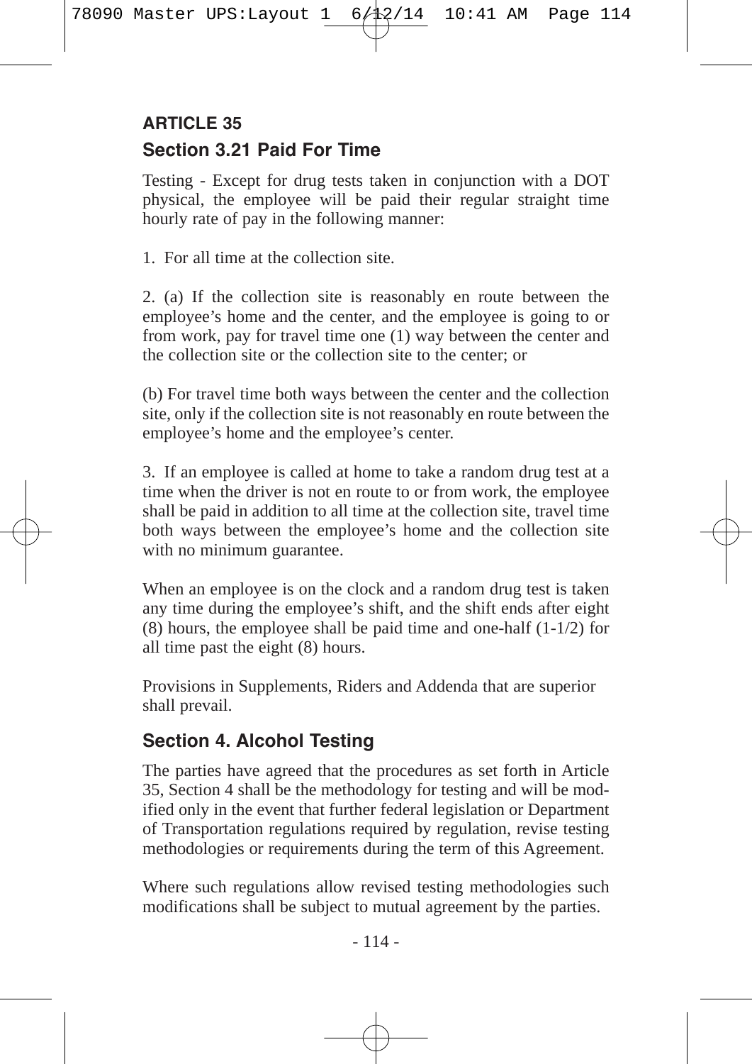## ARTICLE 35

### Section 3.21 Paid For Time

Testing - Except for drug tests taken in conjunction with a DOT physical, the employee will be paid their regular straight time hourly rate of pay in the following manner:

1. For all time at the collection site.

2. (a) If the collection site is reasonably en route between the employee's home and the center, and the employee is going to or from work, pay for travel time one (1) way between the center and the collection site or the collection site to the center; or

(b) For travel time both ways between the center and the collection site, only if the collection site is not reasonably en route between the employee's home and the employee's center.

3. If an employee is called at home to take a random drug test at a time when the driver is not en route to or from work, the employee shall be paid in addition to all time at the collection site, travel time both ways between the employee's home and the collection site with no minimum guarantee.

When an employee is on the clock and a random drug test is taken any time during the employee's shift, and the shift ends after eight (8) hours, the employee shall be paid time and one-half (1-1/2) for all time past the eight (8) hours.

Provisions in Supplements, Riders and Addenda that are superior shall prevail.

### Section 4. Alcohol Testing

The parties have agreed that the procedures as set forth in Article 35, Section 4 shall be the methodology for testing and will be modified only in the event that further federal legislation or Department of Transportation regulations required by regulation, revise testing methodologies or requirements during the term of this Agreement.

Where such regulations allow revised testing methodologies such modifications shall be subject to mutual agreement by the parties.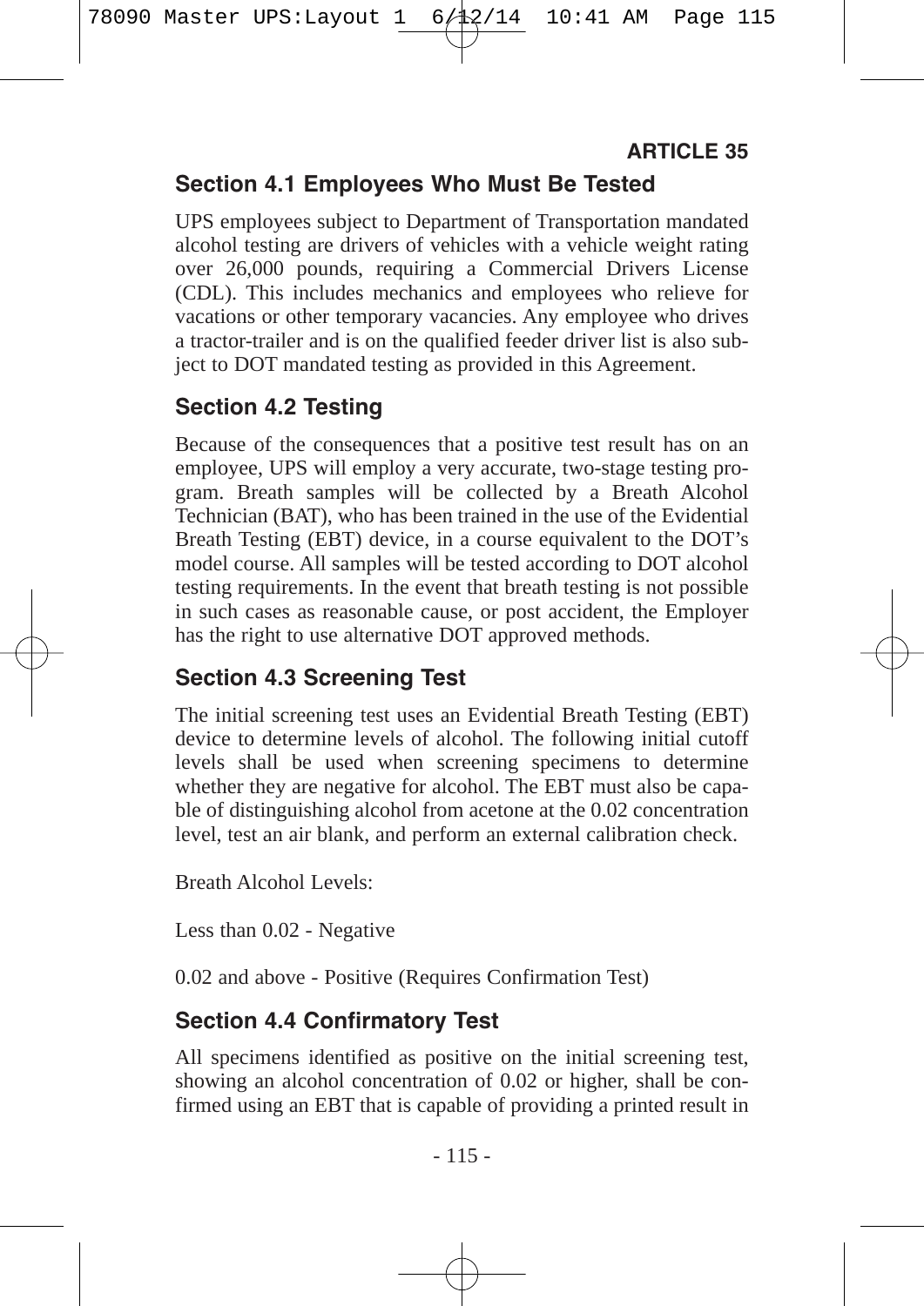## ARTICLE 35

### Section 4.1 Employees Who Must Be Tested

UPS employees subject to Department of Transportation mandated alcohol testing are drivers of vehicles with a vehicle weight rating over 26,000 pounds, requiring a Commercial Drivers License (CDL). This includes mechanics and employees who relieve for vacations or other temporary vacancies. Any employee who drives a tractor-trailer and is on the qualified feeder driver list is also subject to DOT mandated testing as provided in this Agreement.

### Section 4.2 Testing

Because of the consequences that a positive test result has on an employee, UPS will employ a very accurate, two-stage testing program. Breath samples will be collected by a Breath Alcohol Technician (BAT), who has been trained in the use of the Evidential Breath Testing (EBT) device, in a course equivalent to the DOT's model course. All samples will be tested according to DOT alcohol testing requirements. In the event that breath testing is not possible in such cases as reasonable cause, or post accident, the Employer has the right to use alternative DOT approved methods.

### Section 4.3 Screening Test

The initial screening test uses an Evidential Breath Testing (EBT) device to determine levels of alcohol. The following initial cutoff levels shall be used when screening specimens to determine whether they are negative for alcohol. The EBT must also be capable of distinguishing alcohol from acetone at the 0.02 concentration level, test an air blank, and perform an external calibration check.

Breath Alcohol Levels:

Less than 0.02 - Negative

0.02 and above - Positive (Requires Confirmation Test)

### Section 4.4 Confirmatory Test

All specimens identified as positive on the initial screening test, showing an alcohol concentration of 0.02 or higher, shall be confirmed using an EBT that is capable of providing a printed result in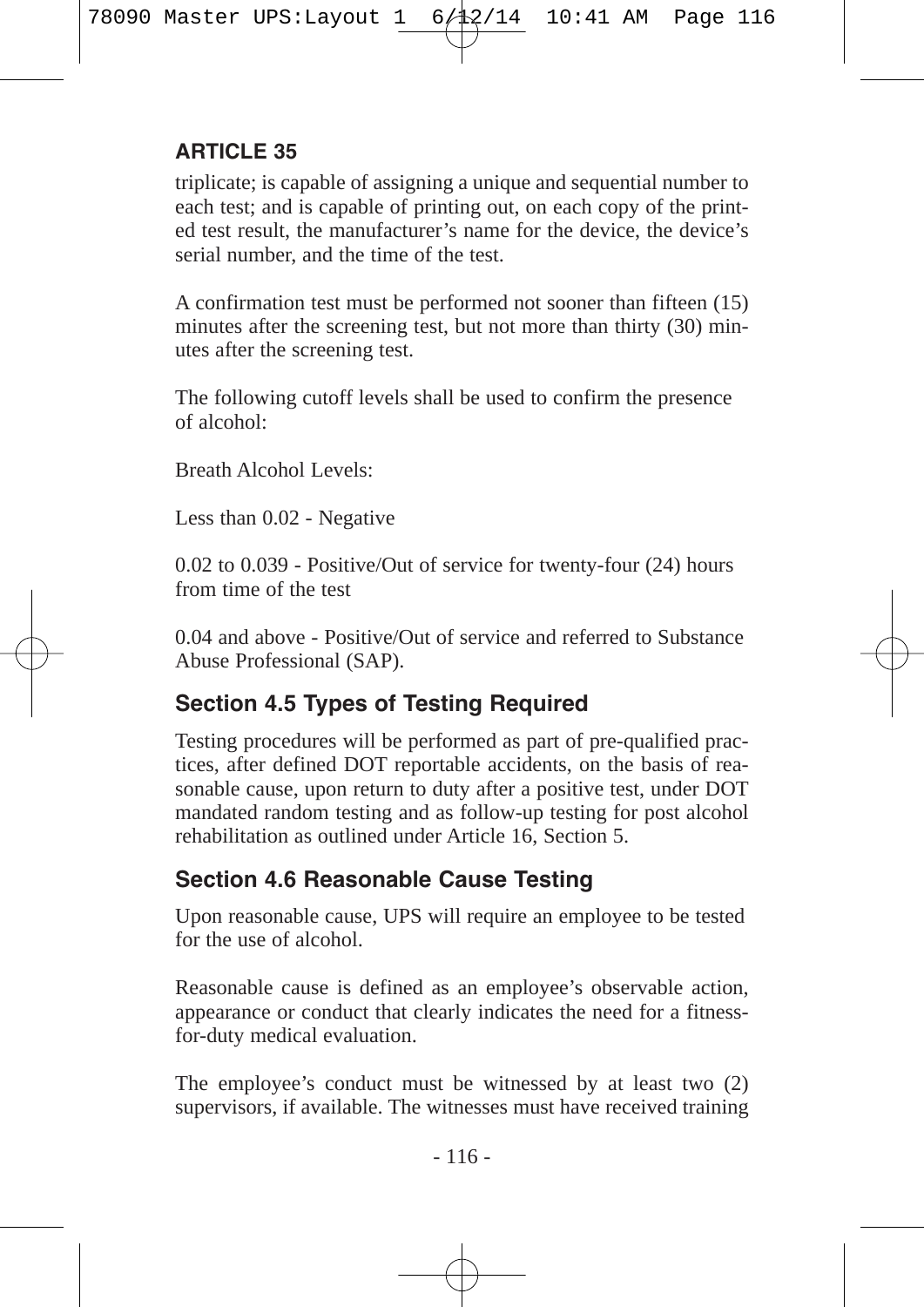triplicate; is capable of assigning a unique and sequential number to each test; and is capable of printing out, on each copy of the printed test result, the manufacturer's name for the device, the device's serial number, and the time of the test.

A confirmation test must be performed not sooner than fifteen (15) minutes after the screening test, but not more than thirty (30) minutes after the screening test.

The following cutoff levels shall be used to confirm the presence of alcohol:

Breath Alcohol Levels:

Less than 0.02 - Negative

0.02 to 0.039 - Positive/Out of service for twenty-four (24) hours from time of the test

0.04 and above - Positive/Out of service and referred to Substance Abuse Professional (SAP).

### Section 4.5 Types of Testing Required

Testing procedures will be performed as part of pre-qualified practices, after defined DOT reportable accidents, on the basis of reasonable cause, upon return to duty after a positive test, under DOT mandated random testing and as follow-up testing for post alcohol rehabilitation as outlined under Article 16, Section 5.

### Section 4.6 Reasonable Cause Testing

Upon reasonable cause, UPS will require an employee to be tested for the use of alcohol.

Reasonable cause is defined as an employee's observable action, appearance or conduct that clearly indicates the need for a fitness-for-duty medical evaluation.

The employee's conduct must be witnessed by at least two (2) supervisors, if available. The witnesses must have received training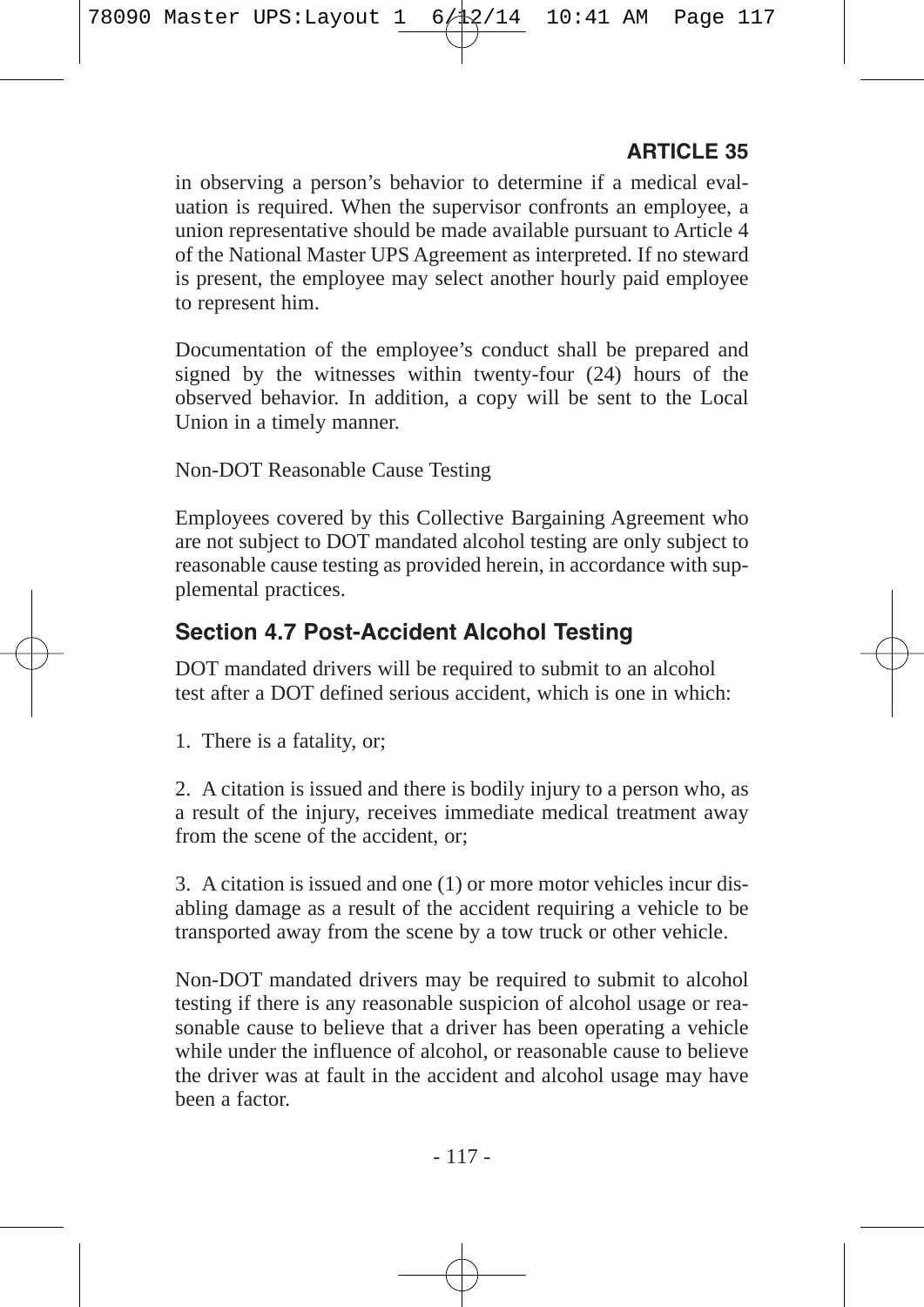in observing a person's behavior to determine if a medical evaluation is required. When the supervisor confronts an employee, a union representative should be made available pursuant to Article 4 of the National Master UPS Agreement as interpreted. If no steward is present, the employee may select another hourly paid employee to represent him.

Documentation of the employee's conduct shall be prepared and signed by the witnesses within twenty-four (24) hours of the observed behavior. In addition, a copy will be sent to the Local Union in a timely manner.

Non-DOT Reasonable Cause Testing

Employees covered by this Collective Bargaining Agreement who are not subject to DOT mandated alcohol testing are only subject to reasonable cause testing as provided herein, in accordance with supplemental practices.

### Section 4.7 Post-Accident Alcohol Testing

DOT mandated drivers will be required to submit to an alcohol test after a DOT defined serious accident, which is one in which:

1. There is a fatality, or;

2. A citation is issued and there is bodily injury to a person who, as a result of the injury, receives immediate medical treatment away from the scene of the accident, or;

3. A citation is issued and one (1) or more motor vehicles incur disabling damage as a result of the accident requiring a vehicle to be transported away from the scene by a tow truck or other vehicle.

Non-DOT mandated drivers may be required to submit to alcohol testing if there is any reasonable suspicion of alcohol usage or reasonable cause to believe that a driver has been operating a vehicle while under the influence of alcohol, or reasonable cause to believe the driver was at fault in the accident and alcohol usage may have been a factor.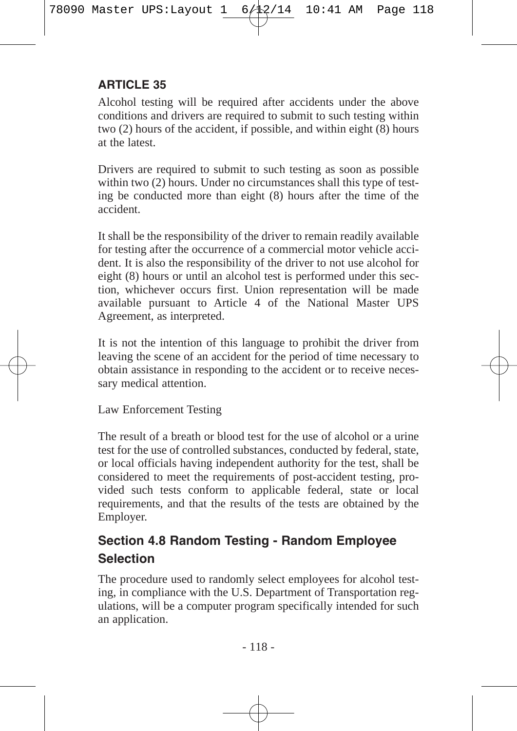**ARTICLE 35**

Alcohol testing will be required after accidents under the above conditions and drivers are required to submit to such testing within two (2) hours of the accident, if possible, and within eight (8) hours at the latest.

Drivers are required to submit to such testing as soon as possible within two (2) hours. Under no circumstances shall this type of testing be conducted more than eight (8) hours after the time of the accident.

It shall be the responsibility of the driver to remain readily available for testing after the occurrence of a commercial motor vehicle accident. It is also the responsibility of the driver to not use alcohol for eight (8) hours or until an alcohol test is performed under this section, whichever occurs first. Union representation will be made available pursuant to Article 4 of the National Master UPS Agreement, as interpreted.

It is not the intention of this language to prohibit the driver from leaving the scene of an accident for the period of time necessary to obtain assistance in responding to the accident or to receive necessary medical attention.

Law Enforcement Testing

The result of a breath or blood test for the use of alcohol or a urine test for the use of controlled substances, conducted by federal, state, or local officials having independent authority for the test, shall be considered to meet the requirements of post-accident testing, provided such tests conform to applicable federal, state or local requirements, and that the results of the tests are obtained by the Employer.

## Section 4.8 Random Testing - Random Employee Selection

The procedure used to randomly select employees for alcohol testing, in compliance with the U.S. Department of Transportation regulations, will be a computer program specifically intended for such an application.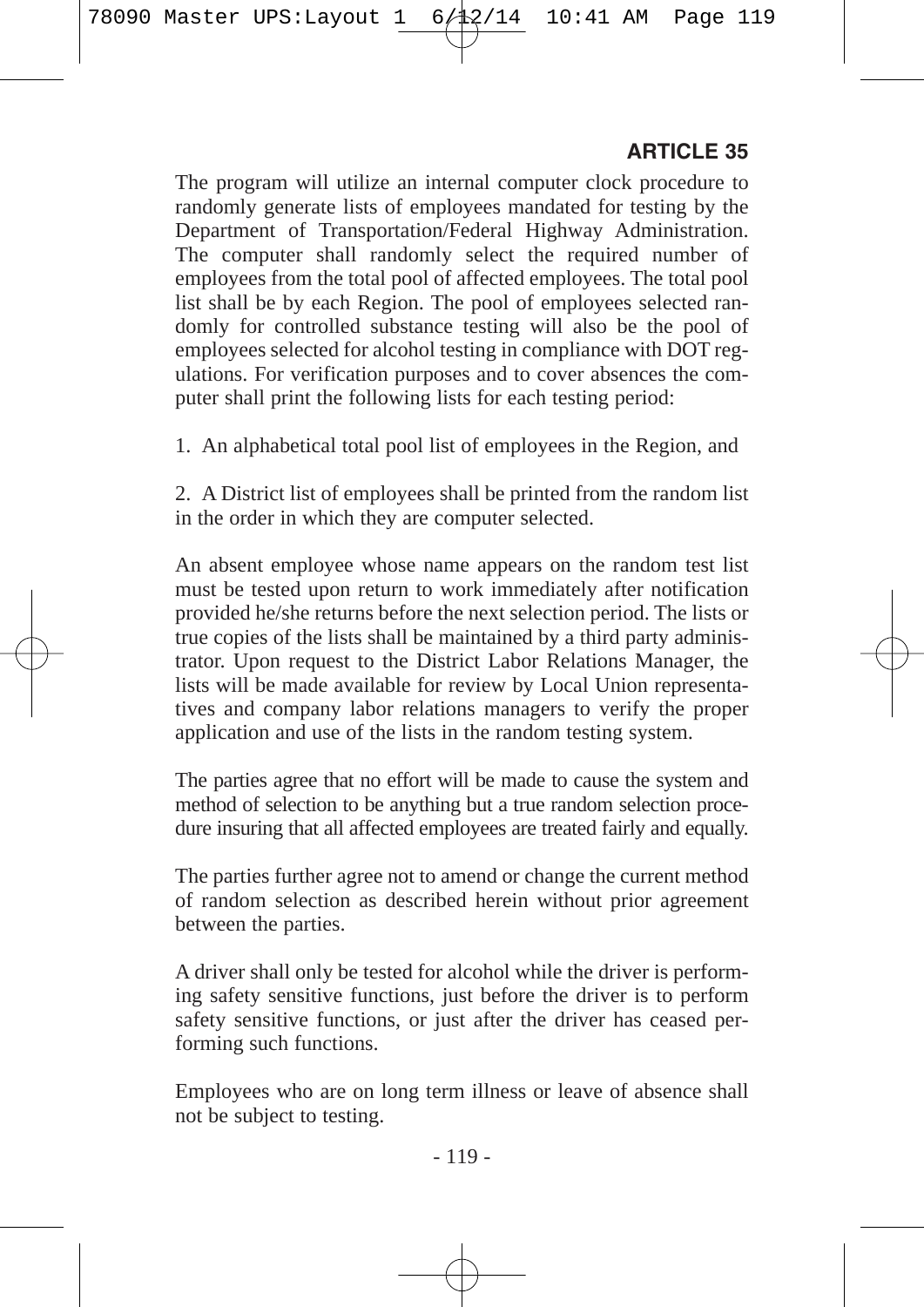**ARTICLE 35**

The program will utilize an internal computer clock procedure to randomly generate lists of employees mandated for testing by the Department of Transportation/Federal Highway Administration. The computer shall randomly select the required number of employees from the total pool of affected employees. The total pool list shall be by each Region. The pool of employees selected randomly for controlled substance testing will also be the pool of employees selected for alcohol testing in compliance with DOT regulations. For verification purposes and to cover absences the computer shall print the following lists for each testing period:

1. An alphabetical total pool list of employees in the Region, and

2. A District list of employees shall be printed from the random list in the order in which they are computer selected.

An absent employee whose name appears on the random test list must be tested upon return to work immediately after notification provided he/she returns before the next selection period. The lists or true copies of the lists shall be maintained by a third party administrator. Upon request to the District Labor Relations Manager, the lists will be made available for review by Local Union representatives and company labor relations managers to verify the proper application and use of the lists in the random testing system.

The parties agree that no effort will be made to cause the system and method of selection to be anything but a true random selection procedure insuring that all affected employees are treated fairly and equally.

The parties further agree not to amend or change the current method of random selection as described herein without prior agreement between the parties.

A driver shall only be tested for alcohol while the driver is performing safety sensitive functions, just before the driver is to perform safety sensitive functions, or just after the driver has ceased performing such functions.

Employees who are on long term illness or leave of absence shall not be subject to testing.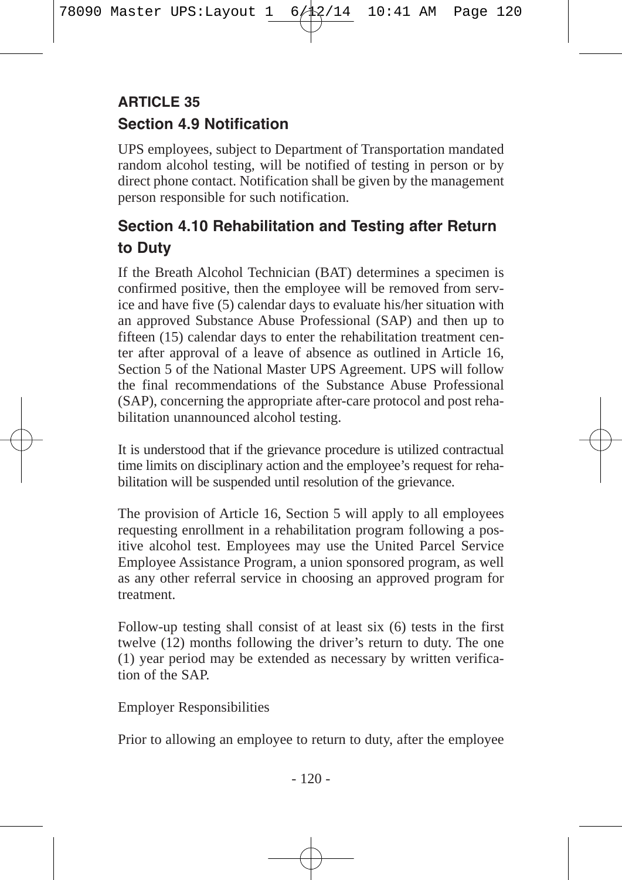## ARTICLE 35

### Section 4.9 Notification

UPS employees, subject to Department of Transportation mandated random alcohol testing, will be notified of testing in person or by direct phone contact. Notification shall be given by the management person responsible for such notification.

### Section 4.10 Rehabilitation and Testing after Return to Duty

If the Breath Alcohol Technician (BAT) determines a specimen is confirmed positive, then the employee will be removed from service and have five (5) calendar days to evaluate his/her situation with an approved Substance Abuse Professional (SAP) and then up to fifteen (15) calendar days to enter the rehabilitation treatment center after approval of a leave of absence as outlined in Article 16, Section 5 of the National Master UPS Agreement. UPS will follow the final recommendations of the Substance Abuse Professional (SAP), concerning the appropriate after-care protocol and post rehabilitation unannounced alcohol testing.

It is understood that if the grievance procedure is utilized contractual time limits on disciplinary action and the employee's request for rehabilitation will be suspended until resolution of the grievance.

The provision of Article 16, Section 5 will apply to all employees requesting enrollment in a rehabilitation program following a positive alcohol test. Employees may use the United Parcel Service Employee Assistance Program, a union sponsored program, as well as any other referral service in choosing an approved program for treatment.

Follow-up testing shall consist of at least six (6) tests in the first twelve (12) months following the driver's return to duty. The one (1) year period may be extended as necessary by written verification of the SAP.

Employer Responsibilities

Prior to allowing an employee to return to duty, after the employee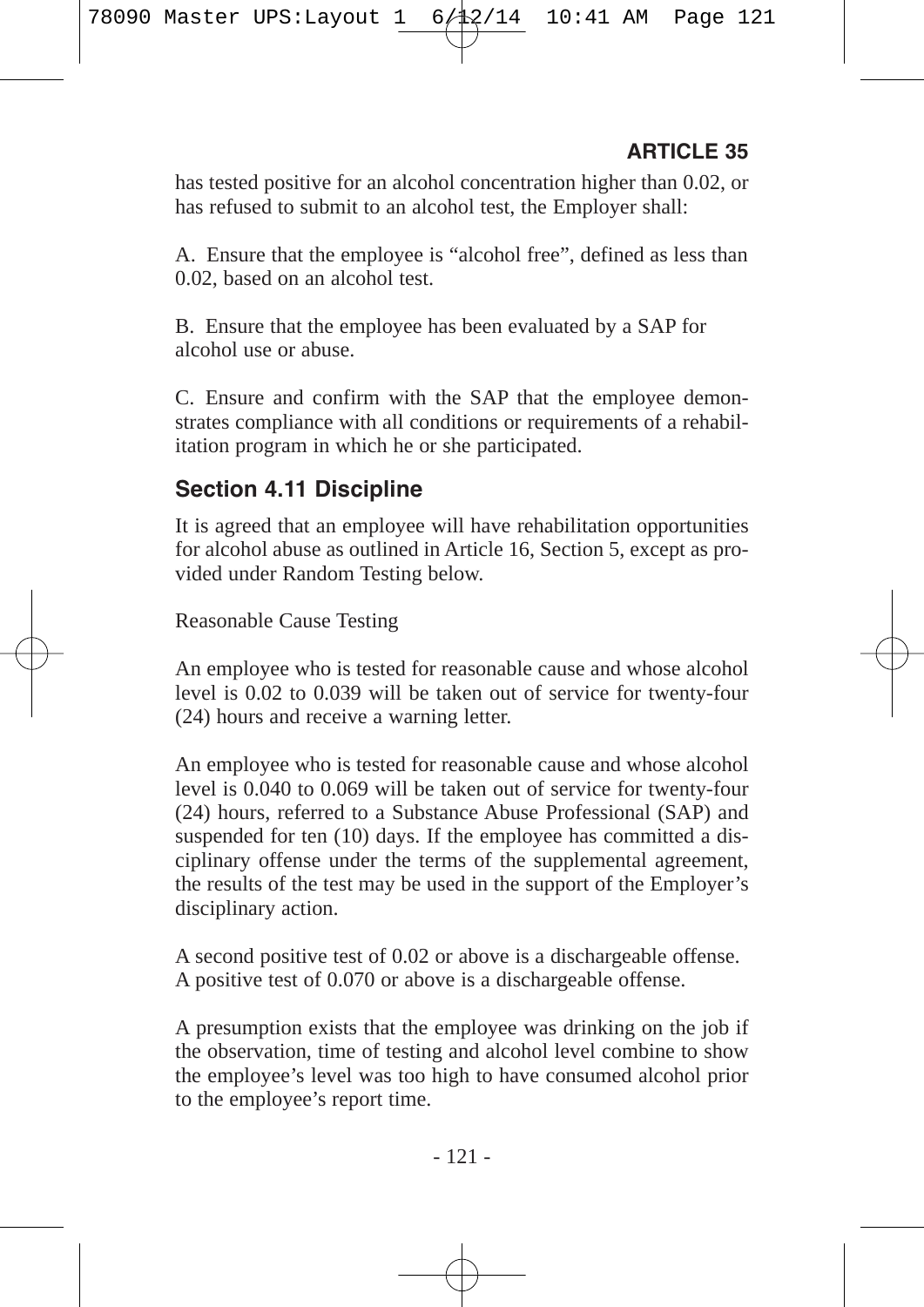has tested positive for an alcohol concentration higher than 0.02, or has refused to submit to an alcohol test, the Employer shall:

A. Ensure that the employee is "alcohol free", defined as less than 0.02, based on an alcohol test.

B. Ensure that the employee has been evaluated by a SAP for alcohol use or abuse.

C. Ensure and confirm with the SAP that the employee demonstrates compliance with all conditions or requirements of a rehabilitation program in which he or she participated.

### Section 4.11 Discipline

It is agreed that an employee will have rehabilitation opportunities for alcohol abuse as outlined in Article 16, Section 5, except as provided under Random Testing below.

Reasonable Cause Testing

An employee who is tested for reasonable cause and whose alcohol level is 0.02 to 0.039 will be taken out of service for twenty-four (24) hours and receive a warning letter.

An employee who is tested for reasonable cause and whose alcohol level is 0.040 to 0.069 will be taken out of service for twenty-four (24) hours, referred to a Substance Abuse Professional (SAP) and suspended for ten (10) days. If the employee has committed a disciplinary offense under the terms of the supplemental agreement, the results of the test may be used in the support of the Employer's disciplinary action.

A second positive test of 0.02 or above is a dischargeable offense.
A positive test of 0.070 or above is a dischargeable offense.

A presumption exists that the employee was drinking on the job if the observation, time of testing and alcohol level combine to show the employee's level was too high to have consumed alcohol prior to the employee's report time.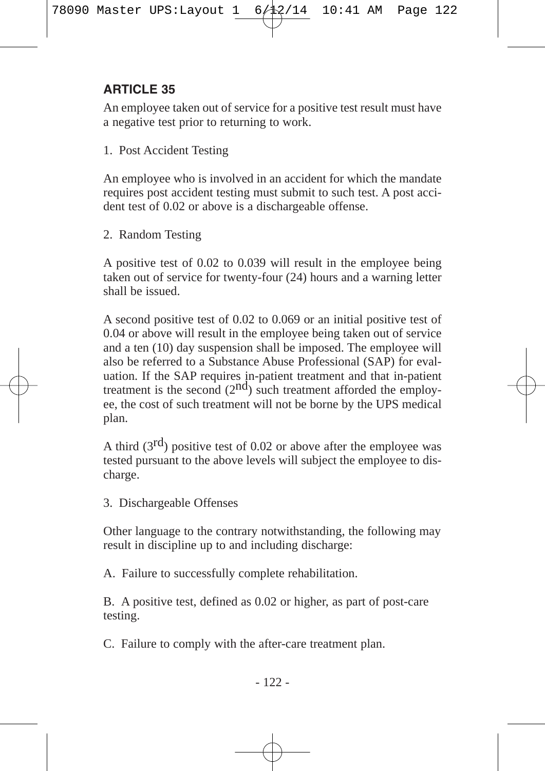## ARTICLE 35

An employee taken out of service for a positive test result must have a negative test prior to returning to work.

1. Post Accident Testing

An employee who is involved in an accident for which the mandate requires post accident testing must submit to such test. A post accident test of 0.02 or above is a dischargeable offense.

2. Random Testing

A positive test of 0.02 to 0.039 will result in the employee being taken out of service for twenty-four (24) hours and a warning letter shall be issued.

A second positive test of 0.02 to 0.069 or an initial positive test of 0.04 or above will result in the employee being taken out of service and a ten (10) day suspension shall be imposed. The employee will also be referred to a Substance Abuse Professional (SAP) for evaluation. If the SAP requires in-patient treatment and that in-patient treatment is the second (2nd) such treatment afforded the employee, the cost of such treatment will not be borne by the UPS medical plan.

A third (3rd) positive test of 0.02 or above after the employee was tested pursuant to the above levels will subject the employee to discharge.

3. Dischargeable Offenses

Other language to the contrary notwithstanding, the following may result in discipline up to and including discharge:

A. Failure to successfully complete rehabilitation.

B. A positive test, defined as 0.02 or higher, as part of post-care testing.

C. Failure to comply with the after-care treatment plan.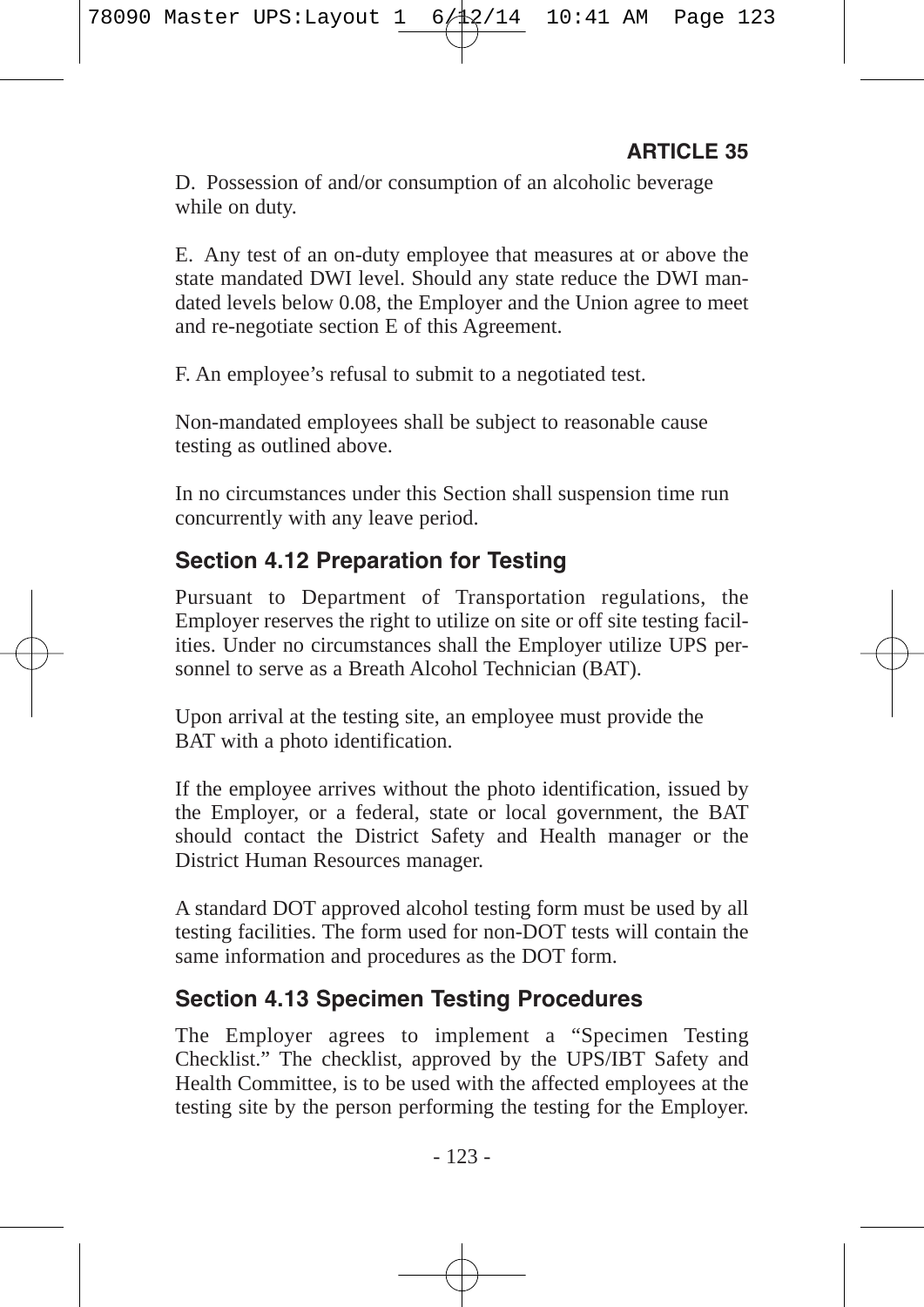D. Possession of and/or consumption of an alcoholic beverage while on duty.

E. Any test of an on-duty employee that measures at or above the state mandated DWI level. Should any state reduce the DWI mandated levels below 0.08, the Employer and the Union agree to meet and re-negotiate section E of this Agreement.

F. An employee's refusal to submit to a negotiated test.

Non-mandated employees shall be subject to reasonable cause testing as outlined above.

In no circumstances under this Section shall suspension time run concurrently with any leave period.

### Section 4.12 Preparation for Testing

Pursuant to Department of Transportation regulations, the Employer reserves the right to utilize on site or off site testing facilities. Under no circumstances shall the Employer utilize UPS personnel to serve as a Breath Alcohol Technician (BAT).

Upon arrival at the testing site, an employee must provide the BAT with a photo identification.

If the employee arrives without the photo identification, issued by the Employer, or a federal, state or local government, the BAT should contact the District Safety and Health manager or the District Human Resources manager.

A standard DOT approved alcohol testing form must be used by all testing facilities. The form used for non-DOT tests will contain the same information and procedures as the DOT form.

### Section 4.13 Specimen Testing Procedures

The Employer agrees to implement a "Specimen Testing Checklist." The checklist, approved by the UPS/IBT Safety and Health Committee, is to be used with the affected employees at the testing site by the person performing the testing for the Employer.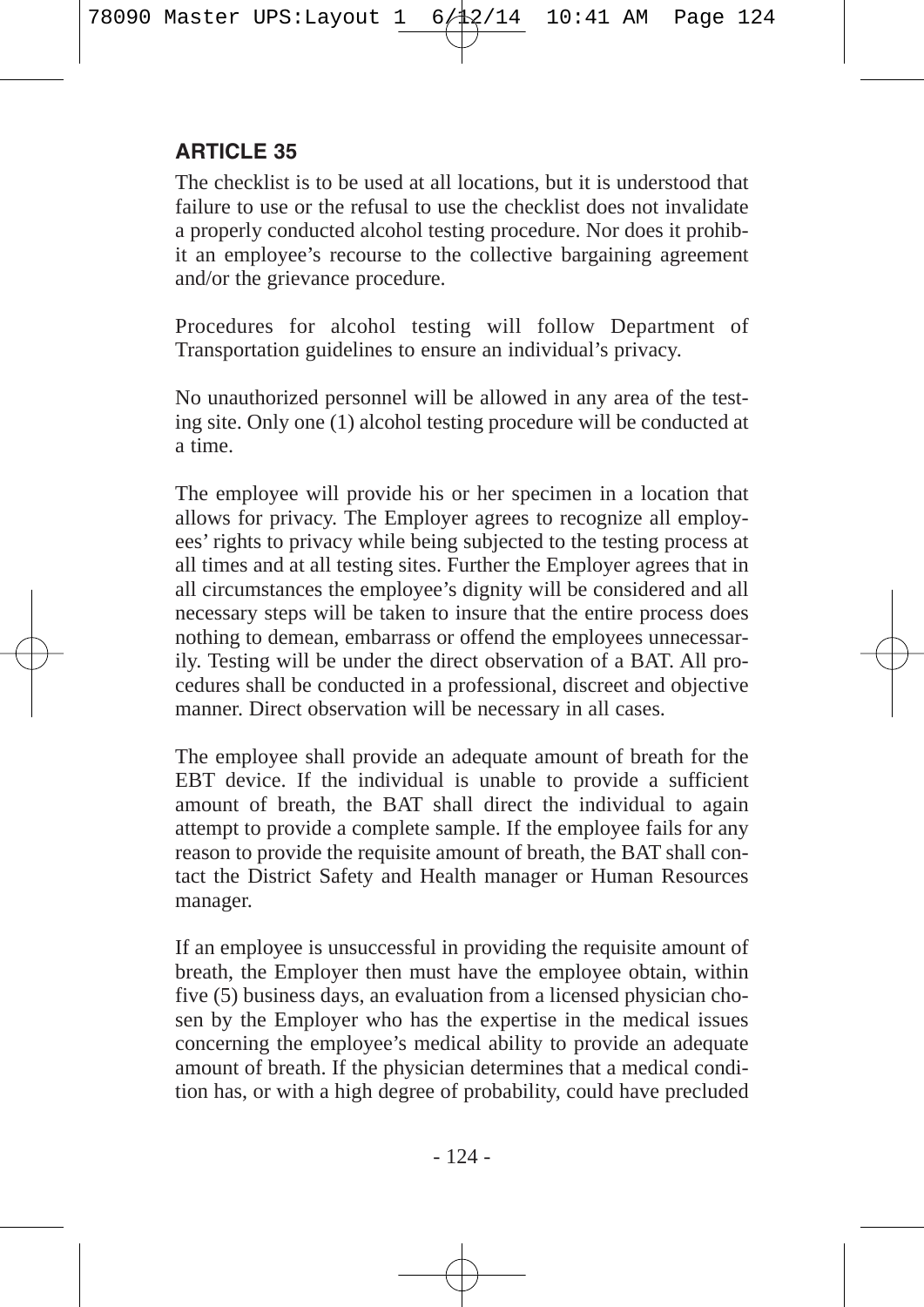## ARTICLE 35

The checklist is to be used at all locations, but it is understood that failure to use or the refusal to use the checklist does not invalidate a properly conducted alcohol testing procedure. Nor does it prohibit an employee's recourse to the collective bargaining agreement and/or the grievance procedure.

Procedures for alcohol testing will follow Department of Transportation guidelines to ensure an individual's privacy.

No unauthorized personnel will be allowed in any area of the testing site. Only one (1) alcohol testing procedure will be conducted at a time.

The employee will provide his or her specimen in a location that allows for privacy. The Employer agrees to recognize all employees' rights to privacy while being subjected to the testing process at all times and at all testing sites. Further the Employer agrees that in all circumstances the employee's dignity will be considered and all necessary steps will be taken to insure that the entire process does nothing to demean, embarrass or offend the employees unnecessarily. Testing will be under the direct observation of a BAT. All procedures shall be conducted in a professional, discreet and objective manner. Direct observation will be necessary in all cases.

The employee shall provide an adequate amount of breath for the EBT device. If the individual is unable to provide a sufficient amount of breath, the BAT shall direct the individual to again attempt to provide a complete sample. If the employee fails for any reason to provide the requisite amount of breath, the BAT shall contact the District Safety and Health manager or Human Resources manager.

If an employee is unsuccessful in providing the requisite amount of breath, the Employer then must have the employee obtain, within five (5) business days, an evaluation from a licensed physician chosen by the Employer who has the expertise in the medical issues concerning the employee's medical ability to provide an adequate amount of breath. If the physician determines that a medical condition has, or with a high degree of probability, could have precluded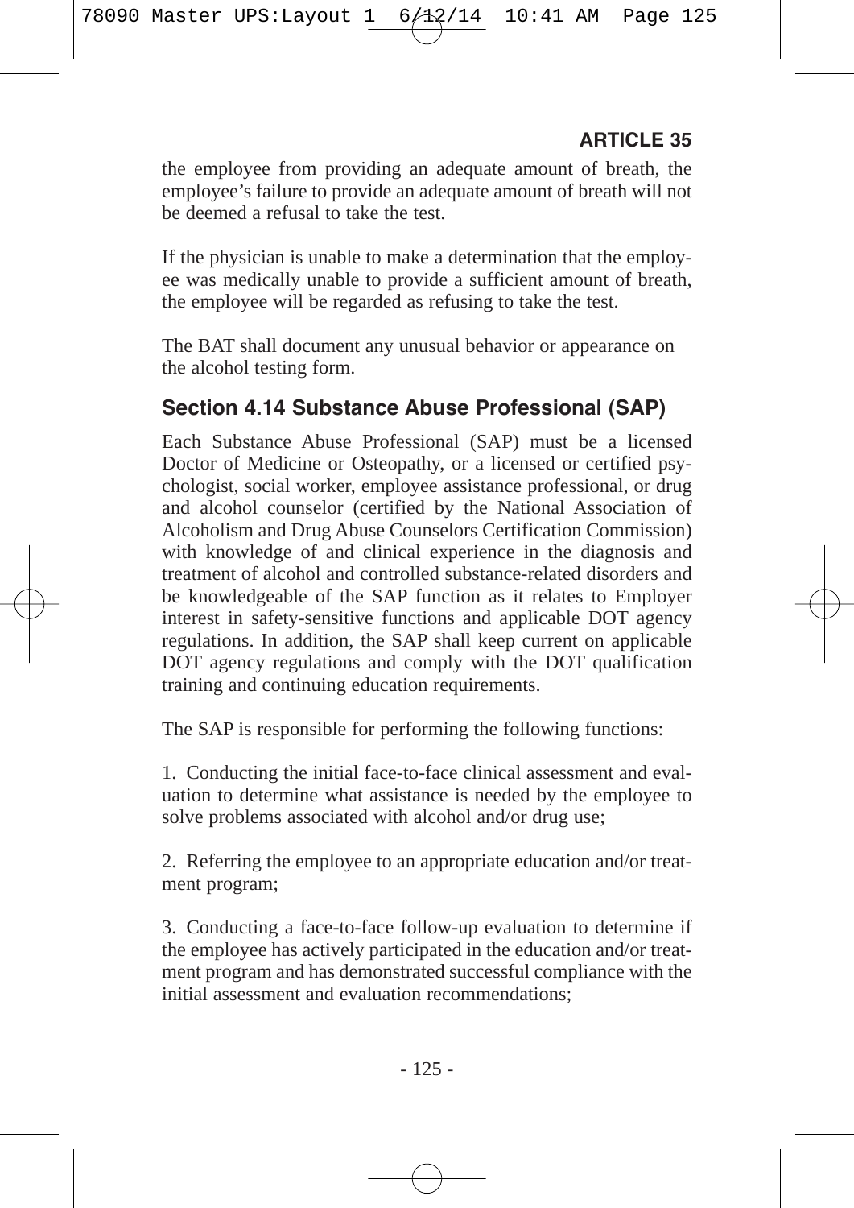the employee from providing an adequate amount of breath, the employee's failure to provide an adequate amount of breath will not be deemed a refusal to take the test.

If the physician is unable to make a determination that the employee was medically unable to provide a sufficient amount of breath, the employee will be regarded as refusing to take the test.

The BAT shall document any unusual behavior or appearance on the alcohol testing form.

## Section 4.14 Substance Abuse Professional (SAP)

Each Substance Abuse Professional (SAP) must be a licensed Doctor of Medicine or Osteopathy, or a licensed or certified psychologist, social worker, employee assistance professional, or drug and alcohol counselor (certified by the National Association of Alcoholism and Drug Abuse Counselors Certification Commission) with knowledge of and clinical experience in the diagnosis and treatment of alcohol and controlled substance-related disorders and be knowledgeable of the SAP function as it relates to Employer interest in safety-sensitive functions and applicable DOT agency regulations. In addition, the SAP shall keep current on applicable DOT agency regulations and comply with the DOT qualification training and continuing education requirements.

The SAP is responsible for performing the following functions:

1. Conducting the initial face-to-face clinical assessment and evaluation to determine what assistance is needed by the employee to solve problems associated with alcohol and/or drug use;

2. Referring the employee to an appropriate education and/or treatment program;

3. Conducting a face-to-face follow-up evaluation to determine if the employee has actively participated in the education and/or treatment program and has demonstrated successful compliance with the initial assessment and evaluation recommendations;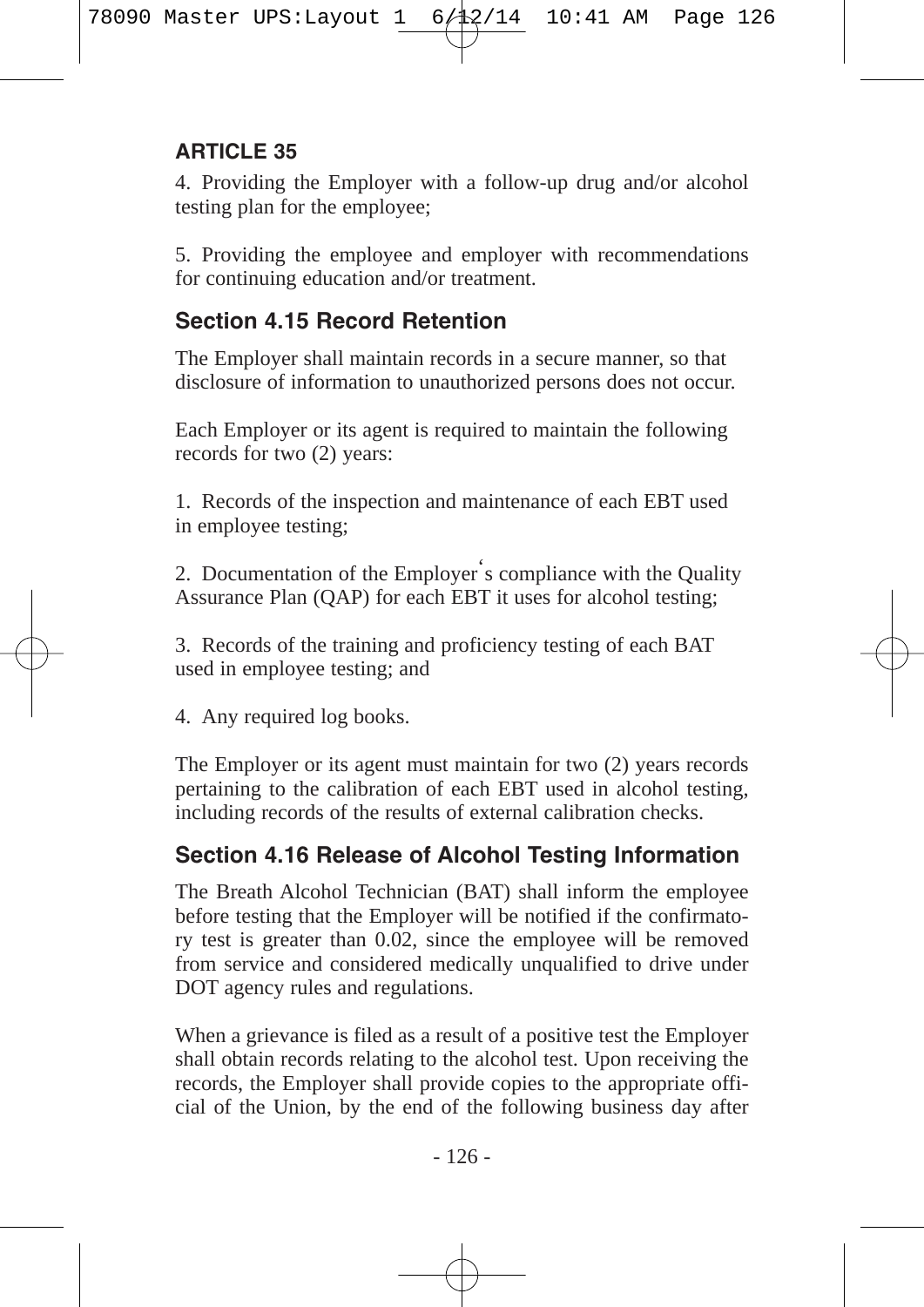## ARTICLE 35

4. Providing the Employer with a follow-up drug and/or alcohol testing plan for the employee;

5. Providing the employee and employer with recommendations for continuing education and/or treatment.

### Section 4.15 Record Retention

The Employer shall maintain records in a secure manner, so that disclosure of information to unauthorized persons does not occur.

Each Employer or its agent is required to maintain the following records for two (2) years:

1. Records of the inspection and maintenance of each EBT used in employee testing;

2. Documentation of the Employer's compliance with the Quality Assurance Plan (QAP) for each EBT it uses for alcohol testing;

3. Records of the training and proficiency testing of each BAT used in employee testing; and

4. Any required log books.

The Employer or its agent must maintain for two (2) years records pertaining to the calibration of each EBT used in alcohol testing, including records of the results of external calibration checks.

### Section 4.16 Release of Alcohol Testing Information

The Breath Alcohol Technician (BAT) shall inform the employee before testing that the Employer will be notified if the confirmatory test is greater than 0.02, since the employee will be removed from service and considered medically unqualified to drive under DOT agency rules and regulations.

When a grievance is filed as a result of a positive test the Employer shall obtain records relating to the alcohol test. Upon receiving the records, the Employer shall provide copies to the appropriate official of the Union, by the end of the following business day after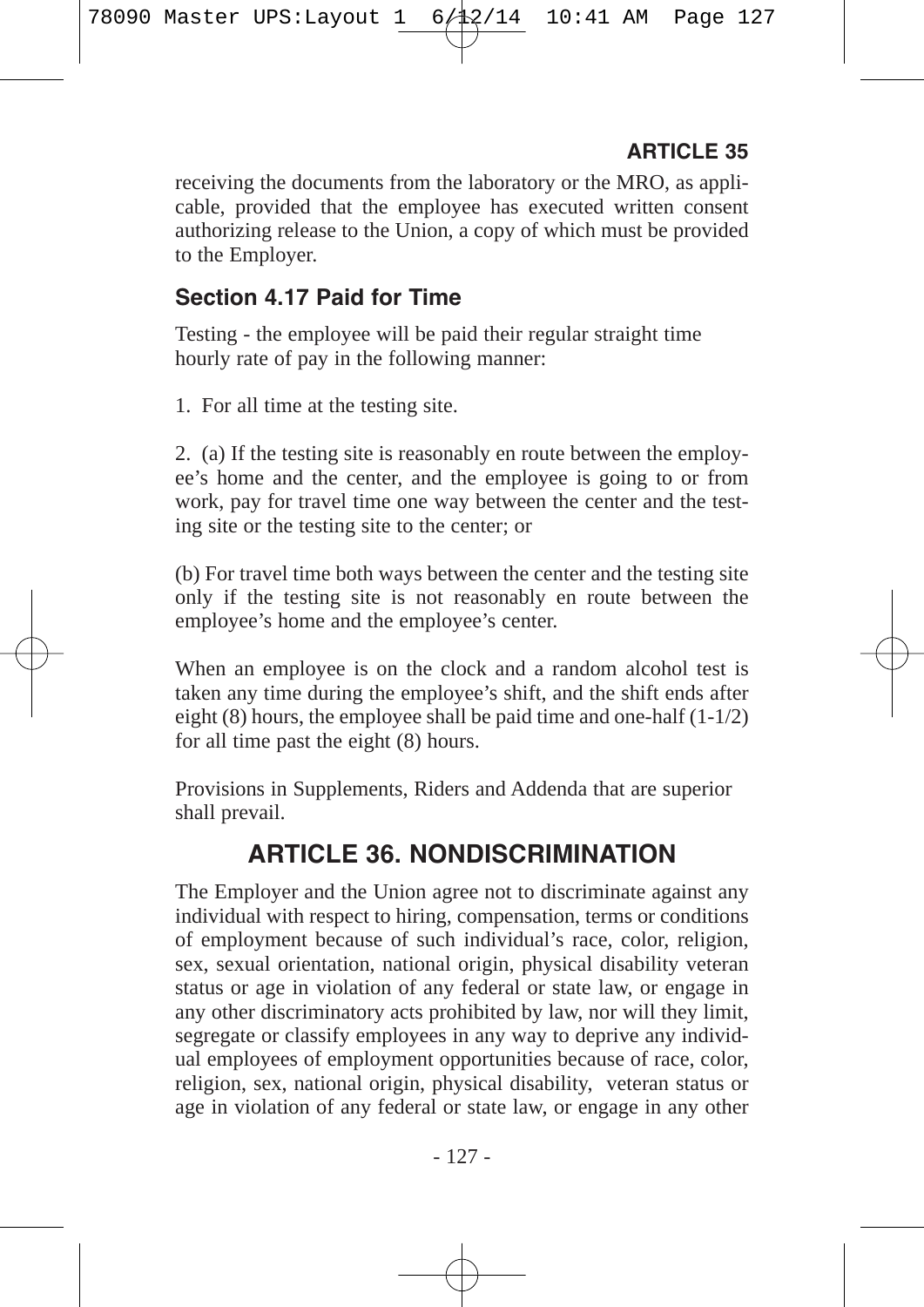receiving the documents from the laboratory or the MRO, as applicable, provided that the employee has executed written consent authorizing release to the Union, a copy of which must be provided to the Employer.

### Section 4.17 Paid for Time

Testing - the employee will be paid their regular straight time hourly rate of pay in the following manner:

1. For all time at the testing site.

2. (a) If the testing site is reasonably en route between the employee's home and the center, and the employee is going to or from work, pay for travel time one way between the center and the testing site or the testing site to the center; or

(b) For travel time both ways between the center and the testing site only if the testing site is not reasonably en route between the employee's home and the employee's center.

When an employee is on the clock and a random alcohol test is taken any time during the employee's shift, and the shift ends after eight (8) hours, the employee shall be paid time and one-half (1-1/2) for all time past the eight (8) hours.

Provisions in Supplements, Riders and Addenda that are superior shall prevail.

## ARTICLE 36. NONDISCRIMINATION

The Employer and the Union agree not to discriminate against any individual with respect to hiring, compensation, terms or conditions of employment because of such individual's race, color, religion, sex, sexual orientation, national origin, physical disability veteran status or age in violation of any federal or state law, or engage in any other discriminatory acts prohibited by law, nor will they limit, segregate or classify employees in any way to deprive any individual employees of employment opportunities because of race, color, religion, sex, national origin, physical disability, veteran status or age in violation of any federal or state law, or engage in any other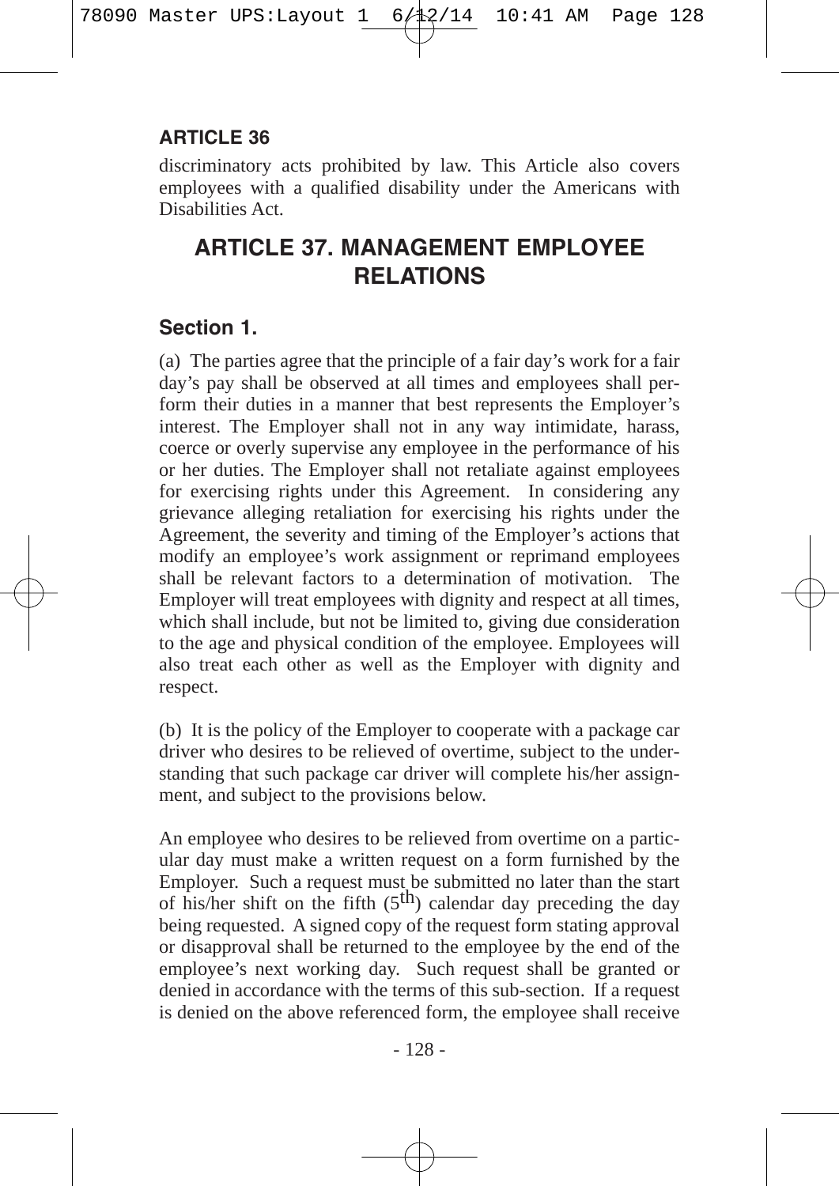**ARTICLE 36**

discriminatory acts prohibited by law. This Article also covers employees with a qualified disability under the Americans with Disabilities Act.

# ARTICLE 37. MANAGEMENT EMPLOYEE RELATIONS

## Section 1.

(a) The parties agree that the principle of a fair day's work for a fair day's pay shall be observed at all times and employees shall perform their duties in a manner that best represents the Employer's interest. The Employer shall not in any way intimidate, harass, coerce or overly supervise any employee in the performance of his or her duties. The Employer shall not retaliate against employees for exercising rights under this Agreement. In considering any grievance alleging retaliation for exercising his rights under the Agreement, the severity and timing of the Employer's actions that modify an employee's work assignment or reprimand employees shall be relevant factors to a determination of motivation. The Employer will treat employees with dignity and respect at all times, which shall include, but not be limited to, giving due consideration to the age and physical condition of the employee. Employees will also treat each other as well as the Employer with dignity and respect.

(b) It is the policy of the Employer to cooperate with a package car driver who desires to be relieved of overtime, subject to the understanding that such package car driver will complete his/her assignment, and subject to the provisions below.

An employee who desires to be relieved from overtime on a particular day must make a written request on a form furnished by the Employer. Such a request must be submitted no later than the start of his/her shift on the fifth (5th) calendar day preceding the day being requested. A signed copy of the request form stating approval or disapproval shall be returned to the employee by the end of the employee's next working day. Such request shall be granted or denied in accordance with the terms of this sub-section. If a request is denied on the above referenced form, the employee shall receive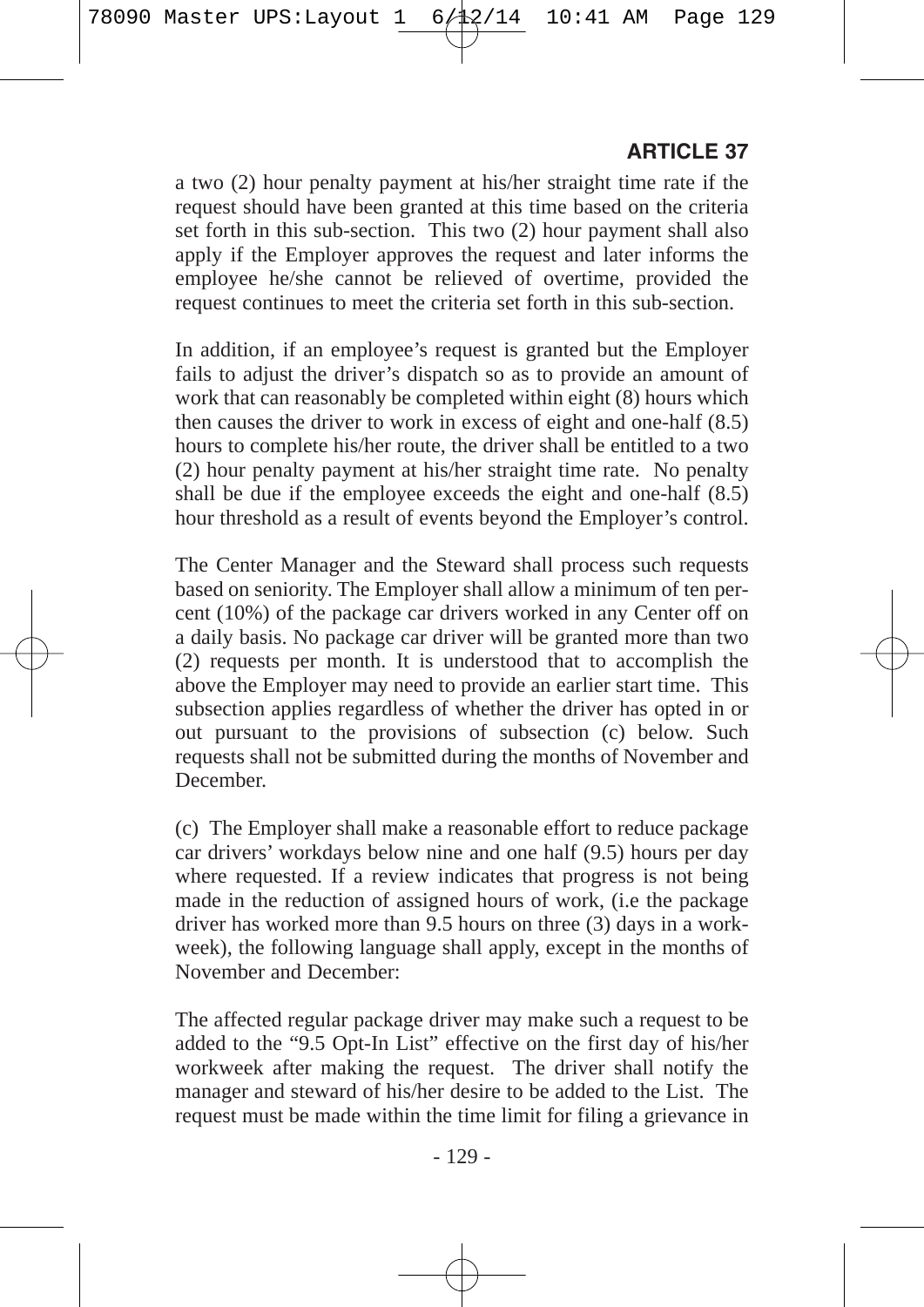a two (2) hour penalty payment at his/her straight time rate if the request should have been granted at this time based on the criteria set forth in this sub-section. This two (2) hour payment shall also apply if the Employer approves the request and later informs the employee he/she cannot be relieved of overtime, provided the request continues to meet the criteria set forth in this sub-section.

In addition, if an employee's request is granted but the Employer fails to adjust the driver's dispatch so as to provide an amount of work that can reasonably be completed within eight (8) hours which then causes the driver to work in excess of eight and one-half (8.5) hours to complete his/her route, the driver shall be entitled to a two (2) hour penalty payment at his/her straight time rate. No penalty shall be due if the employee exceeds the eight and one-half (8.5) hour threshold as a result of events beyond the Employer's control.

The Center Manager and the Steward shall process such requests based on seniority. The Employer shall allow a minimum of ten percent (10%) of the package car drivers worked in any Center off on a daily basis. No package car driver will be granted more than two (2) requests per month. It is understood that to accomplish the above the Employer may need to provide an earlier start time. This subsection applies regardless of whether the driver has opted in or out pursuant to the provisions of subsection (c) below. Such requests shall not be submitted during the months of November and December.

(c) The Employer shall make a reasonable effort to reduce package car drivers' workdays below nine and one half (9.5) hours per day where requested. If a review indicates that progress is not being made in the reduction of assigned hours of work, (i.e the package driver has worked more than 9.5 hours on three (3) days in a workweek), the following language shall apply, except in the months of November and December:

The affected regular package driver may make such a request to be added to the "9.5 Opt-In List" effective on the first day of his/her workweek after making the request. The driver shall notify the manager and steward of his/her desire to be added to the List. The request must be made within the time limit for filing a grievance in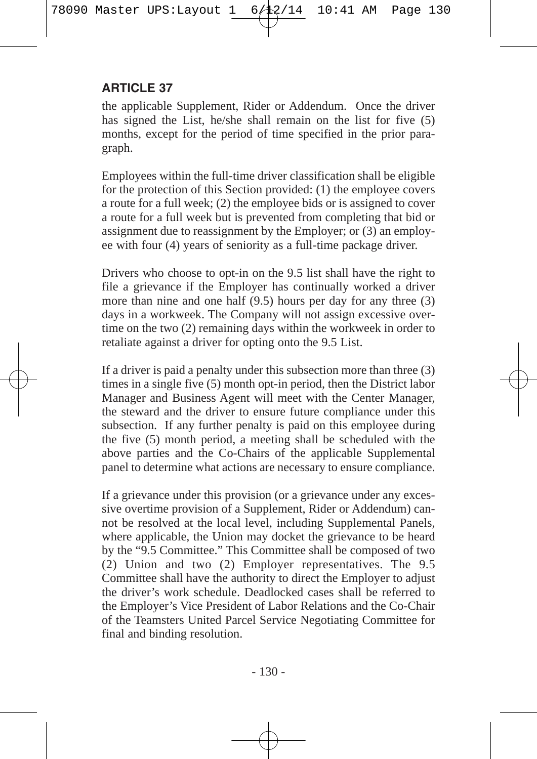## ARTICLE 37

the applicable Supplement, Rider or Addendum. Once the driver has signed the List, he/she shall remain on the list for five (5) months, except for the period of time specified in the prior paragraph.

Employees within the full-time driver classification shall be eligible for the protection of this Section provided: (1) the employee covers a route for a full week; (2) the employee bids or is assigned to cover a route for a full week but is prevented from completing that bid or assignment due to reassignment by the Employer; or (3) an employee with four (4) years of seniority as a full-time package driver.

Drivers who choose to opt-in on the 9.5 list shall have the right to file a grievance if the Employer has continually worked a driver more than nine and one half (9.5) hours per day for any three (3) days in a workweek. The Company will not assign excessive overtime on the two (2) remaining days within the workweek in order to retaliate against a driver for opting onto the 9.5 List.

If a driver is paid a penalty under this subsection more than three (3) times in a single five (5) month opt-in period, then the District labor Manager and Business Agent will meet with the Center Manager, the steward and the driver to ensure future compliance under this subsection. If any further penalty is paid on this employee during the five (5) month period, a meeting shall be scheduled with the above parties and the Co-Chairs of the applicable Supplemental panel to determine what actions are necessary to ensure compliance.

If a grievance under this provision (or a grievance under any excessive overtime provision of a Supplement, Rider or Addendum) cannot be resolved at the local level, including Supplemental Panels, where applicable, the Union may docket the grievance to be heard by the "9.5 Committee." This Committee shall be composed of two (2) Union and two (2) Employer representatives. The 9.5 Committee shall have the authority to direct the Employer to adjust the driver's work schedule. Deadlocked cases shall be referred to the Employer's Vice President of Labor Relations and the Co-Chair of the Teamsters United Parcel Service Negotiating Committee for final and binding resolution.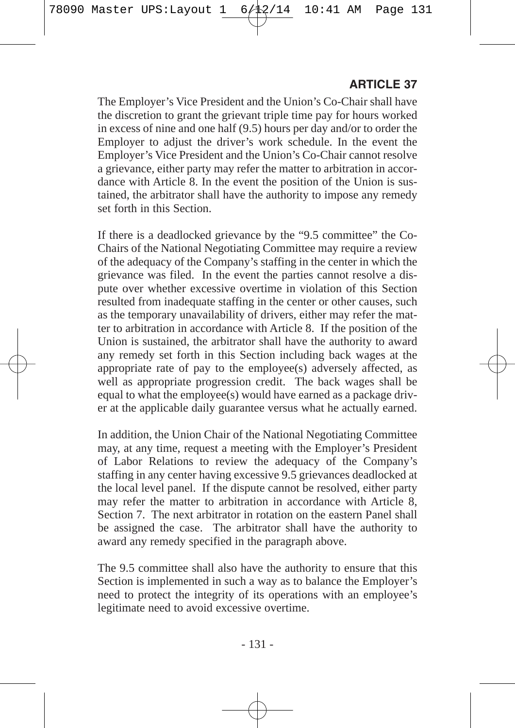The Employer's Vice President and the Union's Co-Chair shall have the discretion to grant the grievant triple time pay for hours worked in excess of nine and one half (9.5) hours per day and/or to order the Employer to adjust the driver's work schedule. In the event the Employer's Vice President and the Union's Co-Chair cannot resolve a grievance, either party may refer the matter to arbitration in accordance with Article 8. In the event the position of the Union is sustained, the arbitrator shall have the authority to impose any remedy set forth in this Section.

If there is a deadlocked grievance by the "9.5 committee" the Co-Chairs of the National Negotiating Committee may require a review of the adequacy of the Company's staffing in the center in which the grievance was filed. In the event the parties cannot resolve a dispute over whether excessive overtime in violation of this Section resulted from inadequate staffing in the center or other causes, such as the temporary unavailability of drivers, either may refer the matter to arbitration in accordance with Article 8. If the position of the Union is sustained, the arbitrator shall have the authority to award any remedy set forth in this Section including back wages at the appropriate rate of pay to the employee(s) adversely affected, as well as appropriate progression credit. The back wages shall be equal to what the employee(s) would have earned as a package driver at the applicable daily guarantee versus what he actually earned.

In addition, the Union Chair of the National Negotiating Committee may, at any time, request a meeting with the Employer's President of Labor Relations to review the adequacy of the Company's staffing in any center having excessive 9.5 grievances deadlocked at the local level panel. If the dispute cannot be resolved, either party may refer the matter to arbitration in accordance with Article 8, Section 7. The next arbitrator in rotation on the eastern Panel shall be assigned the case. The arbitrator shall have the authority to award any remedy specified in the paragraph above.

The 9.5 committee shall also have the authority to ensure that this Section is implemented in such a way as to balance the Employer's need to protect the integrity of its operations with an employee's legitimate need to avoid excessive overtime.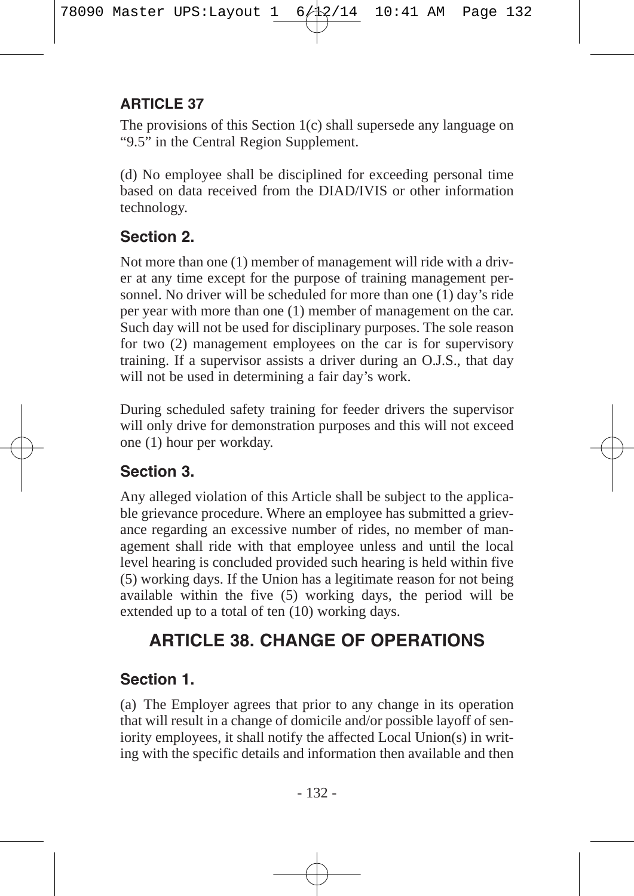## ARTICLE 37

The provisions of this Section 1(c) shall supersede any language on "9.5" in the Central Region Supplement.

(d) No employee shall be disciplined for exceeding personal time based on data received from the DIAD/IVIS or other information technology.

### Section 2.

Not more than one (1) member of management will ride with a driver at any time except for the purpose of training management personnel. No driver will be scheduled for more than one (1) day's ride per year with more than one (1) member of management on the car. Such day will not be used for disciplinary purposes. The sole reason for two (2) management employees on the car is for supervisory training. If a supervisor assists a driver during an O.J.S., that day will not be used in determining a fair day's work.

During scheduled safety training for feeder drivers the supervisor will only drive for demonstration purposes and this will not exceed one (1) hour per workday.

### Section 3.

Any alleged violation of this Article shall be subject to the applicable grievance procedure. Where an employee has submitted a grievance regarding an excessive number of rides, no member of management shall ride with that employee unless and until the local level hearing is concluded provided such hearing is held within five (5) working days. If the Union has a legitimate reason for not being available within the five (5) working days, the period will be extended up to a total of ten (10) working days.

# ARTICLE 38. CHANGE OF OPERATIONS

### Section 1.

(a) The Employer agrees that prior to any change in its operation that will result in a change of domicile and/or possible layoff of seniority employees, it shall notify the affected Local Union(s) in writing with the specific details and information then available and then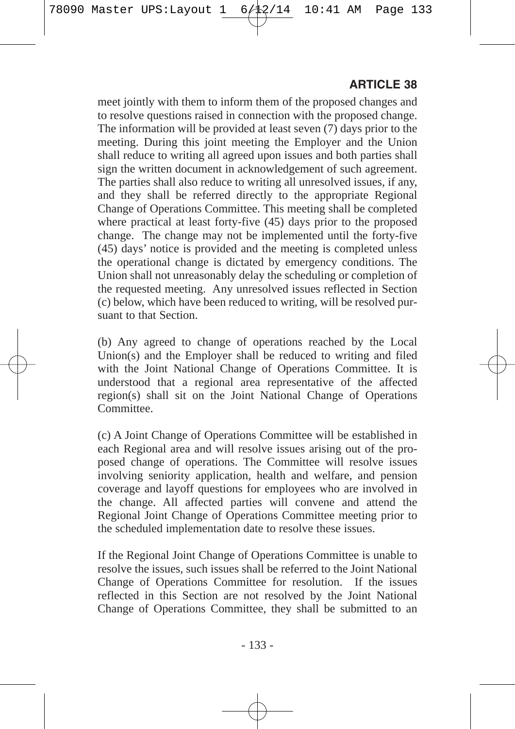meet jointly with them to inform them of the proposed changes and to resolve questions raised in connection with the proposed change. The information will be provided at least seven (7) days prior to the meeting. During this joint meeting the Employer and the Union shall reduce to writing all agreed upon issues and both parties shall sign the written document in acknowledgement of such agreement. The parties shall also reduce to writing all unresolved issues, if any, and they shall be referred directly to the appropriate Regional Change of Operations Committee. This meeting shall be completed where practical at least forty-five (45) days prior to the proposed change. The change may not be implemented until the forty-five (45) days' notice is provided and the meeting is completed unless the operational change is dictated by emergency conditions. The Union shall not unreasonably delay the scheduling or completion of the requested meeting. Any unresolved issues reflected in Section (c) below, which have been reduced to writing, will be resolved pursuant to that Section.

(b) Any agreed to change of operations reached by the Local Union(s) and the Employer shall be reduced to writing and filed with the Joint National Change of Operations Committee. It is understood that a regional area representative of the affected region(s) shall sit on the Joint National Change of Operations Committee.

(c) A Joint Change of Operations Committee will be established in each Regional area and will resolve issues arising out of the proposed change of operations. The Committee will resolve issues involving seniority application, health and welfare, and pension coverage and layoff questions for employees who are involved in the change. All affected parties will convene and attend the Regional Joint Change of Operations Committee meeting prior to the scheduled implementation date to resolve these issues.

If the Regional Joint Change of Operations Committee is unable to resolve the issues, such issues shall be referred to the Joint National Change of Operations Committee for resolution. If the issues reflected in this Section are not resolved by the Joint National Change of Operations Committee, they shall be submitted to an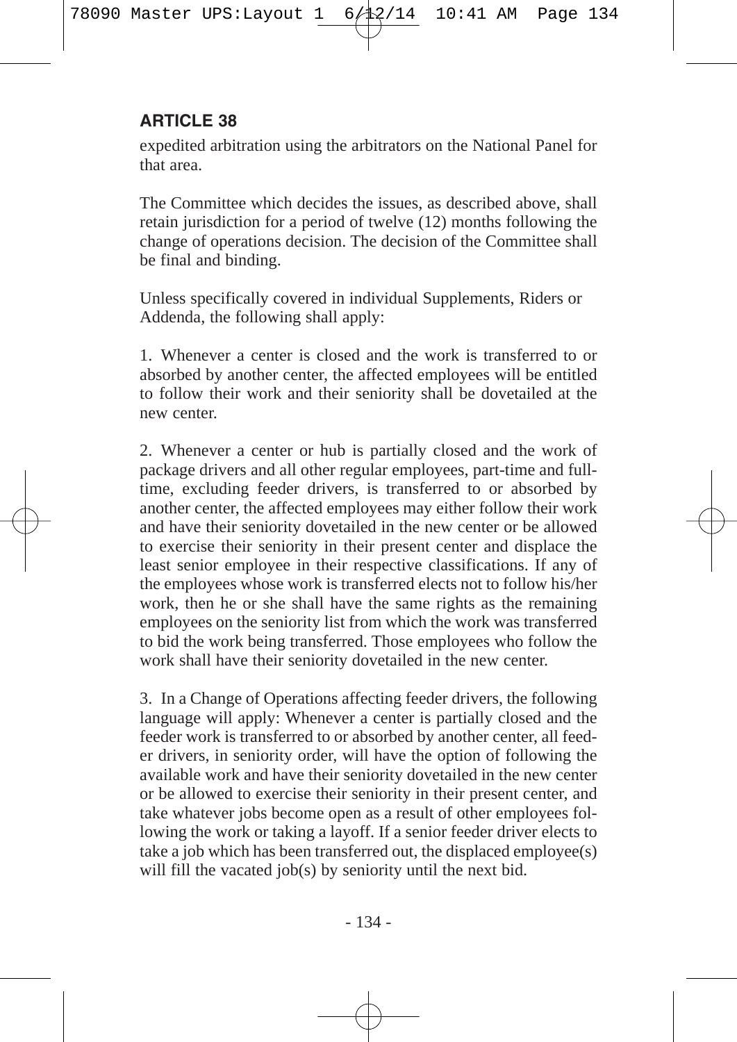## ARTICLE 38

expedited arbitration using the arbitrators on the National Panel for that area.

The Committee which decides the issues, as described above, shall retain jurisdiction for a period of twelve (12) months following the change of operations decision. The decision of the Committee shall be final and binding.

Unless specifically covered in individual Supplements, Riders or Addenda, the following shall apply:

1. Whenever a center is closed and the work is transferred to or absorbed by another center, the affected employees will be entitled to follow their work and their seniority shall be dovetailed at the new center.

2. Whenever a center or hub is partially closed and the work of package drivers and all other regular employees, part-time and full-time, excluding feeder drivers, is transferred to or absorbed by another center, the affected employees may either follow their work and have their seniority dovetailed in the new center or be allowed to exercise their seniority in their present center and displace the least senior employee in their respective classifications. If any of the employees whose work is transferred elects not to follow his/her work, then he or she shall have the same rights as the remaining employees on the seniority list from which the work was transferred to bid the work being transferred. Those employees who follow the work shall have their seniority dovetailed in the new center.

3. In a Change of Operations affecting feeder drivers, the following language will apply: Whenever a center is partially closed and the feeder work is transferred to or absorbed by another center, all feeder drivers, in seniority order, will have the option of following the available work and have their seniority dovetailed in the new center or be allowed to exercise their seniority in their present center, and take whatever jobs become open as a result of other employees following the work or taking a layoff. If a senior feeder driver elects to take a job which has been transferred out, the displaced employee(s) will fill the vacated job(s) by seniority until the next bid.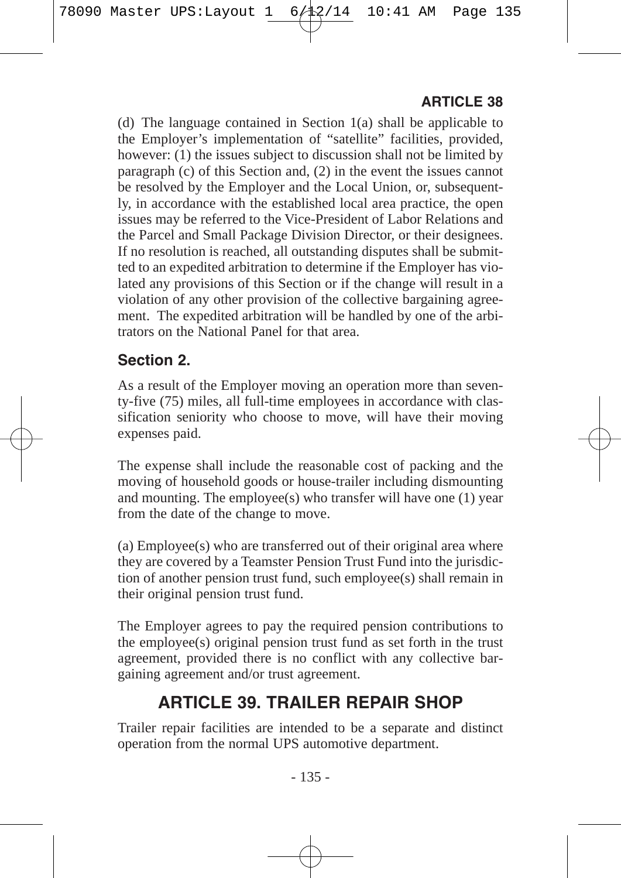(d) The language contained in Section 1(a) shall be applicable to the Employer's implementation of "satellite" facilities, provided, however: (1) the issues subject to discussion shall not be limited by paragraph (c) of this Section and, (2) in the event the issues cannot be resolved by the Employer and the Local Union, or, subsequently, in accordance with the established local area practice, the open issues may be referred to the Vice-President of Labor Relations and the Parcel and Small Package Division Director, or their designees. If no resolution is reached, all outstanding disputes shall be submitted to an expedited arbitration to determine if the Employer has violated any provisions of this Section or if the change will result in a violation of any other provision of the collective bargaining agreement. The expedited arbitration will be handled by one of the arbitrators on the National Panel for that area.

### Section 2.

As a result of the Employer moving an operation more than seventy-five (75) miles, all full-time employees in accordance with classification seniority who choose to move, will have their moving expenses paid.

The expense shall include the reasonable cost of packing and the moving of household goods or house-trailer including dismounting and mounting. The employee(s) who transfer will have one (1) year from the date of the change to move.

(a) Employee(s) who are transferred out of their original area where they are covered by a Teamster Pension Trust Fund into the jurisdiction of another pension trust fund, such employee(s) shall remain in their original pension trust fund.

The Employer agrees to pay the required pension contributions to the employee(s) original pension trust fund as set forth in the trust agreement, provided there is no conflict with any collective bargaining agreement and/or trust agreement.

## ARTICLE 39. TRAILER REPAIR SHOP

Trailer repair facilities are intended to be a separate and distinct operation from the normal UPS automotive department.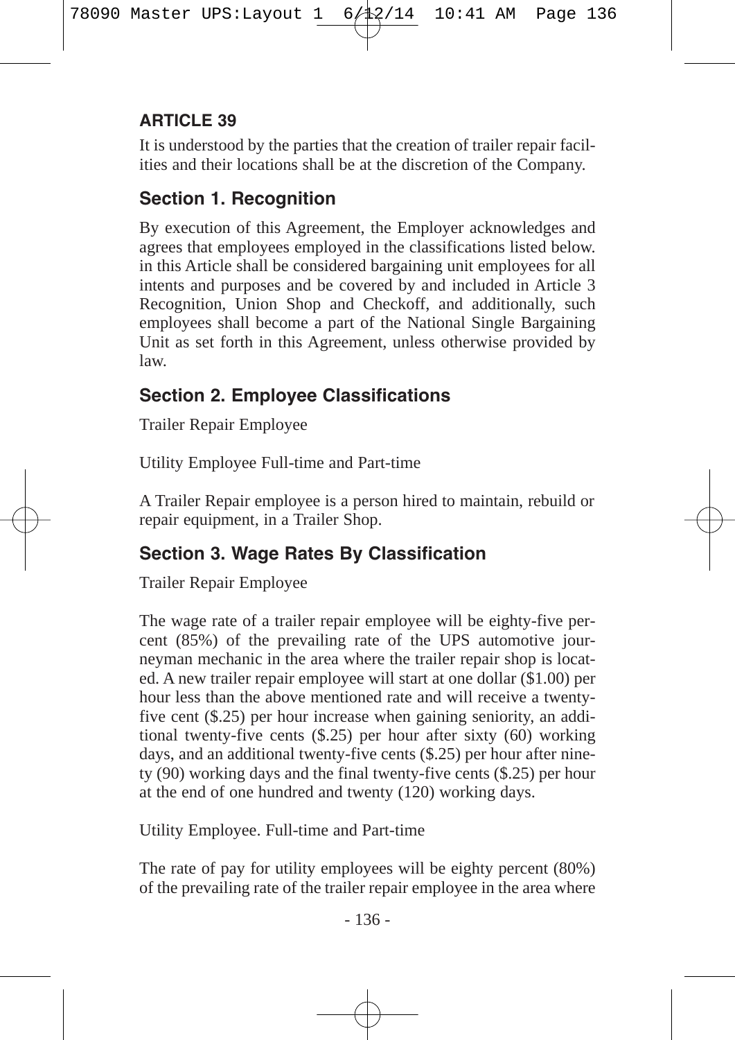## ARTICLE 39

It is understood by the parties that the creation of trailer repair facilities and their locations shall be at the discretion of the Company.

### Section 1. Recognition

By execution of this Agreement, the Employer acknowledges and agrees that employees employed in the classifications listed below. in this Article shall be considered bargaining unit employees for all intents and purposes and be covered by and included in Article 3 Recognition, Union Shop and Checkoff, and additionally, such employees shall become a part of the National Single Bargaining Unit as set forth in this Agreement, unless otherwise provided by law.

### Section 2. Employee Classifications

Trailer Repair Employee

Utility Employee Full-time and Part-time

A Trailer Repair employee is a person hired to maintain, rebuild or repair equipment, in a Trailer Shop.

### Section 3. Wage Rates By Classification

Trailer Repair Employee

The wage rate of a trailer repair employee will be eighty-five percent (85%) of the prevailing rate of the UPS automotive journeyman mechanic in the area where the trailer repair shop is located. A new trailer repair employee will start at one dollar ($1.00) per hour less than the above mentioned rate and will receive a twenty-five cent ($.25) per hour increase when gaining seniority, an additional twenty-five cents ($.25) per hour after sixty (60) working days, and an additional twenty-five cents ($.25) per hour after ninety (90) working days and the final twenty-five cents ($.25) per hour at the end of one hundred and twenty (120) working days.

Utility Employee. Full-time and Part-time

The rate of pay for utility employees will be eighty percent (80%) of the prevailing rate of the trailer repair employee in the area where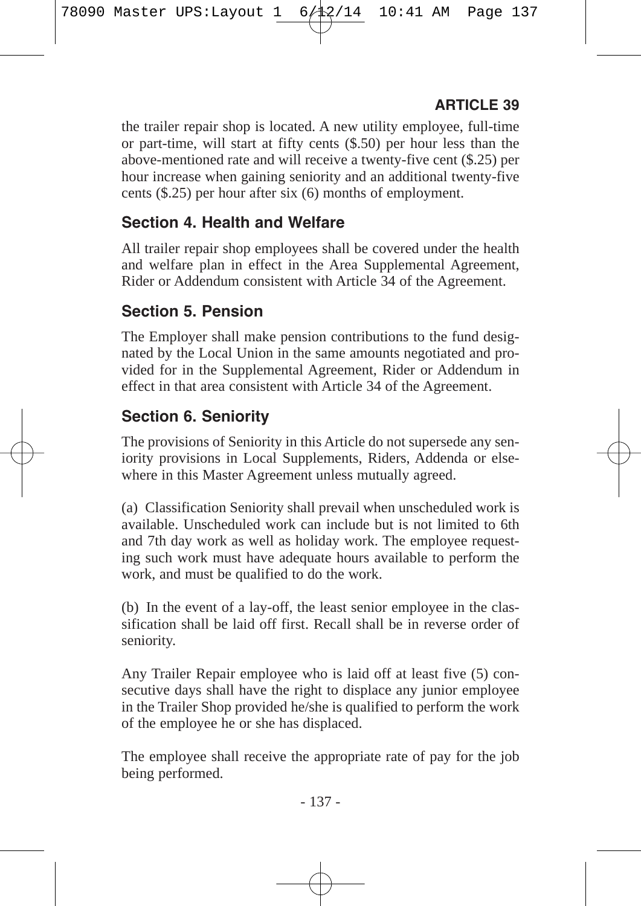the trailer repair shop is located. A new utility employee, full-time or part-time, will start at fifty cents ($.50) per hour less than the above-mentioned rate and will receive a twenty-five cent ($.25) per hour increase when gaining seniority and an additional twenty-five cents ($.25) per hour after six (6) months of employment.

## Section 4. Health and Welfare

All trailer repair shop employees shall be covered under the health and welfare plan in effect in the Area Supplemental Agreement, Rider or Addendum consistent with Article 34 of the Agreement.

## Section 5. Pension

The Employer shall make pension contributions to the fund designated by the Local Union in the same amounts negotiated and provided for in the Supplemental Agreement, Rider or Addendum in effect in that area consistent with Article 34 of the Agreement.

## Section 6. Seniority

The provisions of Seniority in this Article do not supersede any seniority provisions in Local Supplements, Riders, Addenda or elsewhere in this Master Agreement unless mutually agreed.

(a) Classification Seniority shall prevail when unscheduled work is available. Unscheduled work can include but is not limited to 6th and 7th day work as well as holiday work. The employee requesting such work must have adequate hours available to perform the work, and must be qualified to do the work.

(b) In the event of a lay-off, the least senior employee in the classification shall be laid off first. Recall shall be in reverse order of seniority.

Any Trailer Repair employee who is laid off at least five (5) consecutive days shall have the right to displace any junior employee in the Trailer Shop provided he/she is qualified to perform the work of the employee he or she has displaced.

The employee shall receive the appropriate rate of pay for the job being performed.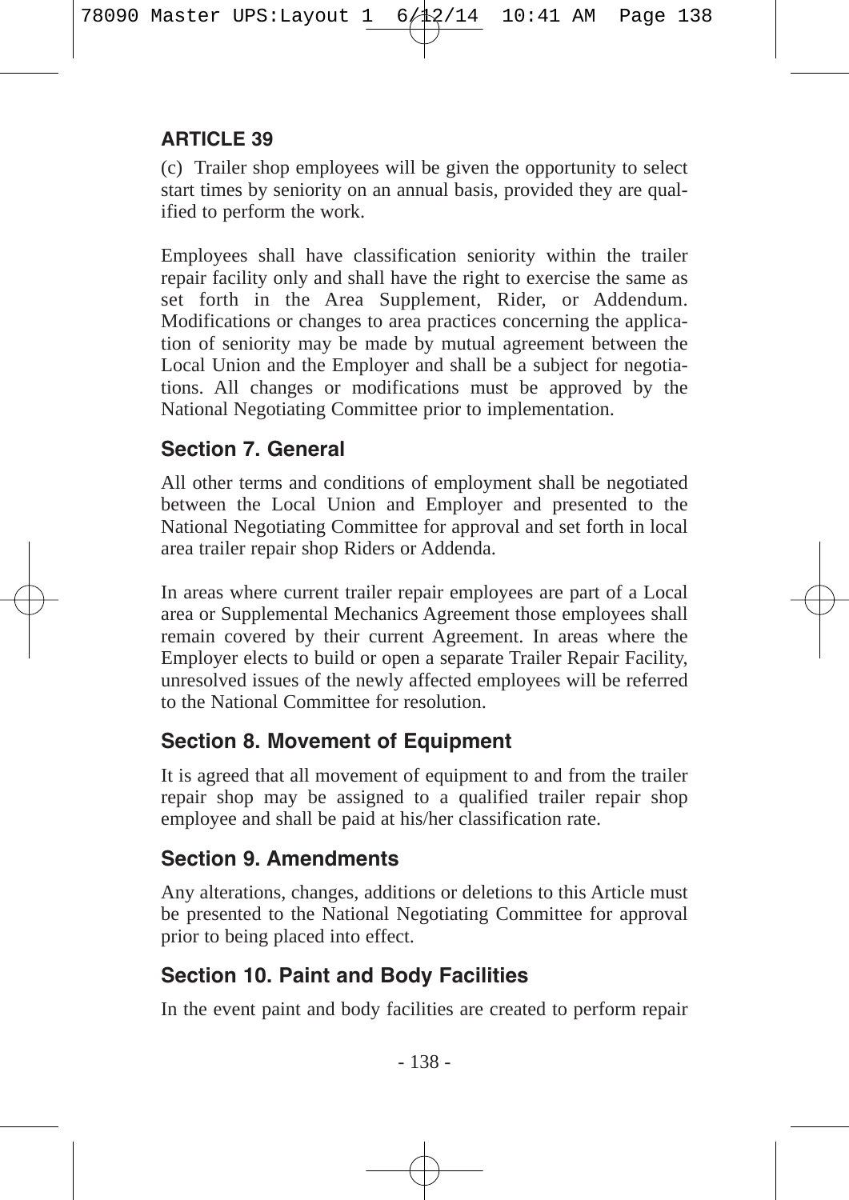## ARTICLE 39

(c) Trailer shop employees will be given the opportunity to select start times by seniority on an annual basis, provided they are qualified to perform the work.

Employees shall have classification seniority within the trailer repair facility only and shall have the right to exercise the same as set forth in the Area Supplement, Rider, or Addendum. Modifications or changes to area practices concerning the application of seniority may be made by mutual agreement between the Local Union and the Employer and shall be a subject for negotiations. All changes or modifications must be approved by the National Negotiating Committee prior to implementation.

### Section 7. General

All other terms and conditions of employment shall be negotiated between the Local Union and Employer and presented to the National Negotiating Committee for approval and set forth in local area trailer repair shop Riders or Addenda.

In areas where current trailer repair employees are part of a Local area or Supplemental Mechanics Agreement those employees shall remain covered by their current Agreement. In areas where the Employer elects to build or open a separate Trailer Repair Facility, unresolved issues of the newly affected employees will be referred to the National Committee for resolution.

### Section 8. Movement of Equipment

It is agreed that all movement of equipment to and from the trailer repair shop may be assigned to a qualified trailer repair shop employee and shall be paid at his/her classification rate.

### Section 9. Amendments

Any alterations, changes, additions or deletions to this Article must be presented to the National Negotiating Committee for approval prior to being placed into effect.

### Section 10. Paint and Body Facilities

In the event paint and body facilities are created to perform repair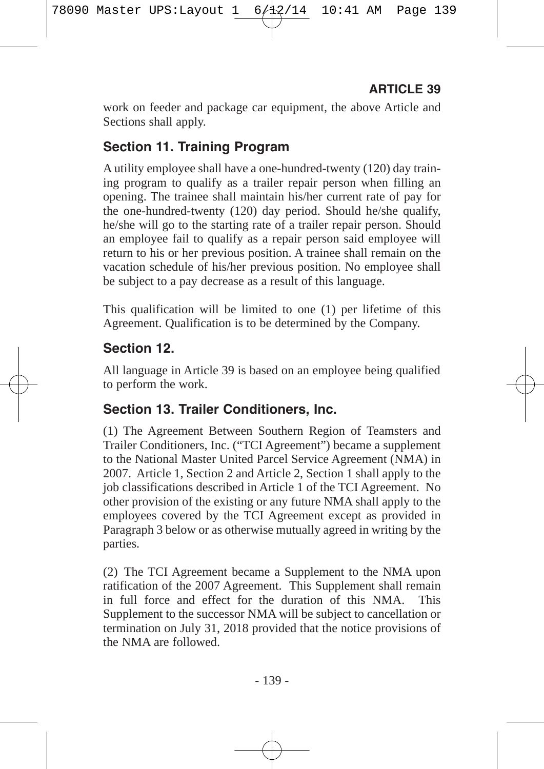work on feeder and package car equipment, the above Article and Sections shall apply.

## Section 11. Training Program

A utility employee shall have a one-hundred-twenty (120) day training program to qualify as a trailer repair person when filling an opening. The trainee shall maintain his/her current rate of pay for the one-hundred-twenty (120) day period. Should he/she qualify, he/she will go to the starting rate of a trailer repair person. Should an employee fail to qualify as a repair person said employee will return to his or her previous position. A trainee shall remain on the vacation schedule of his/her previous position. No employee shall be subject to a pay decrease as a result of this language.

This qualification will be limited to one (1) per lifetime of this Agreement. Qualification is to be determined by the Company.

## Section 12.

All language in Article 39 is based on an employee being qualified to perform the work.

## Section 13. Trailer Conditioners, Inc.

(1) The Agreement Between Southern Region of Teamsters and Trailer Conditioners, Inc. ("TCI Agreement") became a supplement to the National Master United Parcel Service Agreement (NMA) in 2007. Article 1, Section 2 and Article 2, Section 1 shall apply to the job classifications described in Article 1 of the TCI Agreement. No other provision of the existing or any future NMA shall apply to the employees covered by the TCI Agreement except as provided in Paragraph 3 below or as otherwise mutually agreed in writing by the parties.

(2) The TCI Agreement became a Supplement to the NMA upon ratification of the 2007 Agreement. This Supplement shall remain in full force and effect for the duration of this NMA. This Supplement to the successor NMA will be subject to cancellation or termination on July 31, 2018 provided that the notice provisions of the NMA are followed.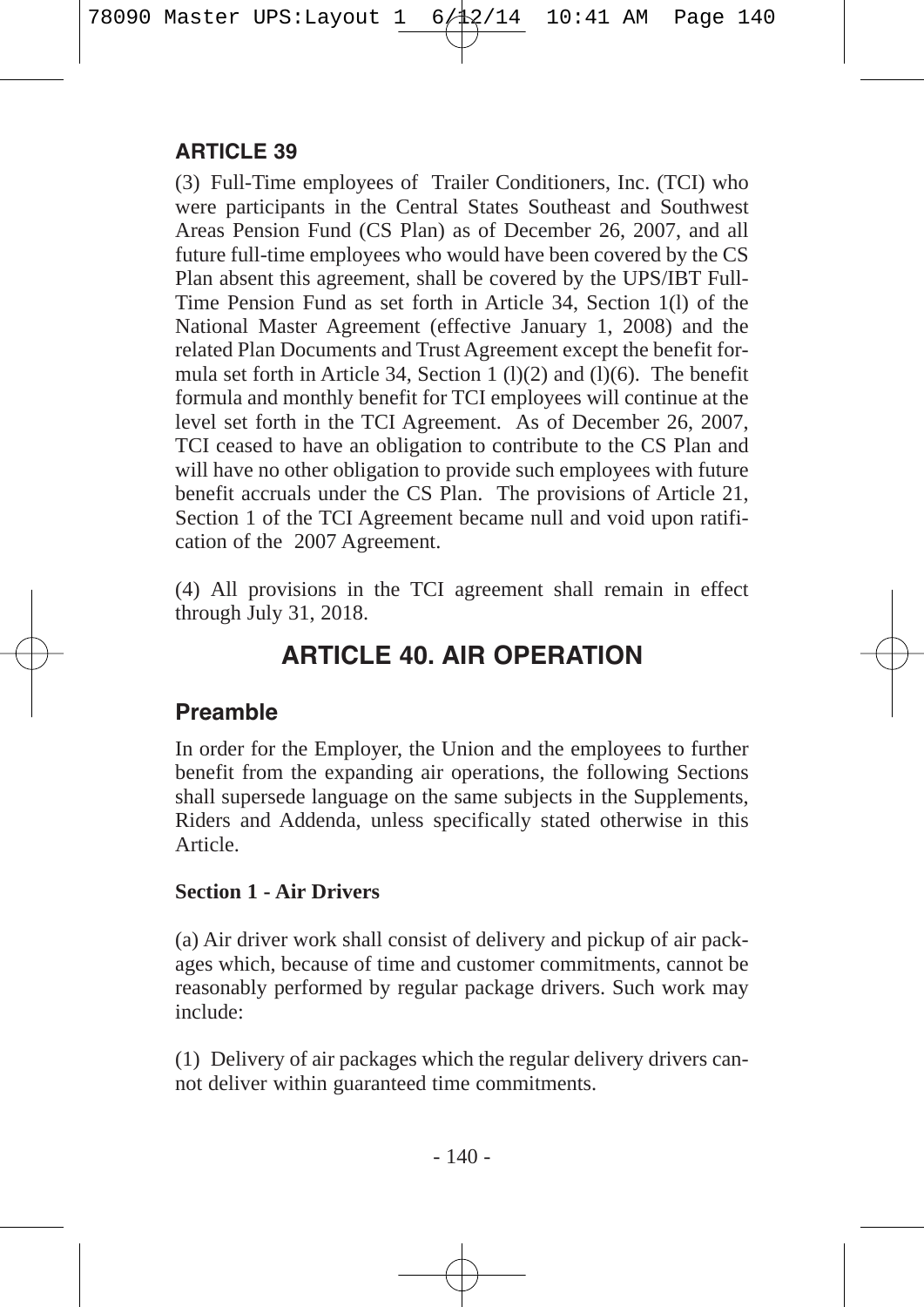**ARTICLE 39**

(3) Full-Time employees of Trailer Conditioners, Inc. (TCI) who were participants in the Central States Southeast and Southwest Areas Pension Fund (CS Plan) as of December 26, 2007, and all future full-time employees who would have been covered by the CS Plan absent this agreement, shall be covered by the UPS/IBT Full-Time Pension Fund as set forth in Article 34, Section 1(l) of the National Master Agreement (effective January 1, 2008) and the related Plan Documents and Trust Agreement except the benefit formula set forth in Article 34, Section 1 (l)(2) and (l)(6). The benefit formula and monthly benefit for TCI employees will continue at the level set forth in the TCI Agreement. As of December 26, 2007, TCI ceased to have an obligation to contribute to the CS Plan and will have no other obligation to provide such employees with future benefit accruals under the CS Plan. The provisions of Article 21, Section 1 of the TCI Agreement became null and void upon ratification of the 2007 Agreement.

(4) All provisions in the TCI agreement shall remain in effect through July 31, 2018.

# ARTICLE 40. AIR OPERATION

## Preamble

In order for the Employer, the Union and the employees to further benefit from the expanding air operations, the following Sections shall supersede language on the same subjects in the Supplements, Riders and Addenda, unless specifically stated otherwise in this Article.

**Section 1 - Air Drivers**

(a) Air driver work shall consist of delivery and pickup of air packages which, because of time and customer commitments, cannot be reasonably performed by regular package drivers. Such work may include:

(1) Delivery of air packages which the regular delivery drivers cannot deliver within guaranteed time commitments.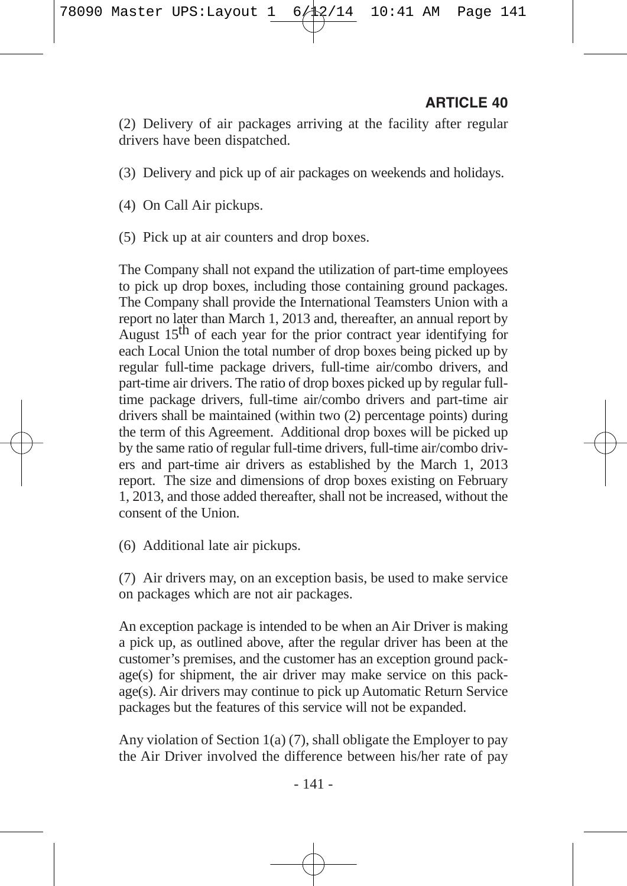## ARTICLE 40

(2) Delivery of air packages arriving at the facility after regular drivers have been dispatched.

(3) Delivery and pick up of air packages on weekends and holidays.

(4) On Call Air pickups.

(5) Pick up at air counters and drop boxes.

The Company shall not expand the utilization of part-time employees to pick up drop boxes, including those containing ground packages. The Company shall provide the International Teamsters Union with a report no later than March 1, 2013 and, thereafter, an annual report by August 15th of each year for the prior contract year identifying for each Local Union the total number of drop boxes being picked up by regular full-time package drivers, full-time air/combo drivers, and part-time air drivers. The ratio of drop boxes picked up by regular full-time package drivers, full-time air/combo drivers and part-time air drivers shall be maintained (within two (2) percentage points) during the term of this Agreement. Additional drop boxes will be picked up by the same ratio of regular full-time drivers, full-time air/combo drivers and part-time air drivers as established by the March 1, 2013 report. The size and dimensions of drop boxes existing on February 1, 2013, and those added thereafter, shall not be increased, without the consent of the Union.

(6) Additional late air pickups.

(7) Air drivers may, on an exception basis, be used to make service on packages which are not air packages.

An exception package is intended to be when an Air Driver is making a pick up, as outlined above, after the regular driver has been at the customer's premises, and the customer has an exception ground package(s) for shipment, the air driver may make service on this package(s). Air drivers may continue to pick up Automatic Return Service packages but the features of this service will not be expanded.

Any violation of Section 1(a) (7), shall obligate the Employer to pay the Air Driver involved the difference between his/her rate of pay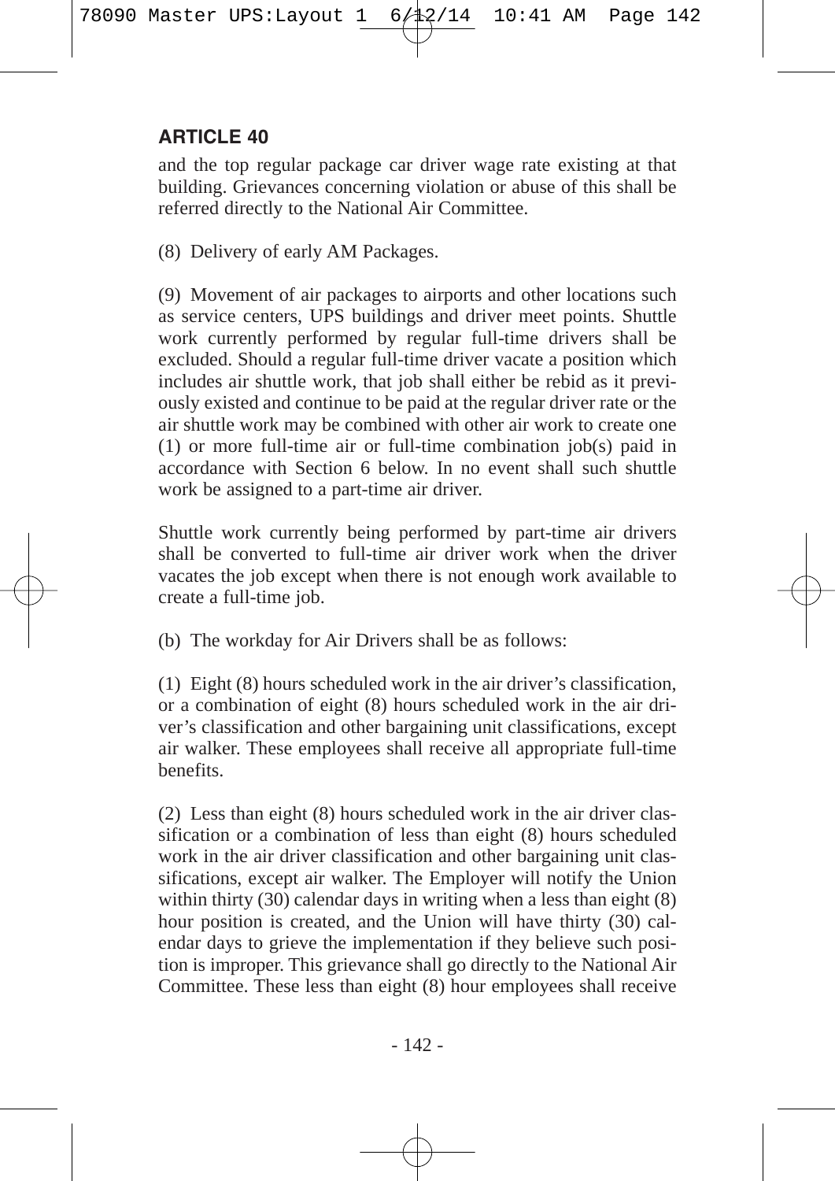## ARTICLE 40

and the top regular package car driver wage rate existing at that building. Grievances concerning violation or abuse of this shall be referred directly to the National Air Committee.

(8) Delivery of early AM Packages.

(9) Movement of air packages to airports and other locations such as service centers, UPS buildings and driver meet points. Shuttle work currently performed by regular full-time drivers shall be excluded. Should a regular full-time driver vacate a position which includes air shuttle work, that job shall either be rebid as it previously existed and continue to be paid at the regular driver rate or the air shuttle work may be combined with other air work to create one (1) or more full-time air or full-time combination job(s) paid in accordance with Section 6 below. In no event shall such shuttle work be assigned to a part-time air driver.

Shuttle work currently being performed by part-time air drivers shall be converted to full-time air driver work when the driver vacates the job except when there is not enough work available to create a full-time job.

(b) The workday for Air Drivers shall be as follows:

(1) Eight (8) hours scheduled work in the air driver's classification, or a combination of eight (8) hours scheduled work in the air driver's classification and other bargaining unit classifications, except air walker. These employees shall receive all appropriate full-time benefits.

(2) Less than eight (8) hours scheduled work in the air driver classification or a combination of less than eight (8) hours scheduled work in the air driver classification and other bargaining unit classifications, except air walker. The Employer will notify the Union within thirty (30) calendar days in writing when a less than eight (8) hour position is created, and the Union will have thirty (30) calendar days to grieve the implementation if they believe such position is improper. This grievance shall go directly to the National Air Committee. These less than eight (8) hour employees shall receive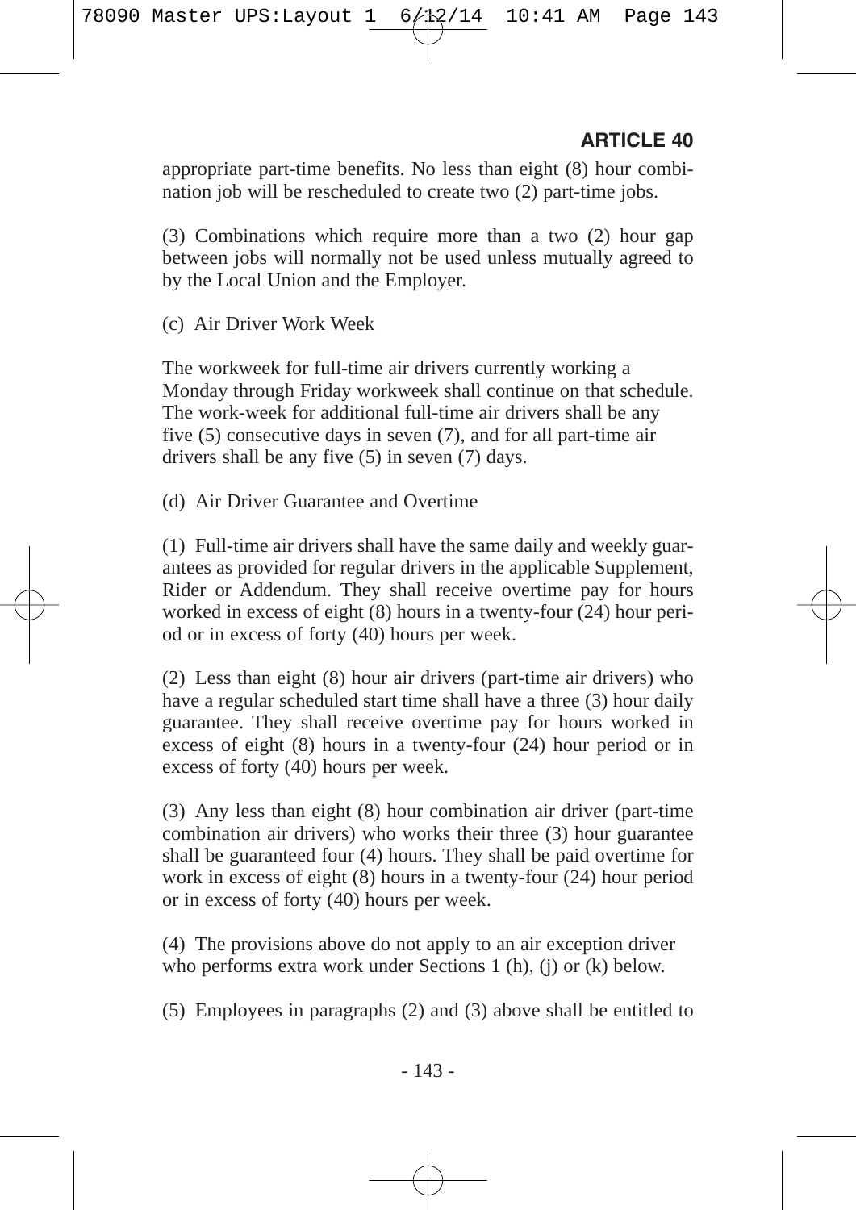appropriate part-time benefits. No less than eight (8) hour combination job will be rescheduled to create two (2) part-time jobs.

(3) Combinations which require more than a two (2) hour gap between jobs will normally not be used unless mutually agreed to by the Local Union and the Employer.

(c) Air Driver Work Week

The workweek for full-time air drivers currently working a Monday through Friday workweek shall continue on that schedule. The work-week for additional full-time air drivers shall be any five (5) consecutive days in seven (7), and for all part-time air drivers shall be any five (5) in seven (7) days.

(d) Air Driver Guarantee and Overtime

(1) Full-time air drivers shall have the same daily and weekly guarantees as provided for regular drivers in the applicable Supplement, Rider or Addendum. They shall receive overtime pay for hours worked in excess of eight (8) hours in a twenty-four (24) hour period or in excess of forty (40) hours per week.

(2) Less than eight (8) hour air drivers (part-time air drivers) who have a regular scheduled start time shall have a three (3) hour daily guarantee. They shall receive overtime pay for hours worked in excess of eight (8) hours in a twenty-four (24) hour period or in excess of forty (40) hours per week.

(3) Any less than eight (8) hour combination air driver (part-time combination air drivers) who works their three (3) hour guarantee shall be guaranteed four (4) hours. They shall be paid overtime for work in excess of eight (8) hours in a twenty-four (24) hour period or in excess of forty (40) hours per week.

(4) The provisions above do not apply to an air exception driver who performs extra work under Sections 1 (h), (j) or (k) below.

(5) Employees in paragraphs (2) and (3) above shall be entitled to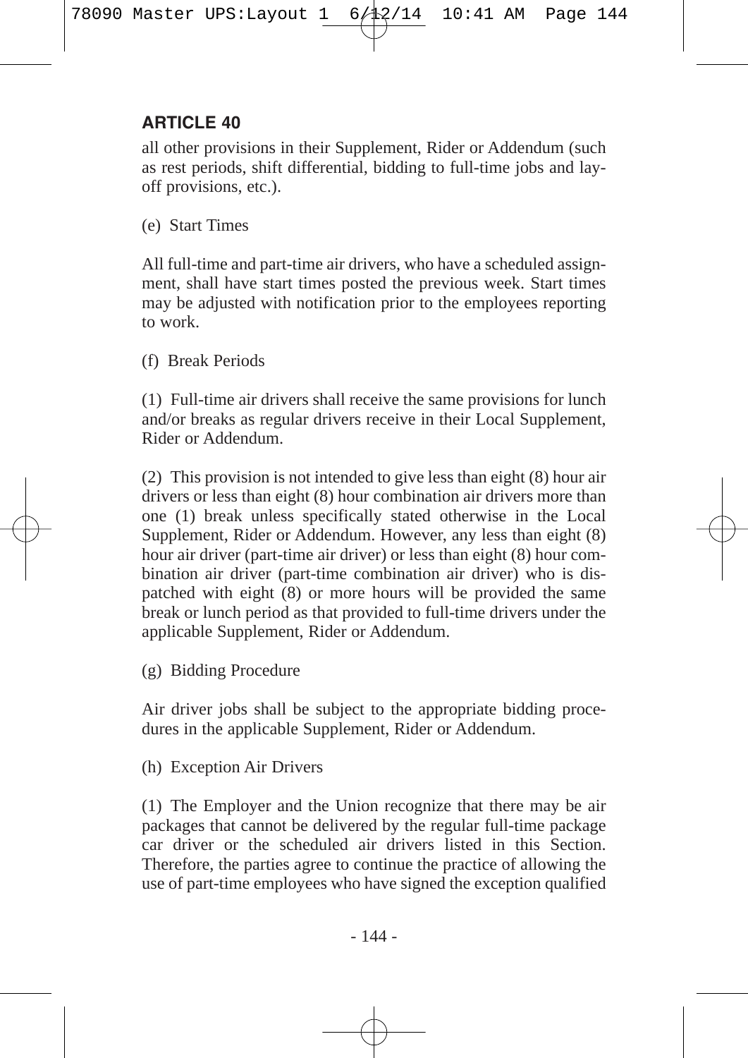## ARTICLE 40

all other provisions in their Supplement, Rider or Addendum (such as rest periods, shift differential, bidding to full-time jobs and lay-off provisions, etc.).

(e) Start Times

All full-time and part-time air drivers, who have a scheduled assignment, shall have start times posted the previous week. Start times may be adjusted with notification prior to the employees reporting to work.

(f) Break Periods

(1) Full-time air drivers shall receive the same provisions for lunch and/or breaks as regular drivers receive in their Local Supplement, Rider or Addendum.

(2) This provision is not intended to give less than eight (8) hour air drivers or less than eight (8) hour combination air drivers more than one (1) break unless specifically stated otherwise in the Local Supplement, Rider or Addendum. However, any less than eight (8) hour air driver (part-time air driver) or less than eight (8) hour combination air driver (part-time combination air driver) who is dispatched with eight (8) or more hours will be provided the same break or lunch period as that provided to full-time drivers under the applicable Supplement, Rider or Addendum.

(g) Bidding Procedure

Air driver jobs shall be subject to the appropriate bidding procedures in the applicable Supplement, Rider or Addendum.

(h) Exception Air Drivers

(1) The Employer and the Union recognize that there may be air packages that cannot be delivered by the regular full-time package car driver or the scheduled air drivers listed in this Section. Therefore, the parties agree to continue the practice of allowing the use of part-time employees who have signed the exception qualified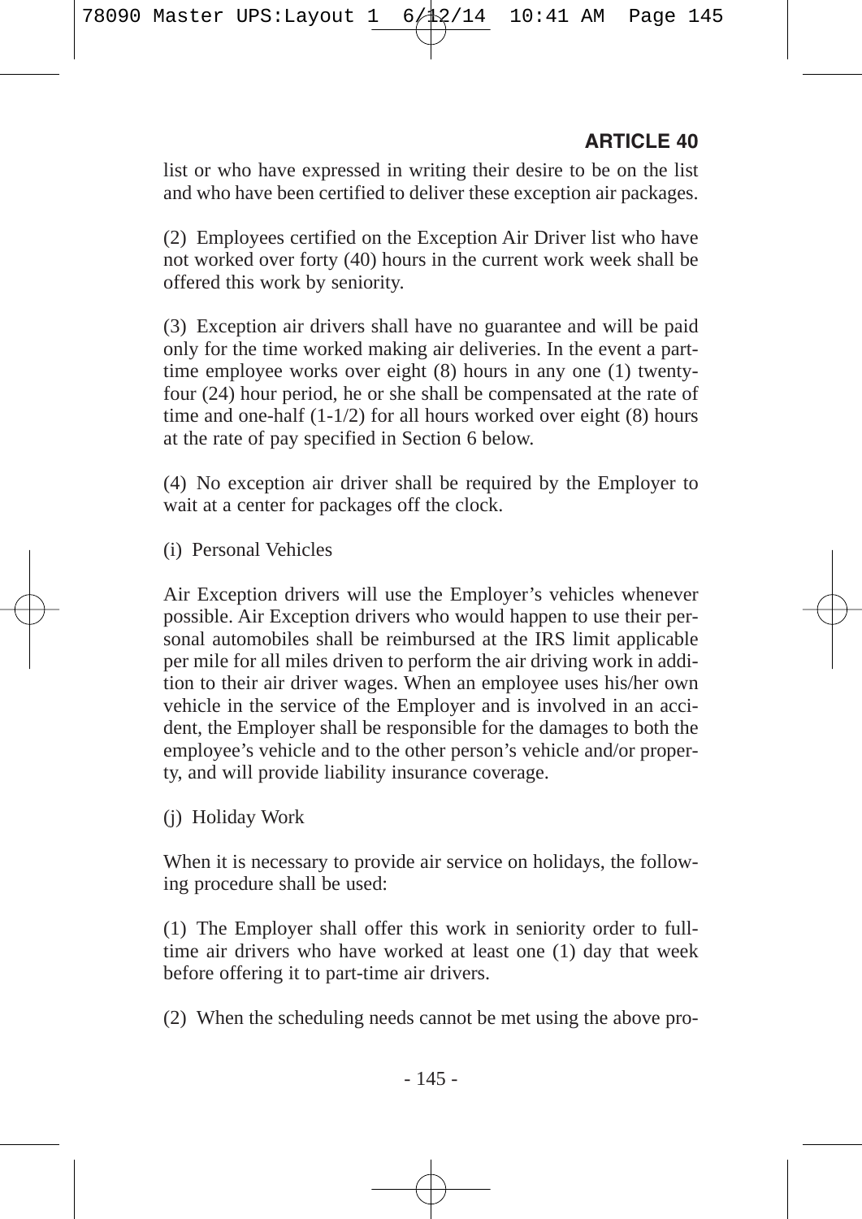list or who have expressed in writing their desire to be on the list and who have been certified to deliver these exception air packages.

(2) Employees certified on the Exception Air Driver list who have not worked over forty (40) hours in the current work week shall be offered this work by seniority.

(3) Exception air drivers shall have no guarantee and will be paid only for the time worked making air deliveries. In the event a part-time employee works over eight (8) hours in any one (1) twenty-four (24) hour period, he or she shall be compensated at the rate of time and one-half (1-1/2) for all hours worked over eight (8) hours at the rate of pay specified in Section 6 below.

(4) No exception air driver shall be required by the Employer to wait at a center for packages off the clock.

(i) Personal Vehicles

Air Exception drivers will use the Employer's vehicles whenever possible. Air Exception drivers who would happen to use their personal automobiles shall be reimbursed at the IRS limit applicable per mile for all miles driven to perform the air driving work in addition to their air driver wages. When an employee uses his/her own vehicle in the service of the Employer and is involved in an accident, the Employer shall be responsible for the damages to both the employee's vehicle and to the other person's vehicle and/or property, and will provide liability insurance coverage.

(j) Holiday Work

When it is necessary to provide air service on holidays, the following procedure shall be used:

(1) The Employer shall offer this work in seniority order to full-time air drivers who have worked at least one (1) day that week before offering it to part-time air drivers.

(2) When the scheduling needs cannot be met using the above pro-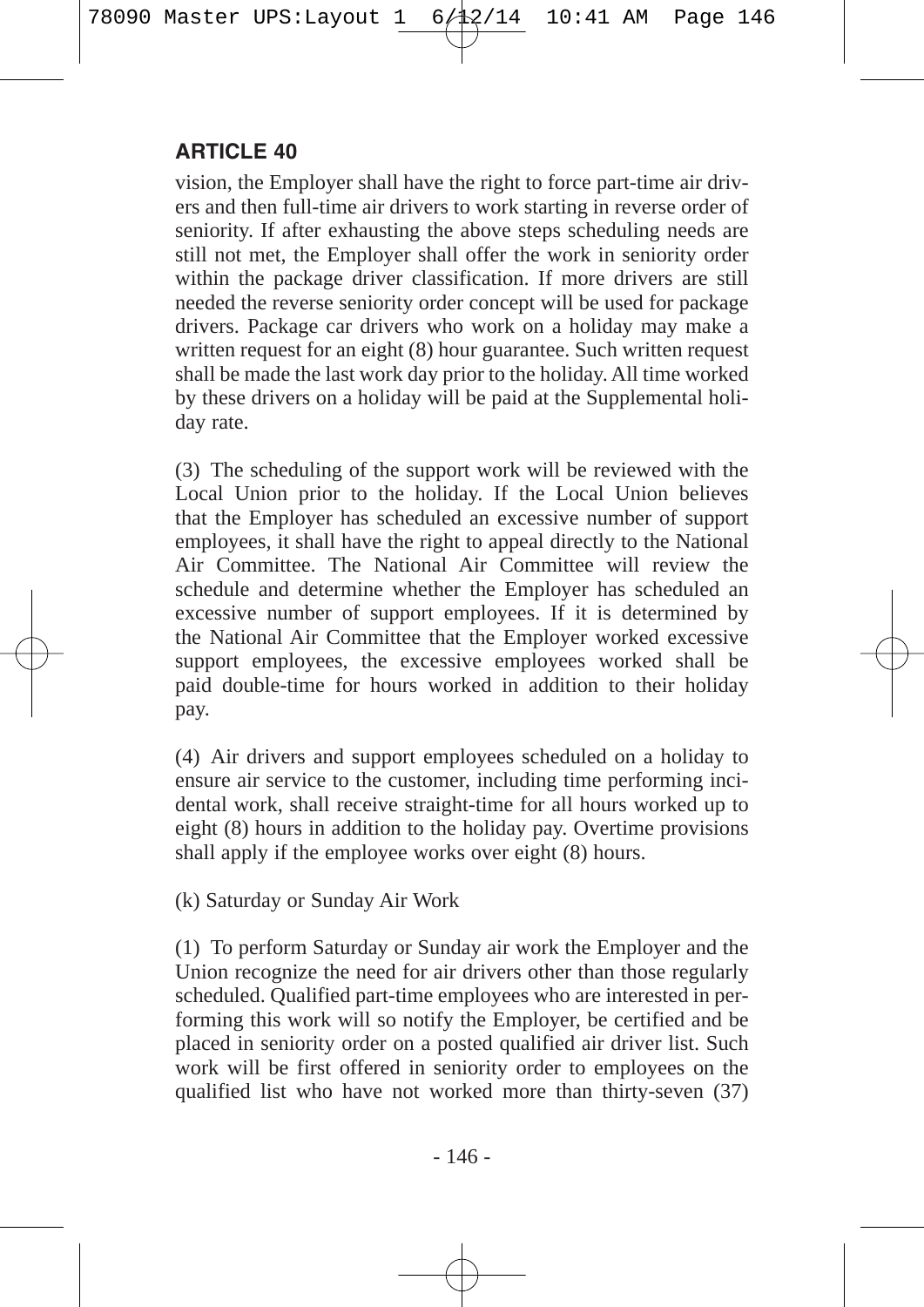## ARTICLE 40

vision, the Employer shall have the right to force part-time air drivers and then full-time air drivers to work starting in reverse order of seniority. If after exhausting the above steps scheduling needs are still not met, the Employer shall offer the work in seniority order within the package driver classification. If more drivers are still needed the reverse seniority order concept will be used for package drivers. Package car drivers who work on a holiday may make a written request for an eight (8) hour guarantee. Such written request shall be made the last work day prior to the holiday. All time worked by these drivers on a holiday will be paid at the Supplemental holiday rate.

(3) The scheduling of the support work will be reviewed with the Local Union prior to the holiday. If the Local Union believes that the Employer has scheduled an excessive number of support employees, it shall have the right to appeal directly to the National Air Committee. The National Air Committee will review the schedule and determine whether the Employer has scheduled an excessive number of support employees. If it is determined by the National Air Committee that the Employer worked excessive support employees, the excessive employees worked shall be paid double-time for hours worked in addition to their holiday pay.

(4) Air drivers and support employees scheduled on a holiday to ensure air service to the customer, including time performing incidental work, shall receive straight-time for all hours worked up to eight (8) hours in addition to the holiday pay. Overtime provisions shall apply if the employee works over eight (8) hours.

(k) Saturday or Sunday Air Work

(1) To perform Saturday or Sunday air work the Employer and the Union recognize the need for air drivers other than those regularly scheduled. Qualified part-time employees who are interested in performing this work will so notify the Employer, be certified and be placed in seniority order on a posted qualified air driver list. Such work will be first offered in seniority order to employees on the qualified list who have not worked more than thirty-seven (37)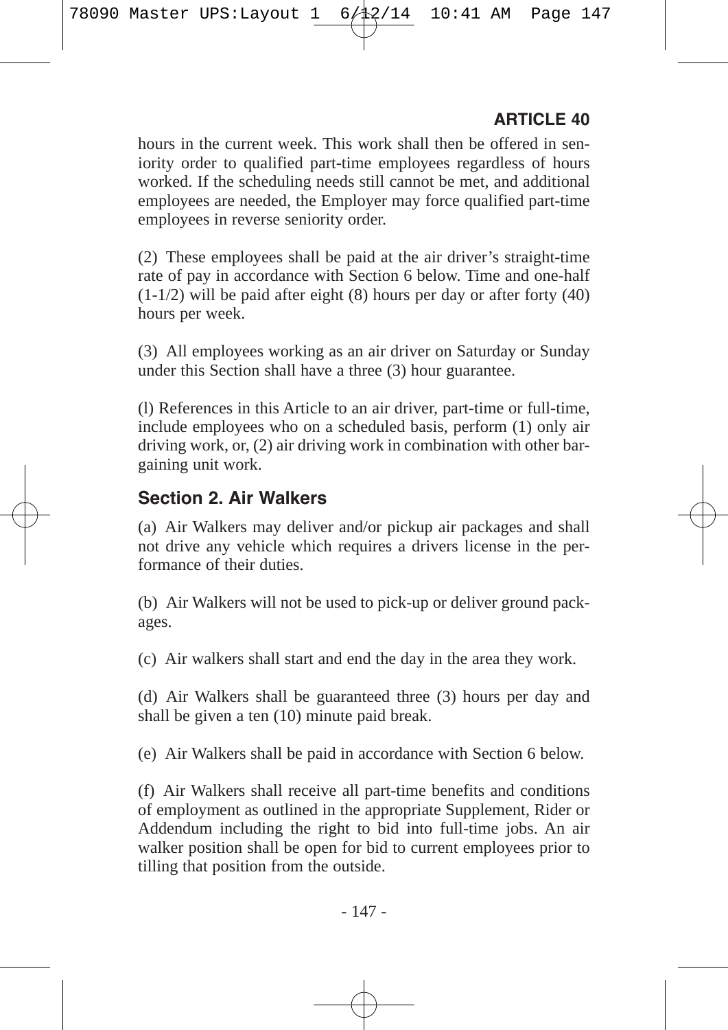hours in the current week. This work shall then be offered in seniority order to qualified part-time employees regardless of hours worked. If the scheduling needs still cannot be met, and additional employees are needed, the Employer may force qualified part-time employees in reverse seniority order.

(2) These employees shall be paid at the air driver's straight-time rate of pay in accordance with Section 6 below. Time and one-half (1-1/2) will be paid after eight (8) hours per day or after forty (40) hours per week.

(3) All employees working as an air driver on Saturday or Sunday under this Section shall have a three (3) hour guarantee.

(l) References in this Article to an air driver, part-time or full-time, include employees who on a scheduled basis, perform (1) only air driving work, or, (2) air driving work in combination with other bargaining unit work.

## Section 2. Air Walkers

(a) Air Walkers may deliver and/or pickup air packages and shall not drive any vehicle which requires a drivers license in the performance of their duties.

(b) Air Walkers will not be used to pick-up or deliver ground packages.

(c) Air walkers shall start and end the day in the area they work.

(d) Air Walkers shall be guaranteed three (3) hours per day and shall be given a ten (10) minute paid break.

(e) Air Walkers shall be paid in accordance with Section 6 below.

(f) Air Walkers shall receive all part-time benefits and conditions of employment as outlined in the appropriate Supplement, Rider or Addendum including the right to bid into full-time jobs. An air walker position shall be open for bid to current employees prior to tilling that position from the outside.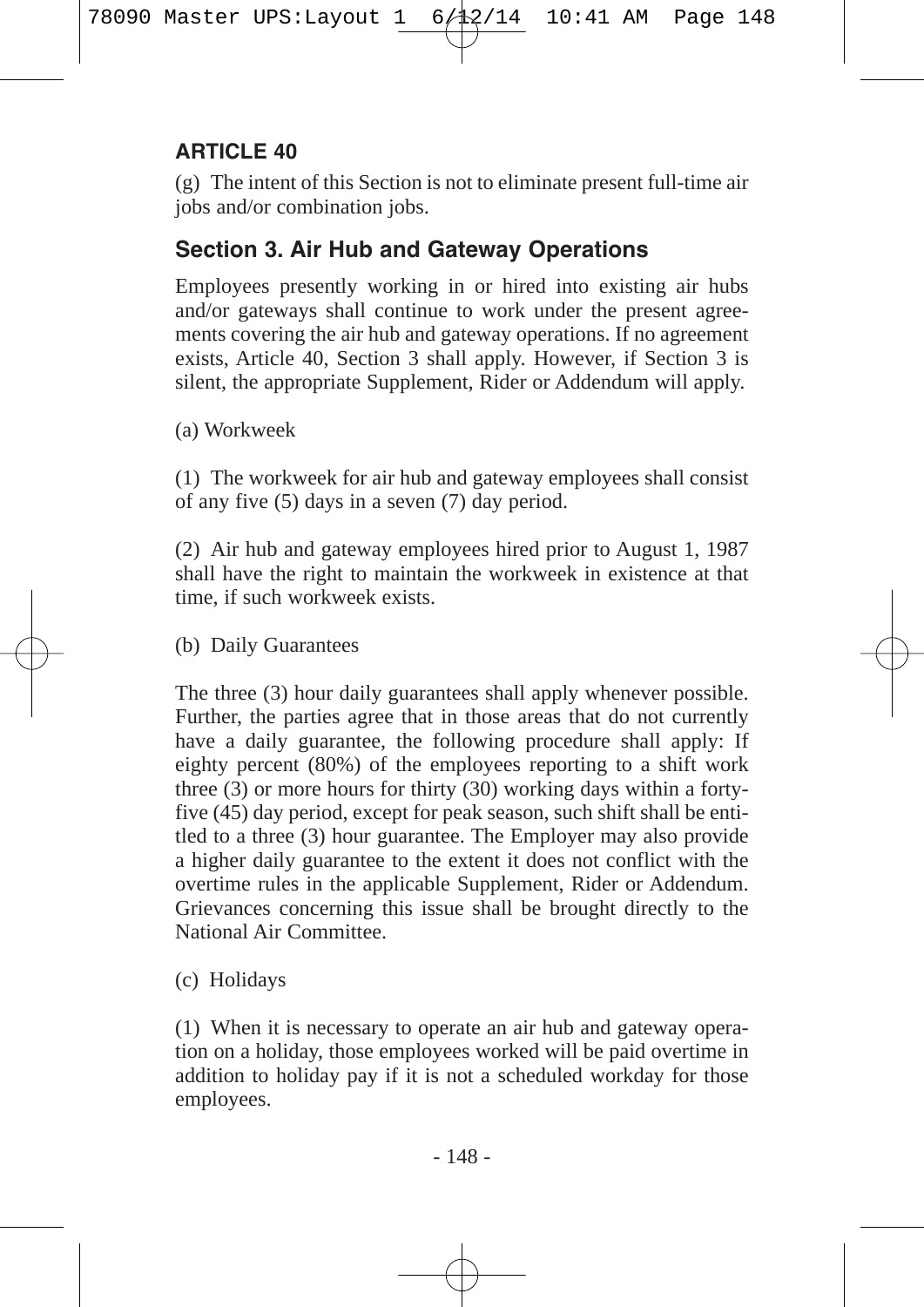## ARTICLE 40

(g) The intent of this Section is not to eliminate present full-time air jobs and/or combination jobs.

### Section 3. Air Hub and Gateway Operations

Employees presently working in or hired into existing air hubs and/or gateways shall continue to work under the present agreements covering the air hub and gateway operations. If no agreement exists, Article 40, Section 3 shall apply. However, if Section 3 is silent, the appropriate Supplement, Rider or Addendum will apply.

(a) Workweek

(1) The workweek for air hub and gateway employees shall consist of any five (5) days in a seven (7) day period.

(2) Air hub and gateway employees hired prior to August 1, 1987 shall have the right to maintain the workweek in existence at that time, if such workweek exists.

(b) Daily Guarantees

The three (3) hour daily guarantees shall apply whenever possible. Further, the parties agree that in those areas that do not currently have a daily guarantee, the following procedure shall apply: If eighty percent (80%) of the employees reporting to a shift work three (3) or more hours for thirty (30) working days within a forty-five (45) day period, except for peak season, such shift shall be entitled to a three (3) hour guarantee. The Employer may also provide a higher daily guarantee to the extent it does not conflict with the overtime rules in the applicable Supplement, Rider or Addendum. Grievances concerning this issue shall be brought directly to the National Air Committee.

(c) Holidays

(1) When it is necessary to operate an air hub and gateway operation on a holiday, those employees worked will be paid overtime in addition to holiday pay if it is not a scheduled workday for those employees.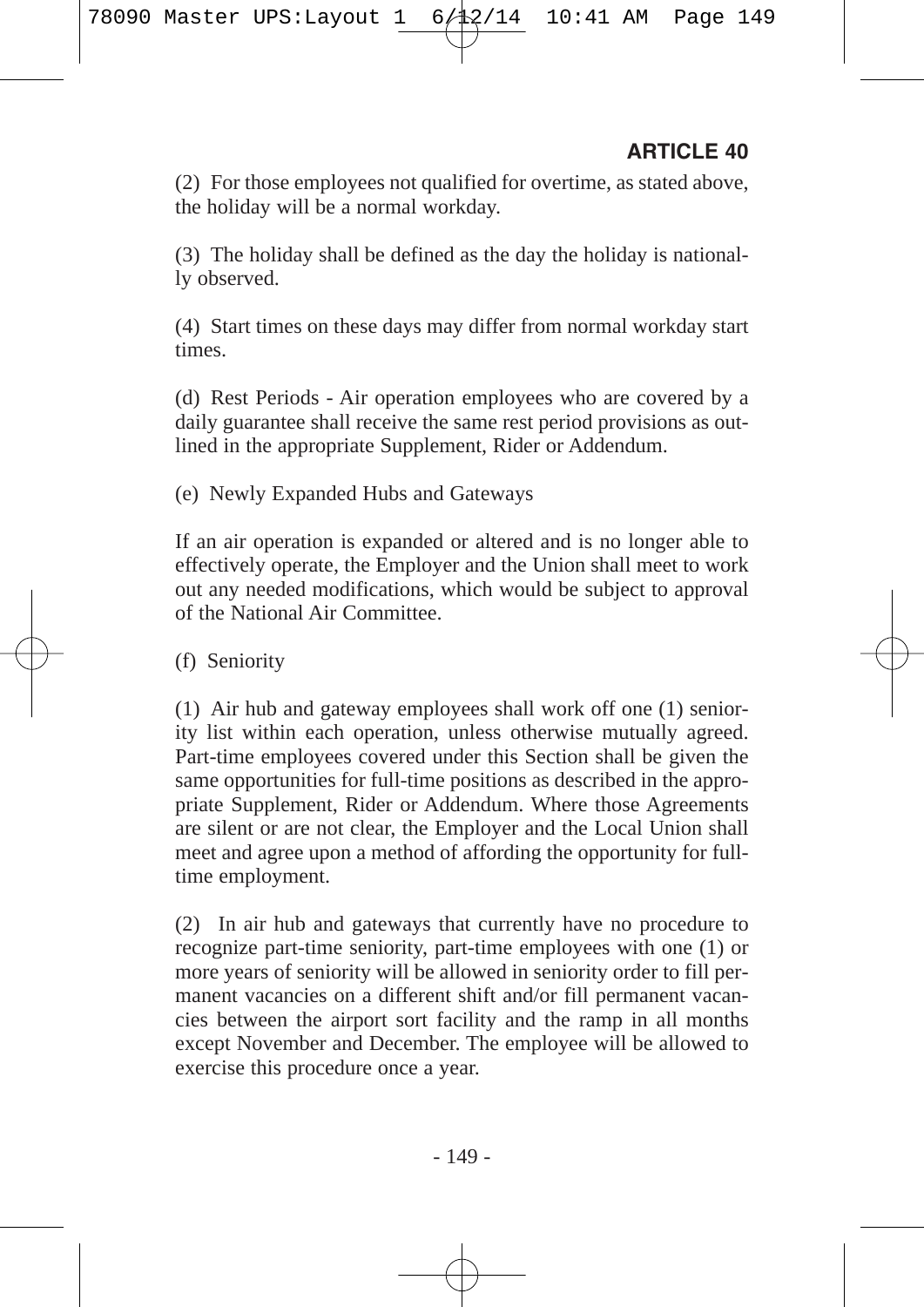(2) For those employees not qualified for overtime, as stated above, the holiday will be a normal workday.

(3) The holiday shall be defined as the day the holiday is nationally observed.

(4) Start times on these days may differ from normal workday start times.

(d) Rest Periods - Air operation employees who are covered by a daily guarantee shall receive the same rest period provisions as outlined in the appropriate Supplement, Rider or Addendum.

(e) Newly Expanded Hubs and Gateways

If an air operation is expanded or altered and is no longer able to effectively operate, the Employer and the Union shall meet to work out any needed modifications, which would be subject to approval of the National Air Committee.

(f) Seniority

(1) Air hub and gateway employees shall work off one (1) seniority list within each operation, unless otherwise mutually agreed. Part-time employees covered under this Section shall be given the same opportunities for full-time positions as described in the appropriate Supplement, Rider or Addendum. Where those Agreements are silent or are not clear, the Employer and the Local Union shall meet and agree upon a method of affording the opportunity for full-time employment.

(2) In air hub and gateways that currently have no procedure to recognize part-time seniority, part-time employees with one (1) or more years of seniority will be allowed in seniority order to fill permanent vacancies on a different shift and/or fill permanent vacancies between the airport sort facility and the ramp in all months except November and December. The employee will be allowed to exercise this procedure once a year.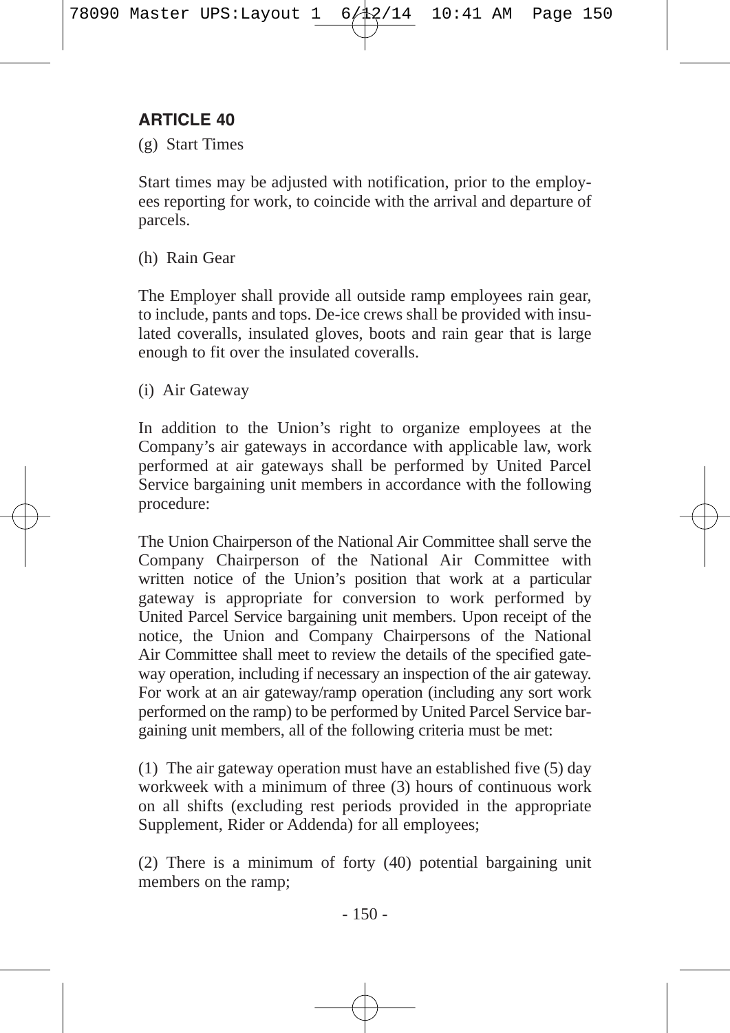## ARTICLE 40

(g) Start Times

Start times may be adjusted with notification, prior to the employees reporting for work, to coincide with the arrival and departure of parcels.

(h) Rain Gear

The Employer shall provide all outside ramp employees rain gear, to include, pants and tops. De-ice crews shall be provided with insulated coveralls, insulated gloves, boots and rain gear that is large enough to fit over the insulated coveralls.

(i) Air Gateway

In addition to the Union's right to organize employees at the Company's air gateways in accordance with applicable law, work performed at air gateways shall be performed by United Parcel Service bargaining unit members in accordance with the following procedure:

The Union Chairperson of the National Air Committee shall serve the Company Chairperson of the National Air Committee with written notice of the Union's position that work at a particular gateway is appropriate for conversion to work performed by United Parcel Service bargaining unit members. Upon receipt of the notice, the Union and Company Chairpersons of the National Air Committee shall meet to review the details of the specified gateway operation, including if necessary an inspection of the air gateway. For work at an air gateway/ramp operation (including any sort work performed on the ramp) to be performed by United Parcel Service bargaining unit members, all of the following criteria must be met:

(1) The air gateway operation must have an established five (5) day workweek with a minimum of three (3) hours of continuous work on all shifts (excluding rest periods provided in the appropriate Supplement, Rider or Addenda) for all employees;

(2) There is a minimum of forty (40) potential bargaining unit members on the ramp;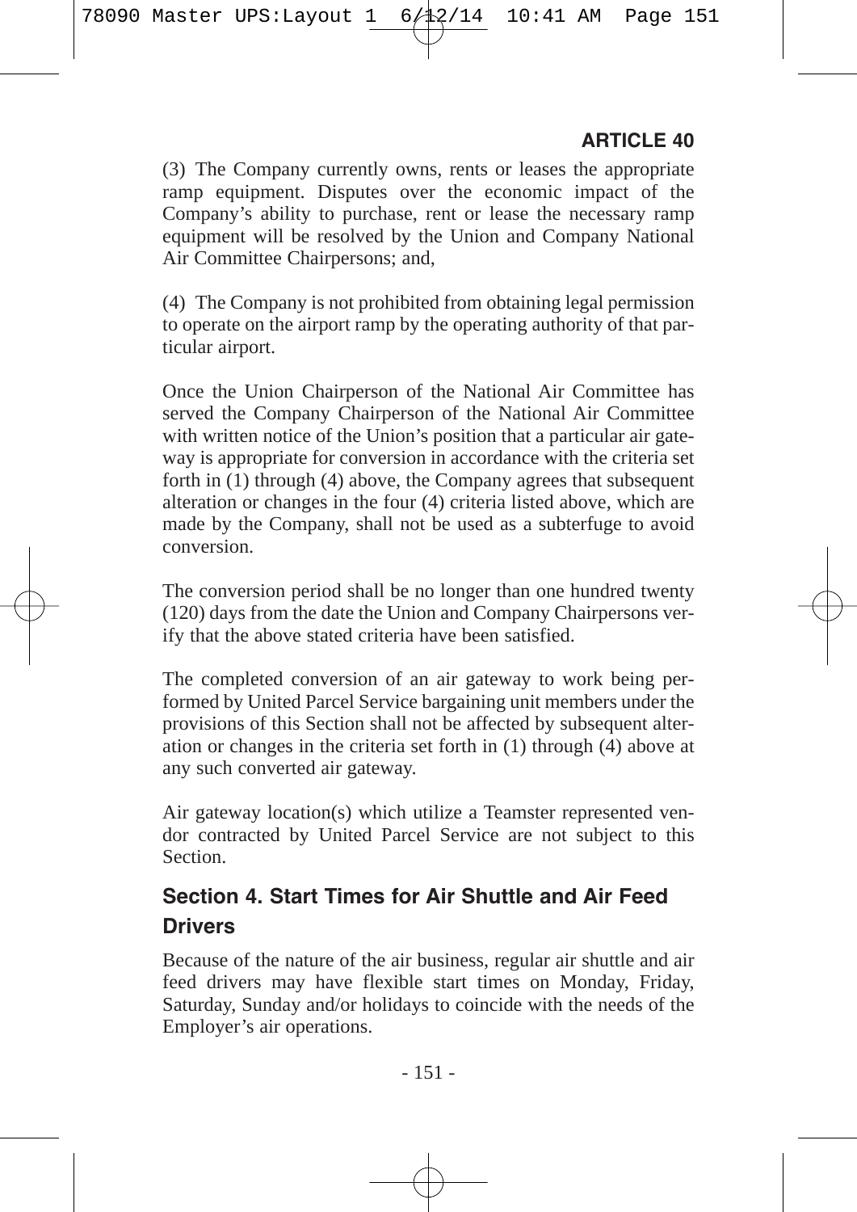(3) The Company currently owns, rents or leases the appropriate ramp equipment. Disputes over the economic impact of the Company's ability to purchase, rent or lease the necessary ramp equipment will be resolved by the Union and Company National Air Committee Chairpersons; and,

(4) The Company is not prohibited from obtaining legal permission to operate on the airport ramp by the operating authority of that particular airport.

Once the Union Chairperson of the National Air Committee has served the Company Chairperson of the National Air Committee with written notice of the Union's position that a particular air gateway is appropriate for conversion in accordance with the criteria set forth in (1) through (4) above, the Company agrees that subsequent alteration or changes in the four (4) criteria listed above, which are made by the Company, shall not be used as a subterfuge to avoid conversion.

The conversion period shall be no longer than one hundred twenty (120) days from the date the Union and Company Chairpersons verify that the above stated criteria have been satisfied.

The completed conversion of an air gateway to work being performed by United Parcel Service bargaining unit members under the provisions of this Section shall not be affected by subsequent alteration or changes in the criteria set forth in (1) through (4) above at any such converted air gateway.

Air gateway location(s) which utilize a Teamster represented vendor contracted by United Parcel Service are not subject to this Section.

## Section 4. Start Times for Air Shuttle and Air Feed Drivers

Because of the nature of the air business, regular air shuttle and air feed drivers may have flexible start times on Monday, Friday, Saturday, Sunday and/or holidays to coincide with the needs of the Employer's air operations.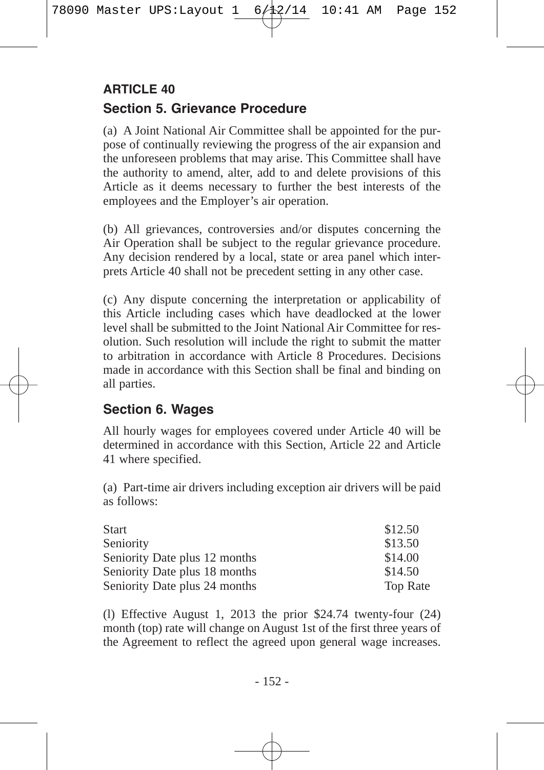## ARTICLE 40

### Section 5. Grievance Procedure

(a) A Joint National Air Committee shall be appointed for the purpose of continually reviewing the progress of the air expansion and the unforeseen problems that may arise. This Committee shall have the authority to amend, alter, add to and delete provisions of this Article as it deems necessary to further the best interests of the employees and the Employer's air operation.

(b) All grievances, controversies and/or disputes concerning the Air Operation shall be subject to the regular grievance procedure. Any decision rendered by a local, state or area panel which interprets Article 40 shall not be precedent setting in any other case.

(c) Any dispute concerning the interpretation or applicability of this Article including cases which have deadlocked at the lower level shall be submitted to the Joint National Air Committee for resolution. Such resolution will include the right to submit the matter to arbitration in accordance with Article 8 Procedures. Decisions made in accordance with this Section shall be final and binding on all parties.

### Section 6. Wages

All hourly wages for employees covered under Article 40 will be determined in accordance with this Section, Article 22 and Article 41 where specified.

(a) Part-time air drivers including exception air drivers will be paid as follows:

| | |
|---|---|
| Start | $12.50 |
| Seniority | $13.50 |
| Seniority Date plus 12 months | $14.00 |
| Seniority Date plus 18 months | $14.50 |
| Seniority Date plus 24 months | Top Rate |

(l) Effective August 1, 2013 the prior $24.74 twenty-four (24) month (top) rate will change on August 1st of the first three years of the Agreement to reflect the agreed upon general wage increases.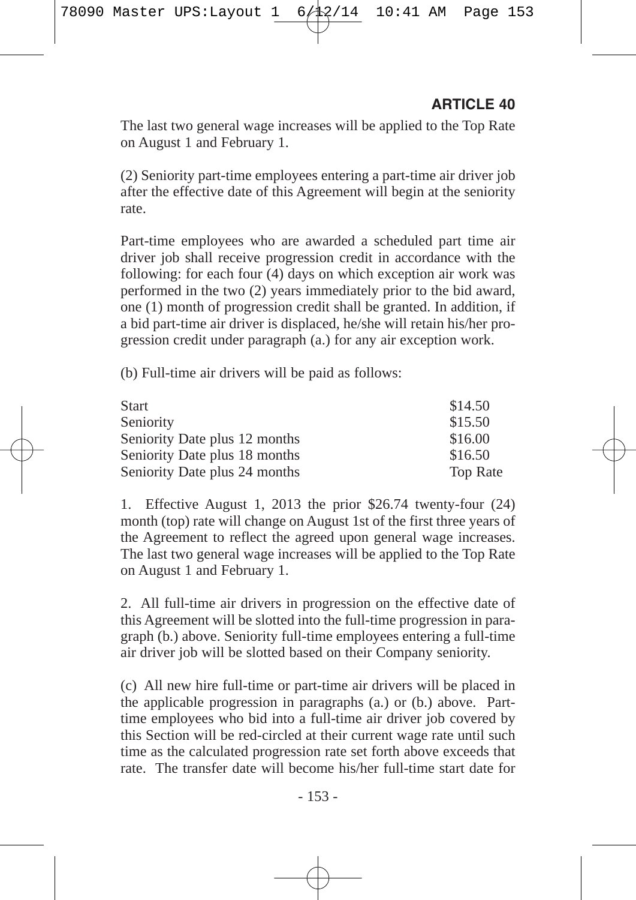The last two general wage increases will be applied to the Top Rate on August 1 and February 1.

(2) Seniority part-time employees entering a part-time air driver job after the effective date of this Agreement will begin at the seniority rate.

Part-time employees who are awarded a scheduled part time air driver job shall receive progression credit in accordance with the following: for each four (4) days on which exception air work was performed in the two (2) years immediately prior to the bid award, one (1) month of progression credit shall be granted. In addition, if a bid part-time air driver is displaced, he/she will retain his/her progression credit under paragraph (a.) for any air exception work.

(b) Full-time air drivers will be paid as follows:

| | |
|---|---|
| Start | $14.50 |
| Seniority | $15.50 |
| Seniority Date plus 12 months | $16.00 |
| Seniority Date plus 18 months | $16.50 |
| Seniority Date plus 24 months | Top Rate |

1. Effective August 1, 2013 the prior $26.74 twenty-four (24) month (top) rate will change on August 1st of the first three years of the Agreement to reflect the agreed upon general wage increases. The last two general wage increases will be applied to the Top Rate on August 1 and February 1.

2. All full-time air drivers in progression on the effective date of this Agreement will be slotted into the full-time progression in paragraph (b.) above. Seniority full-time employees entering a full-time air driver job will be slotted based on their Company seniority.

(c) All new hire full-time or part-time air drivers will be placed in the applicable progression in paragraphs (a.) or (b.) above. Part-time employees who bid into a full-time air driver job covered by this Section will be red-circled at their current wage rate until such time as the calculated progression rate set forth above exceeds that rate. The transfer date will become his/her full-time start date for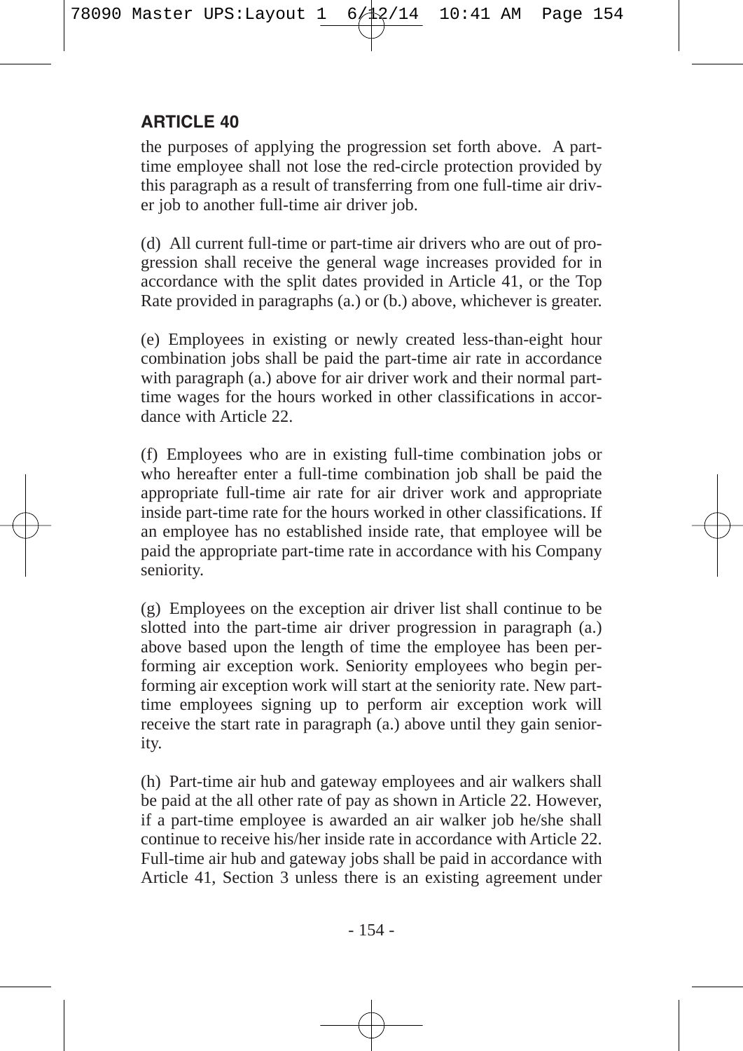the purposes of applying the progression set forth above. A part-time employee shall not lose the red-circle protection provided by this paragraph as a result of transferring from one full-time air driver job to another full-time air driver job.

(d) All current full-time or part-time air drivers who are out of progression shall receive the general wage increases provided for in accordance with the split dates provided in Article 41, or the Top Rate provided in paragraphs (a.) or (b.) above, whichever is greater.

(e) Employees in existing or newly created less-than-eight hour combination jobs shall be paid the part-time air rate in accordance with paragraph (a.) above for air driver work and their normal part-time wages for the hours worked in other classifications in accordance with Article 22.

(f) Employees who are in existing full-time combination jobs or who hereafter enter a full-time combination job shall be paid the appropriate full-time air rate for air driver work and appropriate inside part-time rate for the hours worked in other classifications. If an employee has no established inside rate, that employee will be paid the appropriate part-time rate in accordance with his Company seniority.

(g) Employees on the exception air driver list shall continue to be slotted into the part-time air driver progression in paragraph (a.) above based upon the length of time the employee has been performing air exception work. Seniority employees who begin performing air exception work will start at the seniority rate. New part-time employees signing up to perform air exception work will receive the start rate in paragraph (a.) above until they gain seniority.

(h) Part-time air hub and gateway employees and air walkers shall be paid at the all other rate of pay as shown in Article 22. However, if a part-time employee is awarded an air walker job he/she shall continue to receive his/her inside rate in accordance with Article 22. Full-time air hub and gateway jobs shall be paid in accordance with Article 41, Section 3 unless there is an existing agreement under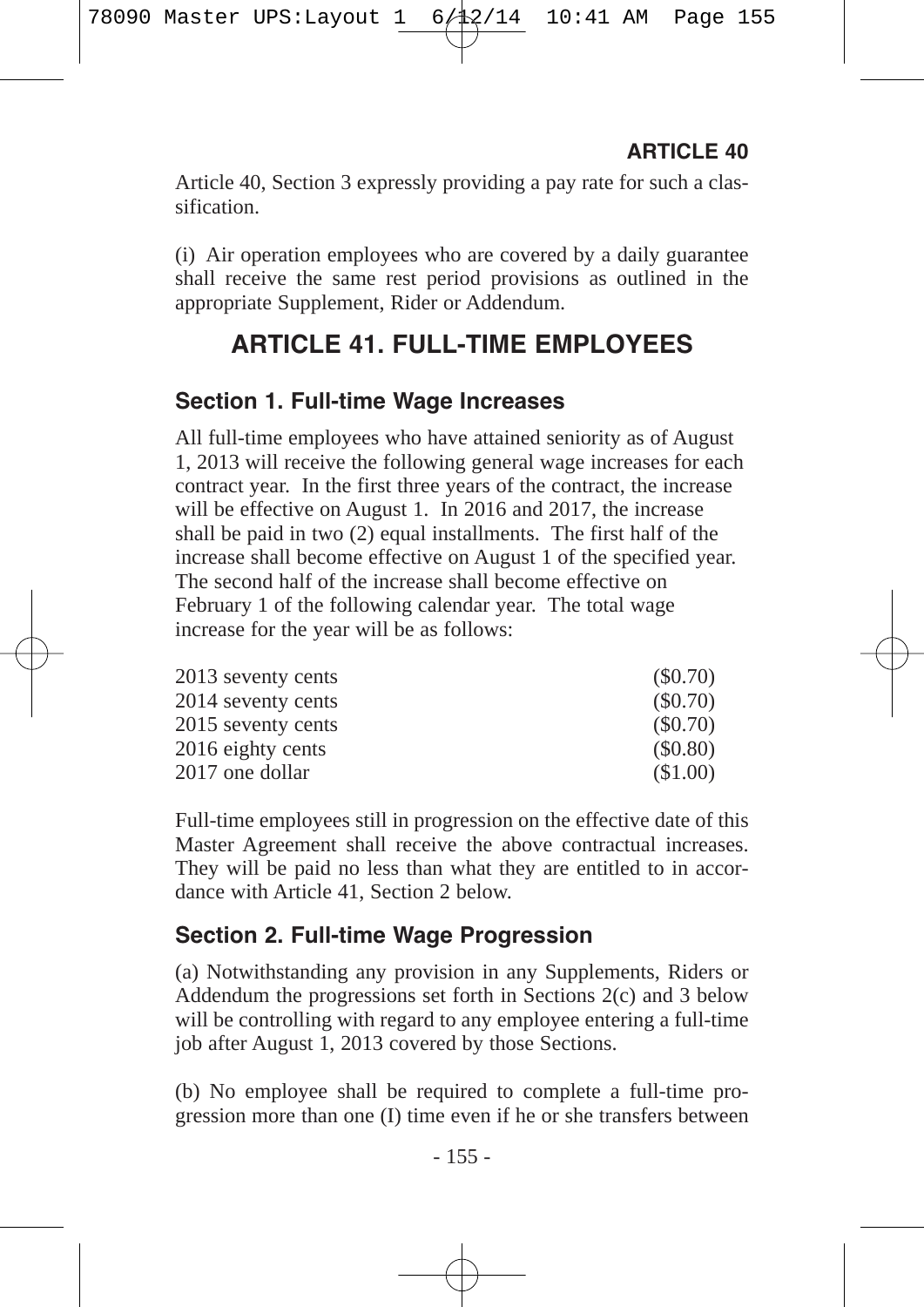Article 40, Section 3 expressly providing a pay rate for such a classification.

(i) Air operation employees who are covered by a daily guarantee shall receive the same rest period provisions as outlined in the appropriate Supplement, Rider or Addendum.

# ARTICLE 41. FULL-TIME EMPLOYEES

## Section 1. Full-time Wage Increases

All full-time employees who have attained seniority as of August 1, 2013 will receive the following general wage increases for each contract year. In the first three years of the contract, the increase will be effective on August 1. In 2016 and 2017, the increase shall be paid in two (2) equal installments. The first half of the increase shall become effective on August 1 of the specified year. The second half of the increase shall become effective on February 1 of the following calendar year. The total wage increase for the year will be as follows:

| | |
|---|---|
| 2013 seventy cents | ($0.70) |
| 2014 seventy cents | ($0.70) |
| 2015 seventy cents | ($0.70) |
| 2016 eighty cents | ($0.80) |
| 2017 one dollar | ($1.00) |

Full-time employees still in progression on the effective date of this Master Agreement shall receive the above contractual increases. They will be paid no less than what they are entitled to in accordance with Article 41, Section 2 below.

## Section 2. Full-time Wage Progression

(a) Notwithstanding any provision in any Supplements, Riders or Addendum the progressions set forth in Sections 2(c) and 3 below will be controlling with regard to any employee entering a full-time job after August 1, 2013 covered by those Sections.

(b) No employee shall be required to complete a full-time progression more than one (I) time even if he or she transfers between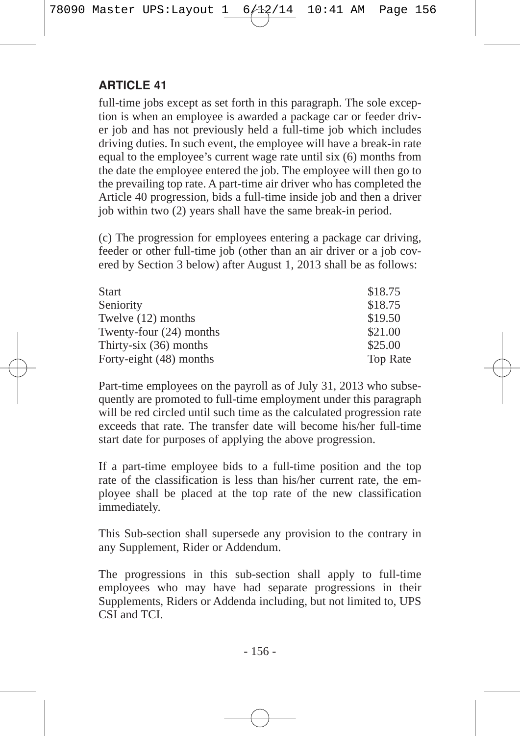## ARTICLE 41

full-time jobs except as set forth in this paragraph. The sole exception is when an employee is awarded a package car or feeder driver job and has not previously held a full-time job which includes driving duties. In such event, the employee will have a break-in rate equal to the employee's current wage rate until six (6) months from the date the employee entered the job. The employee will then go to the prevailing top rate. A part-time air driver who has completed the Article 40 progression, bids a full-time inside job and then a driver job within two (2) years shall have the same break-in period.

(c) The progression for employees entering a package car driving, feeder or other full-time job (other than an air driver or a job covered by Section 3 below) after August 1, 2013 shall be as follows:

| | |
|---|---|
| Start | $18.75 |
| Seniority | $18.75 |
| Twelve (12) months | $19.50 |
| Twenty-four (24) months | $21.00 |
| Thirty-six (36) months | $25.00 |
| Forty-eight (48) months | Top Rate |

Part-time employees on the payroll as of July 31, 2013 who subsequently are promoted to full-time employment under this paragraph will be red circled until such time as the calculated progression rate exceeds that rate. The transfer date will become his/her full-time start date for purposes of applying the above progression.

If a part-time employee bids to a full-time position and the top rate of the classification is less than his/her current rate, the employee shall be placed at the top rate of the new classification immediately.

This Sub-section shall supersede any provision to the contrary in any Supplement, Rider or Addendum.

The progressions in this sub-section shall apply to full-time employees who may have had separate progressions in their Supplements, Riders or Addenda including, but not limited to, UPS CSI and TCI.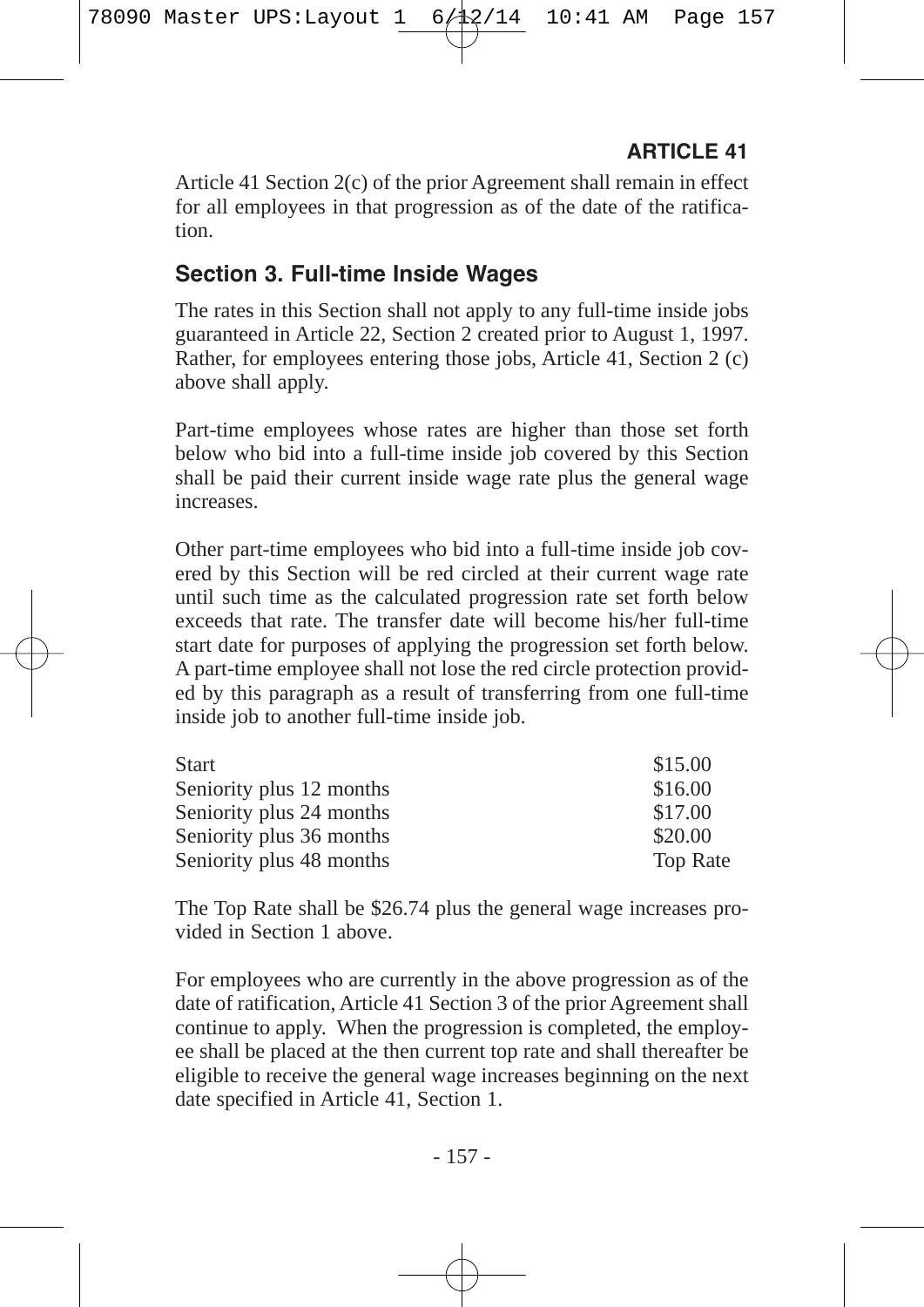Article 41 Section 2(c) of the prior Agreement shall remain in effect for all employees in that progression as of the date of the ratification.

## Section 3. Full-time Inside Wages

The rates in this Section shall not apply to any full-time inside jobs guaranteed in Article 22, Section 2 created prior to August 1, 1997. Rather, for employees entering those jobs, Article 41, Section 2 (c) above shall apply.

Part-time employees whose rates are higher than those set forth below who bid into a full-time inside job covered by this Section shall be paid their current inside wage rate plus the general wage increases.

Other part-time employees who bid into a full-time inside job covered by this Section will be red circled at their current wage rate until such time as the calculated progression rate set forth below exceeds that rate. The transfer date will become his/her full-time start date for purposes of applying the progression set forth below. A part-time employee shall not lose the red circle protection provided by this paragraph as a result of transferring from one full-time inside job to another full-time inside job.

| | |
|---|---|
| Start | \$15.00 |
| Seniority plus 12 months | \$16.00 |
| Seniority plus 24 months | \$17.00 |
| Seniority plus 36 months | \$20.00 |
| Seniority plus 48 months | Top Rate |

The Top Rate shall be \$26.74 plus the general wage increases provided in Section 1 above.

For employees who are currently in the above progression as of the date of ratification, Article 41 Section 3 of the prior Agreement shall continue to apply. When the progression is completed, the employee shall be placed at the then current top rate and shall thereafter be eligible to receive the general wage increases beginning on the next date specified in Article 41, Section 1.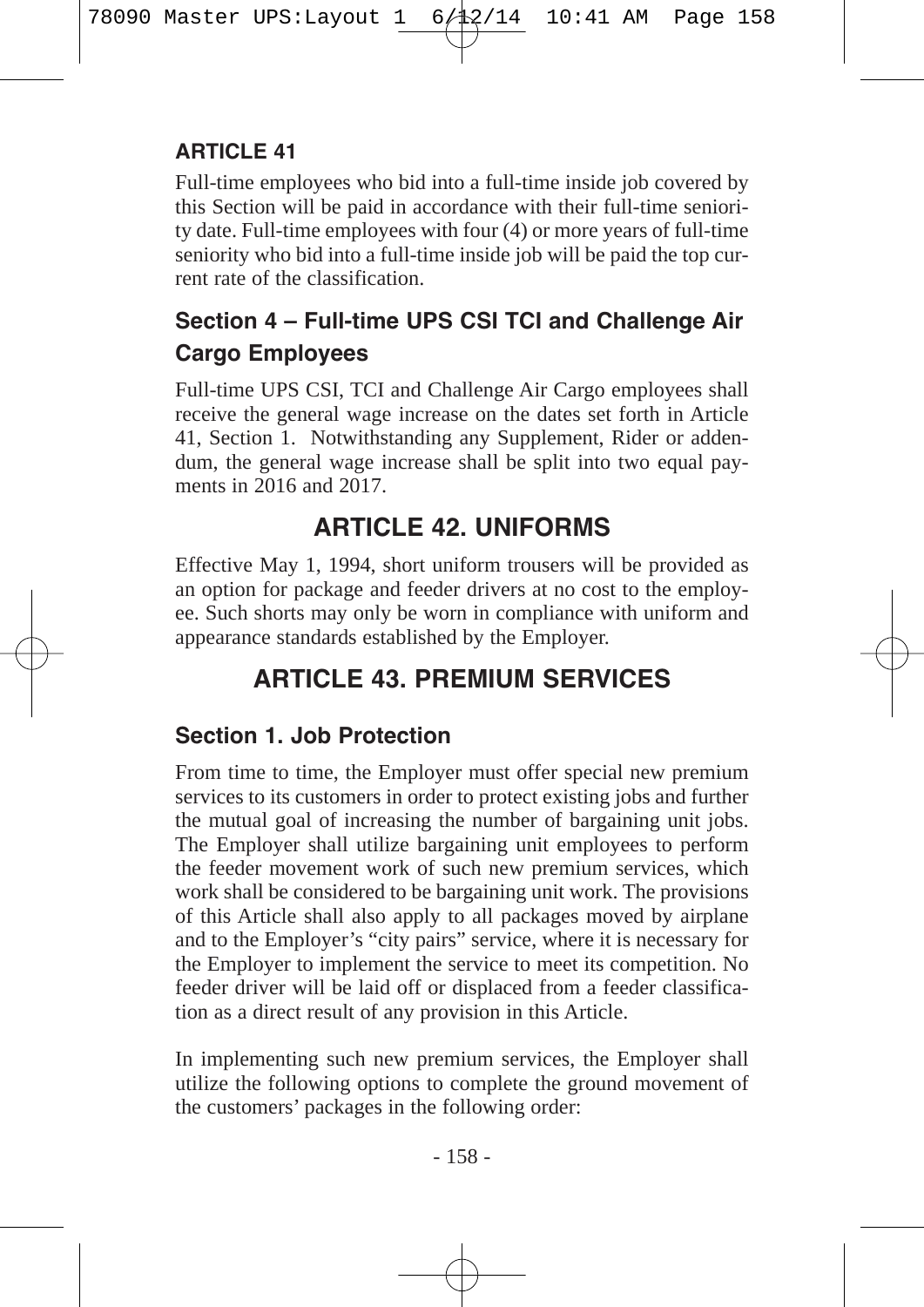**ARTICLE 41**

Full-time employees who bid into a full-time inside job covered by this Section will be paid in accordance with their full-time seniority date. Full-time employees with four (4) or more years of full-time seniority who bid into a full-time inside job will be paid the top current rate of the classification.

### Section 4 – Full-time UPS CSI TCI and Challenge Air Cargo Employees

Full-time UPS CSI, TCI and Challenge Air Cargo employees shall receive the general wage increase on the dates set forth in Article 41, Section 1. Notwithstanding any Supplement, Rider or addendum, the general wage increase shall be split into two equal payments in 2016 and 2017.

## ARTICLE 42. UNIFORMS

Effective May 1, 1994, short uniform trousers will be provided as an option for package and feeder drivers at no cost to the employee. Such shorts may only be worn in compliance with uniform and appearance standards established by the Employer.

## ARTICLE 43. PREMIUM SERVICES

### Section 1. Job Protection

From time to time, the Employer must offer special new premium services to its customers in order to protect existing jobs and further the mutual goal of increasing the number of bargaining unit jobs. The Employer shall utilize bargaining unit employees to perform the feeder movement work of such new premium services, which work shall be considered to be bargaining unit work. The provisions of this Article shall also apply to all packages moved by airplane and to the Employer's "city pairs" service, where it is necessary for the Employer to implement the service to meet its competition. No feeder driver will be laid off or displaced from a feeder classification as a direct result of any provision in this Article.

In implementing such new premium services, the Employer shall utilize the following options to complete the ground movement of the customers' packages in the following order: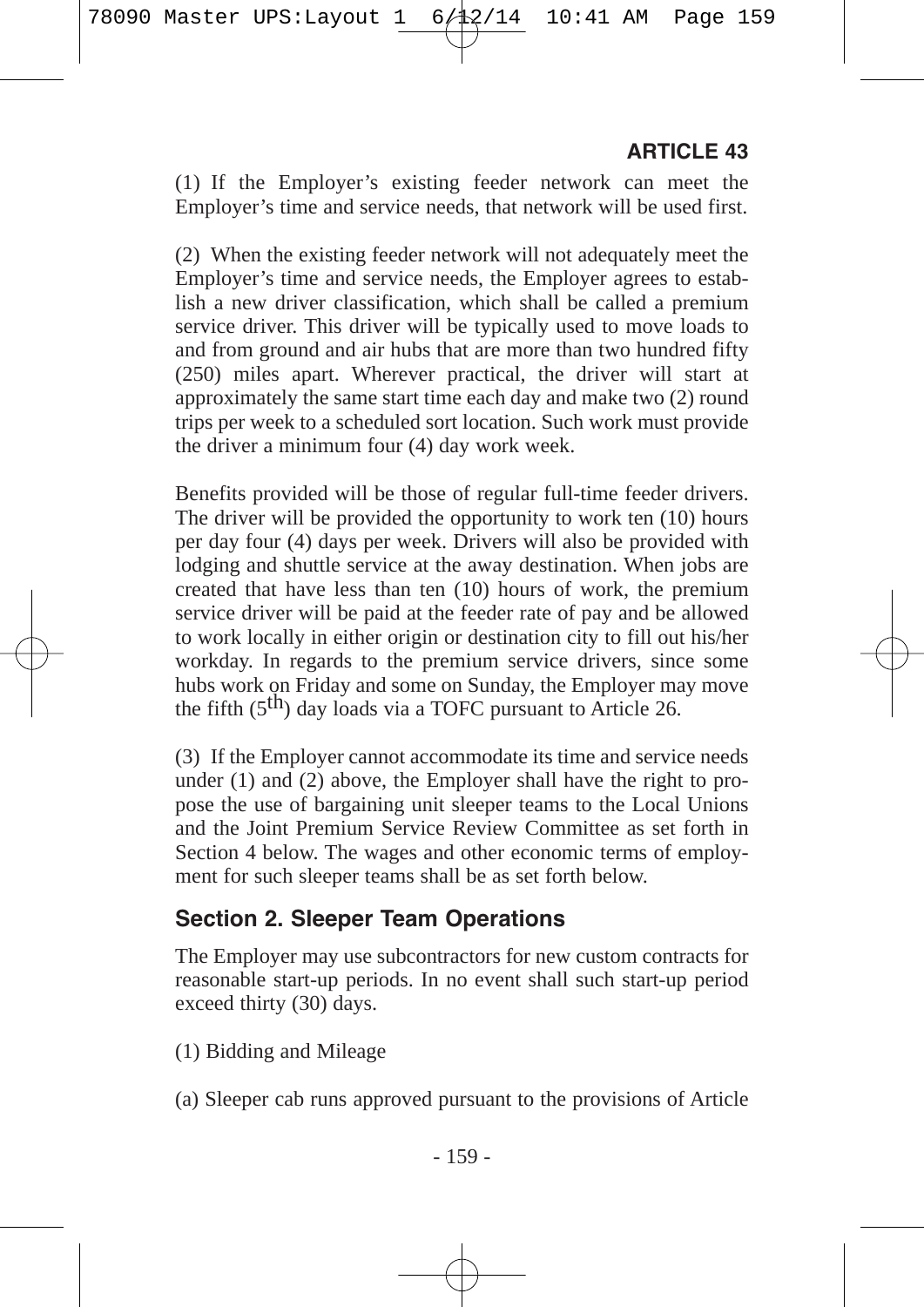## ARTICLE 43

(1) If the Employer's existing feeder network can meet the Employer's time and service needs, that network will be used first.

(2) When the existing feeder network will not adequately meet the Employer's time and service needs, the Employer agrees to establish a new driver classification, which shall be called a premium service driver. This driver will be typically used to move loads to and from ground and air hubs that are more than two hundred fifty (250) miles apart. Wherever practical, the driver will start at approximately the same start time each day and make two (2) round trips per week to a scheduled sort location. Such work must provide the driver a minimum four (4) day work week.

Benefits provided will be those of regular full-time feeder drivers. The driver will be provided the opportunity to work ten (10) hours per day four (4) days per week. Drivers will also be provided with lodging and shuttle service at the away destination. When jobs are created that have less than ten (10) hours of work, the premium service driver will be paid at the feeder rate of pay and be allowed to work locally in either origin or destination city to fill out his/her workday. In regards to the premium service drivers, since some hubs work on Friday and some on Sunday, the Employer may move the fifth ($5^{th}$) day loads via a TOFC pursuant to Article 26.

(3) If the Employer cannot accommodate its time and service needs under (1) and (2) above, the Employer shall have the right to propose the use of bargaining unit sleeper teams to the Local Unions and the Joint Premium Service Review Committee as set forth in Section 4 below. The wages and other economic terms of employment for such sleeper teams shall be as set forth below.

### Section 2. Sleeper Team Operations

The Employer may use subcontractors for new custom contracts for reasonable start-up periods. In no event shall such start-up period exceed thirty (30) days.

(1) Bidding and Mileage

(a) Sleeper cab runs approved pursuant to the provisions of Article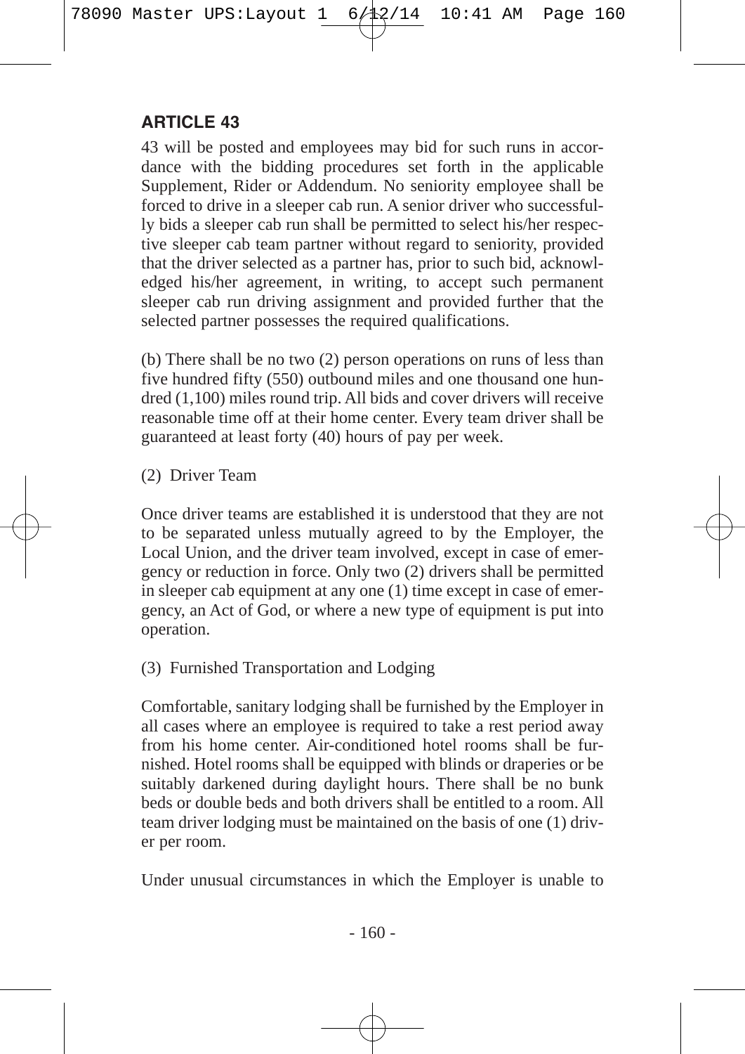## ARTICLE 43

43 will be posted and employees may bid for such runs in accordance with the bidding procedures set forth in the applicable Supplement, Rider or Addendum. No seniority employee shall be forced to drive in a sleeper cab run. A senior driver who successfully bids a sleeper cab run shall be permitted to select his/her respective sleeper cab team partner without regard to seniority, provided that the driver selected as a partner has, prior to such bid, acknowledged his/her agreement, in writing, to accept such permanent sleeper cab run driving assignment and provided further that the selected partner possesses the required qualifications.

(b) There shall be no two (2) person operations on runs of less than five hundred fifty (550) outbound miles and one thousand one hundred (1,100) miles round trip. All bids and cover drivers will receive reasonable time off at their home center. Every team driver shall be guaranteed at least forty (40) hours of pay per week.

(2) Driver Team

Once driver teams are established it is understood that they are not to be separated unless mutually agreed to by the Employer, the Local Union, and the driver team involved, except in case of emergency or reduction in force. Only two (2) drivers shall be permitted in sleeper cab equipment at any one (1) time except in case of emergency, an Act of God, or where a new type of equipment is put into operation.

(3) Furnished Transportation and Lodging

Comfortable, sanitary lodging shall be furnished by the Employer in all cases where an employee is required to take a rest period away from his home center. Air-conditioned hotel rooms shall be furnished. Hotel rooms shall be equipped with blinds or draperies or be suitably darkened during daylight hours. There shall be no bunk beds or double beds and both drivers shall be entitled to a room. All team driver lodging must be maintained on the basis of one (1) driver per room.

Under unusual circumstances in which the Employer is unable to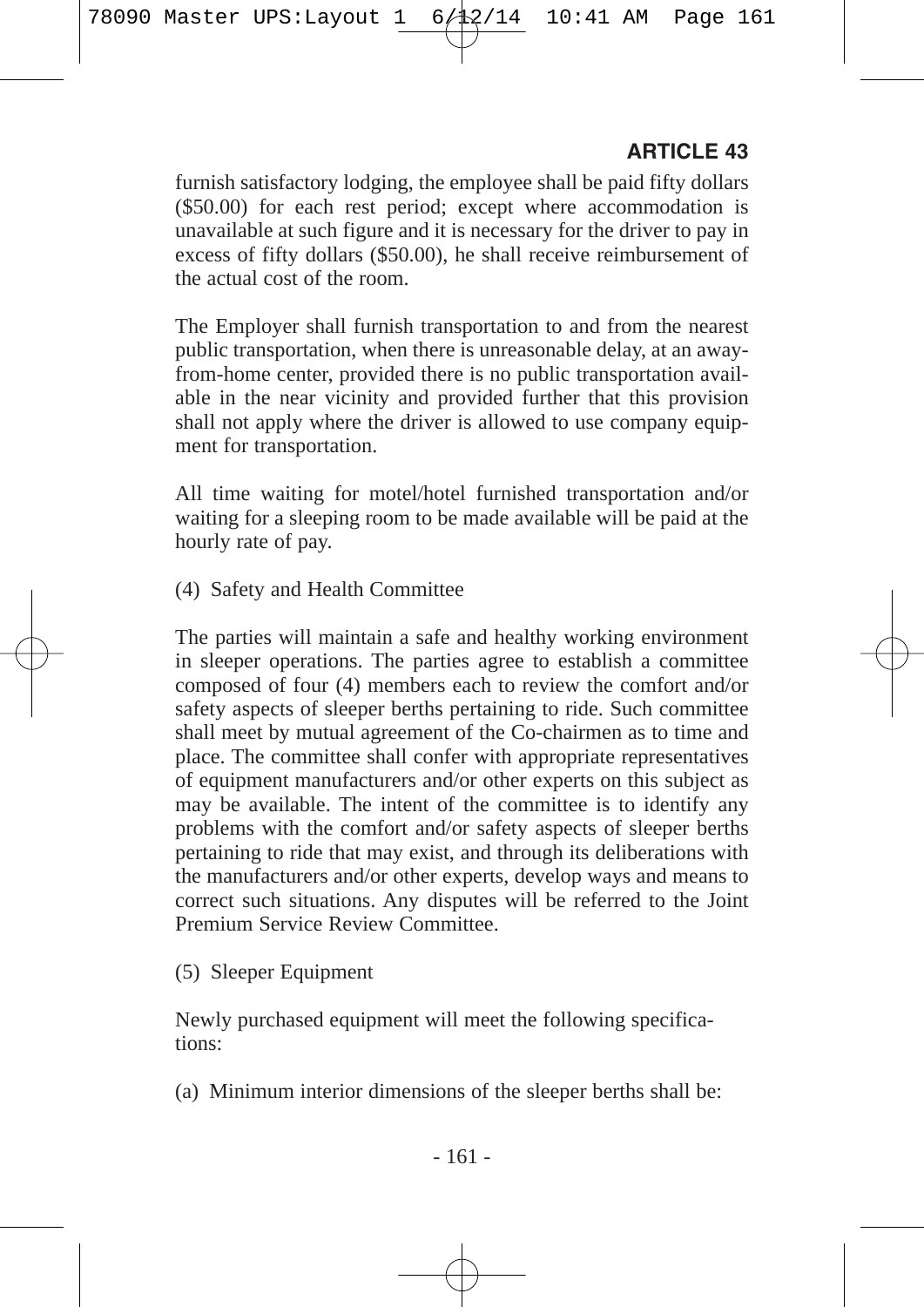furnish satisfactory lodging, the employee shall be paid fifty dollars ($50.00) for each rest period; except where accommodation is unavailable at such figure and it is necessary for the driver to pay in excess of fifty dollars ($50.00), he shall receive reimbursement of the actual cost of the room.

The Employer shall furnish transportation to and from the nearest public transportation, when there is unreasonable delay, at an away-from-home center, provided there is no public transportation available in the near vicinity and provided further that this provision shall not apply where the driver is allowed to use company equipment for transportation.

All time waiting for motel/hotel furnished transportation and/or waiting for a sleeping room to be made available will be paid at the hourly rate of pay.

(4) Safety and Health Committee

The parties will maintain a safe and healthy working environment in sleeper operations. The parties agree to establish a committee composed of four (4) members each to review the comfort and/or safety aspects of sleeper berths pertaining to ride. Such committee shall meet by mutual agreement of the Co-chairmen as to time and place. The committee shall confer with appropriate representatives of equipment manufacturers and/or other experts on this subject as may be available. The intent of the committee is to identify any problems with the comfort and/or safety aspects of sleeper berths pertaining to ride that may exist, and through its deliberations with the manufacturers and/or other experts, develop ways and means to correct such situations. Any disputes will be referred to the Joint Premium Service Review Committee.

(5) Sleeper Equipment

Newly purchased equipment will meet the following specifications:

(a) Minimum interior dimensions of the sleeper berths shall be: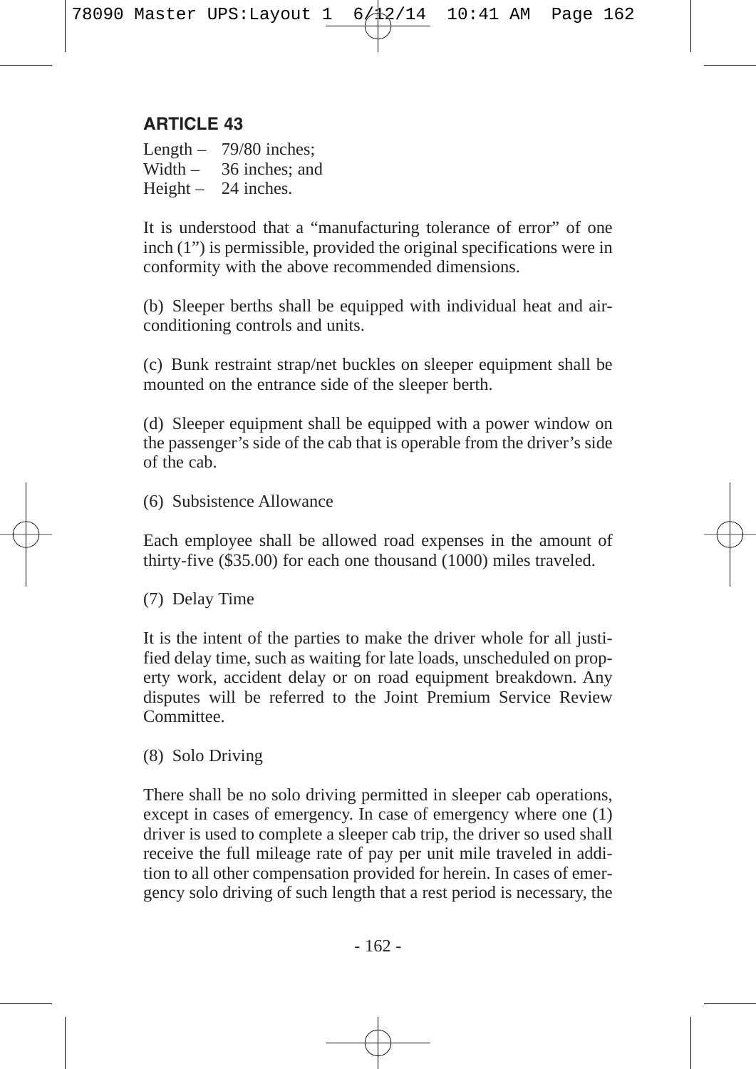## ARTICLE 43

Length – 79/80 inches;
Width – 36 inches; and
Height – 24 inches.

It is understood that a "manufacturing tolerance of error" of one inch (1") is permissible, provided the original specifications were in conformity with the above recommended dimensions.

(b) Sleeper berths shall be equipped with individual heat and air-conditioning controls and units.

(c) Bunk restraint strap/net buckles on sleeper equipment shall be mounted on the entrance side of the sleeper berth.

(d) Sleeper equipment shall be equipped with a power window on the passenger's side of the cab that is operable from the driver's side of the cab.

(6) Subsistence Allowance

Each employee shall be allowed road expenses in the amount of thirty-five ($35.00) for each one thousand (1000) miles traveled.

(7) Delay Time

It is the intent of the parties to make the driver whole for all justified delay time, such as waiting for late loads, unscheduled on property work, accident delay or on road equipment breakdown. Any disputes will be referred to the Joint Premium Service Review Committee.

(8) Solo Driving

There shall be no solo driving permitted in sleeper cab operations, except in cases of emergency. In case of emergency where one (1) driver is used to complete a sleeper cab trip, the driver so used shall receive the full mileage rate of pay per unit mile traveled in addition to all other compensation provided for herein. In cases of emergency solo driving of such length that a rest period is necessary, the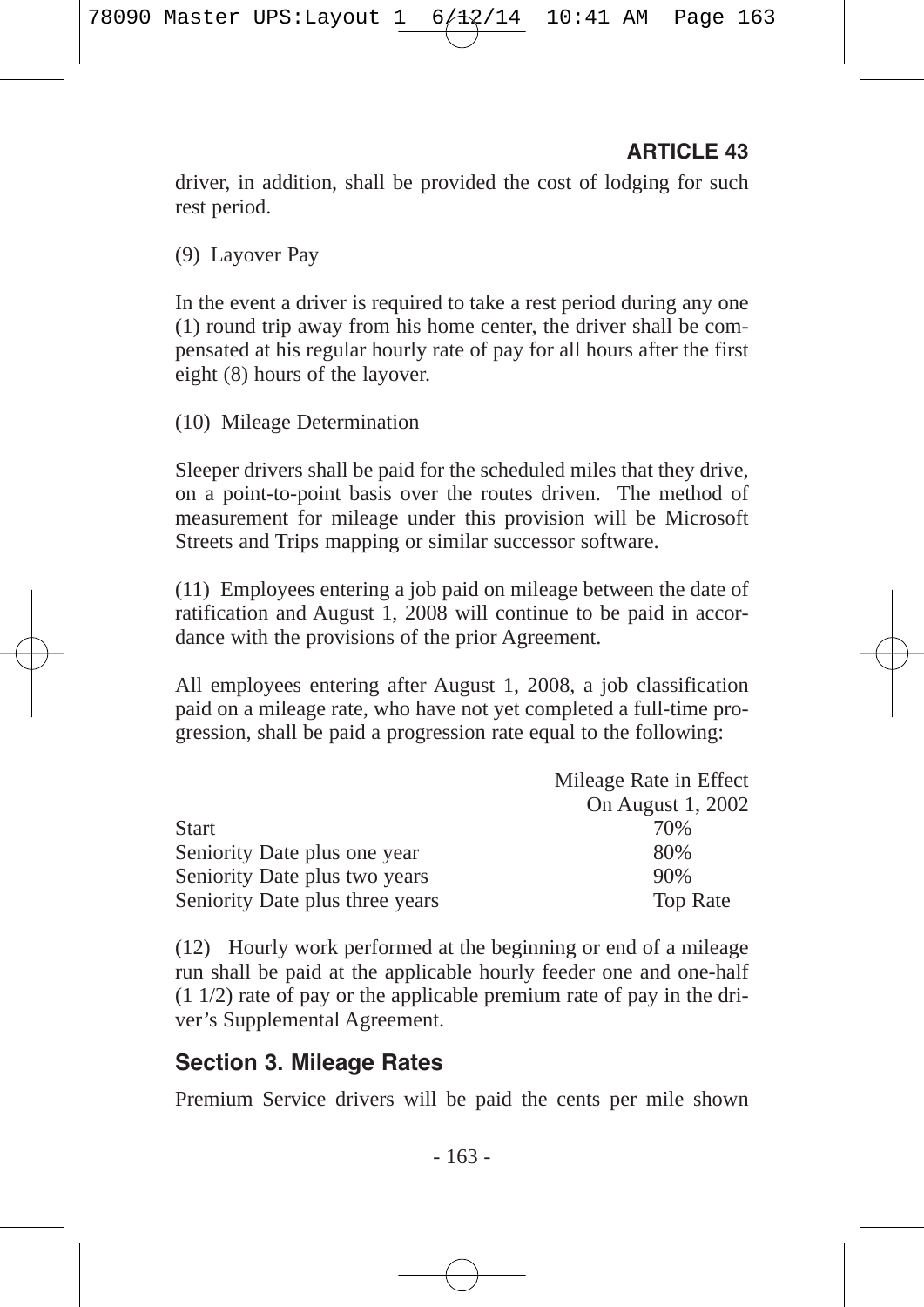driver, in addition, shall be provided the cost of lodging for such rest period.

(9) Layover Pay

In the event a driver is required to take a rest period during any one (1) round trip away from his home center, the driver shall be compensated at his regular hourly rate of pay for all hours after the first eight (8) hours of the layover.

(10) Mileage Determination

Sleeper drivers shall be paid for the scheduled miles that they drive, on a point-to-point basis over the routes driven. The method of measurement for mileage under this provision will be Microsoft Streets and Trips mapping or similar successor software.

(11) Employees entering a job paid on mileage between the date of ratification and August 1, 2008 will continue to be paid in accordance with the provisions of the prior Agreement.

All employees entering after August 1, 2008, a job classification paid on a mileage rate, who have not yet completed a full-time progression, shall be paid a progression rate equal to the following:

| | Mileage Rate in Effect On August 1, 2002 |
|---|---|
| Start | 70% |
| Seniority Date plus one year | 80% |
| Seniority Date plus two years | 90% |
| Seniority Date plus three years | Top Rate |

(12) Hourly work performed at the beginning or end of a mileage run shall be paid at the applicable hourly feeder one and one-half (1 1/2) rate of pay or the applicable premium rate of pay in the driver's Supplemental Agreement.

## Section 3. Mileage Rates

Premium Service drivers will be paid the cents per mile shown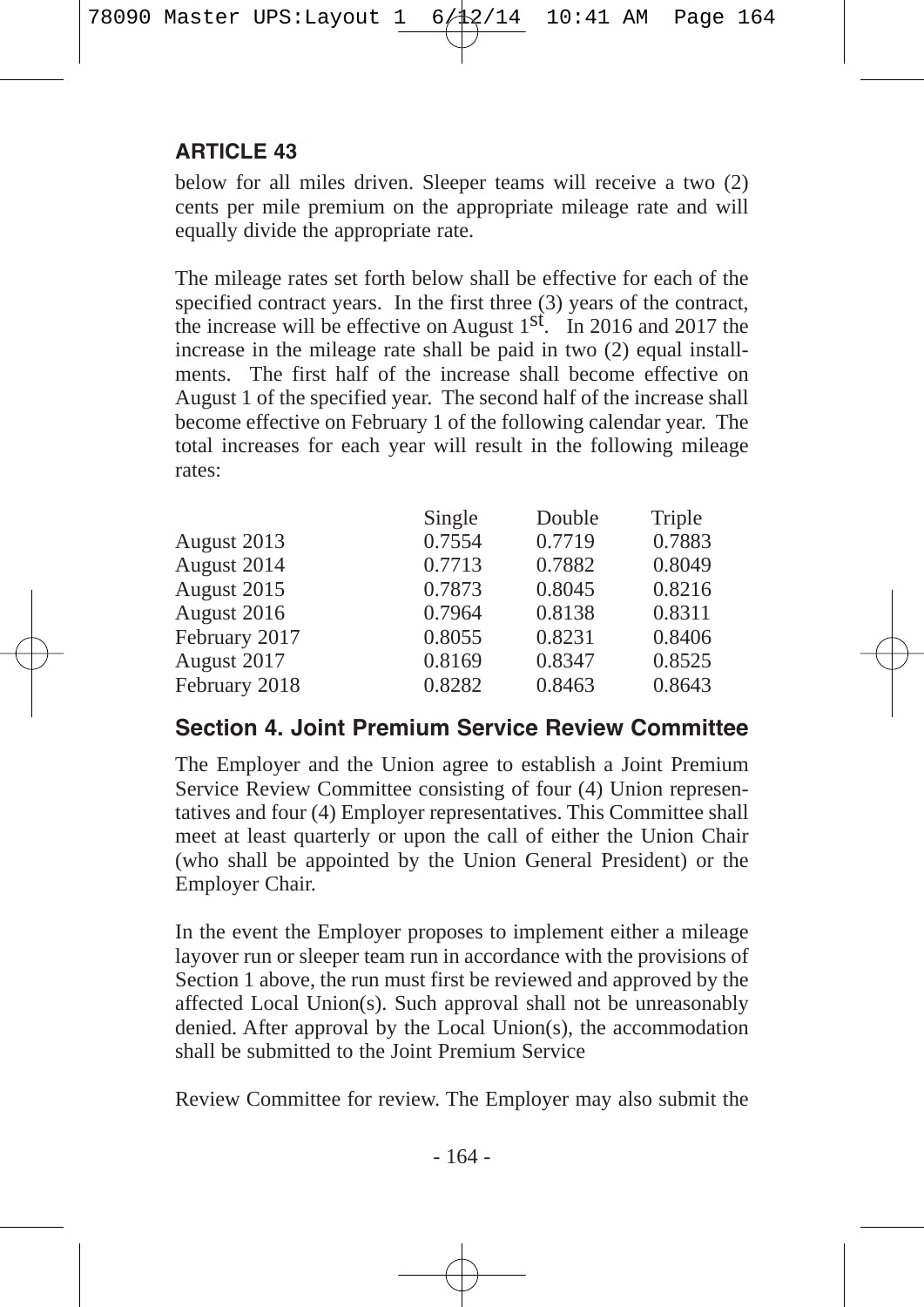## ARTICLE 43

below for all miles driven. Sleeper teams will receive a two (2) cents per mile premium on the appropriate mileage rate and will equally divide the appropriate rate.

The mileage rates set forth below shall be effective for each of the specified contract years. In the first three (3) years of the contract, the increase will be effective on August 1st. In 2016 and 2017 the increase in the mileage rate shall be paid in two (2) equal installments. The first half of the increase shall become effective on August 1 of the specified year. The second half of the increase shall become effective on February 1 of the following calendar year. The total increases for each year will result in the following mileage rates:

| | Single | Double | Triple |
|---|---|---|---|
| August 2013 | 0.7554 | 0.7719 | 0.7883 |
| August 2014 | 0.7713 | 0.7882 | 0.8049 |
| August 2015 | 0.7873 | 0.8045 | 0.8216 |
| August 2016 | 0.7964 | 0.8138 | 0.8311 |
| February 2017 | 0.8055 | 0.8231 | 0.8406 |
| August 2017 | 0.8169 | 0.8347 | 0.8525 |
| February 2018 | 0.8282 | 0.8463 | 0.8643 |

### Section 4. Joint Premium Service Review Committee

The Employer and the Union agree to establish a Joint Premium Service Review Committee consisting of four (4) Union representatives and four (4) Employer representatives. This Committee shall meet at least quarterly or upon the call of either the Union Chair (who shall be appointed by the Union General President) or the Employer Chair.

In the event the Employer proposes to implement either a mileage layover run or sleeper team run in accordance with the provisions of Section 1 above, the run must first be reviewed and approved by the affected Local Union(s). Such approval shall not be unreasonably denied. After approval by the Local Union(s), the accommodation shall be submitted to the Joint Premium Service

Review Committee for review. The Employer may also submit the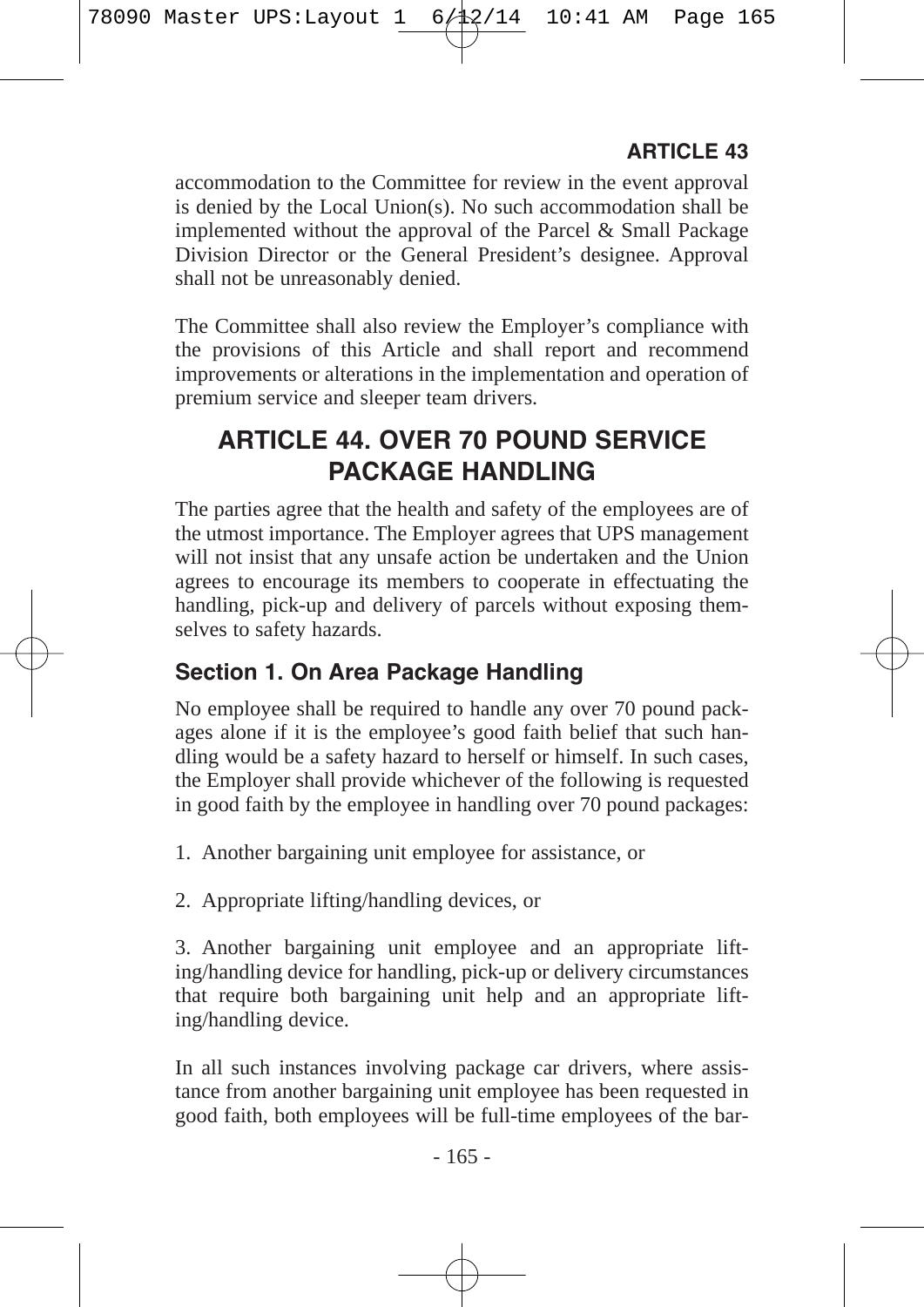accommodation to the Committee for review in the event approval is denied by the Local Union(s). No such accommodation shall be implemented without the approval of the Parcel & Small Package Division Director or the General President's designee. Approval shall not be unreasonably denied.

The Committee shall also review the Employer's compliance with the provisions of this Article and shall report and recommend improvements or alterations in the implementation and operation of premium service and sleeper team drivers.

# ARTICLE 44. OVER 70 POUND SERVICE PACKAGE HANDLING

The parties agree that the health and safety of the employees are of the utmost importance. The Employer agrees that UPS management will not insist that any unsafe action be undertaken and the Union agrees to encourage its members to cooperate in effectuating the handling, pick-up and delivery of parcels without exposing themselves to safety hazards.

## Section 1. On Area Package Handling

No employee shall be required to handle any over 70 pound packages alone if it is the employee's good faith belief that such handling would be a safety hazard to herself or himself. In such cases, the Employer shall provide whichever of the following is requested in good faith by the employee in handling over 70 pound packages:

1. Another bargaining unit employee for assistance, or

2. Appropriate lifting/handling devices, or

3. Another bargaining unit employee and an appropriate lifting/handling device for handling, pick-up or delivery circumstances that require both bargaining unit help and an appropriate lifting/handling device.

In all such instances involving package car drivers, where assistance from another bargaining unit employee has been requested in good faith, both employees will be full-time employees of the bar-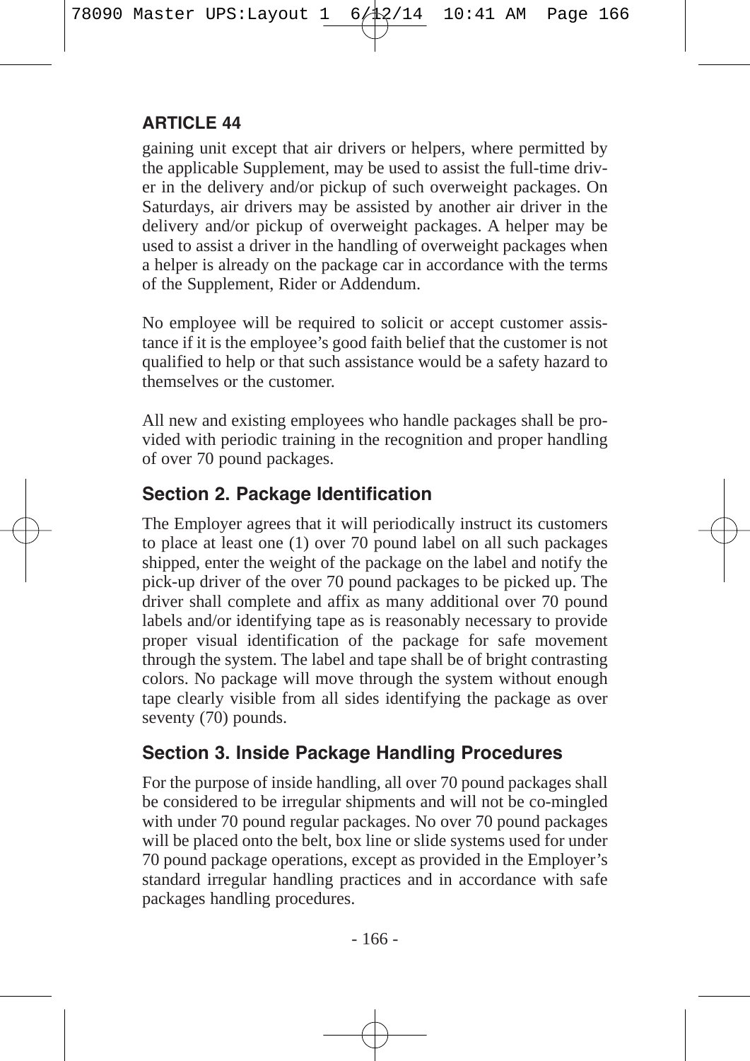## ARTICLE 44

gaining unit except that air drivers or helpers, where permitted by the applicable Supplement, may be used to assist the full-time driver in the delivery and/or pickup of such overweight packages. On Saturdays, air drivers may be assisted by another air driver in the delivery and/or pickup of overweight packages. A helper may be used to assist a driver in the handling of overweight packages when a helper is already on the package car in accordance with the terms of the Supplement, Rider or Addendum.

No employee will be required to solicit or accept customer assistance if it is the employee's good faith belief that the customer is not qualified to help or that such assistance would be a safety hazard to themselves or the customer.

All new and existing employees who handle packages shall be provided with periodic training in the recognition and proper handling of over 70 pound packages.

### Section 2. Package Identification

The Employer agrees that it will periodically instruct its customers to place at least one (1) over 70 pound label on all such packages shipped, enter the weight of the package on the label and notify the pick-up driver of the over 70 pound packages to be picked up. The driver shall complete and affix as many additional over 70 pound labels and/or identifying tape as is reasonably necessary to provide proper visual identification of the package for safe movement through the system. The label and tape shall be of bright contrasting colors. No package will move through the system without enough tape clearly visible from all sides identifying the package as over seventy (70) pounds.

### Section 3. Inside Package Handling Procedures

For the purpose of inside handling, all over 70 pound packages shall be considered to be irregular shipments and will not be co-mingled with under 70 pound regular packages. No over 70 pound packages will be placed onto the belt, box line or slide systems used for under 70 pound package operations, except as provided in the Employer's standard irregular handling practices and in accordance with safe packages handling procedures.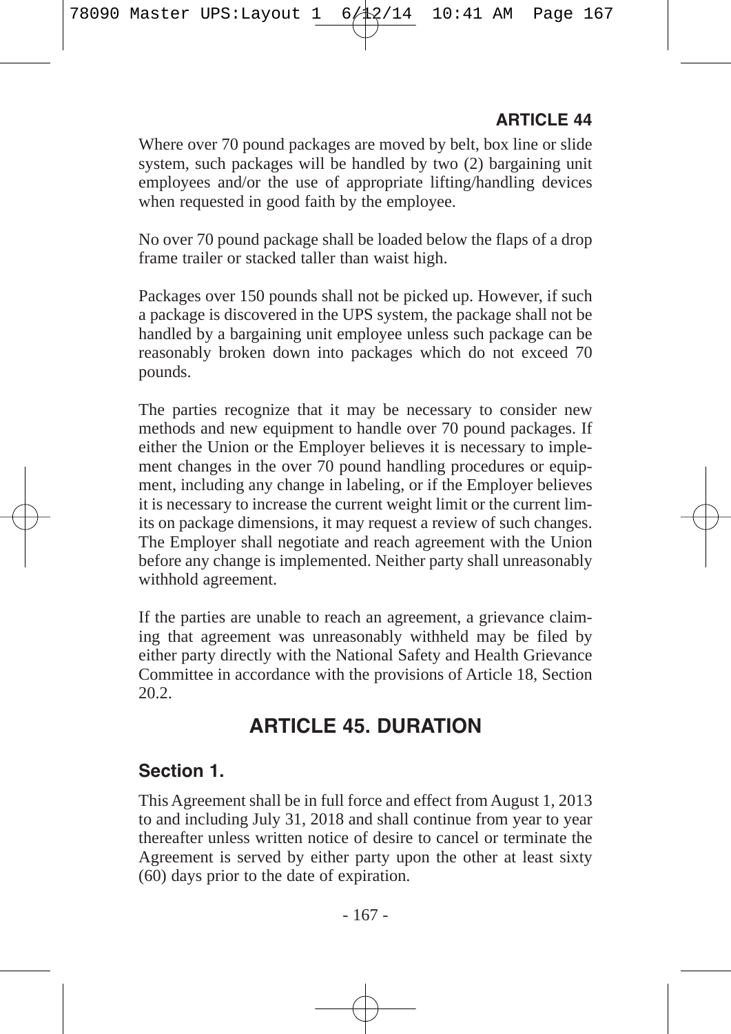Where over 70 pound packages are moved by belt, box line or slide system, such packages will be handled by two (2) bargaining unit employees and/or the use of appropriate lifting/handling devices when requested in good faith by the employee.

No over 70 pound package shall be loaded below the flaps of a drop frame trailer or stacked taller than waist high.

Packages over 150 pounds shall not be picked up. However, if such a package is discovered in the UPS system, the package shall not be handled by a bargaining unit employee unless such package can be reasonably broken down into packages which do not exceed 70 pounds.

The parties recognize that it may be necessary to consider new methods and new equipment to handle over 70 pound packages. If either the Union or the Employer believes it is necessary to implement changes in the over 70 pound handling procedures or equipment, including any change in labeling, or if the Employer believes it is necessary to increase the current weight limit or the current limits on package dimensions, it may request a review of such changes. The Employer shall negotiate and reach agreement with the Union before any change is implemented. Neither party shall unreasonably withhold agreement.

If the parties are unable to reach an agreement, a grievance claiming that agreement was unreasonably withheld may be filed by either party directly with the National Safety and Health Grievance Committee in accordance with the provisions of Article 18, Section 20.2.

# ARTICLE 45. DURATION

## Section 1.

This Agreement shall be in full force and effect from August 1, 2013 to and including July 31, 2018 and shall continue from year to year thereafter unless written notice of desire to cancel or terminate the Agreement is served by either party upon the other at least sixty (60) days prior to the date of expiration.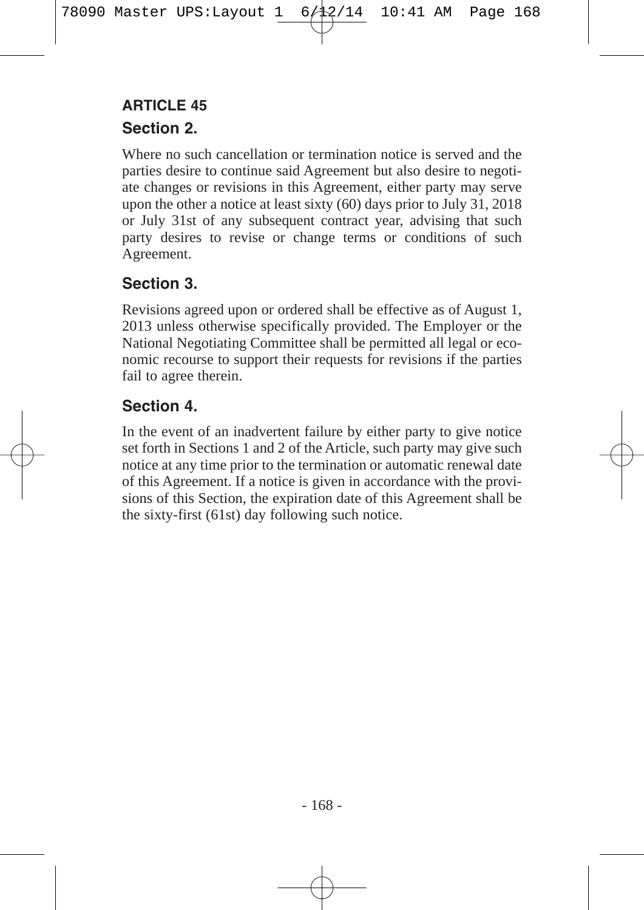## ARTICLE 45

### Section 2.

Where no such cancellation or termination notice is served and the parties desire to continue said Agreement but also desire to negotiate changes or revisions in this Agreement, either party may serve upon the other a notice at least sixty (60) days prior to July 31, 2018 or July 31st of any subsequent contract year, advising that such party desires to revise or change terms or conditions of such Agreement.

### Section 3.

Revisions agreed upon or ordered shall be effective as of August 1, 2013 unless otherwise specifically provided. The Employer or the National Negotiating Committee shall be permitted all legal or economic recourse to support their requests for revisions if the parties fail to agree therein.

### Section 4.

In the event of an inadvertent failure by either party to give notice set forth in Sections 1 and 2 of the Article, such party may give such notice at any time prior to the termination or automatic renewal date of this Agreement. If a notice is given in accordance with the provisions of this Section, the expiration date of this Agreement shall be the sixty-first (61st) day following such notice.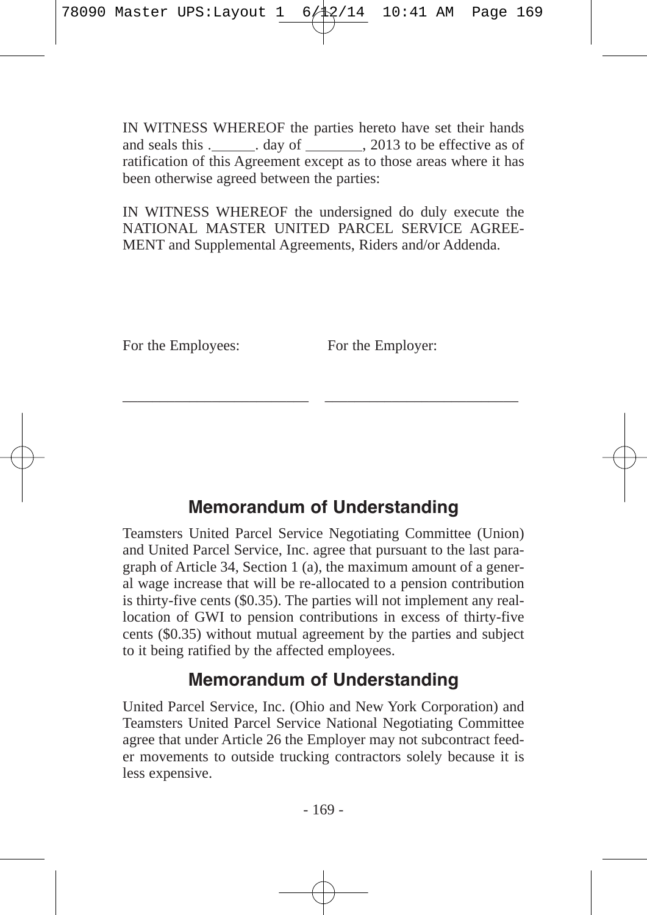IN WITNESS WHEREOF the parties hereto have set their hands and seals this .\_\_\_\_\_\_. day of \_\_\_\_\_\_\_\_, 2013 to be effective as of ratification of this Agreement except as to those areas where it has been otherwise agreed between the parties:

IN WITNESS WHEREOF the undersigned do duly execute the NATIONAL MASTER UNITED PARCEL SERVICE AGREEMENT and Supplemental Agreements, Riders and/or Addenda.

For the Employees: For the Employer:

\_\_\_\_\_\_\_\_\_\_\_\_\_\_\_\_\_\_\_\_\_\_\_\_\_ \_\_\_\_\_\_\_\_\_\_\_\_\_\_\_\_\_\_\_\_\_\_\_\_\_

## Memorandum of Understanding

Teamsters United Parcel Service Negotiating Committee (Union) and United Parcel Service, Inc. agree that pursuant to the last paragraph of Article 34, Section 1 (a), the maximum amount of a general wage increase that will be re-allocated to a pension contribution is thirty-five cents ($0.35). The parties will not implement any reallocation of GWI to pension contributions in excess of thirty-five cents ($0.35) without mutual agreement by the parties and subject to it being ratified by the affected employees.

## Memorandum of Understanding

United Parcel Service, Inc. (Ohio and New York Corporation) and Teamsters United Parcel Service National Negotiating Committee agree that under Article 26 the Employer may not subcontract feeder movements to outside trucking contractors solely because it is less expensive.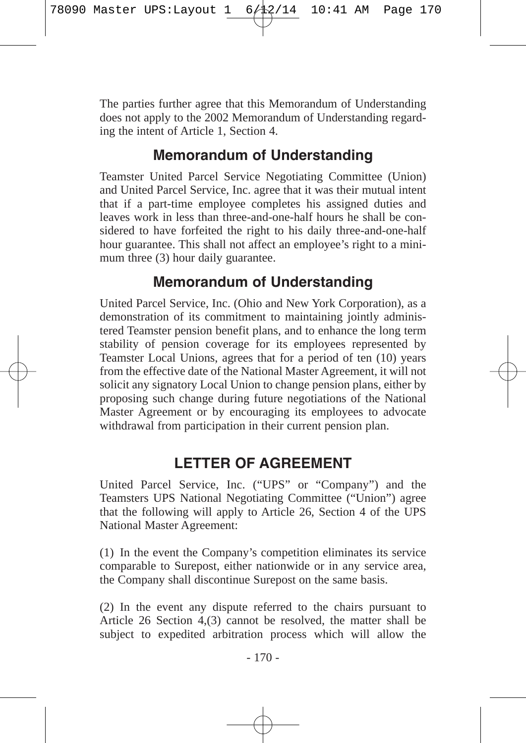The parties further agree that this Memorandum of Understanding does not apply to the 2002 Memorandum of Understanding regarding the intent of Article 1, Section 4.

## Memorandum of Understanding

Teamster United Parcel Service Negotiating Committee (Union) and United Parcel Service, Inc. agree that it was their mutual intent that if a part-time employee completes his assigned duties and leaves work in less than three-and-one-half hours he shall be considered to have forfeited the right to his daily three-and-one-half hour guarantee. This shall not affect an employee's right to a minimum three (3) hour daily guarantee.

## Memorandum of Understanding

United Parcel Service, Inc. (Ohio and New York Corporation), as a demonstration of its commitment to maintaining jointly administered Teamster pension benefit plans, and to enhance the long term stability of pension coverage for its employees represented by Teamster Local Unions, agrees that for a period of ten (10) years from the effective date of the National Master Agreement, it will not solicit any signatory Local Union to change pension plans, either by proposing such change during future negotiations of the National Master Agreement or by encouraging its employees to advocate withdrawal from participation in their current pension plan.

## LETTER OF AGREEMENT

United Parcel Service, Inc. ("UPS" or "Company") and the Teamsters UPS National Negotiating Committee ("Union") agree that the following will apply to Article 26, Section 4 of the UPS National Master Agreement:

(1) In the event the Company's competition eliminates its service comparable to Surepost, either nationwide or in any service area, the Company shall discontinue Surepost on the same basis.

(2) In the event any dispute referred to the chairs pursuant to Article 26 Section 4,(3) cannot be resolved, the matter shall be subject to expedited arbitration process which will allow the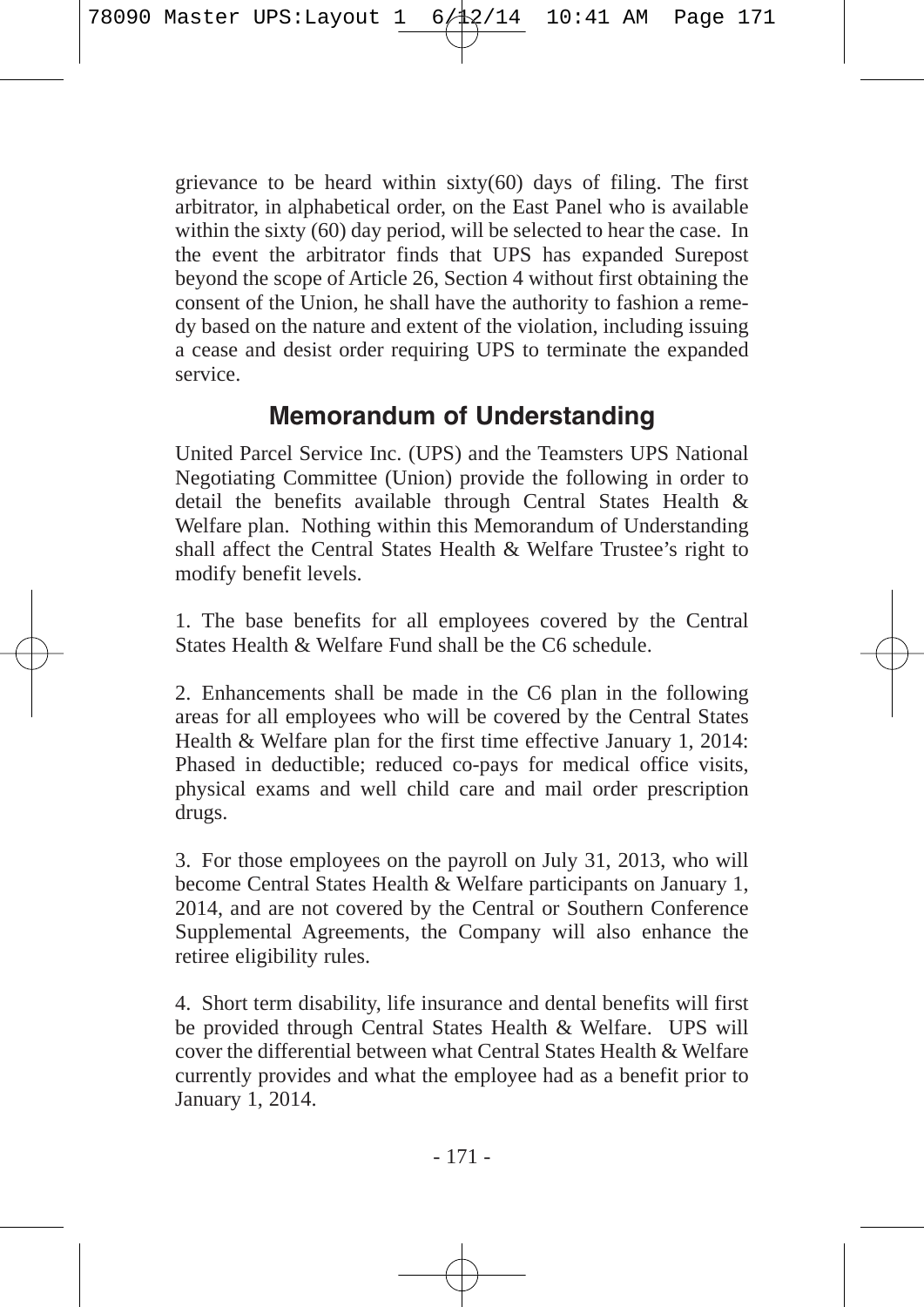grievance to be heard within sixty(60) days of filing. The first arbitrator, in alphabetical order, on the East Panel who is available within the sixty (60) day period, will be selected to hear the case. In the event the arbitrator finds that UPS has expanded Surepost beyond the scope of Article 26, Section 4 without first obtaining the consent of the Union, he shall have the authority to fashion a remedy based on the nature and extent of the violation, including issuing a cease and desist order requiring UPS to terminate the expanded service.

## Memorandum of Understanding

United Parcel Service Inc. (UPS) and the Teamsters UPS National Negotiating Committee (Union) provide the following in order to detail the benefits available through Central States Health & Welfare plan. Nothing within this Memorandum of Understanding shall affect the Central States Health & Welfare Trustee's right to modify benefit levels.

1. The base benefits for all employees covered by the Central States Health & Welfare Fund shall be the C6 schedule.

2. Enhancements shall be made in the C6 plan in the following areas for all employees who will be covered by the Central States Health & Welfare plan for the first time effective January 1, 2014: Phased in deductible; reduced co-pays for medical office visits, physical exams and well child care and mail order prescription drugs.

3. For those employees on the payroll on July 31, 2013, who will become Central States Health & Welfare participants on January 1, 2014, and are not covered by the Central or Southern Conference Supplemental Agreements, the Company will also enhance the retiree eligibility rules.

4. Short term disability, life insurance and dental benefits will first be provided through Central States Health & Welfare. UPS will cover the differential between what Central States Health & Welfare currently provides and what the employee had as a benefit prior to January 1, 2014.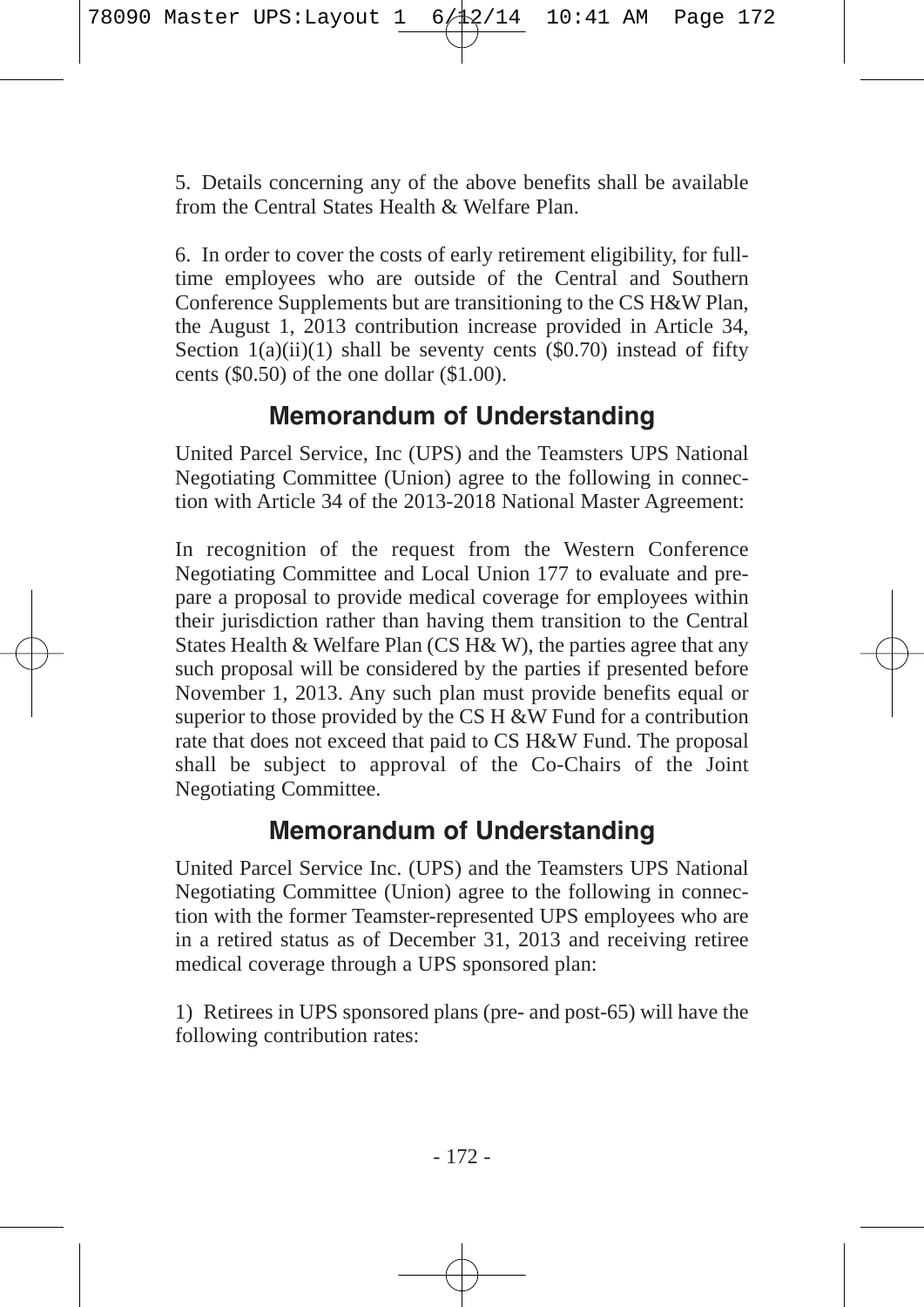5. Details concerning any of the above benefits shall be available from the Central States Health & Welfare Plan.

6. In order to cover the costs of early retirement eligibility, for full-time employees who are outside of the Central and Southern Conference Supplements but are transitioning to the CS H&W Plan, the August 1, 2013 contribution increase provided in Article 34, Section 1(a)(ii)(1) shall be seventy cents ($0.70) instead of fifty cents ($0.50) of the one dollar ($1.00).

## Memorandum of Understanding

United Parcel Service, Inc (UPS) and the Teamsters UPS National Negotiating Committee (Union) agree to the following in connection with Article 34 of the 2013-2018 National Master Agreement:

In recognition of the request from the Western Conference Negotiating Committee and Local Union 177 to evaluate and prepare a proposal to provide medical coverage for employees within their jurisdiction rather than having them transition to the Central States Health & Welfare Plan (CS H& W), the parties agree that any such proposal will be considered by the parties if presented before November 1, 2013. Any such plan must provide benefits equal or superior to those provided by the CS H &W Fund for a contribution rate that does not exceed that paid to CS H&W Fund. The proposal shall be subject to approval of the Co-Chairs of the Joint Negotiating Committee.

## Memorandum of Understanding

United Parcel Service Inc. (UPS) and the Teamsters UPS National Negotiating Committee (Union) agree to the following in connection with the former Teamster-represented UPS employees who are in a retired status as of December 31, 2013 and receiving retiree medical coverage through a UPS sponsored plan:

1) Retirees in UPS sponsored plans (pre- and post-65) will have the following contribution rates: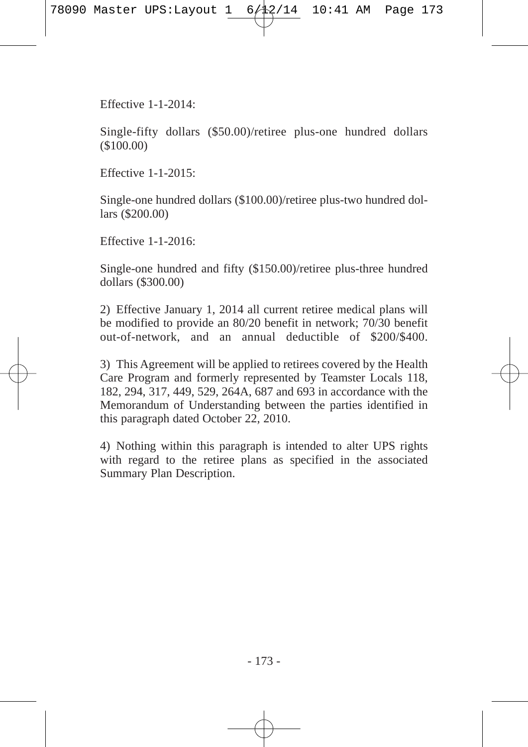Effective 1-1-2014:

Single-fifty dollars ($50.00)/retiree plus-one hundred dollars ($100.00)

Effective 1-1-2015:

Single-one hundred dollars ($100.00)/retiree plus-two hundred dollars ($200.00)

Effective 1-1-2016:

Single-one hundred and fifty ($150.00)/retiree plus-three hundred dollars ($300.00)

2) Effective January 1, 2014 all current retiree medical plans will be modified to provide an 80/20 benefit in network; 70/30 benefit out-of-network, and an annual deductible of $200/$400.

3) This Agreement will be applied to retirees covered by the Health Care Program and formerly represented by Teamster Locals 118, 182, 294, 317, 449, 529, 264A, 687 and 693 in accordance with the Memorandum of Understanding between the parties identified in this paragraph dated October 22, 2010.

4) Nothing within this paragraph is intended to alter UPS rights with regard to the retiree plans as specified in the associated Summary Plan Description.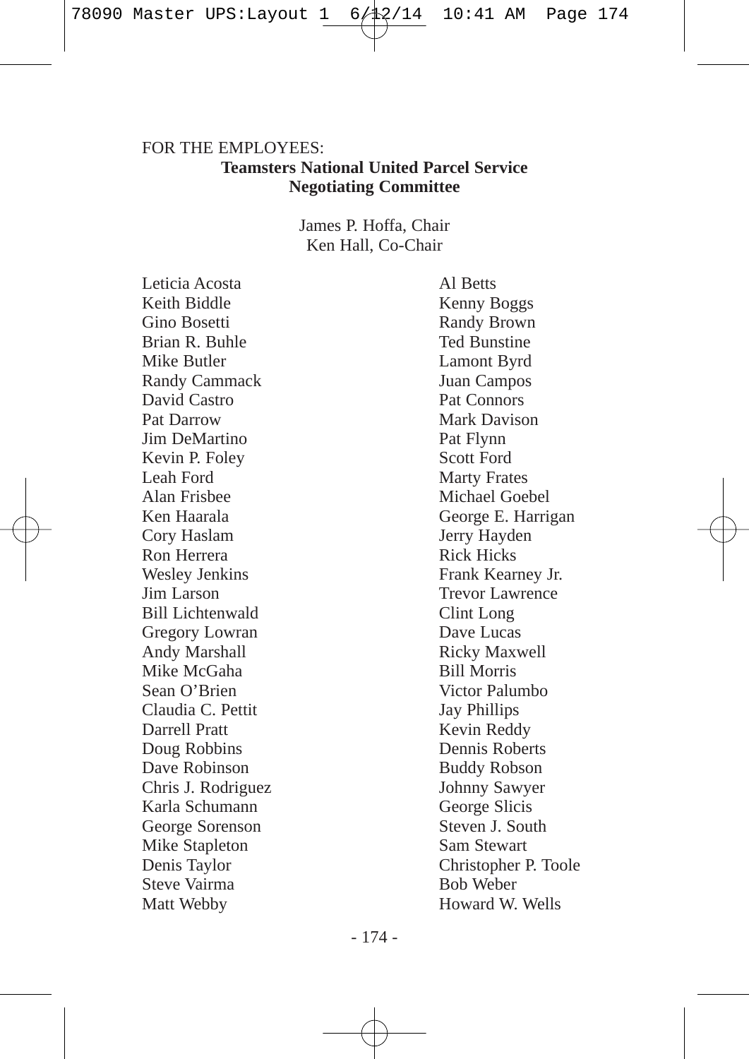FOR THE EMPLOYEES:

**Teamsters National United Parcel Service Negotiating Committee**

James P. Hoffa, Chair
Ken Hall, Co-Chair

Leticia Acosta
Keith Biddle
Gino Bosetti
Brian R. Buhle
Mike Butler
Randy Cammack
David Castro
Pat Darrow
Jim DeMartino
Kevin P. Foley
Leah Ford
Alan Frisbee
Ken Haarala
Cory Haslam
Ron Herrera
Wesley Jenkins
Jim Larson
Bill Lichtenwald
Gregory Lowran
Andy Marshall
Mike McGaha
Sean O'Brien
Claudia C. Pettit
Darrell Pratt
Doug Robbins
Dave Robinson
Chris J. Rodriguez
Karla Schumann
George Sorenson
Mike Stapleton
Denis Taylor
Steve Vairma
Matt Webby

Al Betts
Kenny Boggs
Randy Brown
Ted Bunstine
Lamont Byrd
Juan Campos
Pat Connors
Mark Davison
Pat Flynn
Scott Ford
Marty Frates
Michael Goebel
George E. Harrigan
Jerry Hayden
Rick Hicks
Frank Kearney Jr.
Trevor Lawrence
Clint Long
Dave Lucas
Ricky Maxwell
Bill Morris
Victor Palumbo
Jay Phillips
Kevin Reddy
Dennis Roberts
Buddy Robson
Johnny Sawyer
George Slicis
Steven J. South
Sam Stewart
Christopher P. Toole
Bob Weber
Howard W. Wells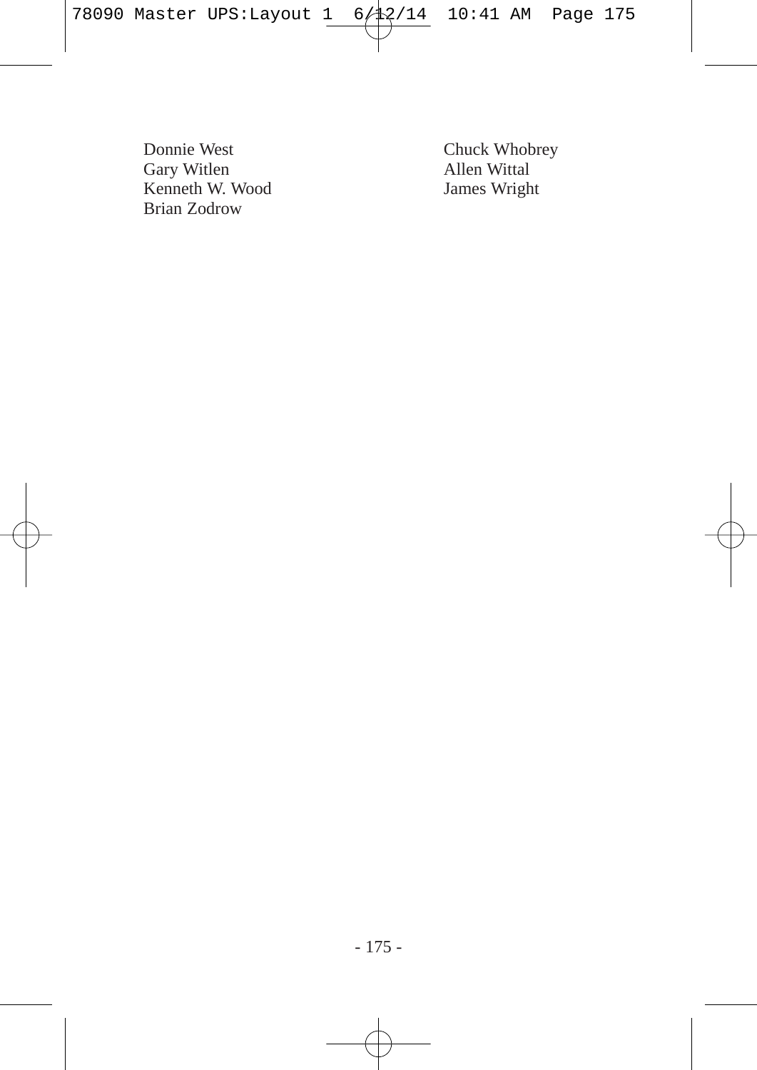Donnie West
Chuck Whobrey
Gary Witlen
Allen Wittal
Kenneth W. Wood
James Wright
Brian Zodrow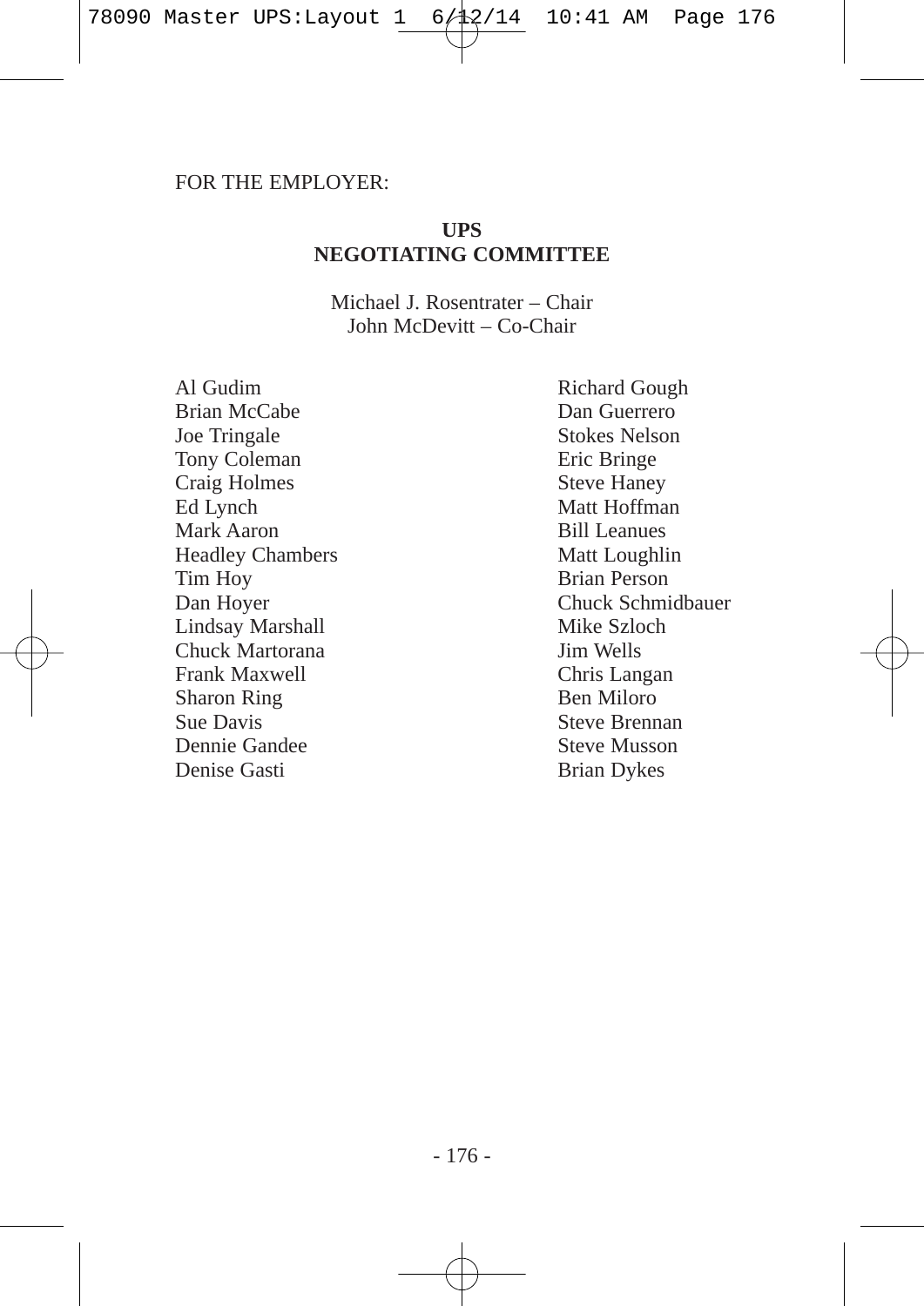FOR THE EMPLOYER:

**UPS**
**NEGOTIATING COMMITTEE**

Michael J. Rosentrater – Chair
John McDevitt – Co-Chair

Al Gudim
Brian McCabe
Joe Tringale
Tony Coleman
Craig Holmes
Ed Lynch
Mark Aaron
Headley Chambers
Tim Hoy
Dan Hoyer
Lindsay Marshall
Chuck Martorana
Frank Maxwell
Sharon Ring
Sue Davis
Dennie Gandee
Denise Gasti
Richard Gough
Dan Guerrero
Stokes Nelson
Eric Bringe
Steve Haney
Matt Hoffman
Bill Leanues
Matt Loughlin
Brian Person
Chuck Schmidbauer
Mike Szloch
Jim Wells
Chris Langan
Ben Miloro
Steve Brennan
Steve Musson
Brian Dykes